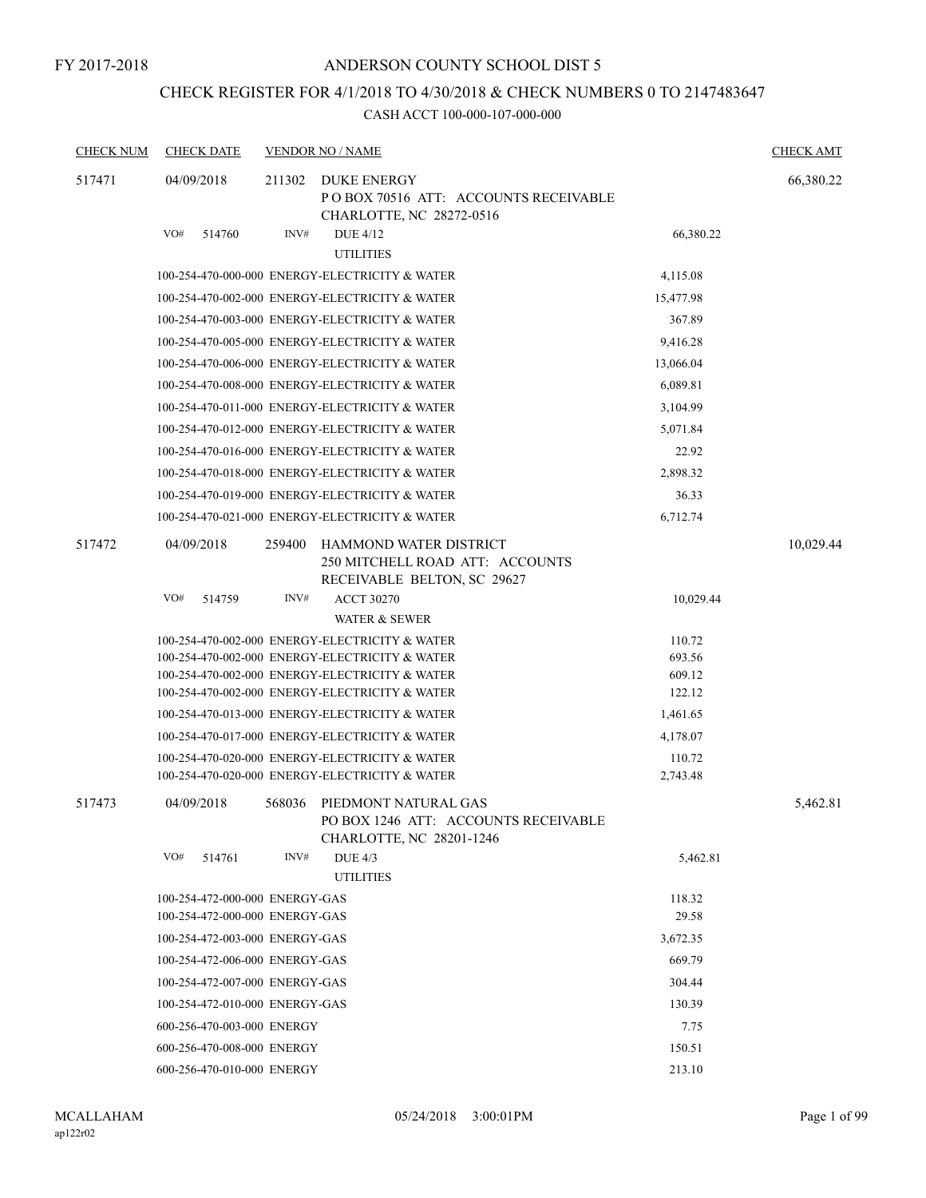FY 2017-2018

# ANDERSON COUNTY SCHOOL DIST 5

## CHECK REGISTER FOR 4/1/2018 TO 4/30/2018 & CHECK NUMBERS 0 TO 2147483647

### CASH ACCT 100-000-107-000-000

| CHECK NUM | CHECK DATE | VENDOR NO / NAME | | CHECK AMT |
|---|---|---|---|---|
| 517471 | 04/09/2018 | 211302 DUKE ENERGY<br>P O BOX 70516 ATT: ACCOUNTS RECEIVABLE<br>CHARLOTTE, NC 28272-0516 | | 66,380.22 |
| | VO# 514760 | INV# DUE 4/12<br>UTILITIES | 66,380.22 | |
| | | 100-254-470-000-000 ENERGY-ELECTRICITY & WATER | 4,115.08 | |
| | | 100-254-470-002-000 ENERGY-ELECTRICITY & WATER | 15,477.98 | |
| | | 100-254-470-003-000 ENERGY-ELECTRICITY & WATER | 367.89 | |
| | | 100-254-470-005-000 ENERGY-ELECTRICITY & WATER | 9,416.28 | |
| | | 100-254-470-006-000 ENERGY-ELECTRICITY & WATER | 13,066.04 | |
| | | 100-254-470-008-000 ENERGY-ELECTRICITY & WATER | 6,089.81 | |
| | | 100-254-470-011-000 ENERGY-ELECTRICITY & WATER | 3,104.99 | |
| | | 100-254-470-012-000 ENERGY-ELECTRICITY & WATER | 5,071.84 | |
| | | 100-254-470-016-000 ENERGY-ELECTRICITY & WATER | 22.92 | |
| | | 100-254-470-018-000 ENERGY-ELECTRICITY & WATER | 2,898.32 | |
| | | 100-254-470-019-000 ENERGY-ELECTRICITY & WATER | 36.33 | |
| | | 100-254-470-021-000 ENERGY-ELECTRICITY & WATER | 6,712.74 | |
| 517472 | 04/09/2018 | 259400 HAMMOND WATER DISTRICT<br>250 MITCHELL ROAD ATT: ACCOUNTS<br>RECEIVABLE BELTON, SC 29627 | | 10,029.44 |
| | VO# 514759 | INV# ACCT 30270<br>WATER & SEWER | 10,029.44 | |
| | | 100-254-470-002-000 ENERGY-ELECTRICITY & WATER | 110.72 | |
| | | 100-254-470-002-000 ENERGY-ELECTRICITY & WATER | 693.56 | |
| | | 100-254-470-002-000 ENERGY-ELECTRICITY & WATER | 609.12 | |
| | | 100-254-470-002-000 ENERGY-ELECTRICITY & WATER | 122.12 | |
| | | 100-254-470-013-000 ENERGY-ELECTRICITY & WATER | 1,461.65 | |
| | | 100-254-470-017-000 ENERGY-ELECTRICITY & WATER | 4,178.07 | |
| | | 100-254-470-020-000 ENERGY-ELECTRICITY & WATER | 110.72 | |
| | | 100-254-470-020-000 ENERGY-ELECTRICITY & WATER | 2,743.48 | |
| 517473 | 04/09/2018 | 568036 PIEDMONT NATURAL GAS<br>PO BOX 1246 ATT: ACCOUNTS RECEIVABLE<br>CHARLOTTE, NC 28201-1246 | | 5,462.81 |
| | VO# 514761 | INV# DUE 4/3<br>UTILITIES | 5,462.81 | |
| | | 100-254-472-000-000 ENERGY-GAS | 118.32 | |
| | | 100-254-472-000-000 ENERGY-GAS | 29.58 | |
| | | 100-254-472-003-000 ENERGY-GAS | 3,672.35 | |
| | | 100-254-472-006-000 ENERGY-GAS | 669.79 | |
| | | 100-254-472-007-000 ENERGY-GAS | 304.44 | |
| | | 100-254-472-010-000 ENERGY-GAS | 130.39 | |
| | | 600-256-470-003-000 ENERGY | 7.75 | |
| | | 600-256-470-008-000 ENERGY | 150.51 | |
| | | 600-256-470-010-000 ENERGY | 213.10 | |

MCALLAHAM
ap122r02

05/24/2018 3:00:01PM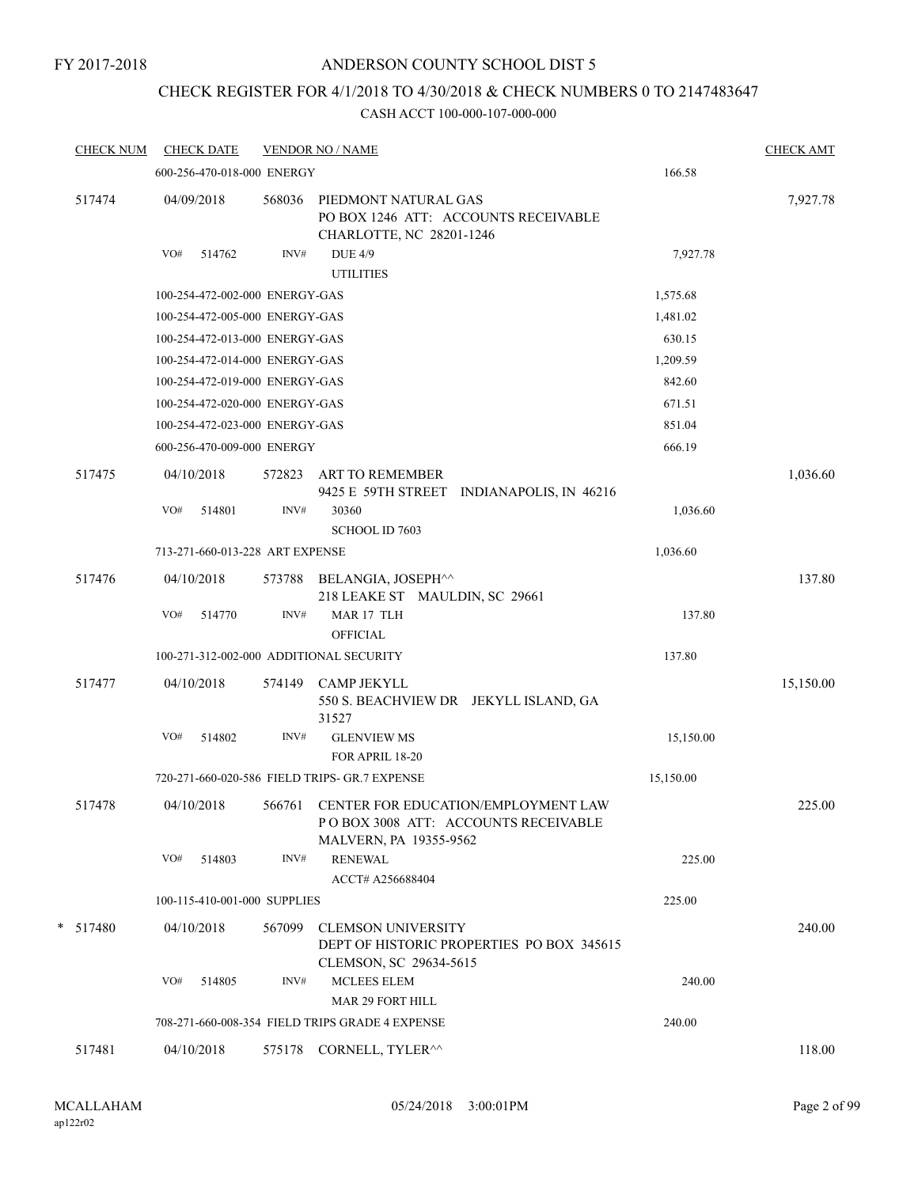FY 2017-2018

# ANDERSON COUNTY SCHOOL DIST 5

## CHECK REGISTER FOR 4/1/2018 TO 4/30/2018 & CHECK NUMBERS 0 TO 2147483647

### CASH ACCT 100-000-107-000-000

| CHECK NUM | CHECK DATE | VENDOR NO / NAME | | CHECK AMT |
|---|---|---|---|---|
| | 600-256-470-018-000 ENERGY | | 166.58 | |
| 517474 | 04/09/2018 | 568036 PIEDMONT NATURAL GAS<br>PO BOX 1246 ATT: ACCOUNTS RECEIVABLE<br>CHARLOTTE, NC 28201-1246 | | 7,927.78 |
| | VO# 514762 | INV# DUE 4/9<br>UTILITIES | 7,927.78 | |
| | 100-254-472-002-000 ENERGY-GAS | | 1,575.68 | |
| | 100-254-472-005-000 ENERGY-GAS | | 1,481.02 | |
| | 100-254-472-013-000 ENERGY-GAS | | 630.15 | |
| | 100-254-472-014-000 ENERGY-GAS | | 1,209.59 | |
| | 100-254-472-019-000 ENERGY-GAS | | 842.60 | |
| | 100-254-472-020-000 ENERGY-GAS | | 671.51 | |
| | 100-254-472-023-000 ENERGY-GAS | | 851.04 | |
| | 600-256-470-009-000 ENERGY | | 666.19 | |
| 517475 | 04/10/2018 | 572823 ART TO REMEMBER<br>9425 E 59TH STREET INDIANAPOLIS, IN 46216 | | 1,036.60 |
| | VO# 514801 | INV# 30360<br>SCHOOL ID 7603 | 1,036.60 | |
| | 713-271-660-013-228 ART EXPENSE | | 1,036.60 | |
| 517476 | 04/10/2018 | 573788 BELANGIA, JOSEPH^^<br>218 LEAKE ST MAULDIN, SC 29661 | | 137.80 |
| | VO# 514770 | INV# MAR 17 TLH<br>OFFICIAL | 137.80 | |
| | 100-271-312-002-000 ADDITIONAL SECURITY | | 137.80 | |
| 517477 | 04/10/2018 | 574149 CAMP JEKYLL<br>550 S. BEACHVIEW DR JEKYLL ISLAND, GA 31527 | | 15,150.00 |
| | VO# 514802 | INV# GLENVIEW MS<br>FOR APRIL 18-20 | 15,150.00 | |
| | 720-271-660-020-586 FIELD TRIPS- GR.7 EXPENSE | | 15,150.00 | |
| 517478 | 04/10/2018 | 566761 CENTER FOR EDUCATION/EMPLOYMENT LAW<br>P O BOX 3008 ATT: ACCOUNTS RECEIVABLE<br>MALVERN, PA 19355-9562 | | 225.00 |
| | VO# 514803 | INV# RENEWAL<br>ACCT# A256688404 | 225.00 | |
| | 100-115-410-001-000 SUPPLIES | | 225.00 | |
| * 517480 | 04/10/2018 | 567099 CLEMSON UNIVERSITY<br>DEPT OF HISTORIC PROPERTIES PO BOX 345615<br>CLEMSON, SC 29634-5615 | | 240.00 |
| | VO# 514805 | INV# MCLEES ELEM<br>MAR 29 FORT HILL | 240.00 | |
| | 708-271-660-008-354 FIELD TRIPS GRADE 4 EXPENSE | | 240.00 | |
| 517481 | 04/10/2018 | 575178 CORNELL, TYLER^^ | | 118.00 |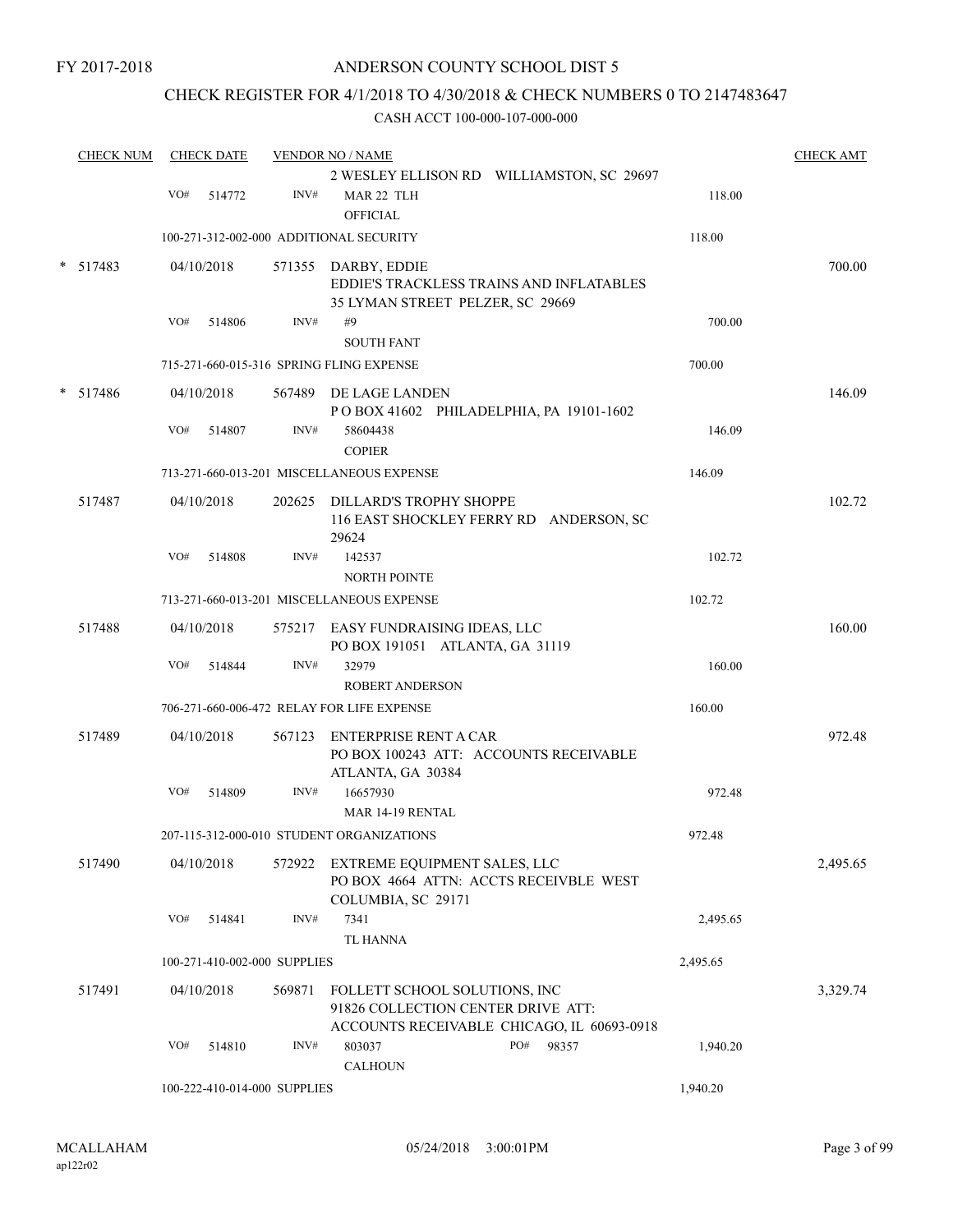FY 2017-2018

# ANDERSON COUNTY SCHOOL DIST 5

## CHECK REGISTER FOR 4/1/2018 TO 4/30/2018 & CHECK NUMBERS 0 TO 2147483647

### CASH ACCT 100-000-107-000-000

| CHECK NUM | CHECK DATE | VENDOR NO / NAME | | CHECK AMT |
|---|---|---|---|---|
| | | 2 WESLEY ELLISON RD WILLIAMSTON, SC 29697 | | |
| | VO# 514772 | INV# MAR 22 TLH<br>OFFICIAL | 118.00 | |
| | 100-271-312-002-000 ADDITIONAL SECURITY | | 118.00 | |
| * 517483 | 04/10/2018 | 571355 DARBY, EDDIE<br>EDDIE'S TRACKLESS TRAINS AND INFLATABLES<br>35 LYMAN STREET PELZER, SC 29669 | | 700.00 |
| | VO# 514806 | INV# #9<br>SOUTH FANT | 700.00 | |
| | 715-271-660-015-316 SPRING FLING EXPENSE | | 700.00 | |
| * 517486 | 04/10/2018 | 567489 DE LAGE LANDEN<br>P O BOX 41602 PHILADELPHIA, PA 19101-1602 | | 146.09 |
| | VO# 514807 | INV# 58604438<br>COPIER | 146.09 | |
| | 713-271-660-013-201 MISCELLANEOUS EXPENSE | | 146.09 | |
| 517487 | 04/10/2018 | 202625 DILLARD'S TROPHY SHOPPE<br>116 EAST SHOCKLEY FERRY RD ANDERSON, SC 29624 | | 102.72 |
| | VO# 514808 | INV# 142537<br>NORTH POINTE | 102.72 | |
| | 713-271-660-013-201 MISCELLANEOUS EXPENSE | | 102.72 | |
| 517488 | 04/10/2018 | 575217 EASY FUNDRAISING IDEAS, LLC<br>PO BOX 191051 ATLANTA, GA 31119 | | 160.00 |
| | VO# 514844 | INV# 32979<br>ROBERT ANDERSON | 160.00 | |
| | 706-271-660-006-472 RELAY FOR LIFE EXPENSE | | 160.00 | |
| 517489 | 04/10/2018 | 567123 ENTERPRISE RENT A CAR<br>PO BOX 100243 ATT: ACCOUNTS RECEIVABLE<br>ATLANTA, GA 30384 | | 972.48 |
| | VO# 514809 | INV# 16657930<br>MAR 14-19 RENTAL | 972.48 | |
| | 207-115-312-000-010 STUDENT ORGANIZATIONS | | 972.48 | |
| 517490 | 04/10/2018 | 572922 EXTREME EQUIPMENT SALES, LLC<br>PO BOX 4664 ATTN: ACCTS RECEIVBLE WEST COLUMBIA, SC 29171 | | 2,495.65 |
| | VO# 514841 | INV# 7341<br>TL HANNA | 2,495.65 | |
| | 100-271-410-002-000 SUPPLIES | | 2,495.65 | |
| 517491 | 04/10/2018 | 569871 FOLLETT SCHOOL SOLUTIONS, INC<br>91826 COLLECTION CENTER DRIVE ATT:<br>ACCOUNTS RECEIVABLE CHICAGO, IL 60693-0918 | | 3,329.74 |
| | VO# 514810 | INV# 803037 PO# 98357<br>CALHOUN | 1,940.20 | |
| | 100-222-410-014-000 SUPPLIES | | 1,940.20 | |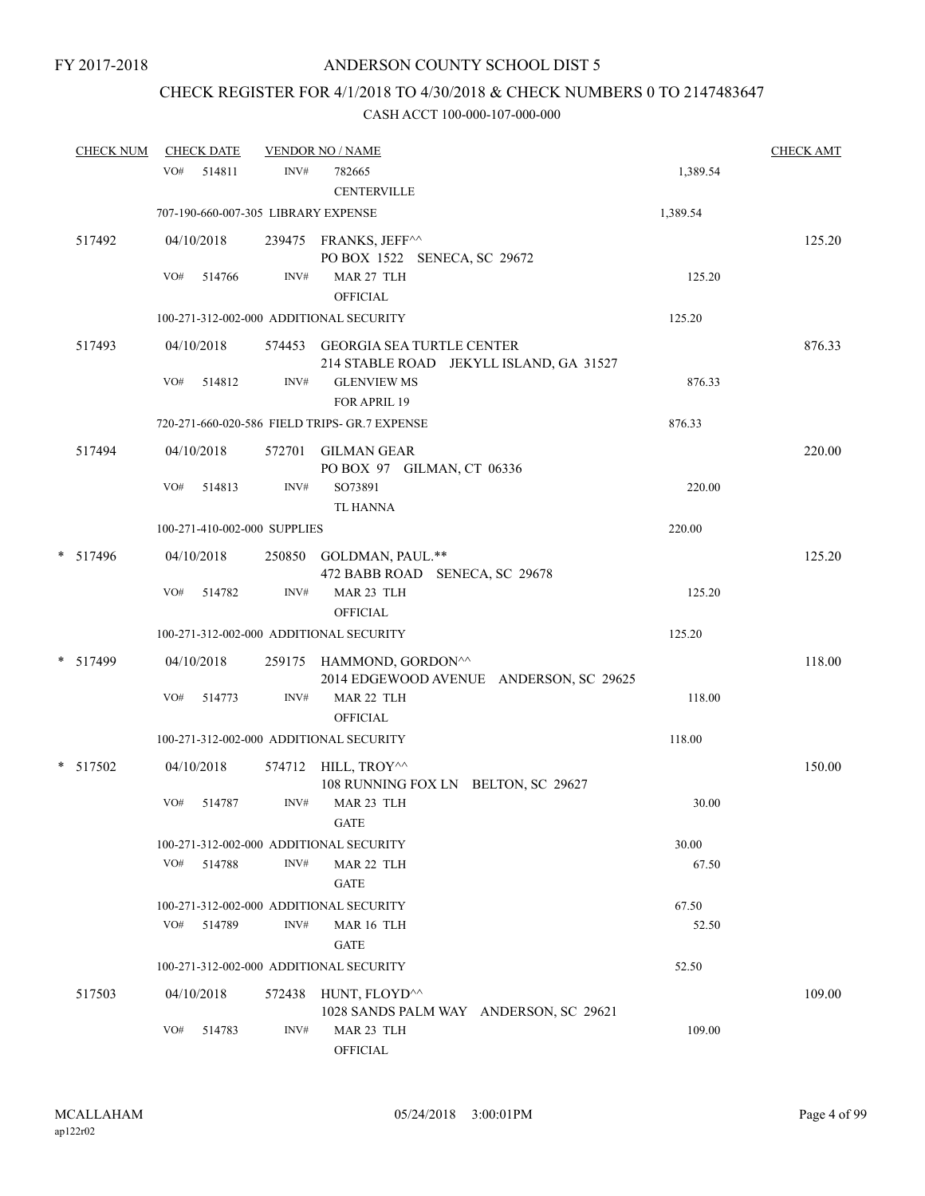FY 2017-2018

ANDERSON COUNTY SCHOOL DIST 5

CHECK REGISTER FOR 4/1/2018 TO 4/30/2018 & CHECK NUMBERS 0 TO 2147483647

CASH ACCT 100-000-107-000-000

| CHECK NUM | CHECK DATE | VENDOR NO / NAME | | CHECK AMT |
|---|---|---|---|---|
| | VO# 514811 | INV# 782665 CENTERVILLE | 1,389.54 | |
| | 707-190-660-007-305 LIBRARY EXPENSE | | 1,389.54 | |
| 517492 | 04/10/2018 | 239475 FRANKS, JEFF^^ PO BOX 1522 SENECA, SC 29672 | | 125.20 |
| | VO# 514766 | INV# MAR 27 TLH OFFICIAL | 125.20 | |
| | 100-271-312-002-000 ADDITIONAL SECURITY | | 125.20 | |
| 517493 | 04/10/2018 | 574453 GEORGIA SEA TURTLE CENTER 214 STABLE ROAD JEKYLL ISLAND, GA 31527 | | 876.33 |
| | VO# 514812 | INV# GLENVIEW MS FOR APRIL 19 | 876.33 | |
| | 720-271-660-020-586 FIELD TRIPS- GR.7 EXPENSE | | 876.33 | |
| 517494 | 04/10/2018 | 572701 GILMAN GEAR PO BOX 97 GILMAN, CT 06336 | | 220.00 |
| | VO# 514813 | INV# SO73891 TL HANNA | 220.00 | |
| | 100-271-410-002-000 SUPPLIES | | 220.00 | |
| * 517496 | 04/10/2018 | 250850 GOLDMAN, PAUL.** 472 BABB ROAD SENECA, SC 29678 | | 125.20 |
| | VO# 514782 | INV# MAR 23 TLH OFFICIAL | 125.20 | |
| | 100-271-312-002-000 ADDITIONAL SECURITY | | 125.20 | |
| * 517499 | 04/10/2018 | 259175 HAMMOND, GORDON^^ 2014 EDGEWOOD AVENUE ANDERSON, SC 29625 | | 118.00 |
| | VO# 514773 | INV# MAR 22 TLH OFFICIAL | 118.00 | |
| | 100-271-312-002-000 ADDITIONAL SECURITY | | 118.00 | |
| * 517502 | 04/10/2018 | 574712 HILL, TROY^^ 108 RUNNING FOX LN BELTON, SC 29627 | | 150.00 |
| | VO# 514787 | INV# MAR 23 TLH GATE | 30.00 | |
| | 100-271-312-002-000 ADDITIONAL SECURITY | | 30.00 | |
| | VO# 514788 | INV# MAR 22 TLH GATE | 67.50 | |
| | 100-271-312-002-000 ADDITIONAL SECURITY | | 67.50 | |
| | VO# 514789 | INV# MAR 16 TLH GATE | 52.50 | |
| | 100-271-312-002-000 ADDITIONAL SECURITY | | 52.50 | |
| 517503 | 04/10/2018 | 572438 HUNT, FLOYD^^ 1028 SANDS PALM WAY ANDERSON, SC 29621 | | 109.00 |
| | VO# 514783 | INV# MAR 23 TLH OFFICIAL | 109.00 | |

MCALLAHAM ap122r02 05/24/2018 3:00:01PM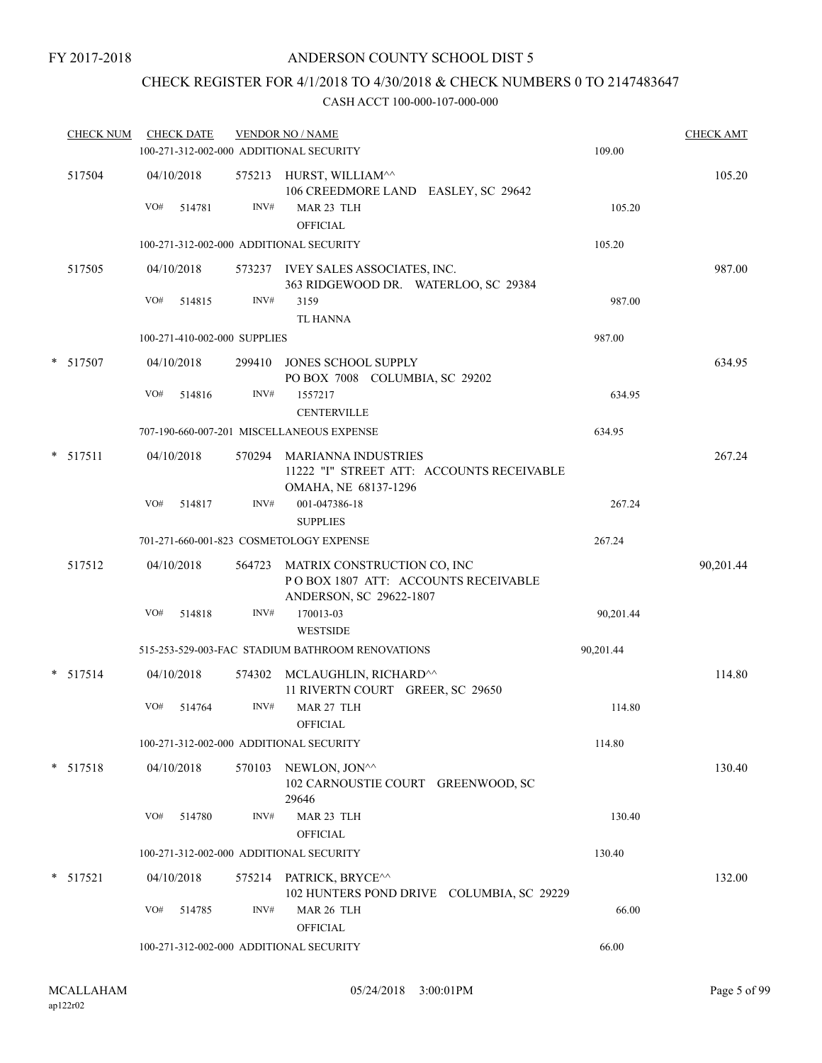FY 2017-2018

ANDERSON COUNTY SCHOOL DIST 5

CHECK REGISTER FOR 4/1/2018 TO 4/30/2018 & CHECK NUMBERS 0 TO 2147483647

CASH ACCT 100-000-107-000-000

| CHECK NUM | CHECK DATE | VENDOR NO / NAME | | CHECK AMT |
|---|---|---|---|---|
| | 100-271-312-002-000 ADDITIONAL SECURITY | | 109.00 | |
| 517504 | 04/10/2018 | 575213 HURST, WILLIAM^^ 106 CREEDMORE LAND EASLEY, SC 29642 | | 105.20 |
| | VO# 514781 | INV# MAR 23 TLH OFFICIAL | 105.20 | |
| | 100-271-312-002-000 ADDITIONAL SECURITY | | 105.20 | |
| 517505 | 04/10/2018 | 573237 IVEY SALES ASSOCIATES, INC. 363 RIDGEWOOD DR. WATERLOO, SC 29384 | | 987.00 |
| | VO# 514815 | INV# 3159 TL HANNA | 987.00 | |
| | 100-271-410-002-000 SUPPLIES | | 987.00 | |
| * 517507 | 04/10/2018 | 299410 JONES SCHOOL SUPPLY PO BOX 7008 COLUMBIA, SC 29202 | | 634.95 |
| | VO# 514816 | INV# 1557217 CENTERVILLE | 634.95 | |
| | 707-190-660-007-201 MISCELLANEOUS EXPENSE | | 634.95 | |
| * 517511 | 04/10/2018 | 570294 MARIANNA INDUSTRIES 11222 "I" STREET ATT: ACCOUNTS RECEIVABLE OMAHA, NE 68137-1296 | | 267.24 |
| | VO# 514817 | INV# 001-047386-18 SUPPLIES | 267.24 | |
| | 701-271-660-001-823 COSMETOLOGY EXPENSE | | 267.24 | |
| 517512 | 04/10/2018 | 564723 MATRIX CONSTRUCTION CO, INC P O BOX 1807 ATT: ACCOUNTS RECEIVABLE ANDERSON, SC 29622-1807 | | 90,201.44 |
| | VO# 514818 | INV# 170013-03 WESTSIDE | 90,201.44 | |
| | 515-253-529-003-FAC STADIUM BATHROOM RENOVATIONS | | 90,201.44 | |
| * 517514 | 04/10/2018 | 574302 MCLAUGHLIN, RICHARD^^ 11 RIVERTN COURT GREER, SC 29650 | | 114.80 |
| | VO# 514764 | INV# MAR 27 TLH OFFICIAL | 114.80 | |
| | 100-271-312-002-000 ADDITIONAL SECURITY | | 114.80 | |
| * 517518 | 04/10/2018 | 570103 NEWLON, JON^^ 102 CARNOUSTIE COURT GREENWOOD, SC 29646 | | 130.40 |
| | VO# 514780 | INV# MAR 23 TLH OFFICIAL | 130.40 | |
| | 100-271-312-002-000 ADDITIONAL SECURITY | | 130.40 | |
| * 517521 | 04/10/2018 | 575214 PATRICK, BRYCE^^ 102 HUNTERS POND DRIVE COLUMBIA, SC 29229 | | 132.00 |
| | VO# 514785 | INV# MAR 26 TLH OFFICIAL | 66.00 | |
| | 100-271-312-002-000 ADDITIONAL SECURITY | | 66.00 | |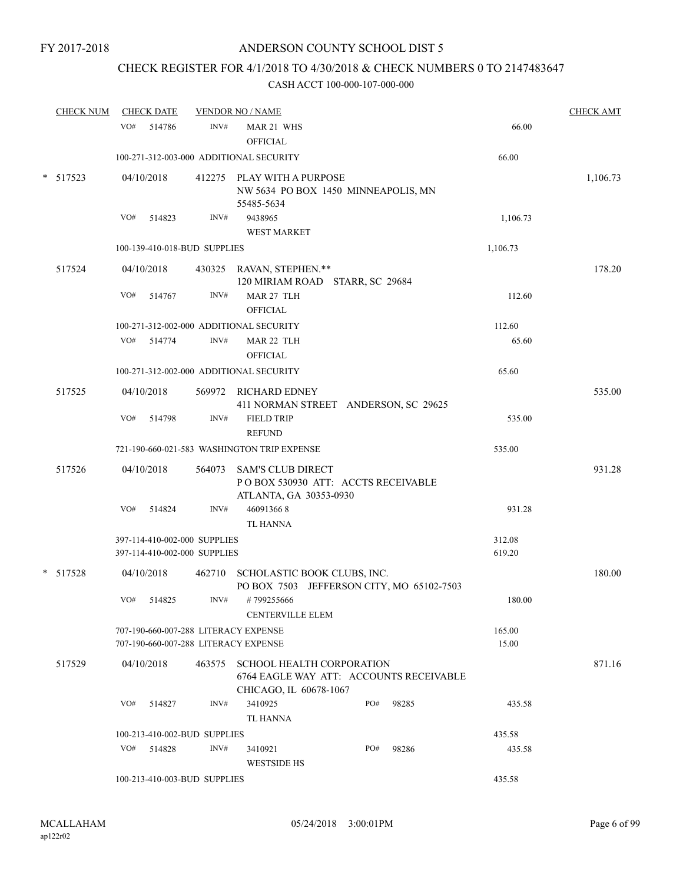FY 2017-2018

ANDERSON COUNTY SCHOOL DIST 5

CHECK REGISTER FOR 4/1/2018 TO 4/30/2018 & CHECK NUMBERS 0 TO 2147483647

CASH ACCT 100-000-107-000-000

| CHECK NUM | CHECK DATE | VENDOR NO / NAME | | CHECK AMT |
|---|---|---|---|---|
| | VO# 514786 | INV# MAR 21 WHS OFFICIAL | 66.00 | |
| | 100-271-312-003-000 ADDITIONAL SECURITY | | 66.00 | |
| * 517523 | 04/10/2018 | 412275 PLAY WITH A PURPOSE NW 5634 PO BOX 1450 MINNEAPOLIS, MN 55485-5634 | | 1,106.73 |
| | VO# 514823 | INV# 9438965 WEST MARKET | 1,106.73 | |
| | 100-139-410-018-BUD SUPPLIES | | 1,106.73 | |
| 517524 | 04/10/2018 | 430325 RAVAN, STEPHEN.** 120 MIRIAM ROAD STARR, SC 29684 | | 178.20 |
| | VO# 514767 | INV# MAR 27 TLH OFFICIAL | 112.60 | |
| | 100-271-312-002-000 ADDITIONAL SECURITY | | 112.60 | |
| | VO# 514774 | INV# MAR 22 TLH OFFICIAL | 65.60 | |
| | 100-271-312-002-000 ADDITIONAL SECURITY | | 65.60 | |
| 517525 | 04/10/2018 | 569972 RICHARD EDNEY 411 NORMAN STREET ANDERSON, SC 29625 | | 535.00 |
| | VO# 514798 | INV# FIELD TRIP REFUND | 535.00 | |
| | 721-190-660-021-583 WASHINGTON TRIP EXPENSE | | 535.00 | |
| 517526 | 04/10/2018 | 564073 SAM'S CLUB DIRECT P O BOX 530930 ATT: ACCTS RECEIVABLE ATLANTA, GA 30353-0930 | | 931.28 |
| | VO# 514824 | INV# 46091366 8 TL HANNA | 931.28 | |
| | 397-114-410-002-000 SUPPLIES | | 312.08 | |
| | 397-114-410-002-000 SUPPLIES | | 619.20 | |
| * 517528 | 04/10/2018 | 462710 SCHOLASTIC BOOK CLUBS, INC. PO BOX 7503 JEFFERSON CITY, MO 65102-7503 | | 180.00 |
| | VO# 514825 | INV# #799255666 CENTERVILLE ELEM | 180.00 | |
| | 707-190-660-007-288 LITERACY EXPENSE | | 165.00 | |
| | 707-190-660-007-288 LITERACY EXPENSE | | 15.00 | |
| 517529 | 04/10/2018 | 463575 SCHOOL HEALTH CORPORATION 6764 EAGLE WAY ATT: ACCOUNTS RECEIVABLE CHICAGO, IL 60678-1067 | | 871.16 |
| | VO# 514827 | INV# 3410925 PO# 98285 TL HANNA | 435.58 | |
| | 100-213-410-002-BUD SUPPLIES | | 435.58 | |
| | VO# 514828 | INV# 3410921 PO# 98286 WESTSIDE HS | 435.58 | |
| | 100-213-410-003-BUD SUPPLIES | | 435.58 | |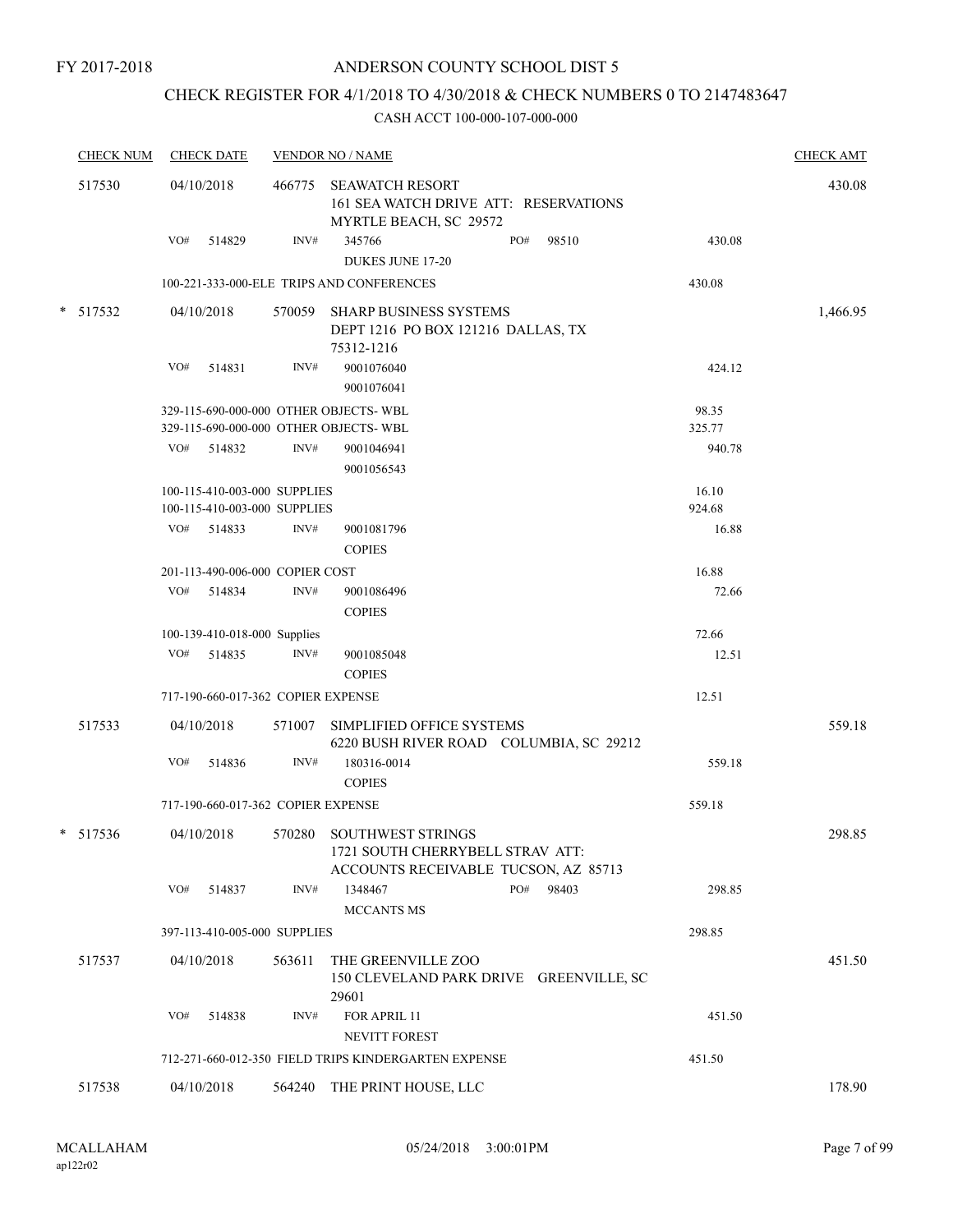FY 2017-2018

# ANDERSON COUNTY SCHOOL DIST 5

## CHECK REGISTER FOR 4/1/2018 TO 4/30/2018 & CHECK NUMBERS 0 TO 2147483647

CASH ACCT 100-000-107-000-000

| CHECK NUM | CHECK DATE | VENDOR NO / NAME | | | CHECK AMT |
|---|---|---|---|---|---|
| 517530 | 04/10/2018 | 466775 SEAWATCH RESORT<br>161 SEA WATCH DRIVE ATT: RESERVATIONS<br>MYRTLE BEACH, SC 29572 | | | 430.08 |
| | VO# 514829 | INV# 345766<br>DUKES JUNE 17-20 | PO# 98510 | 430.08 | |
| | 100-221-333-000-ELE TRIPS AND CONFERENCES | | | 430.08 | |
| * 517532 | 04/10/2018 | 570059 SHARP BUSINESS SYSTEMS<br>DEPT 1216 PO BOX 121216 DALLAS, TX<br>75312-1216 | | | 1,466.95 |
| | VO# 514831 | INV# 9001076040<br>9001076041 | | 424.12 | |
| | 329-115-690-000-000 OTHER OBJECTS- WBL | | | 98.35 | |
| | 329-115-690-000-000 OTHER OBJECTS- WBL | | | 325.77 | |
| | VO# 514832 | INV# 9001046941<br>9001056543 | | 940.78 | |
| | 100-115-410-003-000 SUPPLIES | | | 16.10 | |
| | 100-115-410-003-000 SUPPLIES | | | 924.68 | |
| | VO# 514833 | INV# 9001081796<br>COPIES | | 16.88 | |
| | 201-113-490-006-000 COPIER COST | | | 16.88 | |
| | VO# 514834 | INV# 9001086496<br>COPIES | | 72.66 | |
| | 100-139-410-018-000 Supplies | | | 72.66 | |
| | VO# 514835 | INV# 9001085048<br>COPIES | | 12.51 | |
| | 717-190-660-017-362 COPIER EXPENSE | | | 12.51 | |
| 517533 | 04/10/2018 | 571007 SIMPLIFIED OFFICE SYSTEMS<br>6220 BUSH RIVER ROAD COLUMBIA, SC 29212 | | | 559.18 |
| | VO# 514836 | INV# 180316-0014<br>COPIES | | 559.18 | |
| | 717-190-660-017-362 COPIER EXPENSE | | | 559.18 | |
| * 517536 | 04/10/2018 | 570280 SOUTHWEST STRINGS<br>1721 SOUTH CHERRYBELL STRAV ATT:<br>ACCOUNTS RECEIVABLE TUCSON, AZ 85713 | | | 298.85 |
| | VO# 514837 | INV# 1348467<br>MCCANTS MS | PO# 98403 | 298.85 | |
| | 397-113-410-005-000 SUPPLIES | | | 298.85 | |
| 517537 | 04/10/2018 | 563611 THE GREENVILLE ZOO<br>150 CLEVELAND PARK DRIVE GREENVILLE, SC<br>29601 | | | 451.50 |
| | VO# 514838 | INV# FOR APRIL 11<br>NEVITT FOREST | | 451.50 | |
| | 712-271-660-012-350 FIELD TRIPS KINDERGARTEN EXPENSE | | | 451.50 | |
| 517538 | 04/10/2018 | 564240 THE PRINT HOUSE, LLC | | | 178.90 |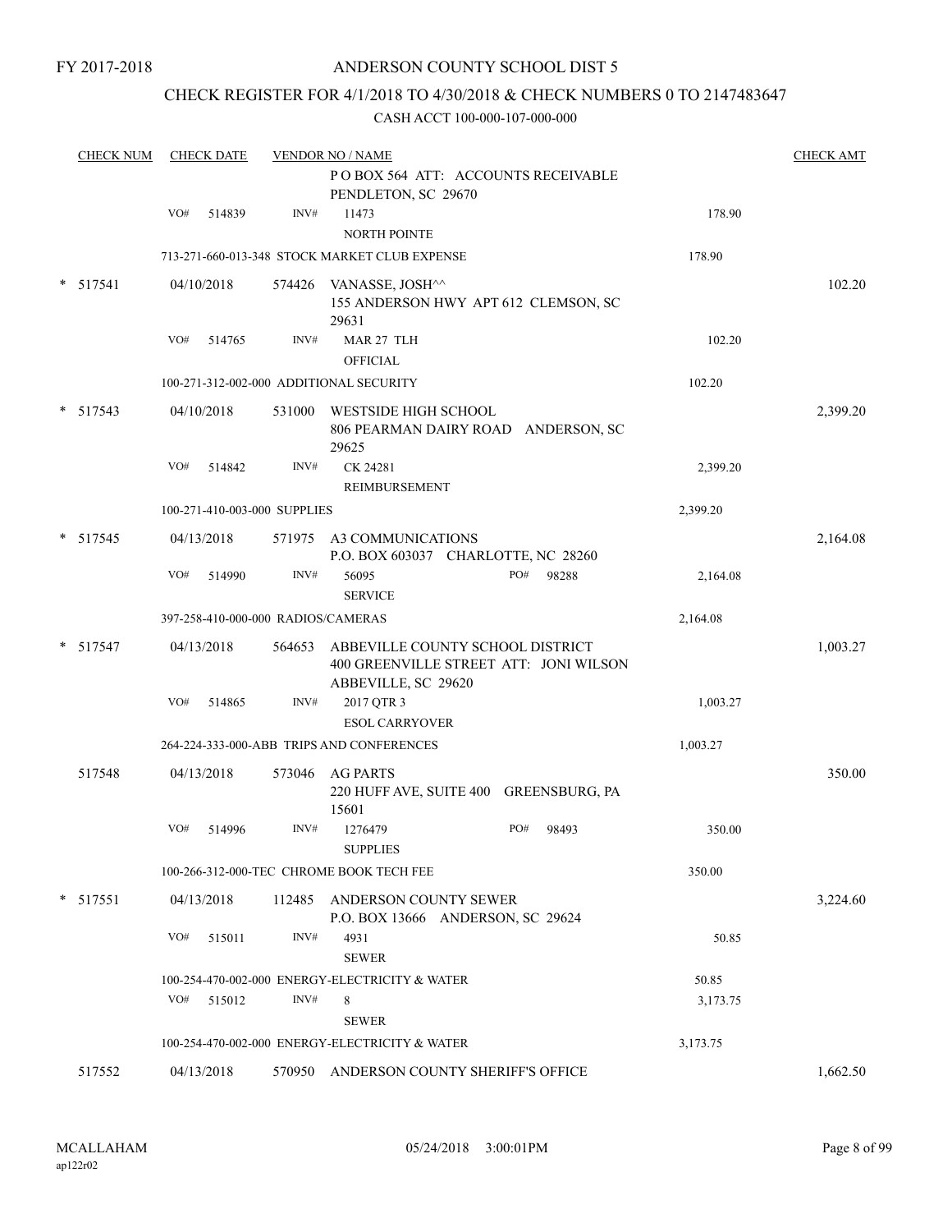FY 2017-2018

# ANDERSON COUNTY SCHOOL DIST 5

## CHECK REGISTER FOR 4/1/2018 TO 4/30/2018 & CHECK NUMBERS 0 TO 2147483647

CASH ACCT 100-000-107-000-000

| CHECK NUM | CHECK DATE | VENDOR NO / NAME | | CHECK AMT |
|---|---|---|---|---|
| | | P O BOX 564 ATT: ACCOUNTS RECEIVABLE PENDLETON, SC 29670 | | |
| | VO# 514839 | INV# 11473 NORTH POINTE | 178.90 | |
| | | 713-271-660-013-348 STOCK MARKET CLUB EXPENSE | 178.90 | |
| * 517541 | 04/10/2018 | 574426 VANASSE, JOSH^^ 155 ANDERSON HWY APT 612 CLEMSON, SC 29631 | | 102.20 |
| | VO# 514765 | INV# MAR 27 TLH OFFICIAL | 102.20 | |
| | | 100-271-312-002-000 ADDITIONAL SECURITY | 102.20 | |
| * 517543 | 04/10/2018 | 531000 WESTSIDE HIGH SCHOOL 806 PEARMAN DAIRY ROAD ANDERSON, SC 29625 | | 2,399.20 |
| | VO# 514842 | INV# CK 24281 REIMBURSEMENT | 2,399.20 | |
| | | 100-271-410-003-000 SUPPLIES | 2,399.20 | |
| * 517545 | 04/13/2018 | 571975 A3 COMMUNICATIONS P.O. BOX 603037 CHARLOTTE, NC 28260 | | 2,164.08 |
| | VO# 514990 | INV# 56095 PO# 98288 SERVICE | 2,164.08 | |
| | | 397-258-410-000-000 RADIOS/CAMERAS | 2,164.08 | |
| * 517547 | 04/13/2018 | 564653 ABBEVILLE COUNTY SCHOOL DISTRICT 400 GREENVILLE STREET ATT: JONI WILSON ABBEVILLE, SC 29620 | | 1,003.27 |
| | VO# 514865 | INV# 2017 QTR 3 ESOL CARRYOVER | 1,003.27 | |
| | | 264-224-333-000-ABB TRIPS AND CONFERENCES | 1,003.27 | |
| 517548 | 04/13/2018 | 573046 AG PARTS 220 HUFF AVE, SUITE 400 GREENSBURG, PA 15601 | | 350.00 |
| | VO# 514996 | INV# 1276479 PO# 98493 SUPPLIES | 350.00 | |
| | | 100-266-312-000-TEC CHROME BOOK TECH FEE | 350.00 | |
| * 517551 | 04/13/2018 | 112485 ANDERSON COUNTY SEWER P.O. BOX 13666 ANDERSON, SC 29624 | | 3,224.60 |
| | VO# 515011 | INV# 4931 SEWER | 50.85 | |
| | | 100-254-470-002-000 ENERGY-ELECTRICITY & WATER | 50.85 | |
| | VO# 515012 | INV# 8 SEWER | 3,173.75 | |
| | | 100-254-470-002-000 ENERGY-ELECTRICITY & WATER | 3,173.75 | |
| 517552 | 04/13/2018 | 570950 ANDERSON COUNTY SHERIFF'S OFFICE | | 1,662.50 |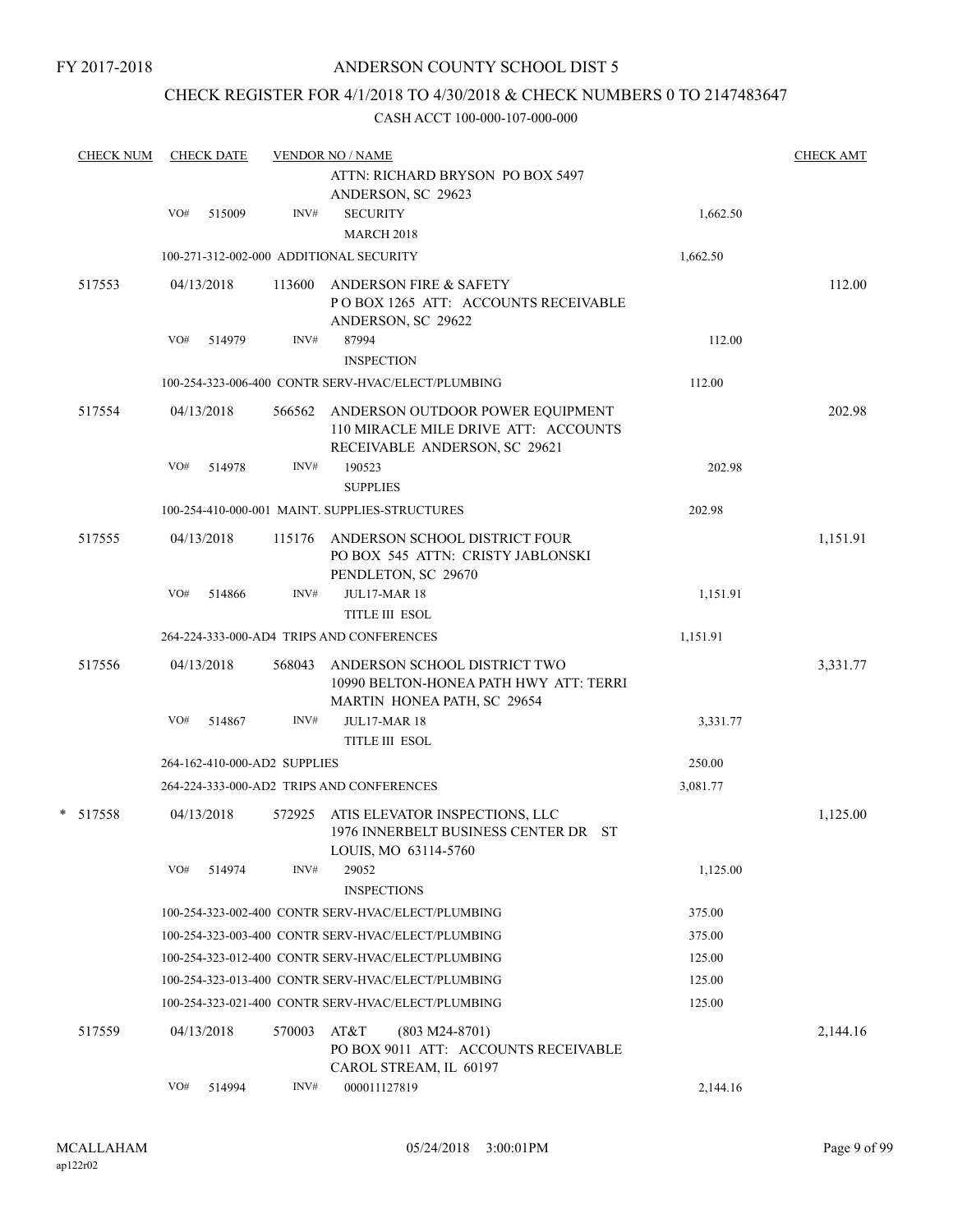FY 2017-2018

# ANDERSON COUNTY SCHOOL DIST 5

## CHECK REGISTER FOR 4/1/2018 TO 4/30/2018 & CHECK NUMBERS 0 TO 2147483647

CASH ACCT 100-000-107-000-000

| CHECK NUM | CHECK DATE | VENDOR NO / NAME | | CHECK AMT |
|---|---|---|---|---|
| | | ATTN: RICHARD BRYSON PO BOX 5497 ANDERSON, SC 29623 | | |
| | VO# 515009 | INV# SECURITY MARCH 2018 | 1,662.50 | |
| | | 100-271-312-002-000 ADDITIONAL SECURITY | 1,662.50 | |
| 517553 | 04/13/2018 | 113600 ANDERSON FIRE & SAFETY P O BOX 1265 ATT: ACCOUNTS RECEIVABLE ANDERSON, SC 29622 | | 112.00 |
| | VO# 514979 | INV# 87994 INSPECTION | 112.00 | |
| | | 100-254-323-006-400 CONTR SERV-HVAC/ELECT/PLUMBING | 112.00 | |
| 517554 | 04/13/2018 | 566562 ANDERSON OUTDOOR POWER EQUIPMENT 110 MIRACLE MILE DRIVE ATT: ACCOUNTS RECEIVABLE ANDERSON, SC 29621 | | 202.98 |
| | VO# 514978 | INV# 190523 SUPPLIES | 202.98 | |
| | | 100-254-410-000-001 MAINT. SUPPLIES-STRUCTURES | 202.98 | |
| 517555 | 04/13/2018 | 115176 ANDERSON SCHOOL DISTRICT FOUR PO BOX 545 ATTN: CRISTY JABLONSKI PENDLETON, SC 29670 | | 1,151.91 |
| | VO# 514866 | INV# JUL17-MAR 18 TITLE III ESOL | 1,151.91 | |
| | | 264-224-333-000-AD4 TRIPS AND CONFERENCES | 1,151.91 | |
| 517556 | 04/13/2018 | 568043 ANDERSON SCHOOL DISTRICT TWO 10990 BELTON-HONEA PATH HWY ATT: TERRI MARTIN HONEA PATH, SC 29654 | | 3,331.77 |
| | VO# 514867 | INV# JUL17-MAR 18 TITLE III ESOL | 3,331.77 | |
| | | 264-162-410-000-AD2 SUPPLIES | 250.00 | |
| | | 264-224-333-000-AD2 TRIPS AND CONFERENCES | 3,081.77 | |
| * 517558 | 04/13/2018 | 572925 ATIS ELEVATOR INSPECTIONS, LLC 1976 INNERBELT BUSINESS CENTER DR ST LOUIS, MO 63114-5760 | | 1,125.00 |
| | VO# 514974 | INV# 29052 INSPECTIONS | 1,125.00 | |
| | | 100-254-323-002-400 CONTR SERV-HVAC/ELECT/PLUMBING | 375.00 | |
| | | 100-254-323-003-400 CONTR SERV-HVAC/ELECT/PLUMBING | 375.00 | |
| | | 100-254-323-012-400 CONTR SERV-HVAC/ELECT/PLUMBING | 125.00 | |
| | | 100-254-323-013-400 CONTR SERV-HVAC/ELECT/PLUMBING | 125.00 | |
| | | 100-254-323-021-400 CONTR SERV-HVAC/ELECT/PLUMBING | 125.00 | |
| 517559 | 04/13/2018 | 570003 AT&T (803 M24-8701) PO BOX 9011 ATT: ACCOUNTS RECEIVABLE CAROL STREAM, IL 60197 | | 2,144.16 |
| | VO# 514994 | INV# 000011127819 | 2,144.16 | |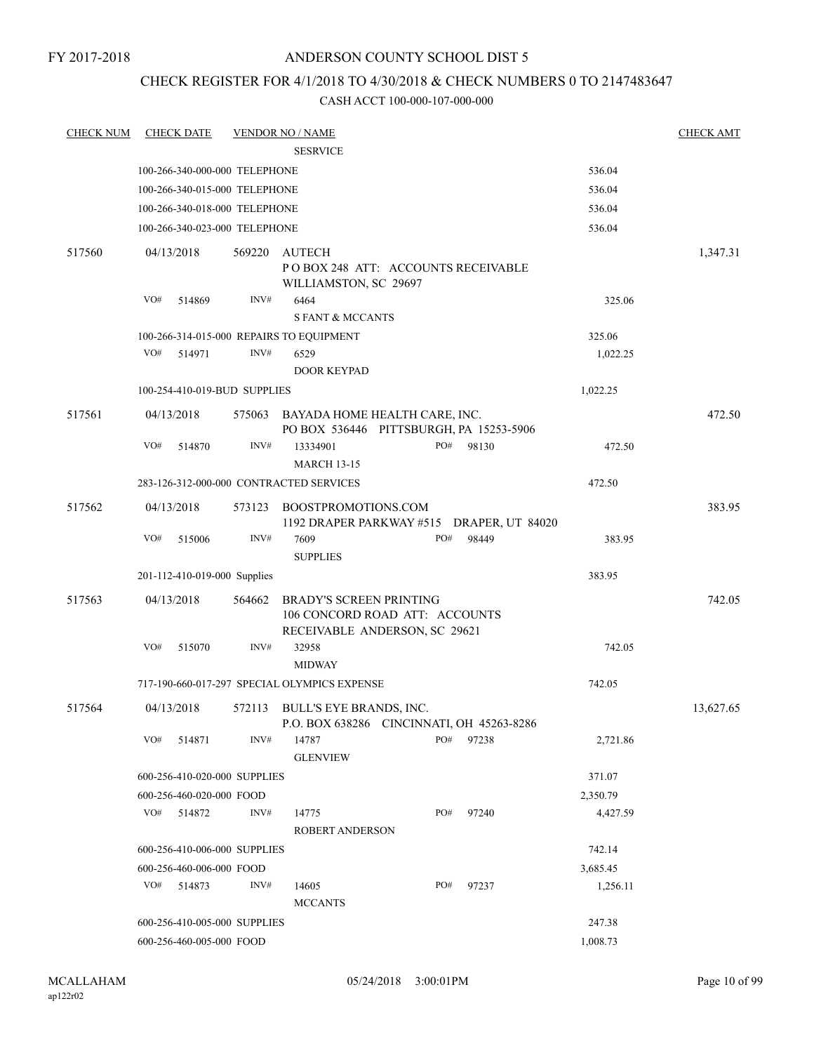FY 2017-2018

ANDERSON COUNTY SCHOOL DIST 5

CHECK REGISTER FOR 4/1/2018 TO 4/30/2018 & CHECK NUMBERS 0 TO 2147483647

CASH ACCT 100-000-107-000-000

| CHECK NUM | CHECK DATE | VENDOR NO / NAME | | CHECK AMT |
|---|---|---|---|---|
| | | SESRVICE | | |
| | 100-266-340-000-000 TELEPHONE | | 536.04 | |
| | 100-266-340-015-000 TELEPHONE | | 536.04 | |
| | 100-266-340-018-000 TELEPHONE | | 536.04 | |
| | 100-266-340-023-000 TELEPHONE | | 536.04 | |
| 517560 | 04/13/2018 | 569220 AUTECH<br>P O BOX 248 ATT: ACCOUNTS RECEIVABLE<br>WILLIAMSTON, SC 29697 | | 1,347.31 |
| | VO# 514869 | INV# 6464<br>S FANT & MCCANTS | 325.06 | |
| | 100-266-314-015-000 REPAIRS TO EQUIPMENT | | 325.06 | |
| | VO# 514971 | INV# 6529<br>DOOR KEYPAD | 1,022.25 | |
| | 100-254-410-019-BUD SUPPLIES | | 1,022.25 | |
| 517561 | 04/13/2018 | 575063 BAYADA HOME HEALTH CARE, INC.<br>PO BOX 536446 PITTSBURGH, PA 15253-5906 | | 472.50 |
| | VO# 514870 | INV# 13334901 PO# 98130<br>MARCH 13-15 | 472.50 | |
| | 283-126-312-000-000 CONTRACTED SERVICES | | 472.50 | |
| 517562 | 04/13/2018 | 573123 BOOSTPROMOTIONS.COM<br>1192 DRAPER PARKWAY #515 DRAPER, UT 84020 | | 383.95 |
| | VO# 515006 | INV# 7609 PO# 98449<br>SUPPLIES | 383.95 | |
| | 201-112-410-019-000 Supplies | | 383.95 | |
| 517563 | 04/13/2018 | 564662 BRADY'S SCREEN PRINTING<br>106 CONCORD ROAD ATT: ACCOUNTS<br>RECEIVABLE ANDERSON, SC 29621 | | 742.05 |
| | VO# 515070 | INV# 32958<br>MIDWAY | 742.05 | |
| | 717-190-660-017-297 SPECIAL OLYMPICS EXPENSE | | 742.05 | |
| 517564 | 04/13/2018 | 572113 BULL'S EYE BRANDS, INC.<br>P.O. BOX 638286 CINCINNATI, OH 45263-8286 | | 13,627.65 |
| | VO# 514871 | INV# 14787 PO# 97238<br>GLENVIEW | 2,721.86 | |
| | 600-256-410-020-000 SUPPLIES | | 371.07 | |
| | 600-256-460-020-000 FOOD | | 2,350.79 | |
| | VO# 514872 | INV# 14775 PO# 97240<br>ROBERT ANDERSON | 4,427.59 | |
| | 600-256-410-006-000 SUPPLIES | | 742.14 | |
| | 600-256-460-006-000 FOOD | | 3,685.45 | |
| | VO# 514873 | INV# 14605 PO# 97237<br>MCCANTS | 1,256.11 | |
| | 600-256-410-005-000 SUPPLIES | | 247.38 | |
| | 600-256-460-005-000 FOOD | | 1,008.73 | |

MCALLAHAM
ap122r02

05/24/2018 3:00:01PM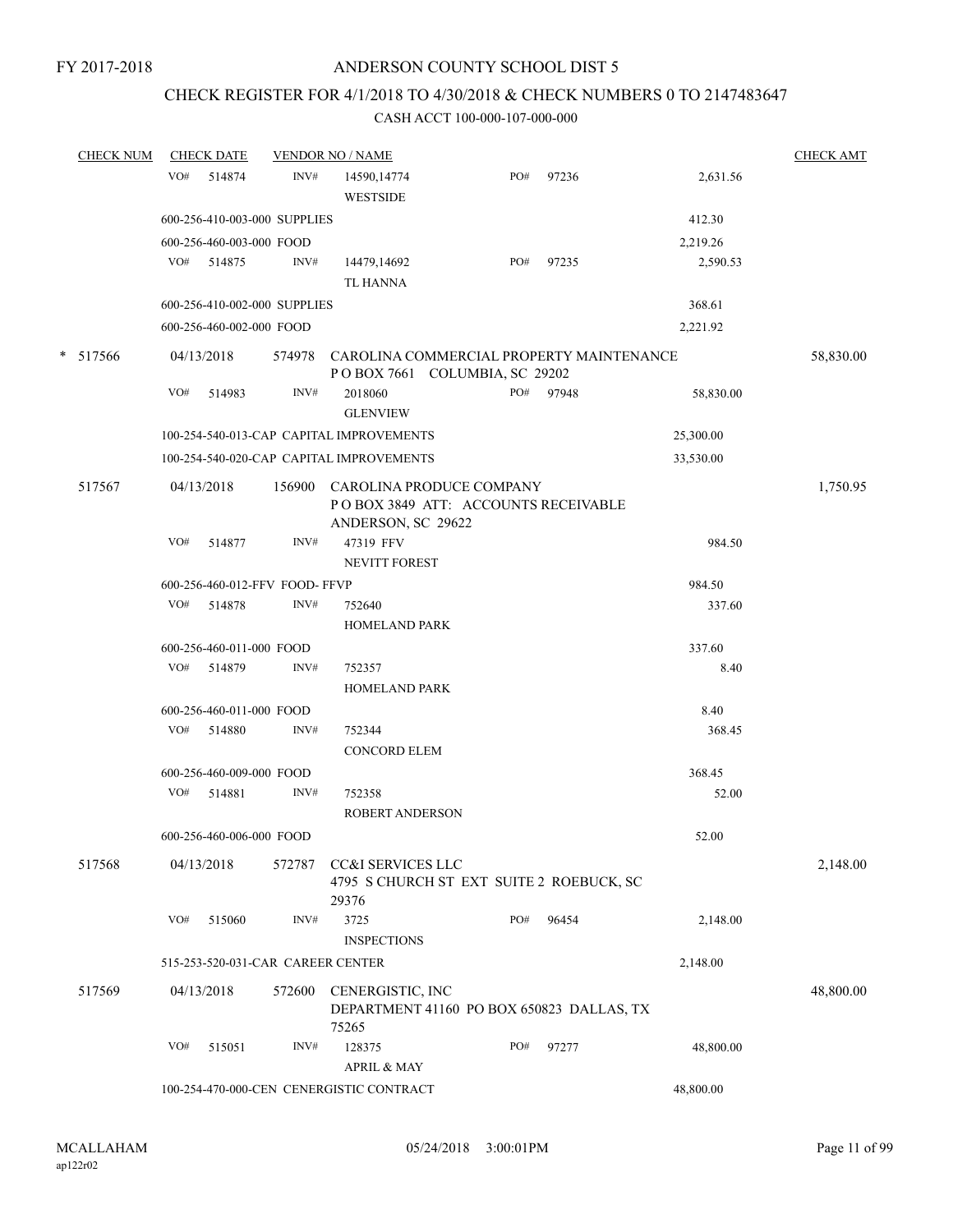FY 2017-2018

# ANDERSON COUNTY SCHOOL DIST 5

## CHECK REGISTER FOR 4/1/2018 TO 4/30/2018 & CHECK NUMBERS 0 TO 2147483647

CASH ACCT 100-000-107-000-000

| CHECK NUM | CHECK DATE | VENDOR NO / NAME | | CHECK AMT |
|---|---|---|---|---|
| | VO# 514874 | INV# 14590,14774 WESTSIDE | PO# 97236 2,631.56 | |
| | 600-256-410-003-000 SUPPLIES | | 412.30 | |
| | 600-256-460-003-000 FOOD | | 2,219.26 | |
| | VO# 514875 | INV# 14479,14692 TL HANNA | PO# 97235 2,590.53 | |
| | 600-256-410-002-000 SUPPLIES | | 368.61 | |
| | 600-256-460-002-000 FOOD | | 2,221.92 | |
| * 517566 | 04/13/2018 | 574978 CAROLINA COMMERCIAL PROPERTY MAINTENANCE P O BOX 7661 COLUMBIA, SC 29202 | | 58,830.00 |
| | VO# 514983 | INV# 2018060 GLENVIEW | PO# 97948 58,830.00 | |
| | 100-254-540-013-CAP CAPITAL IMPROVEMENTS | | 25,300.00 | |
| | 100-254-540-020-CAP CAPITAL IMPROVEMENTS | | 33,530.00 | |
| 517567 | 04/13/2018 | 156900 CAROLINA PRODUCE COMPANY P O BOX 3849 ATT: ACCOUNTS RECEIVABLE ANDERSON, SC 29622 | | 1,750.95 |
| | VO# 514877 | INV# 47319 FFV NEVITT FOREST | 984.50 | |
| | 600-256-460-012-FFV FOOD- FFVP | | 984.50 | |
| | VO# 514878 | INV# 752640 HOMELAND PARK | 337.60 | |
| | 600-256-460-011-000 FOOD | | 337.60 | |
| | VO# 514879 | INV# 752357 HOMELAND PARK | 8.40 | |
| | 600-256-460-011-000 FOOD | | 8.40 | |
| | VO# 514880 | INV# 752344 CONCORD ELEM | 368.45 | |
| | 600-256-460-009-000 FOOD | | 368.45 | |
| | VO# 514881 | INV# 752358 ROBERT ANDERSON | 52.00 | |
| | 600-256-460-006-000 FOOD | | 52.00 | |
| 517568 | 04/13/2018 | 572787 CC&I SERVICES LLC 4795 S CHURCH ST EXT SUITE 2 ROEBUCK, SC 29376 | | 2,148.00 |
| | VO# 515060 | INV# 3725 INSPECTIONS | PO# 96454 2,148.00 | |
| | 515-253-520-031-CAR CAREER CENTER | | 2,148.00 | |
| 517569 | 04/13/2018 | 572600 CENERGISTIC, INC DEPARTMENT 41160 PO BOX 650823 DALLAS, TX 75265 | | 48,800.00 |
| | VO# 515051 | INV# 128375 APRIL & MAY | PO# 97277 48,800.00 | |
| | 100-254-470-000-CEN CENERGISTIC CONTRACT | | 48,800.00 | |

MCALLAHAM
ap122r02

05/24/2018 3:00:01PM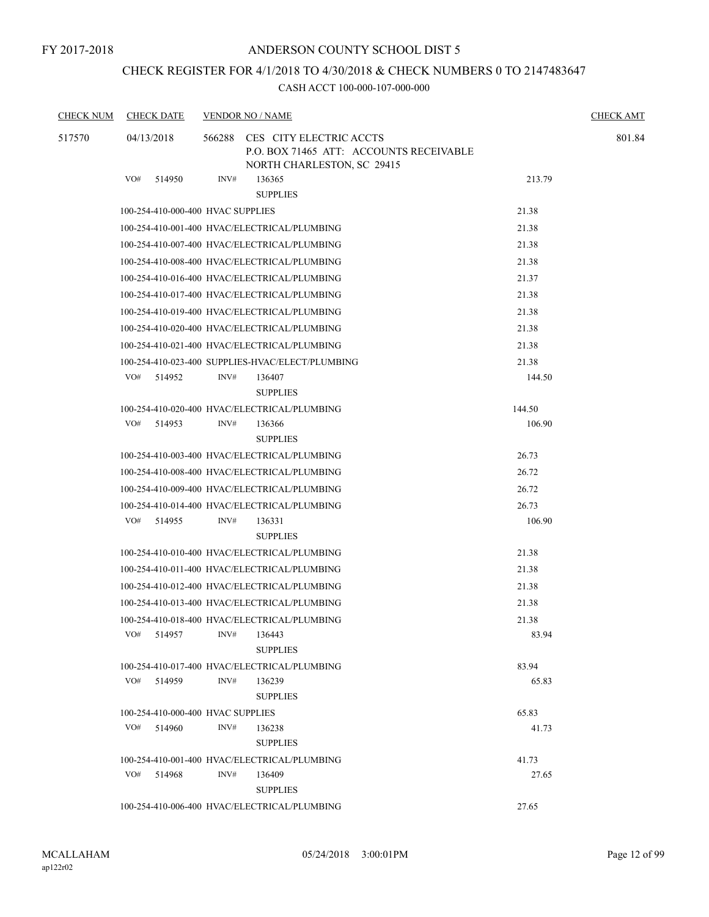FY 2017-2018

# ANDERSON COUNTY SCHOOL DIST 5

## CHECK REGISTER FOR 4/1/2018 TO 4/30/2018 & CHECK NUMBERS 0 TO 2147483647

### CASH ACCT 100-000-107-000-000

| CHECK NUM | CHECK DATE | VENDOR NO / NAME | | CHECK AMT |
|---|---|---|---|---|
| 517570 | 04/13/2018 | 566288 CES CITY ELECTRIC ACCTS<br>P.O. BOX 71465 ATT: ACCOUNTS RECEIVABLE<br>NORTH CHARLESTON, SC 29415 | | 801.84 |
| | VO# 514950 | INV# 136365<br>SUPPLIES | 213.79 | |
| | 100-254-410-000-400 HVAC SUPPLIES | | 21.38 | |
| | 100-254-410-001-400 HVAC/ELECTRICAL/PLUMBING | | 21.38 | |
| | 100-254-410-007-400 HVAC/ELECTRICAL/PLUMBING | | 21.38 | |
| | 100-254-410-008-400 HVAC/ELECTRICAL/PLUMBING | | 21.38 | |
| | 100-254-410-016-400 HVAC/ELECTRICAL/PLUMBING | | 21.37 | |
| | 100-254-410-017-400 HVAC/ELECTRICAL/PLUMBING | | 21.38 | |
| | 100-254-410-019-400 HVAC/ELECTRICAL/PLUMBING | | 21.38 | |
| | 100-254-410-020-400 HVAC/ELECTRICAL/PLUMBING | | 21.38 | |
| | 100-254-410-021-400 HVAC/ELECTRICAL/PLUMBING | | 21.38 | |
| | 100-254-410-023-400 SUPPLIES-HVAC/ELECT/PLUMBING | | 21.38 | |
| | VO# 514952 | INV# 136407<br>SUPPLIES | 144.50 | |
| | 100-254-410-020-400 HVAC/ELECTRICAL/PLUMBING | | 144.50 | |
| | VO# 514953 | INV# 136366<br>SUPPLIES | 106.90 | |
| | 100-254-410-003-400 HVAC/ELECTRICAL/PLUMBING | | 26.73 | |
| | 100-254-410-008-400 HVAC/ELECTRICAL/PLUMBING | | 26.72 | |
| | 100-254-410-009-400 HVAC/ELECTRICAL/PLUMBING | | 26.72 | |
| | 100-254-410-014-400 HVAC/ELECTRICAL/PLUMBING | | 26.73 | |
| | VO# 514955 | INV# 136331<br>SUPPLIES | 106.90 | |
| | 100-254-410-010-400 HVAC/ELECTRICAL/PLUMBING | | 21.38 | |
| | 100-254-410-011-400 HVAC/ELECTRICAL/PLUMBING | | 21.38 | |
| | 100-254-410-012-400 HVAC/ELECTRICAL/PLUMBING | | 21.38 | |
| | 100-254-410-013-400 HVAC/ELECTRICAL/PLUMBING | | 21.38 | |
| | 100-254-410-018-400 HVAC/ELECTRICAL/PLUMBING | | 21.38 | |
| | VO# 514957 | INV# 136443<br>SUPPLIES | 83.94 | |
| | 100-254-410-017-400 HVAC/ELECTRICAL/PLUMBING | | 83.94 | |
| | VO# 514959 | INV# 136239<br>SUPPLIES | 65.83 | |
| | 100-254-410-000-400 HVAC SUPPLIES | | 65.83 | |
| | VO# 514960 | INV# 136238<br>SUPPLIES | 41.73 | |
| | 100-254-410-001-400 HVAC/ELECTRICAL/PLUMBING | | 41.73 | |
| | VO# 514968 | INV# 136409<br>SUPPLIES | 27.65 | |
| | 100-254-410-006-400 HVAC/ELECTRICAL/PLUMBING | | 27.65 | |

MCALLAHAM
ap122r02

05/24/2018 3:00:01PM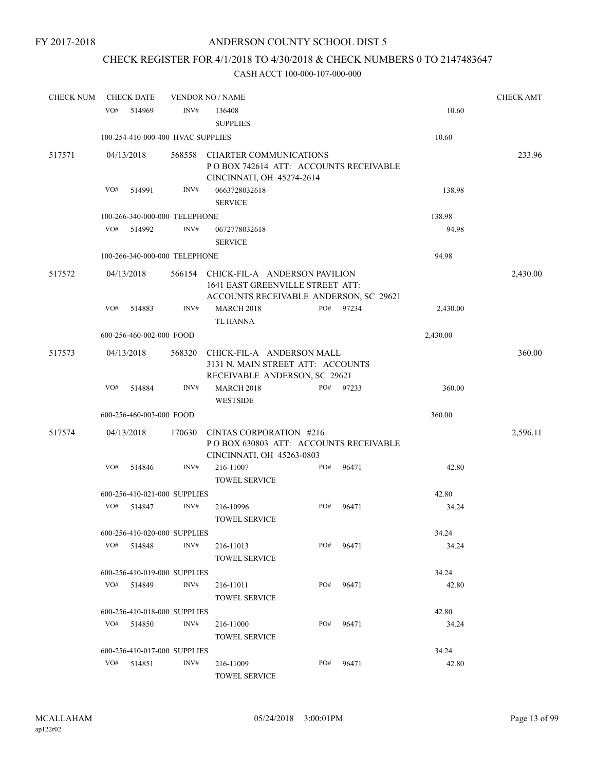FY 2017-2018

# ANDERSON COUNTY SCHOOL DIST 5

## CHECK REGISTER FOR 4/1/2018 TO 4/30/2018 & CHECK NUMBERS 0 TO 2147483647

### CASH ACCT 100-000-107-000-000

| CHECK NUM | CHECK DATE | VENDOR NO / NAME | | | CHECK AMT |
|---|---|---|---|---|---|
| | VO# 514969 | INV# 136408 SUPPLIES | | 10.60 | |
| | 100-254-410-000-400 HVAC SUPPLIES | | | 10.60 | |
| 517571 | 04/13/2018 | 568558 CHARTER COMMUNICATIONS P O BOX 742614 ATT: ACCOUNTS RECEIVABLE CINCINNATI, OH 45274-2614 | | | 233.96 |
| | VO# 514991 | INV# 0663728032618 SERVICE | | 138.98 | |
| | 100-266-340-000-000 TELEPHONE | | | 138.98 | |
| | VO# 514992 | INV# 0672778032618 SERVICE | | 94.98 | |
| | 100-266-340-000-000 TELEPHONE | | | 94.98 | |
| 517572 | 04/13/2018 | 566154 CHICK-FIL-A ANDERSON PAVILION 1641 EAST GREENVILLE STREET ATT: ACCOUNTS RECEIVABLE ANDERSON, SC 29621 | | | 2,430.00 |
| | VO# 514883 | INV# MARCH 2018 TL HANNA | PO# 97234 | 2,430.00 | |
| | 600-256-460-002-000 FOOD | | | 2,430.00 | |
| 517573 | 04/13/2018 | 568320 CHICK-FIL-A ANDERSON MALL 3131 N. MAIN STREET ATT: ACCOUNTS RECEIVABLE ANDERSON, SC 29621 | | | 360.00 |
| | VO# 514884 | INV# MARCH 2018 WESTSIDE | PO# 97233 | 360.00 | |
| | 600-256-460-003-000 FOOD | | | 360.00 | |
| 517574 | 04/13/2018 | 170630 CINTAS CORPORATION #216 P O BOX 630803 ATT: ACCOUNTS RECEIVABLE CINCINNATI, OH 45263-0803 | | | 2,596.11 |
| | VO# 514846 | INV# 216-11007 TOWEL SERVICE | PO# 96471 | 42.80 | |
| | 600-256-410-021-000 SUPPLIES | | | 42.80 | |
| | VO# 514847 | INV# 216-10996 TOWEL SERVICE | PO# 96471 | 34.24 | |
| | 600-256-410-020-000 SUPPLIES | | | 34.24 | |
| | VO# 514848 | INV# 216-11013 TOWEL SERVICE | PO# 96471 | 34.24 | |
| | 600-256-410-019-000 SUPPLIES | | | 34.24 | |
| | VO# 514849 | INV# 216-11011 TOWEL SERVICE | PO# 96471 | 42.80 | |
| | 600-256-410-018-000 SUPPLIES | | | 42.80 | |
| | VO# 514850 | INV# 216-11000 TOWEL SERVICE | PO# 96471 | 34.24 | |
| | 600-256-410-017-000 SUPPLIES | | | 34.24 | |
| | VO# 514851 | INV# 216-11009 TOWEL SERVICE | PO# 96471 | 42.80 | |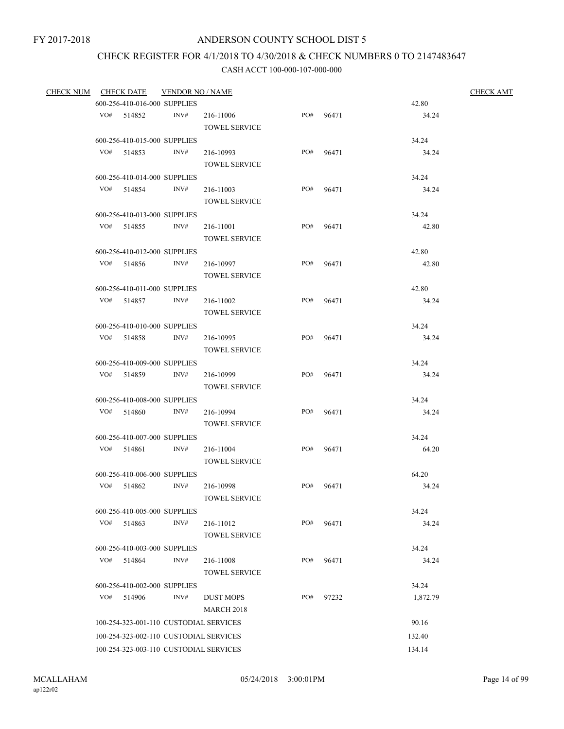FY 2017-2018

# ANDERSON COUNTY SCHOOL DIST 5

## CHECK REGISTER FOR 4/1/2018 TO 4/30/2018 & CHECK NUMBERS 0 TO 2147483647

### CASH ACCT 100-000-107-000-000

| CHECK NUM | CHECK DATE | VENDOR NO / NAME | | | | CHECK AMT |
|---|---|---|---|---|---|---|
| | 600-256-410-016-000 SUPPLIES | | | | 42.80 | |
| | VO# 514852 | INV# 216-11006 TOWEL SERVICE | PO# 96471 | | 34.24 | |
| | 600-256-410-015-000 SUPPLIES | | | | 34.24 | |
| | VO# 514853 | INV# 216-10993 TOWEL SERVICE | PO# 96471 | | 34.24 | |
| | 600-256-410-014-000 SUPPLIES | | | | 34.24 | |
| | VO# 514854 | INV# 216-11003 TOWEL SERVICE | PO# 96471 | | 34.24 | |
| | 600-256-410-013-000 SUPPLIES | | | | 34.24 | |
| | VO# 514855 | INV# 216-11001 TOWEL SERVICE | PO# 96471 | | 42.80 | |
| | 600-256-410-012-000 SUPPLIES | | | | 42.80 | |
| | VO# 514856 | INV# 216-10997 TOWEL SERVICE | PO# 96471 | | 42.80 | |
| | 600-256-410-011-000 SUPPLIES | | | | 42.80 | |
| | VO# 514857 | INV# 216-11002 TOWEL SERVICE | PO# 96471 | | 34.24 | |
| | 600-256-410-010-000 SUPPLIES | | | | 34.24 | |
| | VO# 514858 | INV# 216-10995 TOWEL SERVICE | PO# 96471 | | 34.24 | |
| | 600-256-410-009-000 SUPPLIES | | | | 34.24 | |
| | VO# 514859 | INV# 216-10999 TOWEL SERVICE | PO# 96471 | | 34.24 | |
| | 600-256-410-008-000 SUPPLIES | | | | 34.24 | |
| | VO# 514860 | INV# 216-10994 TOWEL SERVICE | PO# 96471 | | 34.24 | |
| | 600-256-410-007-000 SUPPLIES | | | | 34.24 | |
| | VO# 514861 | INV# 216-11004 TOWEL SERVICE | PO# 96471 | | 64.20 | |
| | 600-256-410-006-000 SUPPLIES | | | | 64.20 | |
| | VO# 514862 | INV# 216-10998 TOWEL SERVICE | PO# 96471 | | 34.24 | |
| | 600-256-410-005-000 SUPPLIES | | | | 34.24 | |
| | VO# 514863 | INV# 216-11012 TOWEL SERVICE | PO# 96471 | | 34.24 | |
| | 600-256-410-003-000 SUPPLIES | | | | 34.24 | |
| | VO# 514864 | INV# 216-11008 TOWEL SERVICE | PO# 96471 | | 34.24 | |
| | 600-256-410-002-000 SUPPLIES | | | | 34.24 | |
| | VO# 514906 | INV# DUST MOPS MARCH 2018 | PO# 97232 | | 1,872.79 | |
| | 100-254-323-001-110 CUSTODIAL SERVICES | | | | 90.16 | |
| | 100-254-323-002-110 CUSTODIAL SERVICES | | | | 132.40 | |
| | 100-254-323-003-110 CUSTODIAL SERVICES | | | | 134.14 | |

MCALLAHAM
ap122r02

05/24/2018 3:00:01PM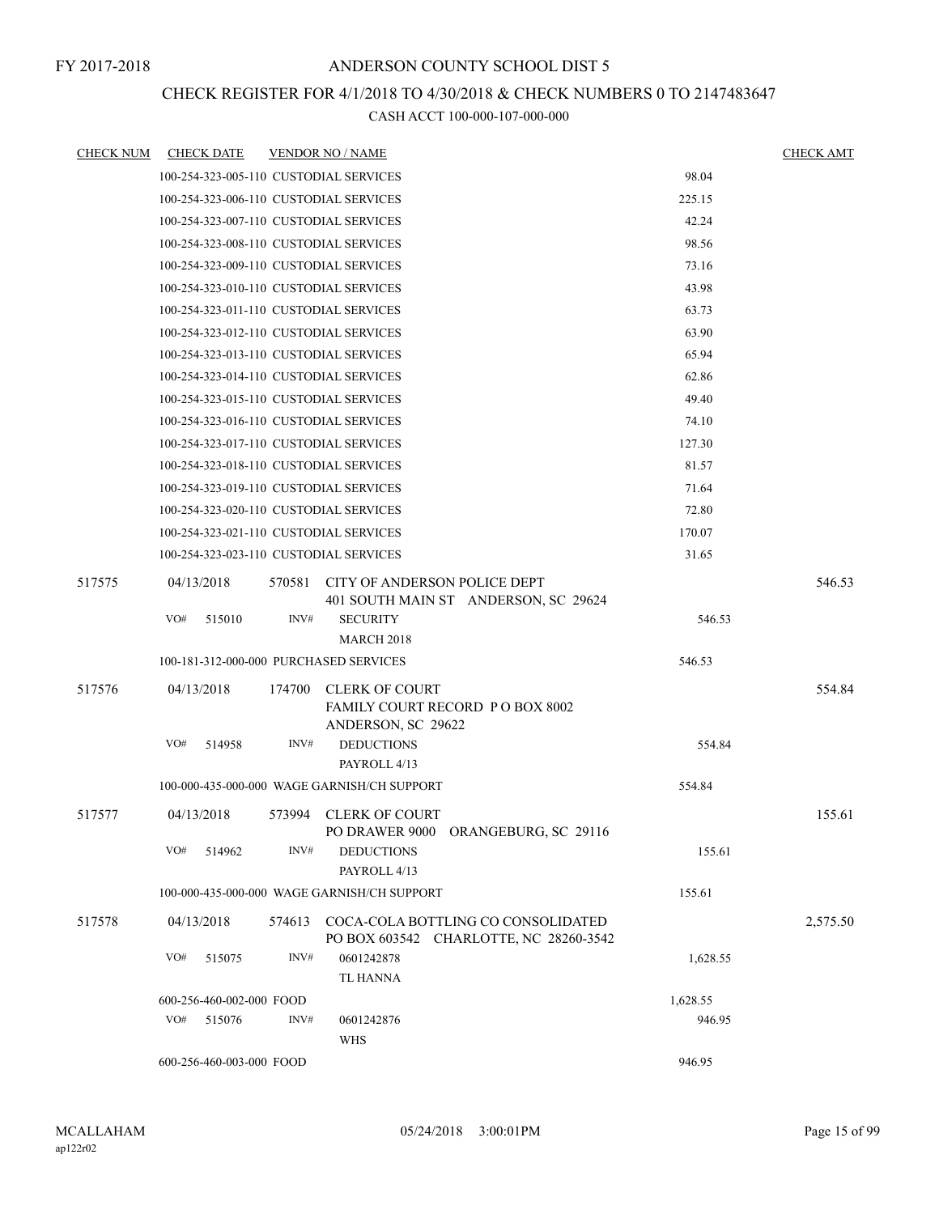FY 2017-2018

# ANDERSON COUNTY SCHOOL DIST 5

## CHECK REGISTER FOR 4/1/2018 TO 4/30/2018 & CHECK NUMBERS 0 TO 2147483647

### CASH ACCT 100-000-107-000-000

| CHECK NUM | CHECK DATE | VENDOR NO / NAME | | CHECK AMT |
|---|---|---|---|---|
| | 100-254-323-005-110 CUSTODIAL SERVICES | | 98.04 | |
| | 100-254-323-006-110 CUSTODIAL SERVICES | | 225.15 | |
| | 100-254-323-007-110 CUSTODIAL SERVICES | | 42.24 | |
| | 100-254-323-008-110 CUSTODIAL SERVICES | | 98.56 | |
| | 100-254-323-009-110 CUSTODIAL SERVICES | | 73.16 | |
| | 100-254-323-010-110 CUSTODIAL SERVICES | | 43.98 | |
| | 100-254-323-011-110 CUSTODIAL SERVICES | | 63.73 | |
| | 100-254-323-012-110 CUSTODIAL SERVICES | | 63.90 | |
| | 100-254-323-013-110 CUSTODIAL SERVICES | | 65.94 | |
| | 100-254-323-014-110 CUSTODIAL SERVICES | | 62.86 | |
| | 100-254-323-015-110 CUSTODIAL SERVICES | | 49.40 | |
| | 100-254-323-016-110 CUSTODIAL SERVICES | | 74.10 | |
| | 100-254-323-017-110 CUSTODIAL SERVICES | | 127.30 | |
| | 100-254-323-018-110 CUSTODIAL SERVICES | | 81.57 | |
| | 100-254-323-019-110 CUSTODIAL SERVICES | | 71.64 | |
| | 100-254-323-020-110 CUSTODIAL SERVICES | | 72.80 | |
| | 100-254-323-021-110 CUSTODIAL SERVICES | | 170.07 | |
| | 100-254-323-023-110 CUSTODIAL SERVICES | | 31.65 | |
| 517575 | 04/13/2018 | 570581 CITY OF ANDERSON POLICE DEPT<br>401 SOUTH MAIN ST ANDERSON, SC 29624 | | 546.53 |
| | VO# 515010 | INV# SECURITY<br>MARCH 2018 | 546.53 | |
| | 100-181-312-000-000 PURCHASED SERVICES | | 546.53 | |
| 517576 | 04/13/2018 | 174700 CLERK OF COURT<br>FAMILY COURT RECORD P O BOX 8002<br>ANDERSON, SC 29622 | | 554.84 |
| | VO# 514958 | INV# DEDUCTIONS<br>PAYROLL 4/13 | 554.84 | |
| | 100-000-435-000-000 WAGE GARNISH/CH SUPPORT | | 554.84 | |
| 517577 | 04/13/2018 | 573994 CLERK OF COURT<br>PO DRAWER 9000 ORANGEBURG, SC 29116 | | 155.61 |
| | VO# 514962 | INV# DEDUCTIONS<br>PAYROLL 4/13 | 155.61 | |
| | 100-000-435-000-000 WAGE GARNISH/CH SUPPORT | | 155.61 | |
| 517578 | 04/13/2018 | 574613 COCA-COLA BOTTLING CO CONSOLIDATED<br>PO BOX 603542 CHARLOTTE, NC 28260-3542 | | 2,575.50 |
| | VO# 515075 | INV# 0601242878<br>TL HANNA | 1,628.55 | |
| | 600-256-460-002-000 FOOD | | 1,628.55 | |
| | VO# 515076 | INV# 0601242876<br>WHS | 946.95 | |
| | 600-256-460-003-000 FOOD | | 946.95 | |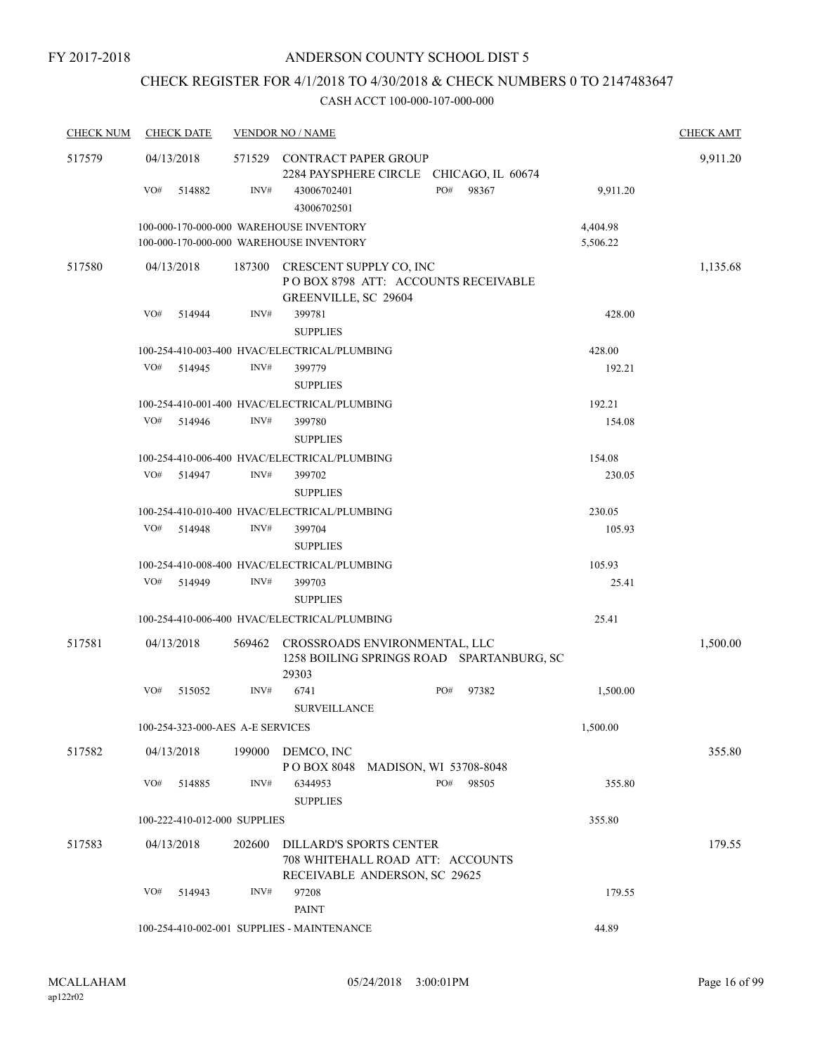FY 2017-2018

# ANDERSON COUNTY SCHOOL DIST 5

## CHECK REGISTER FOR 4/1/2018 TO 4/30/2018 & CHECK NUMBERS 0 TO 2147483647

CASH ACCT 100-000-107-000-000

| CHECK NUM | CHECK DATE | VENDOR NO / NAME | | | CHECK AMT |
|---|---|---|---|---|---|
| 517579 | 04/13/2018 | 571529 CONTRACT PAPER GROUP<br>2284 PAYSPHERE CIRCLE CHICAGO, IL 60674 | | | 9,911.20 |
| | VO# 514882 | INV# 43006702401<br>43006702501 | PO# 98367 | 9,911.20 | |
| | 100-000-170-000-000 WAREHOUSE INVENTORY | | | 4,404.98 | |
| | 100-000-170-000-000 WAREHOUSE INVENTORY | | | 5,506.22 | |
| 517580 | 04/13/2018 | 187300 CRESCENT SUPPLY CO, INC<br>P O BOX 8798 ATT: ACCOUNTS RECEIVABLE<br>GREENVILLE, SC 29604 | | | 1,135.68 |
| | VO# 514944 | INV# 399781<br>SUPPLIES | | 428.00 | |
| | 100-254-410-003-400 HVAC/ELECTRICAL/PLUMBING | | | 428.00 | |
| | VO# 514945 | INV# 399779<br>SUPPLIES | | 192.21 | |
| | 100-254-410-001-400 HVAC/ELECTRICAL/PLUMBING | | | 192.21 | |
| | VO# 514946 | INV# 399780<br>SUPPLIES | | 154.08 | |
| | 100-254-410-006-400 HVAC/ELECTRICAL/PLUMBING | | | 154.08 | |
| | VO# 514947 | INV# 399702<br>SUPPLIES | | 230.05 | |
| | 100-254-410-010-400 HVAC/ELECTRICAL/PLUMBING | | | 230.05 | |
| | VO# 514948 | INV# 399704<br>SUPPLIES | | 105.93 | |
| | 100-254-410-008-400 HVAC/ELECTRICAL/PLUMBING | | | 105.93 | |
| | VO# 514949 | INV# 399703<br>SUPPLIES | | 25.41 | |
| | 100-254-410-006-400 HVAC/ELECTRICAL/PLUMBING | | | 25.41 | |
| 517581 | 04/13/2018 | 569462 CROSSROADS ENVIRONMENTAL, LLC<br>1258 BOILING SPRINGS ROAD SPARTANBURG, SC<br>29303 | | | 1,500.00 |
| | VO# 515052 | INV# 6741<br>SURVEILLANCE | PO# 97382 | 1,500.00 | |
| | 100-254-323-000-AES A-E SERVICES | | | 1,500.00 | |
| 517582 | 04/13/2018 | 199000 DEMCO, INC<br>P O BOX 8048 MADISON, WI 53708-8048 | | | 355.80 |
| | VO# 514885 | INV# 6344953<br>SUPPLIES | PO# 98505 | 355.80 | |
| | 100-222-410-012-000 SUPPLIES | | | 355.80 | |
| 517583 | 04/13/2018 | 202600 DILLARD'S SPORTS CENTER<br>708 WHITEHALL ROAD ATT: ACCOUNTS<br>RECEIVABLE ANDERSON, SC 29625 | | | 179.55 |
| | VO# 514943 | INV# 97208<br>PAINT | | 179.55 | |
| | 100-254-410-002-001 SUPPLIES - MAINTENANCE | | | 44.89 | |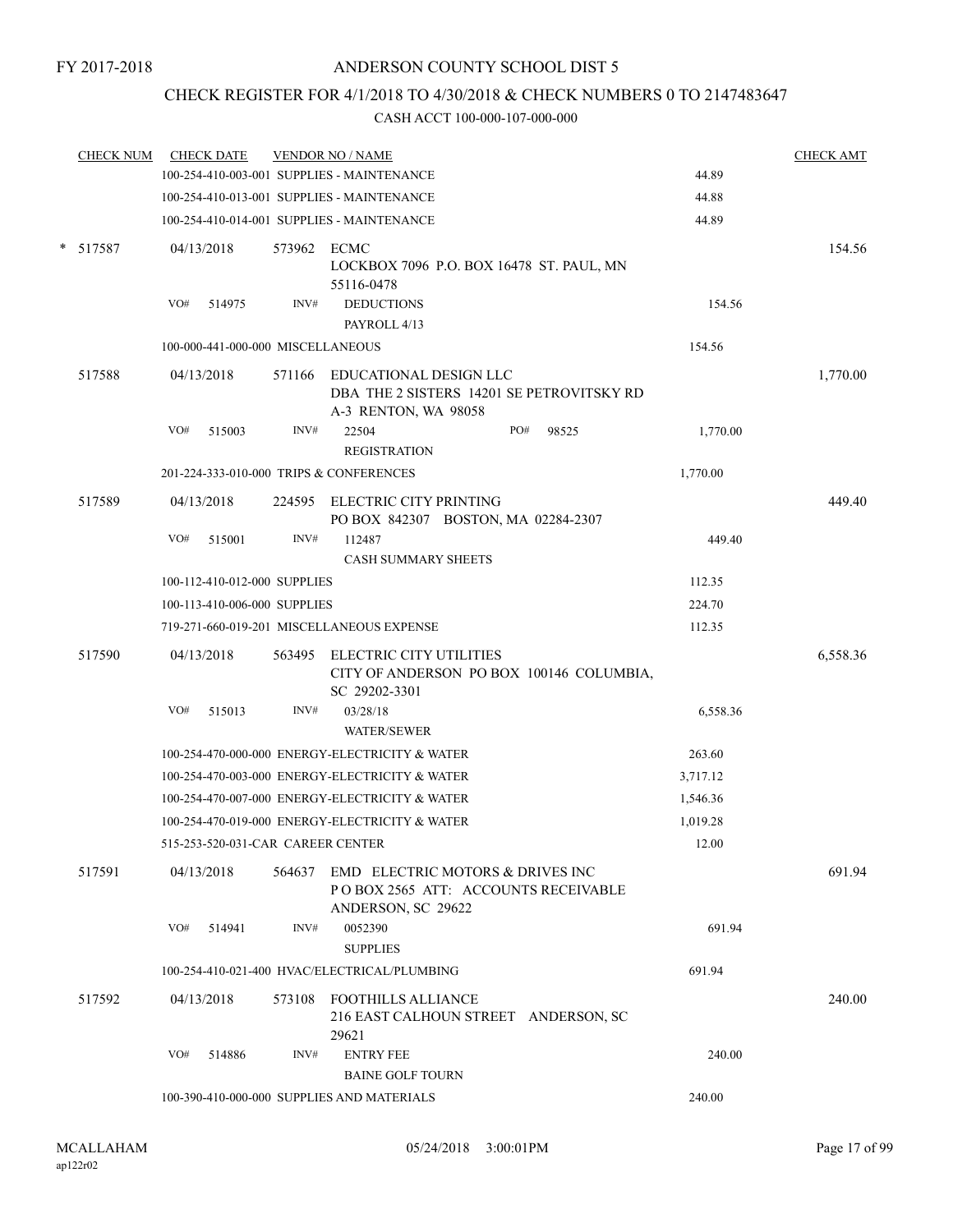FY 2017-2018

# ANDERSON COUNTY SCHOOL DIST 5

## CHECK REGISTER FOR 4/1/2018 TO 4/30/2018 & CHECK NUMBERS 0 TO 2147483647

### CASH ACCT 100-000-107-000-000

| CHECK NUM | CHECK DATE | VENDOR NO / NAME | | CHECK AMT |
|---|---|---|---|---|
| | 100-254-410-003-001 SUPPLIES - MAINTENANCE | | 44.89 | |
| | 100-254-410-013-001 SUPPLIES - MAINTENANCE | | 44.88 | |
| | 100-254-410-014-001 SUPPLIES - MAINTENANCE | | 44.89 | |
| * 517587 | 04/13/2018 | 573962 ECMC<br>LOCKBOX 7096 P.O. BOX 16478 ST. PAUL, MN 55116-0478 | | 154.56 |
| | VO# 514975 | INV# DEDUCTIONS<br>PAYROLL 4/13 | 154.56 | |
| | 100-000-441-000-000 MISCELLANEOUS | | 154.56 | |
| 517588 | 04/13/2018 | 571166 EDUCATIONAL DESIGN LLC<br>DBA THE 2 SISTERS 14201 SE PETROVITSKY RD A-3 RENTON, WA 98058 | | 1,770.00 |
| | VO# 515003 | INV# 22504 PO# 98525<br>REGISTRATION | 1,770.00 | |
| | 201-224-333-010-000 TRIPS & CONFERENCES | | 1,770.00 | |
| 517589 | 04/13/2018 | 224595 ELECTRIC CITY PRINTING<br>PO BOX 842307 BOSTON, MA 02284-2307 | | 449.40 |
| | VO# 515001 | INV# 112487<br>CASH SUMMARY SHEETS | 449.40 | |
| | 100-112-410-012-000 SUPPLIES | | 112.35 | |
| | 100-113-410-006-000 SUPPLIES | | 224.70 | |
| | 719-271-660-019-201 MISCELLANEOUS EXPENSE | | 112.35 | |
| 517590 | 04/13/2018 | 563495 ELECTRIC CITY UTILITIES<br>CITY OF ANDERSON PO BOX 100146 COLUMBIA, SC 29202-3301 | | 6,558.36 |
| | VO# 515013 | INV# 03/28/18<br>WATER/SEWER | 6,558.36 | |
| | 100-254-470-000-000 ENERGY-ELECTRICITY & WATER | | 263.60 | |
| | 100-254-470-003-000 ENERGY-ELECTRICITY & WATER | | 3,717.12 | |
| | 100-254-470-007-000 ENERGY-ELECTRICITY & WATER | | 1,546.36 | |
| | 100-254-470-019-000 ENERGY-ELECTRICITY & WATER | | 1,019.28 | |
| | 515-253-520-031-CAR CAREER CENTER | | 12.00 | |
| 517591 | 04/13/2018 | 564637 EMD ELECTRIC MOTORS & DRIVES INC<br>P O BOX 2565 ATT: ACCOUNTS RECEIVABLE ANDERSON, SC 29622 | | 691.94 |
| | VO# 514941 | INV# 0052390<br>SUPPLIES | 691.94 | |
| | 100-254-410-021-400 HVAC/ELECTRICAL/PLUMBING | | 691.94 | |
| 517592 | 04/13/2018 | 573108 FOOTHILLS ALLIANCE<br>216 EAST CALHOUN STREET ANDERSON, SC 29621 | | 240.00 |
| | VO# 514886 | INV# ENTRY FEE<br>BAINE GOLF TOURN | 240.00 | |
| | 100-390-410-000-000 SUPPLIES AND MATERIALS | | 240.00 | |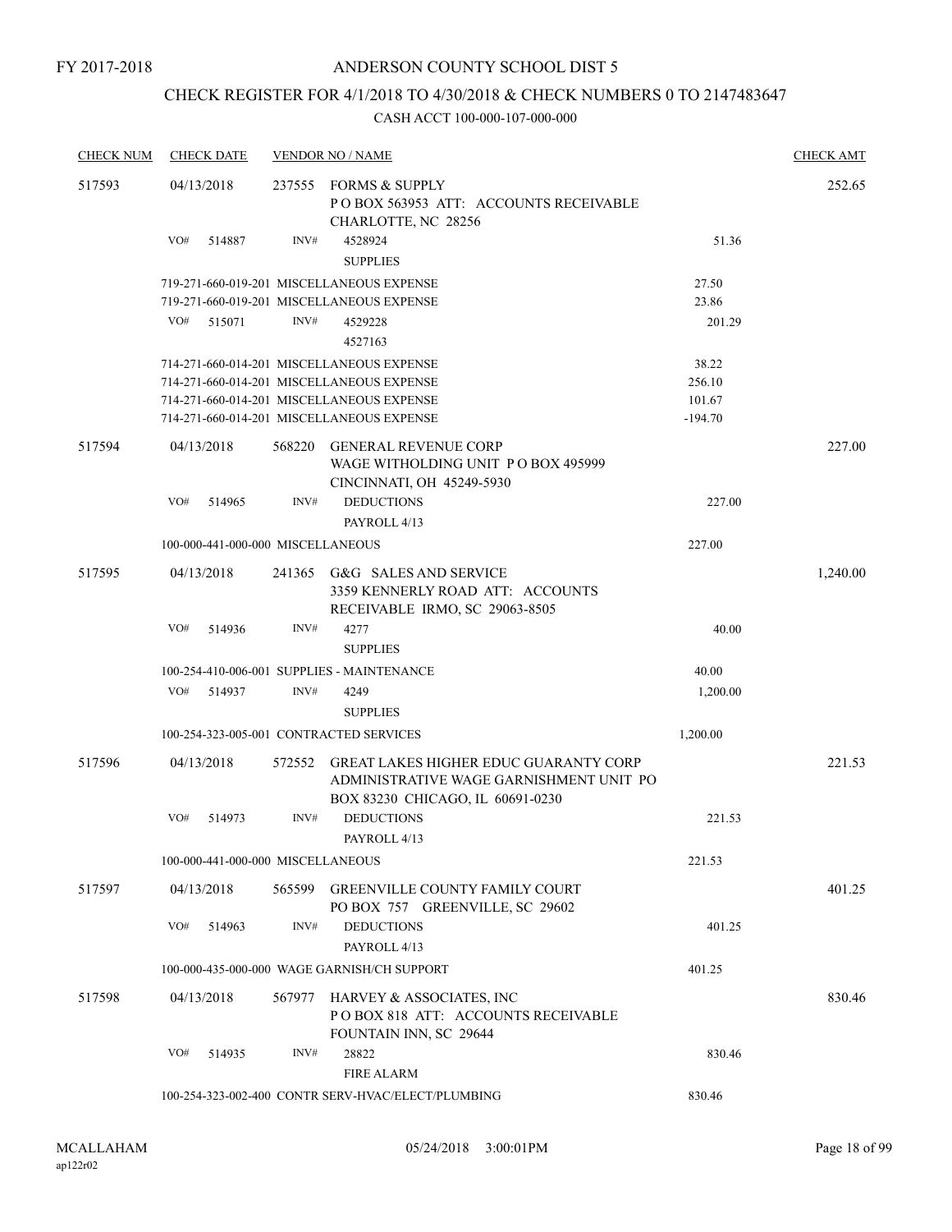FY 2017-2018

# ANDERSON COUNTY SCHOOL DIST 5

## CHECK REGISTER FOR 4/1/2018 TO 4/30/2018 & CHECK NUMBERS 0 TO 2147483647

### CASH ACCT 100-000-107-000-000

| CHECK NUM | CHECK DATE | VENDOR NO / NAME | | CHECK AMT |
|---|---|---|---|---|
| 517593 | 04/13/2018 | 237555 FORMS & SUPPLY<br>P O BOX 563953 ATT: ACCOUNTS RECEIVABLE<br>CHARLOTTE, NC 28256 | | 252.65 |
| | VO# 514887 | INV# 4528924<br>SUPPLIES | 51.36 | |
| | | 719-271-660-019-201 MISCELLANEOUS EXPENSE | 27.50 | |
| | | 719-271-660-019-201 MISCELLANEOUS EXPENSE | 23.86 | |
| | VO# 515071 | INV# 4529228<br>4527163 | 201.29 | |
| | | 714-271-660-014-201 MISCELLANEOUS EXPENSE | 38.22 | |
| | | 714-271-660-014-201 MISCELLANEOUS EXPENSE | 256.10 | |
| | | 714-271-660-014-201 MISCELLANEOUS EXPENSE | 101.67 | |
| | | 714-271-660-014-201 MISCELLANEOUS EXPENSE | -194.70 | |
| 517594 | 04/13/2018 | 568220 GENERAL REVENUE CORP<br>WAGE WITHOLDING UNIT P O BOX 495999<br>CINCINNATI, OH 45249-5930 | | 227.00 |
| | VO# 514965 | INV# DEDUCTIONS<br>PAYROLL 4/13 | 227.00 | |
| | | 100-000-441-000-000 MISCELLANEOUS | 227.00 | |
| 517595 | 04/13/2018 | 241365 G&G SALES AND SERVICE<br>3359 KENNERLY ROAD ATT: ACCOUNTS<br>RECEIVABLE IRMO, SC 29063-8505 | | 1,240.00 |
| | VO# 514936 | INV# 4277<br>SUPPLIES | 40.00 | |
| | | 100-254-410-006-001 SUPPLIES - MAINTENANCE | 40.00 | |
| | VO# 514937 | INV# 4249<br>SUPPLIES | 1,200.00 | |
| | | 100-254-323-005-001 CONTRACTED SERVICES | 1,200.00 | |
| 517596 | 04/13/2018 | 572552 GREAT LAKES HIGHER EDUC GUARANTY CORP<br>ADMINISTRATIVE WAGE GARNISHMENT UNIT PO<br>BOX 83230 CHICAGO, IL 60691-0230 | | 221.53 |
| | VO# 514973 | INV# DEDUCTIONS<br>PAYROLL 4/13 | 221.53 | |
| | | 100-000-441-000-000 MISCELLANEOUS | 221.53 | |
| 517597 | 04/13/2018 | 565599 GREENVILLE COUNTY FAMILY COURT<br>PO BOX 757 GREENVILLE, SC 29602 | | 401.25 |
| | VO# 514963 | INV# DEDUCTIONS<br>PAYROLL 4/13 | 401.25 | |
| | | 100-000-435-000-000 WAGE GARNISH/CH SUPPORT | 401.25 | |
| 517598 | 04/13/2018 | 567977 HARVEY & ASSOCIATES, INC<br>P O BOX 818 ATT: ACCOUNTS RECEIVABLE<br>FOUNTAIN INN, SC 29644 | | 830.46 |
| | VO# 514935 | INV# 28822<br>FIRE ALARM | 830.46 | |
| | | 100-254-323-002-400 CONTR SERV-HVAC/ELECT/PLUMBING | 830.46 | |

MCALLAHAM
ap122r02

05/24/2018 3:00:01PM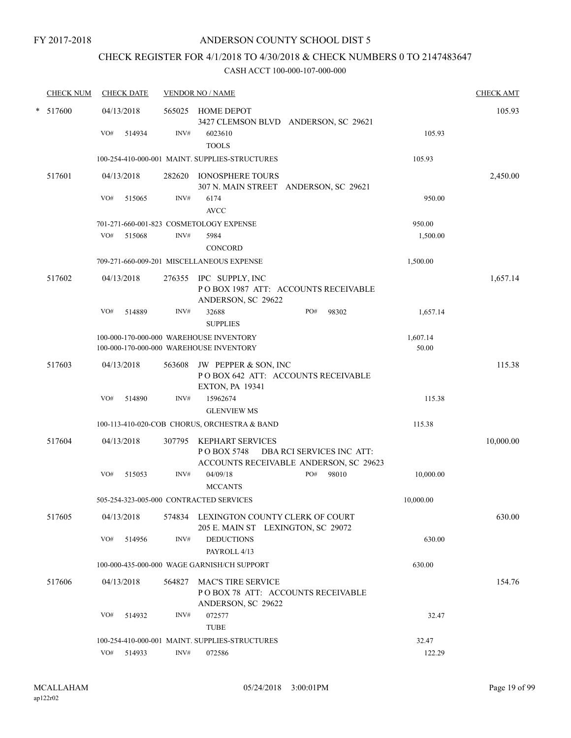FY 2017-2018

# ANDERSON COUNTY SCHOOL DIST 5

## CHECK REGISTER FOR 4/1/2018 TO 4/30/2018 & CHECK NUMBERS 0 TO 2147483647

### CASH ACCT 100-000-107-000-000

| CHECK NUM | CHECK DATE | VENDOR NO / NAME | | | CHECK AMT |
|---|---|---|---|---|---|
| * 517600 | 04/13/2018 | 565025 HOME DEPOT<br>3427 CLEMSON BLVD ANDERSON, SC 29621 | | | 105.93 |
| | VO# 514934 | INV# 6023610<br>TOOLS | | 105.93 | |
| | 100-254-410-000-001 MAINT. SUPPLIES-STRUCTURES | | | 105.93 | |
| 517601 | 04/13/2018 | 282620 IONOSPHERE TOURS<br>307 N. MAIN STREET ANDERSON, SC 29621 | | | 2,450.00 |
| | VO# 515065 | INV# 6174<br>AVCC | | 950.00 | |
| | 701-271-660-001-823 COSMETOLOGY EXPENSE | | | 950.00 | |
| | VO# 515068 | INV# 5984<br>CONCORD | | 1,500.00 | |
| | 709-271-660-009-201 MISCELLANEOUS EXPENSE | | | 1,500.00 | |
| 517602 | 04/13/2018 | 276355 IPC SUPPLY, INC<br>P O BOX 1987 ATT: ACCOUNTS RECEIVABLE<br>ANDERSON, SC 29622 | | | 1,657.14 |
| | VO# 514889 | INV# 32688<br>SUPPLIES | PO# 98302 | 1,657.14 | |
| | 100-000-170-000-000 WAREHOUSE INVENTORY | | | 1,607.14 | |
| | 100-000-170-000-000 WAREHOUSE INVENTORY | | | 50.00 | |
| 517603 | 04/13/2018 | 563608 JW PEPPER & SON, INC<br>P O BOX 642 ATT: ACCOUNTS RECEIVABLE<br>EXTON, PA 19341 | | | 115.38 |
| | VO# 514890 | INV# 15962674<br>GLENVIEW MS | | 115.38 | |
| | 100-113-410-020-COB CHORUS, ORCHESTRA & BAND | | | 115.38 | |
| 517604 | 04/13/2018 | 307795 KEPHART SERVICES<br>P O BOX 5748 DBA RCI SERVICES INC ATT:<br>ACCOUNTS RECEIVABLE ANDERSON, SC 29623 | | | 10,000.00 |
| | VO# 515053 | INV# 04/09/18<br>MCCANTS | PO# 98010 | 10,000.00 | |
| | 505-254-323-005-000 CONTRACTED SERVICES | | | 10,000.00 | |
| 517605 | 04/13/2018 | 574834 LEXINGTON COUNTY CLERK OF COURT<br>205 E. MAIN ST LEXINGTON, SC 29072 | | | 630.00 |
| | VO# 514956 | INV# DEDUCTIONS<br>PAYROLL 4/13 | | 630.00 | |
| | 100-000-435-000-000 WAGE GARNISH/CH SUPPORT | | | 630.00 | |
| 517606 | 04/13/2018 | 564827 MAC'S TIRE SERVICE<br>P O BOX 78 ATT: ACCOUNTS RECEIVABLE<br>ANDERSON, SC 29622 | | | 154.76 |
| | VO# 514932 | INV# 072577<br>TUBE | | 32.47 | |
| | 100-254-410-000-001 MAINT. SUPPLIES-STRUCTURES | | | 32.47 | |
| | VO# 514933 | INV# 072586 | | 122.29 | |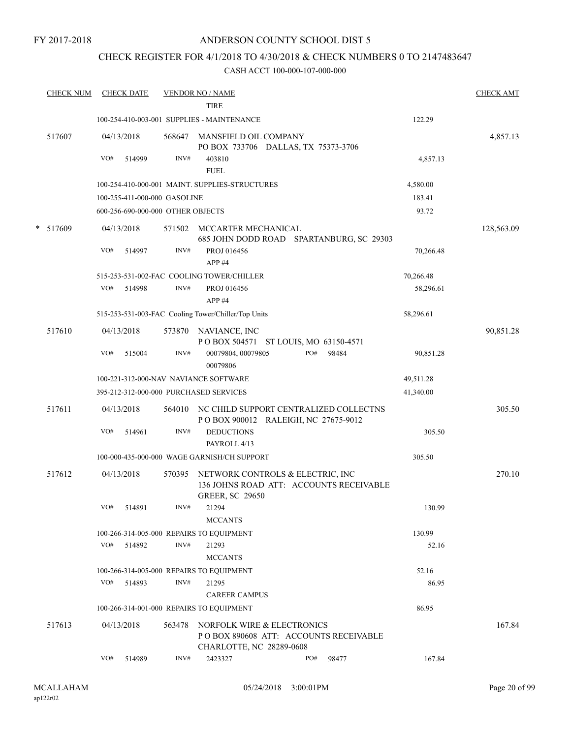FY 2017-2018

# ANDERSON COUNTY SCHOOL DIST 5

## CHECK REGISTER FOR 4/1/2018 TO 4/30/2018 & CHECK NUMBERS 0 TO 2147483647

### CASH ACCT 100-000-107-000-000

| CHECK NUM | CHECK DATE | VENDOR NO / NAME | | CHECK AMT |
|---|---|---|---|---|
| | | TIRE | | |
| | | 100-254-410-003-001 SUPPLIES - MAINTENANCE | 122.29 | |
| 517607 | 04/13/2018 | 568647 MANSFIELD OIL COMPANY<br>PO BOX 733706 DALLAS, TX 75373-3706 | | 4,857.13 |
| | VO# 514999 | INV# 403810<br>FUEL | 4,857.13 | |
| | | 100-254-410-000-001 MAINT. SUPPLIES-STRUCTURES | 4,580.00 | |
| | | 100-255-411-000-000 GASOLINE | 183.41 | |
| | | 600-256-690-000-000 OTHER OBJECTS | 93.72 | |
| * 517609 | 04/13/2018 | 571502 MCCARTER MECHANICAL<br>685 JOHN DODD ROAD SPARTANBURG, SC 29303 | | 128,563.09 |
| | VO# 514997 | INV# PROJ 016456<br>APP #4 | 70,266.48 | |
| | | 515-253-531-002-FAC COOLING TOWER/CHILLER | 70,266.48 | |
| | VO# 514998 | INV# PROJ 016456<br>APP #4 | 58,296.61 | |
| | | 515-253-531-003-FAC Cooling Tower/Chiller/Top Units | 58,296.61 | |
| 517610 | 04/13/2018 | 573870 NAVIANCE, INC<br>P O BOX 504571 ST LOUIS, MO 63150-4571 | | 90,851.28 |
| | VO# 515004 | INV# 00079804, 00079805 PO# 98484<br>00079806 | 90,851.28 | |
| | | 100-221-312-000-NAV NAVIANCE SOFTWARE | 49,511.28 | |
| | | 395-212-312-000-000 PURCHASED SERVICES | 41,340.00 | |
| 517611 | 04/13/2018 | 564010 NC CHILD SUPPORT CENTRALIZED COLLECTNS<br>P O BOX 900012 RALEIGH, NC 27675-9012 | | 305.50 |
| | VO# 514961 | INV# DEDUCTIONS<br>PAYROLL 4/13 | 305.50 | |
| | | 100-000-435-000-000 WAGE GARNISH/CH SUPPORT | 305.50 | |
| 517612 | 04/13/2018 | 570395 NETWORK CONTROLS & ELECTRIC, INC<br>136 JOHNS ROAD ATT: ACCOUNTS RECEIVABLE<br>GREER, SC 29650 | | 270.10 |
| | VO# 514891 | INV# 21294<br>MCCANTS | 130.99 | |
| | | 100-266-314-005-000 REPAIRS TO EQUIPMENT | 130.99 | |
| | VO# 514892 | INV# 21293<br>MCCANTS | 52.16 | |
| | | 100-266-314-005-000 REPAIRS TO EQUIPMENT | 52.16 | |
| | VO# 514893 | INV# 21295<br>CAREER CAMPUS | 86.95 | |
| | | 100-266-314-001-000 REPAIRS TO EQUIPMENT | 86.95 | |
| 517613 | 04/13/2018 | 563478 NORFOLK WIRE & ELECTRONICS<br>P O BOX 890608 ATT: ACCOUNTS RECEIVABLE<br>CHARLOTTE, NC 28289-0608 | | 167.84 |
| | VO# 514989 | INV# 2423327 PO# 98477 | 167.84 | |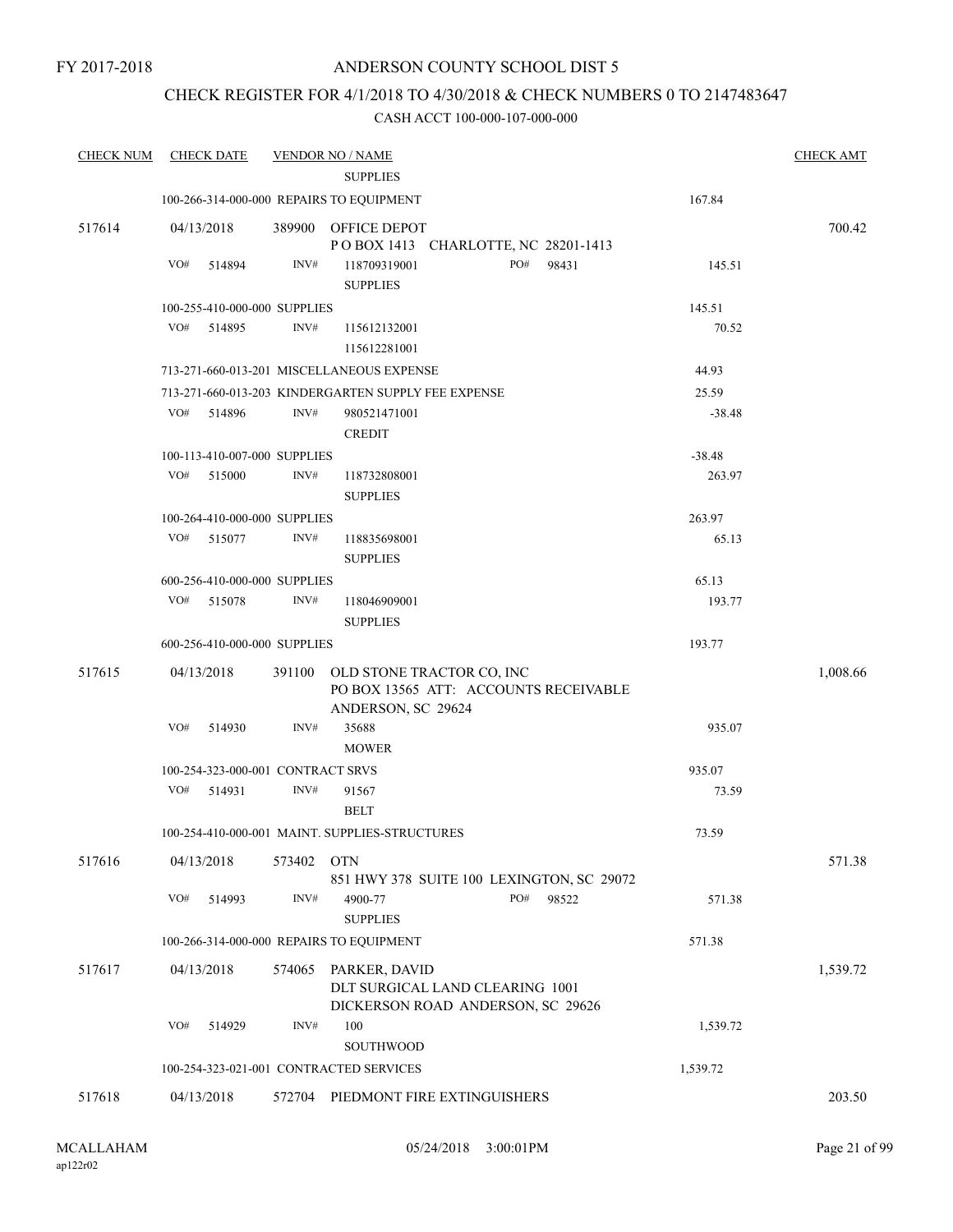FY 2017-2018

# ANDERSON COUNTY SCHOOL DIST 5

## CHECK REGISTER FOR 4/1/2018 TO 4/30/2018 & CHECK NUMBERS 0 TO 2147483647

### CASH ACCT 100-000-107-000-000

| CHECK NUM | CHECK DATE | VENDOR NO / NAME | | CHECK AMT |
|---|---|---|---|---|
| | | SUPPLIES | | |
| | 100-266-314-000-000 REPAIRS TO EQUIPMENT | | 167.84 | |
| 517614 | 04/13/2018 | 389900 OFFICE DEPOT<br>P O BOX 1413 CHARLOTTE, NC 28201-1413 | | 700.42 |
| | VO# 514894 | INV# 118709319001 PO# 98431<br>SUPPLIES | 145.51 | |
| | 100-255-410-000-000 SUPPLIES | | 145.51 | |
| | VO# 514895 | INV# 115612132001<br>115612281001 | 70.52 | |
| | 713-271-660-013-201 MISCELLANEOUS EXPENSE | | 44.93 | |
| | 713-271-660-013-203 KINDERGARTEN SUPPLY FEE EXPENSE | | 25.59 | |
| | VO# 514896 | INV# 980521471001<br>CREDIT | -38.48 | |
| | 100-113-410-007-000 SUPPLIES | | -38.48 | |
| | VO# 515000 | INV# 118732808001<br>SUPPLIES | 263.97 | |
| | 100-264-410-000-000 SUPPLIES | | 263.97 | |
| | VO# 515077 | INV# 118835698001<br>SUPPLIES | 65.13 | |
| | 600-256-410-000-000 SUPPLIES | | 65.13 | |
| | VO# 515078 | INV# 118046909001<br>SUPPLIES | 193.77 | |
| | 600-256-410-000-000 SUPPLIES | | 193.77 | |
| 517615 | 04/13/2018 | 391100 OLD STONE TRACTOR CO, INC<br>PO BOX 13565 ATT: ACCOUNTS RECEIVABLE<br>ANDERSON, SC 29624 | | 1,008.66 |
| | VO# 514930 | INV# 35688<br>MOWER | 935.07 | |
| | 100-254-323-000-001 CONTRACT SRVS | | 935.07 | |
| | VO# 514931 | INV# 91567<br>BELT | 73.59 | |
| | 100-254-410-000-001 MAINT. SUPPLIES-STRUCTURES | | 73.59 | |
| 517616 | 04/13/2018 | 573402 OTN<br>851 HWY 378 SUITE 100 LEXINGTON, SC 29072 | | 571.38 |
| | VO# 514993 | INV# 4900-77 PO# 98522<br>SUPPLIES | 571.38 | |
| | 100-266-314-000-000 REPAIRS TO EQUIPMENT | | 571.38 | |
| 517617 | 04/13/2018 | 574065 PARKER, DAVID<br>DLT SURGICAL LAND CLEARING 1001<br>DICKERSON ROAD ANDERSON, SC 29626 | | 1,539.72 |
| | VO# 514929 | INV# 100<br>SOUTHWOOD | 1,539.72 | |
| | 100-254-323-021-001 CONTRACTED SERVICES | | 1,539.72 | |
| 517618 | 04/13/2018 | 572704 PIEDMONT FIRE EXTINGUISHERS | | 203.50 |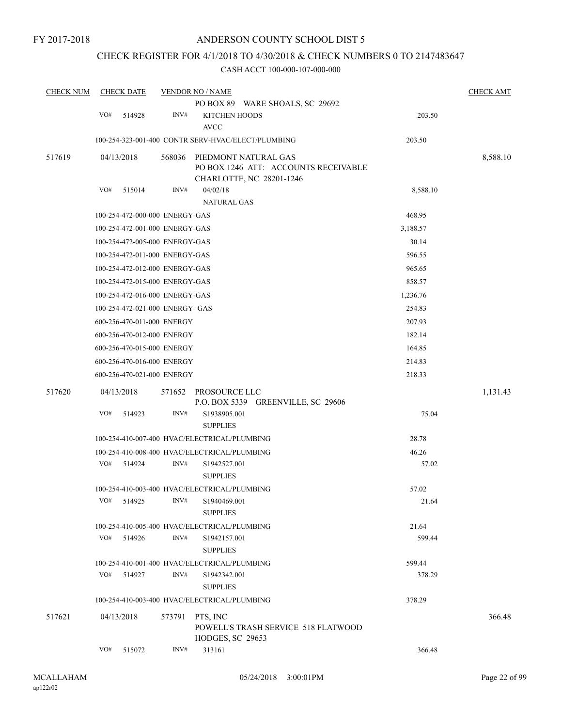FY 2017-2018

# ANDERSON COUNTY SCHOOL DIST 5

## CHECK REGISTER FOR 4/1/2018 TO 4/30/2018 & CHECK NUMBERS 0 TO 2147483647

CASH ACCT 100-000-107-000-000

| CHECK NUM | CHECK DATE | VENDOR NO / NAME | | CHECK AMT |
|---|---|---|---|---|
| | | PO BOX 89 WARE SHOALS, SC 29692 | | |
| | VO# 514928 | INV# KITCHEN HOODS AVCC | 203.50 | |
| | | 100-254-323-001-400 CONTR SERV-HVAC/ELECT/PLUMBING | 203.50 | |
| 517619 | 04/13/2018 | 568036 PIEDMONT NATURAL GAS PO BOX 1246 ATT: ACCOUNTS RECEIVABLE CHARLOTTE, NC 28201-1246 | | 8,588.10 |
| | VO# 515014 | INV# 04/02/18 NATURAL GAS | 8,588.10 | |
| | | 100-254-472-000-000 ENERGY-GAS | 468.95 | |
| | | 100-254-472-001-000 ENERGY-GAS | 3,188.57 | |
| | | 100-254-472-005-000 ENERGY-GAS | 30.14 | |
| | | 100-254-472-011-000 ENERGY-GAS | 596.55 | |
| | | 100-254-472-012-000 ENERGY-GAS | 965.65 | |
| | | 100-254-472-015-000 ENERGY-GAS | 858.57 | |
| | | 100-254-472-016-000 ENERGY-GAS | 1,236.76 | |
| | | 100-254-472-021-000 ENERGY- GAS | 254.83 | |
| | | 600-256-470-011-000 ENERGY | 207.93 | |
| | | 600-256-470-012-000 ENERGY | 182.14 | |
| | | 600-256-470-015-000 ENERGY | 164.85 | |
| | | 600-256-470-016-000 ENERGY | 214.83 | |
| | | 600-256-470-021-000 ENERGY | 218.33 | |
| 517620 | 04/13/2018 | 571652 PROSOURCE LLC P.O. BOX 5339 GREENVILLE, SC 29606 | | 1,131.43 |
| | VO# 514923 | INV# S1938905.001 SUPPLIES | 75.04 | |
| | | 100-254-410-007-400 HVAC/ELECTRICAL/PLUMBING | 28.78 | |
| | | 100-254-410-008-400 HVAC/ELECTRICAL/PLUMBING | 46.26 | |
| | VO# 514924 | INV# S1942527.001 SUPPLIES | 57.02 | |
| | | 100-254-410-003-400 HVAC/ELECTRICAL/PLUMBING | 57.02 | |
| | VO# 514925 | INV# S1940469.001 SUPPLIES | 21.64 | |
| | | 100-254-410-005-400 HVAC/ELECTRICAL/PLUMBING | 21.64 | |
| | VO# 514926 | INV# S1942157.001 SUPPLIES | 599.44 | |
| | | 100-254-410-001-400 HVAC/ELECTRICAL/PLUMBING | 599.44 | |
| | VO# 514927 | INV# S1942342.001 SUPPLIES | 378.29 | |
| | | 100-254-410-003-400 HVAC/ELECTRICAL/PLUMBING | 378.29 | |
| 517621 | 04/13/2018 | 573791 PTS, INC POWELL'S TRASH SERVICE 518 FLATWOOD HODGES, SC 29653 | | 366.48 |
| | VO# 515072 | INV# 313161 | 366.48 | |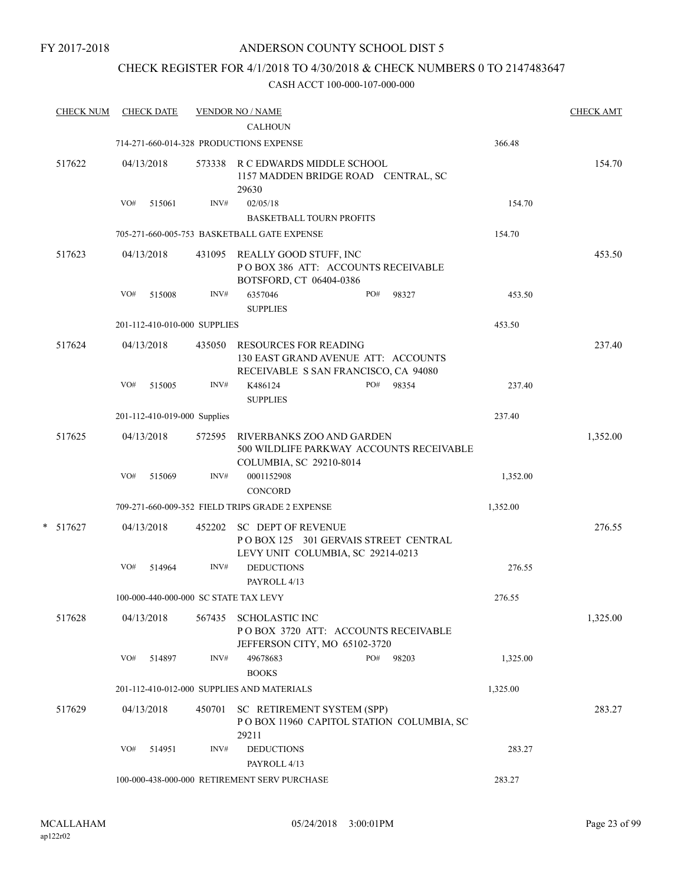FY 2017-2018

ANDERSON COUNTY SCHOOL DIST 5

CHECK REGISTER FOR 4/1/2018 TO 4/30/2018 & CHECK NUMBERS 0 TO 2147483647

CASH ACCT 100-000-107-000-000

| CHECK NUM | CHECK DATE | VENDOR NO / NAME | | CHECK AMT |
|---|---|---|---|---|
| | | CALHOUN | | |
| | | 714-271-660-014-328 PRODUCTIONS EXPENSE | 366.48 | |
| 517622 | 04/13/2018 | 573338 R C EDWARDS MIDDLE SCHOOL 1157 MADDEN BRIDGE ROAD CENTRAL, SC 29630 | | 154.70 |
| | VO# 515061 | INV# 02/05/18 BASKETBALL TOURN PROFITS | 154.70 | |
| | | 705-271-660-005-753 BASKETBALL GATE EXPENSE | 154.70 | |
| 517623 | 04/13/2018 | 431095 REALLY GOOD STUFF, INC P O BOX 386 ATT: ACCOUNTS RECEIVABLE BOTSFORD, CT 06404-0386 | | 453.50 |
| | VO# 515008 | INV# 6357046 PO# 98327 SUPPLIES | 453.50 | |
| | | 201-112-410-010-000 SUPPLIES | 453.50 | |
| 517624 | 04/13/2018 | 435050 RESOURCES FOR READING 130 EAST GRAND AVENUE ATT: ACCOUNTS RECEIVABLE S SAN FRANCISCO, CA 94080 | | 237.40 |
| | VO# 515005 | INV# K486124 PO# 98354 SUPPLIES | 237.40 | |
| | | 201-112-410-019-000 Supplies | 237.40 | |
| 517625 | 04/13/2018 | 572595 RIVERBANKS ZOO AND GARDEN 500 WILDLIFE PARKWAY ACCOUNTS RECEIVABLE COLUMBIA, SC 29210-8014 | | 1,352.00 |
| | VO# 515069 | INV# 0001152908 CONCORD | 1,352.00 | |
| | | 709-271-660-009-352 FIELD TRIPS GRADE 2 EXPENSE | 1,352.00 | |
| * 517627 | 04/13/2018 | 452202 SC DEPT OF REVENUE P O BOX 125 301 GERVAIS STREET CENTRAL LEVY UNIT COLUMBIA, SC 29214-0213 | | 276.55 |
| | VO# 514964 | INV# DEDUCTIONS PAYROLL 4/13 | 276.55 | |
| | | 100-000-440-000-000 SC STATE TAX LEVY | 276.55 | |
| 517628 | 04/13/2018 | 567435 SCHOLASTIC INC P O BOX 3720 ATT: ACCOUNTS RECEIVABLE JEFFERSON CITY, MO 65102-3720 | | 1,325.00 |
| | VO# 514897 | INV# 49678683 PO# 98203 BOOKS | 1,325.00 | |
| | | 201-112-410-012-000 SUPPLIES AND MATERIALS | 1,325.00 | |
| 517629 | 04/13/2018 | 450701 SC RETIREMENT SYSTEM (SPP) P O BOX 11960 CAPITOL STATION COLUMBIA, SC 29211 | | 283.27 |
| | VO# 514951 | INV# DEDUCTIONS PAYROLL 4/13 | 283.27 | |
| | | 100-000-438-000-000 RETIREMENT SERV PURCHASE | 283.27 | |

MCALLAHAM
ap122r02

05/24/2018 3:00:01PM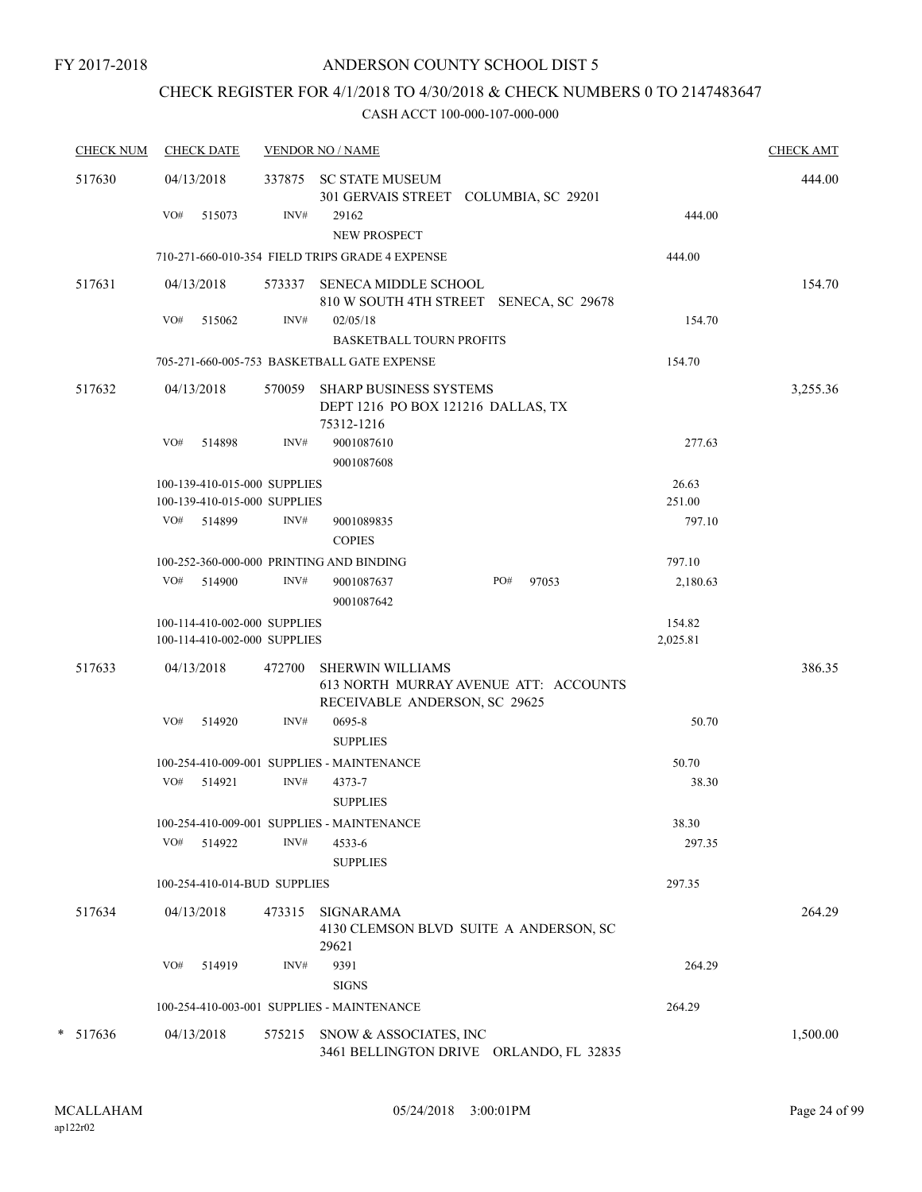FY 2017-2018

# ANDERSON COUNTY SCHOOL DIST 5

## CHECK REGISTER FOR 4/1/2018 TO 4/30/2018 & CHECK NUMBERS 0 TO 2147483647

CASH ACCT 100-000-107-000-000

| CHECK NUM | CHECK DATE | VENDOR NO / NAME | | CHECK AMT |
|---|---|---|---|---|
| 517630 | 04/13/2018 | 337875 SC STATE MUSEUM<br>301 GERVAIS STREET COLUMBIA, SC 29201 | | 444.00 |
| | VO# 515073 | INV# 29162<br>NEW PROSPECT | 444.00 | |
| | 710-271-660-010-354 FIELD TRIPS GRADE 4 EXPENSE | | 444.00 | |
| 517631 | 04/13/2018 | 573337 SENECA MIDDLE SCHOOL<br>810 W SOUTH 4TH STREET SENECA, SC 29678 | | 154.70 |
| | VO# 515062 | INV# 02/05/18<br>BASKETBALL TOURN PROFITS | 154.70 | |
| | 705-271-660-005-753 BASKETBALL GATE EXPENSE | | 154.70 | |
| 517632 | 04/13/2018 | 570059 SHARP BUSINESS SYSTEMS<br>DEPT 1216 PO BOX 121216 DALLAS, TX 75312-1216 | | 3,255.36 |
| | VO# 514898 | INV# 9001087610<br>9001087608 | 277.63 | |
| | 100-139-410-015-000 SUPPLIES | | 26.63 | |
| | 100-139-410-015-000 SUPPLIES | | 251.00 | |
| | VO# 514899 | INV# 9001089835<br>COPIES | 797.10 | |
| | 100-252-360-000-000 PRINTING AND BINDING | | 797.10 | |
| | VO# 514900 | INV# 9001087637 PO# 97053<br>9001087642 | 2,180.63 | |
| | 100-114-410-002-000 SUPPLIES | | 154.82 | |
| | 100-114-410-002-000 SUPPLIES | | 2,025.81 | |
| 517633 | 04/13/2018 | 472700 SHERWIN WILLIAMS<br>613 NORTH MURRAY AVENUE ATT: ACCOUNTS RECEIVABLE ANDERSON, SC 29625 | | 386.35 |
| | VO# 514920 | INV# 0695-8<br>SUPPLIES | 50.70 | |
| | 100-254-410-009-001 SUPPLIES - MAINTENANCE | | 50.70 | |
| | VO# 514921 | INV# 4373-7<br>SUPPLIES | 38.30 | |
| | 100-254-410-009-001 SUPPLIES - MAINTENANCE | | 38.30 | |
| | VO# 514922 | INV# 4533-6<br>SUPPLIES | 297.35 | |
| | 100-254-410-014-BUD SUPPLIES | | 297.35 | |
| 517634 | 04/13/2018 | 473315 SIGNARAMA<br>4130 CLEMSON BLVD SUITE A ANDERSON, SC 29621 | | 264.29 |
| | VO# 514919 | INV# 9391<br>SIGNS | 264.29 | |
| | 100-254-410-003-001 SUPPLIES - MAINTENANCE | | 264.29 | |
| * 517636 | 04/13/2018 | 575215 SNOW & ASSOCIATES, INC<br>3461 BELLINGTON DRIVE ORLANDO, FL 32835 | | 1,500.00 |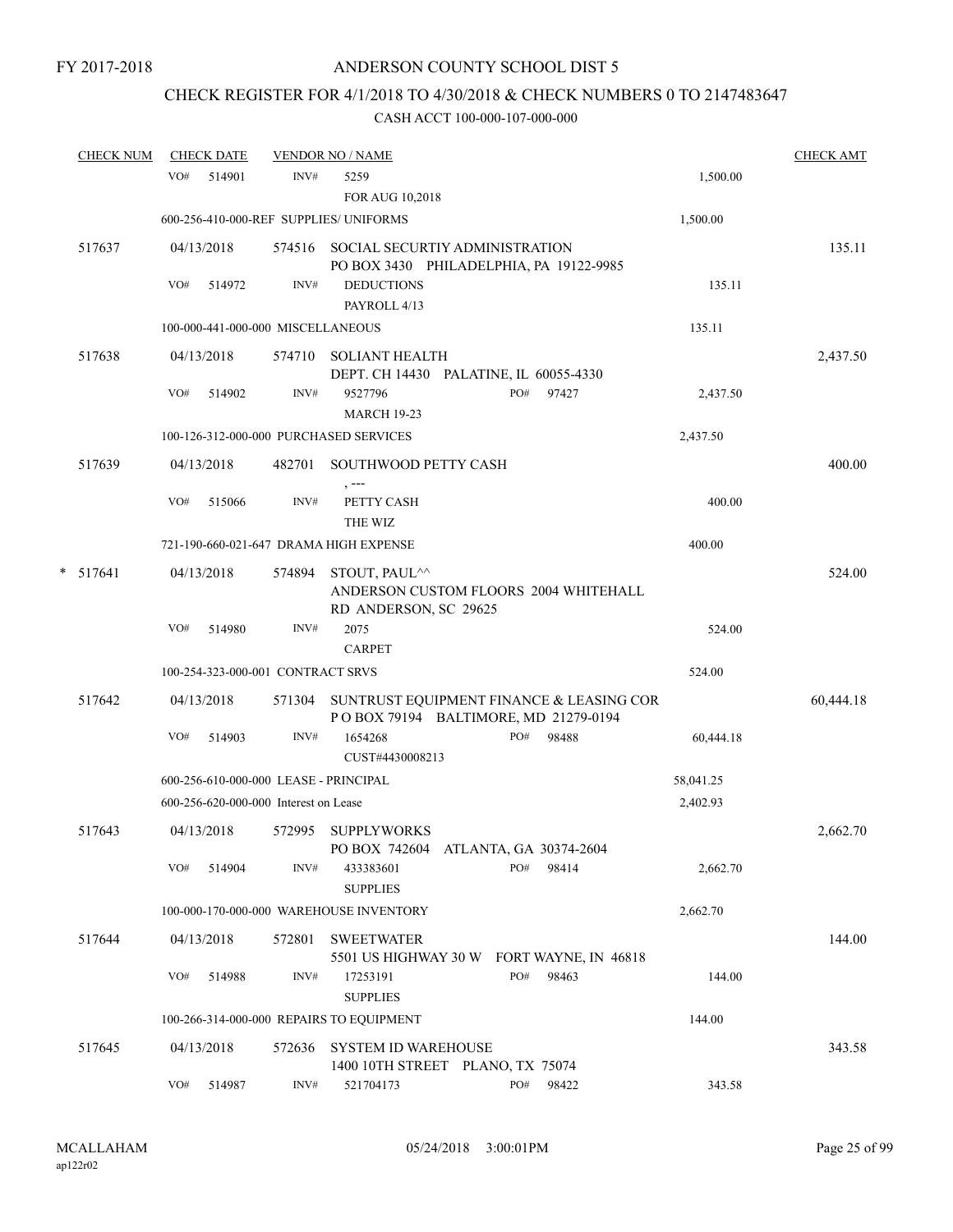FY 2017-2018

# ANDERSON COUNTY SCHOOL DIST 5

## CHECK REGISTER FOR 4/1/2018 TO 4/30/2018 & CHECK NUMBERS 0 TO 2147483647

CASH ACCT 100-000-107-000-000

| CHECK NUM | CHECK DATE | VENDOR NO / NAME | | | CHECK AMT |
|---|---|---|---|---|---|
| | VO# 514901 | INV# 5259<br>FOR AUG 10,2018 | | 1,500.00 | |
| | 600-256-410-000-REF SUPPLIES/ UNIFORMS | | | 1,500.00 | |
| 517637 | 04/13/2018 | 574516 SOCIAL SECURTIY ADMINISTRATION<br>PO BOX 3430 PHILADELPHIA, PA 19122-9985 | | | 135.11 |
| | VO# 514972 | INV# DEDUCTIONS<br>PAYROLL 4/13 | | 135.11 | |
| | 100-000-441-000-000 MISCELLANEOUS | | | 135.11 | |
| 517638 | 04/13/2018 | 574710 SOLIANT HEALTH<br>DEPT. CH 14430 PALATINE, IL 60055-4330 | | | 2,437.50 |
| | VO# 514902 | INV# 9527796<br>MARCH 19-23 | PO# 97427 | 2,437.50 | |
| | 100-126-312-000-000 PURCHASED SERVICES | | | 2,437.50 | |
| 517639 | 04/13/2018 | 482701 SOUTHWOOD PETTY CASH<br>, --- | | | 400.00 |
| | VO# 515066 | INV# PETTY CASH<br>THE WIZ | | 400.00 | |
| | 721-190-660-021-647 DRAMA HIGH EXPENSE | | | 400.00 | |
| * 517641 | 04/13/2018 | 574894 STOUT, PAUL^^<br>ANDERSON CUSTOM FLOORS 2004 WHITEHALL RD ANDERSON, SC 29625 | | | 524.00 |
| | VO# 514980 | INV# 2075<br>CARPET | | 524.00 | |
| | 100-254-323-000-001 CONTRACT SRVS | | | 524.00 | |
| 517642 | 04/13/2018 | 571304 SUNTRUST EQUIPMENT FINANCE & LEASING COR<br>P O BOX 79194 BALTIMORE, MD 21279-0194 | | | 60,444.18 |
| | VO# 514903 | INV# 1654268<br>CUST#4430008213 | PO# 98488 | 60,444.18 | |
| | 600-256-610-000-000 LEASE - PRINCIPAL | | | 58,041.25 | |
| | 600-256-620-000-000 Interest on Lease | | | 2,402.93 | |
| 517643 | 04/13/2018 | 572995 SUPPLYWORKS<br>PO BOX 742604 ATLANTA, GA 30374-2604 | | | 2,662.70 |
| | VO# 514904 | INV# 433383601<br>SUPPLIES | PO# 98414 | 2,662.70 | |
| | 100-000-170-000-000 WAREHOUSE INVENTORY | | | 2,662.70 | |
| 517644 | 04/13/2018 | 572801 SWEETWATER<br>5501 US HIGHWAY 30 W FORT WAYNE, IN 46818 | | | 144.00 |
| | VO# 514988 | INV# 17253191<br>SUPPLIES | PO# 98463 | 144.00 | |
| | 100-266-314-000-000 REPAIRS TO EQUIPMENT | | | 144.00 | |
| 517645 | 04/13/2018 | 572636 SYSTEM ID WAREHOUSE<br>1400 10TH STREET PLANO, TX 75074 | | | 343.58 |
| | VO# 514987 | INV# 521704173 | PO# 98422 | 343.58 | |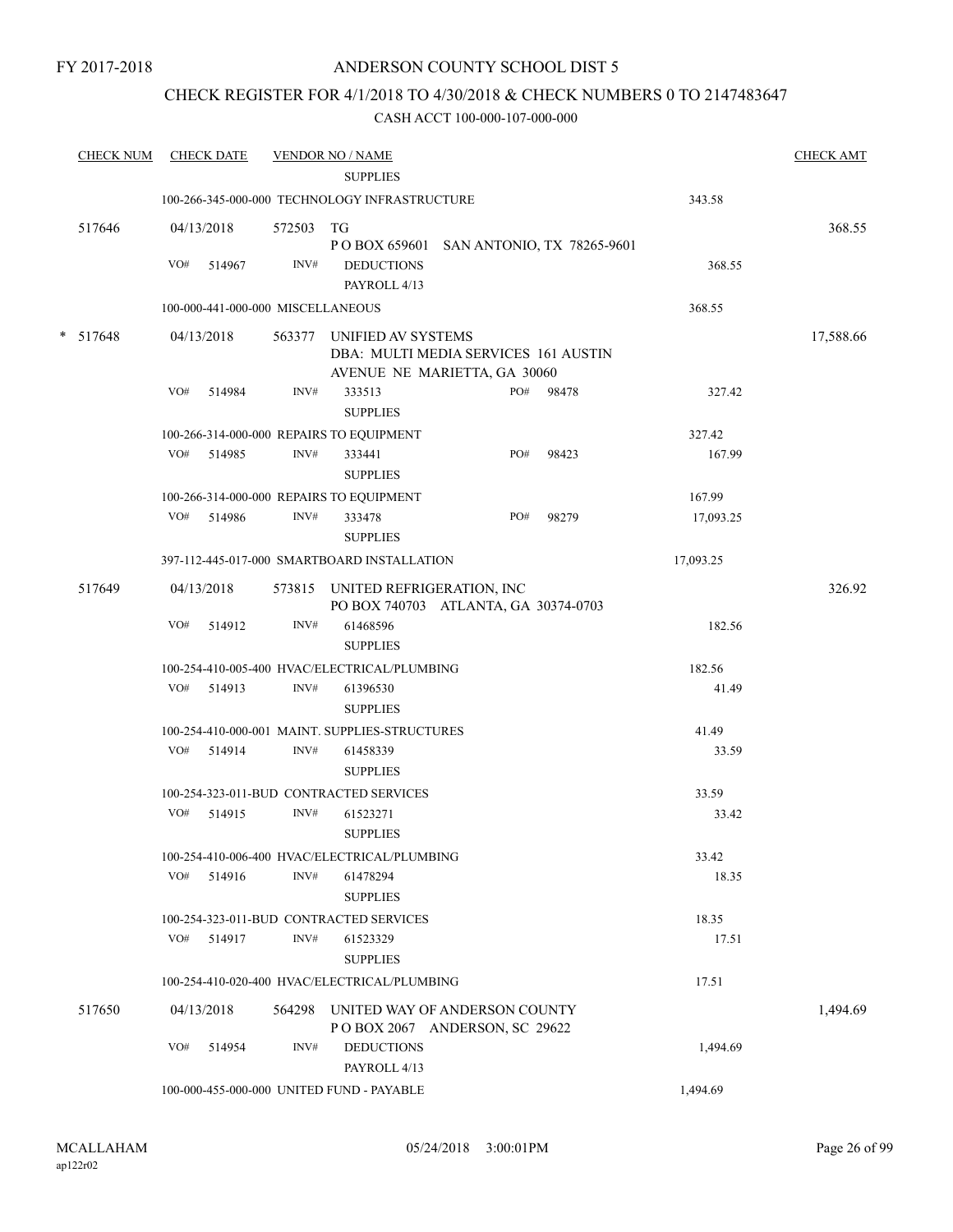FY 2017-2018

# ANDERSON COUNTY SCHOOL DIST 5

## CHECK REGISTER FOR 4/1/2018 TO 4/30/2018 & CHECK NUMBERS 0 TO 2147483647

### CASH ACCT 100-000-107-000-000

| CHECK NUM | CHECK DATE | VENDOR NO / NAME | | | CHECK AMT |
|---|---|---|---|---|---|
| | | SUPPLIES | | | |
| | | 100-266-345-000-000 TECHNOLOGY INFRASTRUCTURE | | 343.58 | |
| 517646 | 04/13/2018 | 572503 TG<br>P O BOX 659601 SAN ANTONIO, TX 78265-9601 | | | 368.55 |
| | VO# 514967 | INV# DEDUCTIONS<br>PAYROLL 4/13 | | 368.55 | |
| | | 100-000-441-000-000 MISCELLANEOUS | | 368.55 | |
| * 517648 | 04/13/2018 | 563377 UNIFIED AV SYSTEMS<br>DBA: MULTI MEDIA SERVICES 161 AUSTIN AVENUE NE MARIETTA, GA 30060 | | | 17,588.66 |
| | VO# 514984 | INV# 333513<br>SUPPLIES | PO# 98478 | 327.42 | |
| | | 100-266-314-000-000 REPAIRS TO EQUIPMENT | | 327.42 | |
| | VO# 514985 | INV# 333441<br>SUPPLIES | PO# 98423 | 167.99 | |
| | | 100-266-314-000-000 REPAIRS TO EQUIPMENT | | 167.99 | |
| | VO# 514986 | INV# 333478<br>SUPPLIES | PO# 98279 | 17,093.25 | |
| | | 397-112-445-017-000 SMARTBOARD INSTALLATION | | 17,093.25 | |
| 517649 | 04/13/2018 | 573815 UNITED REFRIGERATION, INC<br>PO BOX 740703 ATLANTA, GA 30374-0703 | | | 326.92 |
| | VO# 514912 | INV# 61468596<br>SUPPLIES | | 182.56 | |
| | | 100-254-410-005-400 HVAC/ELECTRICAL/PLUMBING | | 182.56 | |
| | VO# 514913 | INV# 61396530<br>SUPPLIES | | 41.49 | |
| | | 100-254-410-000-001 MAINT. SUPPLIES-STRUCTURES | | 41.49 | |
| | VO# 514914 | INV# 61458339<br>SUPPLIES | | 33.59 | |
| | | 100-254-323-011-BUD CONTRACTED SERVICES | | 33.59 | |
| | VO# 514915 | INV# 61523271<br>SUPPLIES | | 33.42 | |
| | | 100-254-410-006-400 HVAC/ELECTRICAL/PLUMBING | | 33.42 | |
| | VO# 514916 | INV# 61478294<br>SUPPLIES | | 18.35 | |
| | | 100-254-323-011-BUD CONTRACTED SERVICES | | 18.35 | |
| | VO# 514917 | INV# 61523329<br>SUPPLIES | | 17.51 | |
| | | 100-254-410-020-400 HVAC/ELECTRICAL/PLUMBING | | 17.51 | |
| 517650 | 04/13/2018 | 564298 UNITED WAY OF ANDERSON COUNTY<br>P O BOX 2067 ANDERSON, SC 29622 | | | 1,494.69 |
| | VO# 514954 | INV# DEDUCTIONS<br>PAYROLL 4/13 | | 1,494.69 | |
| | | 100-000-455-000-000 UNITED FUND - PAYABLE | | 1,494.69 | |

MCALLAHAM
ap122r02

05/24/2018 3:00:01PM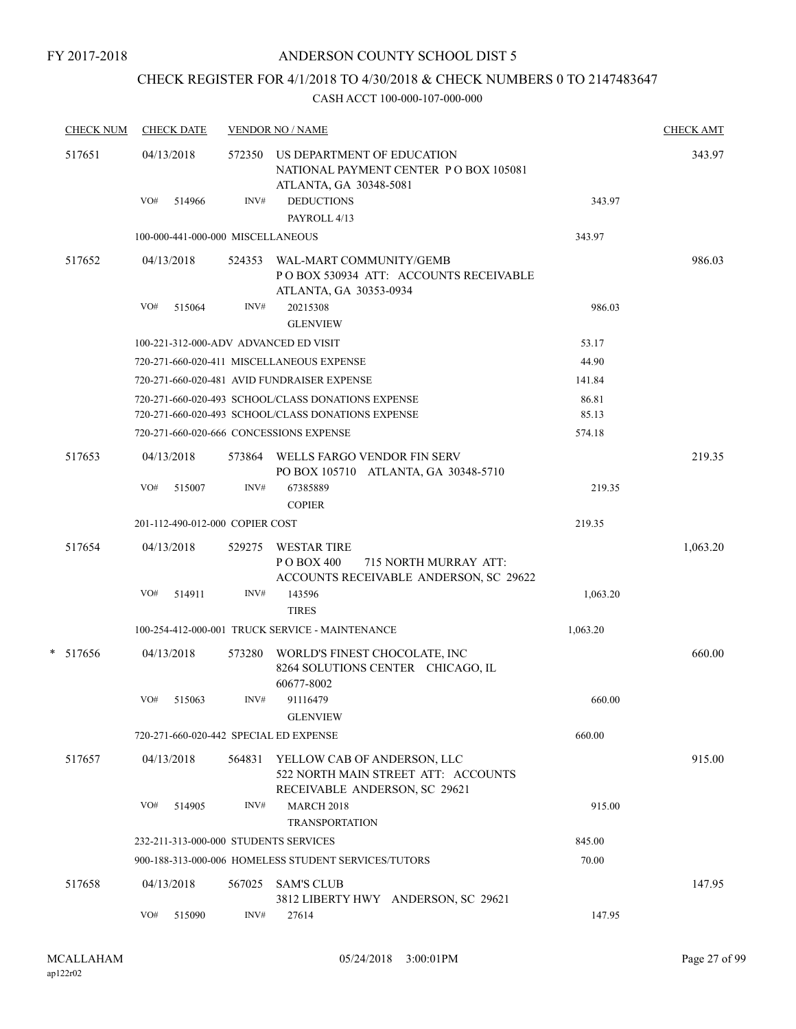FY 2017-2018

# ANDERSON COUNTY SCHOOL DIST 5

## CHECK REGISTER FOR 4/1/2018 TO 4/30/2018 & CHECK NUMBERS 0 TO 2147483647

### CASH ACCT 100-000-107-000-000

| CHECK NUM | CHECK DATE | VENDOR NO / NAME | | CHECK AMT |
|---|---|---|---|---|
| 517651 | 04/13/2018 | 572350 US DEPARTMENT OF EDUCATION NATIONAL PAYMENT CENTER P O BOX 105081 ATLANTA, GA 30348-5081 | | 343.97 |
| | VO# 514966 | INV# DEDUCTIONS PAYROLL 4/13 | 343.97 | |
| | 100-000-441-000-000 MISCELLANEOUS | | 343.97 | |
| 517652 | 04/13/2018 | 524353 WAL-MART COMMUNITY/GEMB P O BOX 530934 ATT: ACCOUNTS RECEIVABLE ATLANTA, GA 30353-0934 | | 986.03 |
| | VO# 515064 | INV# 20215308 GLENVIEW | 986.03 | |
| | 100-221-312-000-ADV ADVANCED ED VISIT | | 53.17 | |
| | 720-271-660-020-411 MISCELLANEOUS EXPENSE | | 44.90 | |
| | 720-271-660-020-481 AVID FUNDRAISER EXPENSE | | 141.84 | |
| | 720-271-660-020-493 SCHOOL/CLASS DONATIONS EXPENSE | | 86.81 | |
| | 720-271-660-020-493 SCHOOL/CLASS DONATIONS EXPENSE | | 85.13 | |
| | 720-271-660-020-666 CONCESSIONS EXPENSE | | 574.18 | |
| 517653 | 04/13/2018 | 573864 WELLS FARGO VENDOR FIN SERV PO BOX 105710 ATLANTA, GA 30348-5710 | | 219.35 |
| | VO# 515007 | INV# 67385889 COPIER | 219.35 | |
| | 201-112-490-012-000 COPIER COST | | 219.35 | |
| 517654 | 04/13/2018 | 529275 WESTAR TIRE P O BOX 400 715 NORTH MURRAY ATT: ACCOUNTS RECEIVABLE ANDERSON, SC 29622 | | 1,063.20 |
| | VO# 514911 | INV# 143596 TIRES | 1,063.20 | |
| | 100-254-412-000-001 TRUCK SERVICE - MAINTENANCE | | 1,063.20 | |
| * 517656 | 04/13/2018 | 573280 WORLD'S FINEST CHOCOLATE, INC 8264 SOLUTIONS CENTER CHICAGO, IL 60677-8002 | | 660.00 |
| | VO# 515063 | INV# 91116479 GLENVIEW | 660.00 | |
| | 720-271-660-020-442 SPECIAL ED EXPENSE | | 660.00 | |
| 517657 | 04/13/2018 | 564831 YELLOW CAB OF ANDERSON, LLC 522 NORTH MAIN STREET ATT: ACCOUNTS RECEIVABLE ANDERSON, SC 29621 | | 915.00 |
| | VO# 514905 | INV# MARCH 2018 TRANSPORTATION | 915.00 | |
| | 232-211-313-000-000 STUDENTS SERVICES | | 845.00 | |
| | 900-188-313-000-006 HOMELESS STUDENT SERVICES/TUTORS | | 70.00 | |
| 517658 | 04/13/2018 | 567025 SAM'S CLUB 3812 LIBERTY HWY ANDERSON, SC 29621 | | 147.95 |
| | VO# 515090 | INV# 27614 | 147.95 | |

MCALLAHAM ap122r02 05/24/2018 3:00:01PM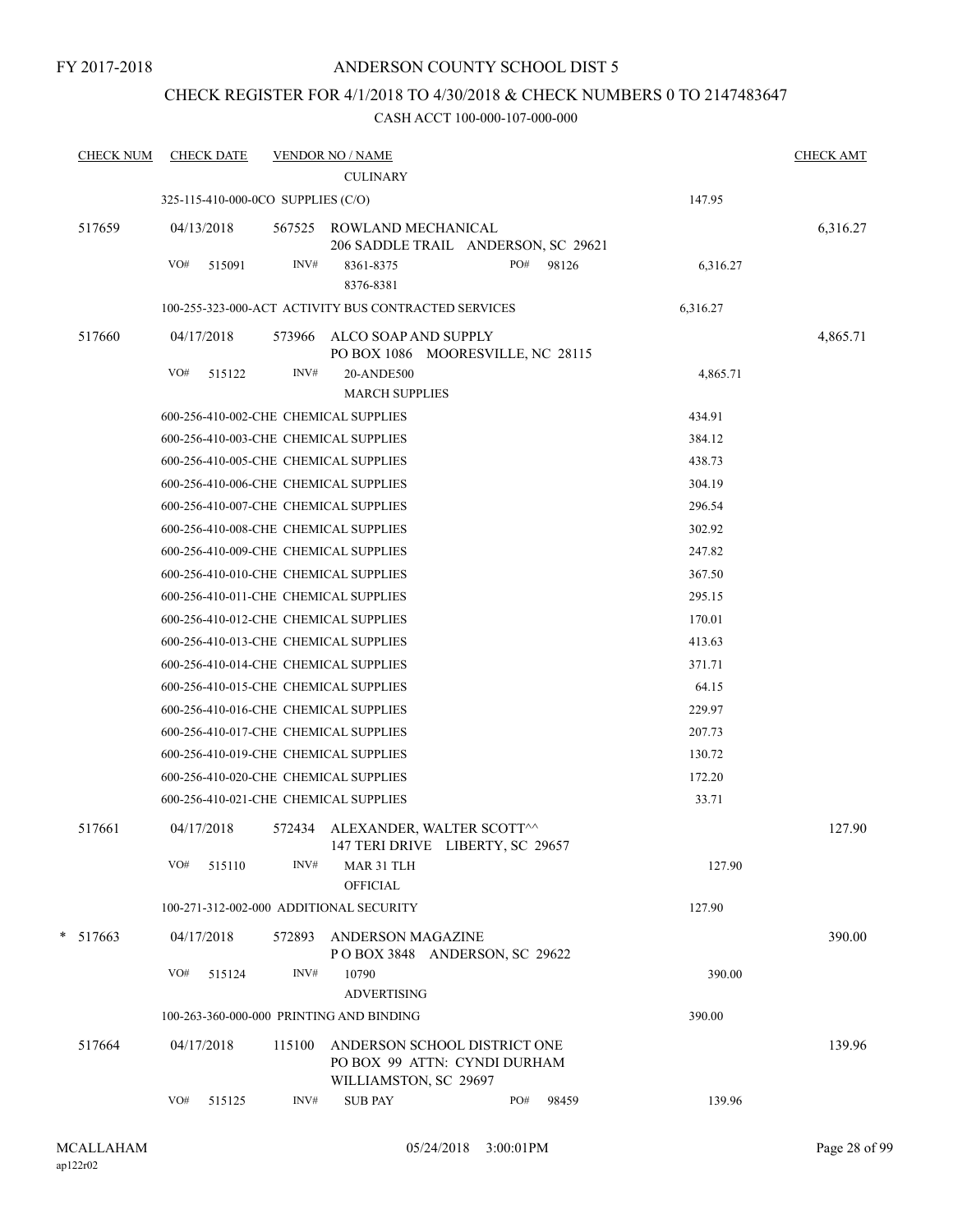FY 2017-2018

ANDERSON COUNTY SCHOOL DIST 5

CHECK REGISTER FOR 4/1/2018 TO 4/30/2018 & CHECK NUMBERS 0 TO 2147483647

CASH ACCT 100-000-107-000-000

| CHECK NUM | CHECK DATE | VENDOR NO / NAME | | CHECK AMT |
|---|---|---|---|---|
| | | CULINARY | | |
| | 325-115-410-000-0CO SUPPLIES (C/O) | | 147.95 | |
| 517659 | 04/13/2018 | 567525 ROWLAND MECHANICAL<br>206 SADDLE TRAIL ANDERSON, SC 29621 | | 6,316.27 |
| | VO# 515091 | INV# 8361-8375<br>8376-8381 PO# 98126 | 6,316.27 | |
| | 100-255-323-000-ACT ACTIVITY BUS CONTRACTED SERVICES | | 6,316.27 | |
| 517660 | 04/17/2018 | 573966 ALCO SOAP AND SUPPLY<br>PO BOX 1086 MOORESVILLE, NC 28115 | | 4,865.71 |
| | VO# 515122 | INV# 20-ANDE500<br>MARCH SUPPLIES | 4,865.71 | |
| | 600-256-410-002-CHE CHEMICAL SUPPLIES | | 434.91 | |
| | 600-256-410-003-CHE CHEMICAL SUPPLIES | | 384.12 | |
| | 600-256-410-005-CHE CHEMICAL SUPPLIES | | 438.73 | |
| | 600-256-410-006-CHE CHEMICAL SUPPLIES | | 304.19 | |
| | 600-256-410-007-CHE CHEMICAL SUPPLIES | | 296.54 | |
| | 600-256-410-008-CHE CHEMICAL SUPPLIES | | 302.92 | |
| | 600-256-410-009-CHE CHEMICAL SUPPLIES | | 247.82 | |
| | 600-256-410-010-CHE CHEMICAL SUPPLIES | | 367.50 | |
| | 600-256-410-011-CHE CHEMICAL SUPPLIES | | 295.15 | |
| | 600-256-410-012-CHE CHEMICAL SUPPLIES | | 170.01 | |
| | 600-256-410-013-CHE CHEMICAL SUPPLIES | | 413.63 | |
| | 600-256-410-014-CHE CHEMICAL SUPPLIES | | 371.71 | |
| | 600-256-410-015-CHE CHEMICAL SUPPLIES | | 64.15 | |
| | 600-256-410-016-CHE CHEMICAL SUPPLIES | | 229.97 | |
| | 600-256-410-017-CHE CHEMICAL SUPPLIES | | 207.73 | |
| | 600-256-410-019-CHE CHEMICAL SUPPLIES | | 130.72 | |
| | 600-256-410-020-CHE CHEMICAL SUPPLIES | | 172.20 | |
| | 600-256-410-021-CHE CHEMICAL SUPPLIES | | 33.71 | |
| 517661 | 04/17/2018 | 572434 ALEXANDER, WALTER SCOTT^^<br>147 TERI DRIVE LIBERTY, SC 29657 | | 127.90 |
| | VO# 515110 | INV# MAR 31 TLH<br>OFFICIAL | 127.90 | |
| | 100-271-312-002-000 ADDITIONAL SECURITY | | 127.90 | |
| * 517663 | 04/17/2018 | 572893 ANDERSON MAGAZINE<br>P O BOX 3848 ANDERSON, SC 29622 | | 390.00 |
| | VO# 515124 | INV# 10790<br>ADVERTISING | 390.00 | |
| | 100-263-360-000-000 PRINTING AND BINDING | | 390.00 | |
| 517664 | 04/17/2018 | 115100 ANDERSON SCHOOL DISTRICT ONE<br>PO BOX 99 ATTN: CYNDI DURHAM<br>WILLIAMSTON, SC 29697 | | 139.96 |
| | VO# 515125 | INV# SUB PAY PO# 98459 | 139.96 | |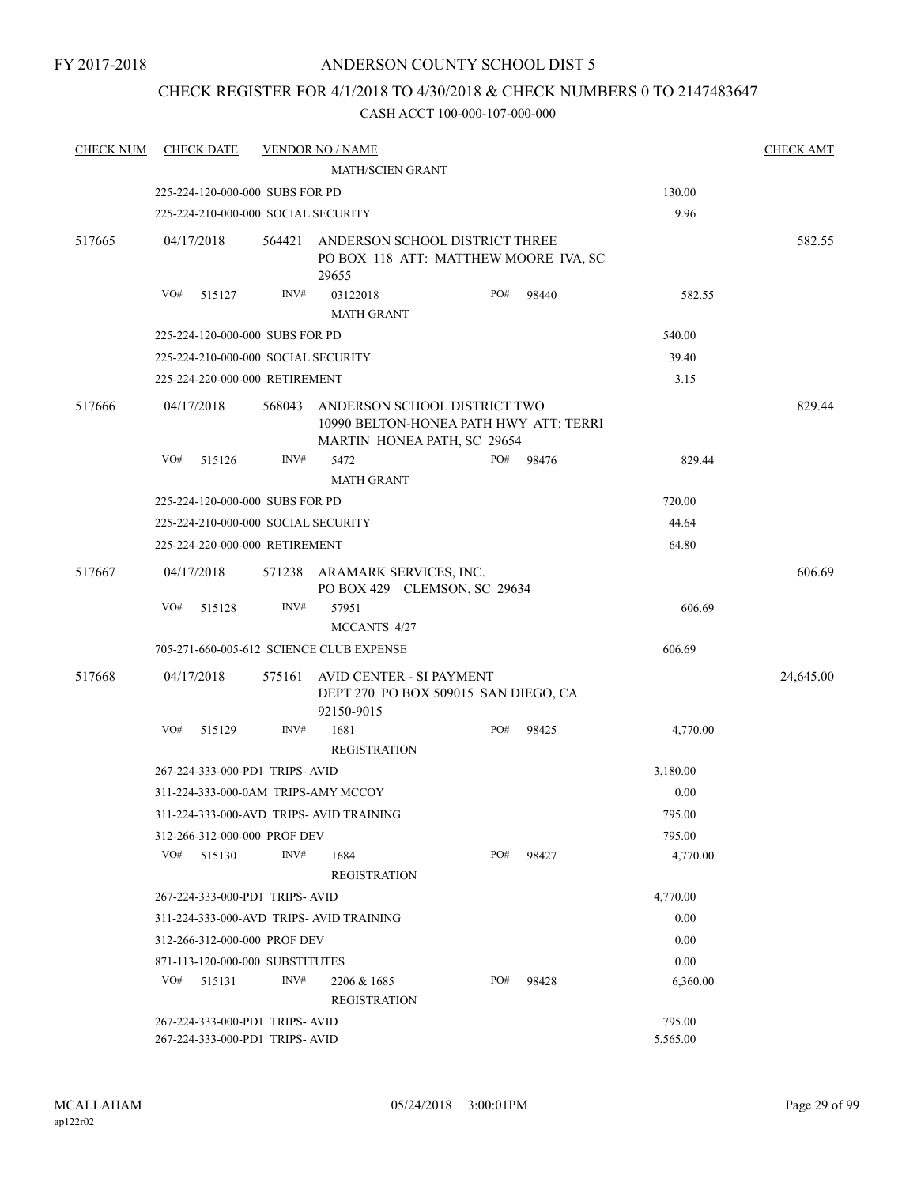FY 2017-2018

# ANDERSON COUNTY SCHOOL DIST 5

## CHECK REGISTER FOR 4/1/2018 TO 4/30/2018 & CHECK NUMBERS 0 TO 2147483647

### CASH ACCT 100-000-107-000-000

| CHECK NUM | CHECK DATE | VENDOR NO / NAME | | CHECK AMT |
|---|---|---|---|---|
| | | MATH/SCIEN GRANT | | |
| | 225-224-120-000-000 SUBS FOR PD | | 130.00 | |
| | 225-224-210-000-000 SOCIAL SECURITY | | 9.96 | |
| 517665 | 04/17/2018 | 564421 ANDERSON SCHOOL DISTRICT THREE PO BOX 118 ATT: MATTHEW MOORE IVA, SC 29655 | | 582.55 |
| | VO# 515127 | INV# 03122018 PO# 98440 MATH GRANT | 582.55 | |
| | 225-224-120-000-000 SUBS FOR PD | | 540.00 | |
| | 225-224-210-000-000 SOCIAL SECURITY | | 39.40 | |
| | 225-224-220-000-000 RETIREMENT | | 3.15 | |
| 517666 | 04/17/2018 | 568043 ANDERSON SCHOOL DISTRICT TWO 10990 BELTON-HONEA PATH HWY ATT: TERRI MARTIN HONEA PATH, SC 29654 | | 829.44 |
| | VO# 515126 | INV# 5472 PO# 98476 MATH GRANT | 829.44 | |
| | 225-224-120-000-000 SUBS FOR PD | | 720.00 | |
| | 225-224-210-000-000 SOCIAL SECURITY | | 44.64 | |
| | 225-224-220-000-000 RETIREMENT | | 64.80 | |
| 517667 | 04/17/2018 | 571238 ARAMARK SERVICES, INC. PO BOX 429 CLEMSON, SC 29634 | | 606.69 |
| | VO# 515128 | INV# 57951 MCCANTS 4/27 | 606.69 | |
| | 705-271-660-005-612 SCIENCE CLUB EXPENSE | | 606.69 | |
| 517668 | 04/17/2018 | 575161 AVID CENTER - SI PAYMENT DEPT 270 PO BOX 509015 SAN DIEGO, CA 92150-9015 | | 24,645.00 |
| | VO# 515129 | INV# 1681 PO# 98425 REGISTRATION | 4,770.00 | |
| | 267-224-333-000-PD1 TRIPS- AVID | | 3,180.00 | |
| | 311-224-333-000-0AM TRIPS-AMY MCCOY | | 0.00 | |
| | 311-224-333-000-AVD TRIPS- AVID TRAINING | | 795.00 | |
| | 312-266-312-000-000 PROF DEV | | 795.00 | |
| | VO# 515130 | INV# 1684 PO# 98427 REGISTRATION | 4,770.00 | |
| | 267-224-333-000-PD1 TRIPS- AVID | | 4,770.00 | |
| | 311-224-333-000-AVD TRIPS- AVID TRAINING | | 0.00 | |
| | 312-266-312-000-000 PROF DEV | | 0.00 | |
| | 871-113-120-000-000 SUBSTITUTES | | 0.00 | |
| | VO# 515131 | INV# 2206 & 1685 PO# 98428 REGISTRATION | 6,360.00 | |
| | 267-224-333-000-PD1 TRIPS- AVID | | 795.00 | |
| | 267-224-333-000-PD1 TRIPS- AVID | | 5,565.00 | |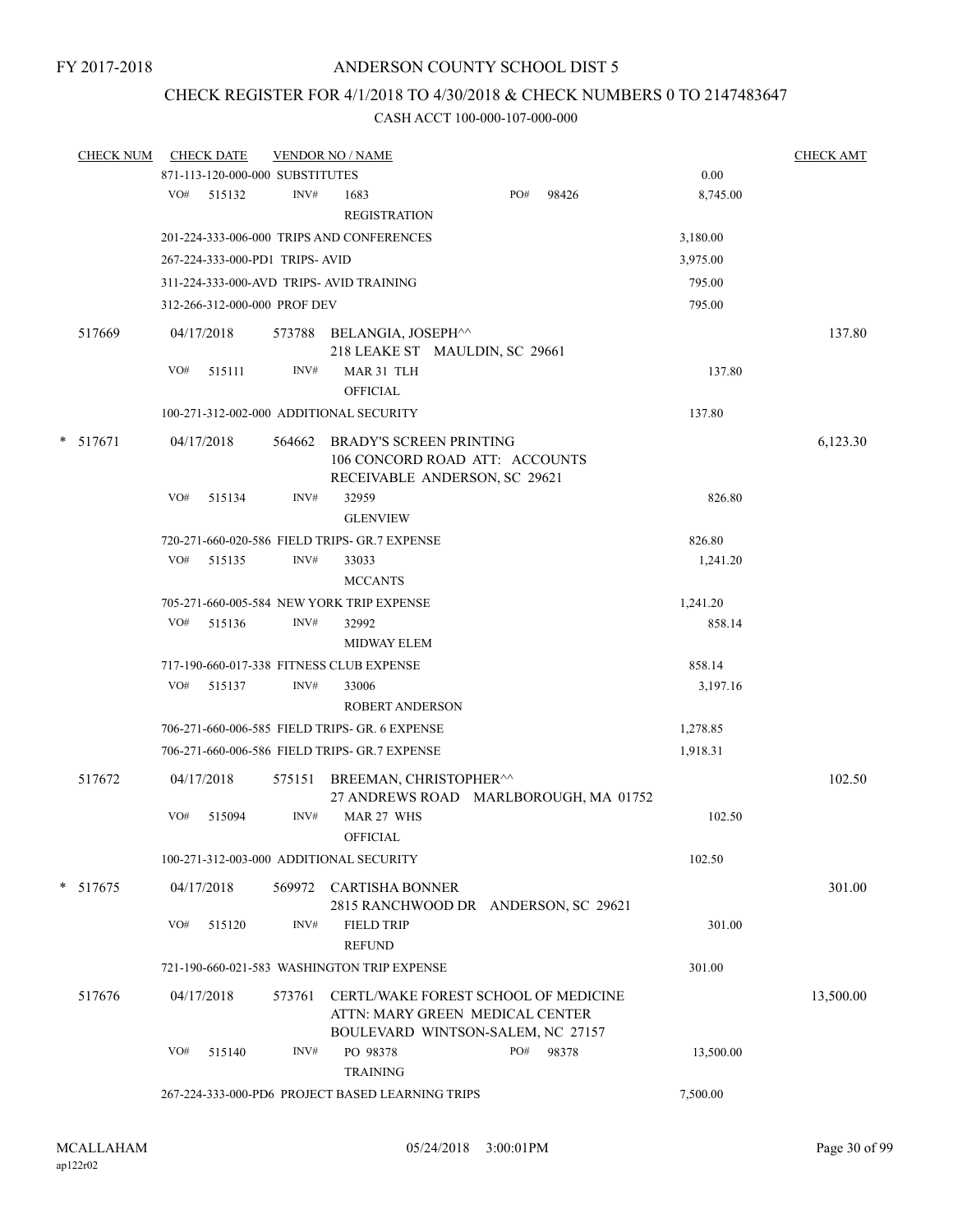FY 2017-2018

# ANDERSON COUNTY SCHOOL DIST 5

## CHECK REGISTER FOR 4/1/2018 TO 4/30/2018 & CHECK NUMBERS 0 TO 2147483647

### CASH ACCT 100-000-107-000-000

| CHECK NUM | CHECK DATE | VENDOR NO / NAME | | CHECK AMT |
|---|---|---|---|---|
| | 871-113-120-000-000 SUBSTITUTES | | 0.00 | |
| | VO# 515132 | INV# 1683 PO# 98426<br>REGISTRATION | 8,745.00 | |
| | 201-224-333-006-000 TRIPS AND CONFERENCES | | 3,180.00 | |
| | 267-224-333-000-PD1 TRIPS- AVID | | 3,975.00 | |
| | 311-224-333-000-AVD TRIPS- AVID TRAINING | | 795.00 | |
| | 312-266-312-000-000 PROF DEV | | 795.00 | |
| 517669 | 04/17/2018 | 573788 BELANGIA, JOSEPH^^<br>218 LEAKE ST MAULDIN, SC 29661 | | 137.80 |
| | VO# 515111 | INV# MAR 31 TLH<br>OFFICIAL | 137.80 | |
| | 100-271-312-002-000 ADDITIONAL SECURITY | | 137.80 | |
| * 517671 | 04/17/2018 | 564662 BRADY'S SCREEN PRINTING<br>106 CONCORD ROAD ATT: ACCOUNTS<br>RECEIVABLE ANDERSON, SC 29621 | | 6,123.30 |
| | VO# 515134 | INV# 32959<br>GLENVIEW | 826.80 | |
| | 720-271-660-020-586 FIELD TRIPS- GR.7 EXPENSE | | 826.80 | |
| | VO# 515135 | INV# 33033<br>MCCANTS | 1,241.20 | |
| | 705-271-660-005-584 NEW YORK TRIP EXPENSE | | 1,241.20 | |
| | VO# 515136 | INV# 32992<br>MIDWAY ELEM | 858.14 | |
| | 717-190-660-017-338 FITNESS CLUB EXPENSE | | 858.14 | |
| | VO# 515137 | INV# 33006<br>ROBERT ANDERSON | 3,197.16 | |
| | 706-271-660-006-585 FIELD TRIPS- GR. 6 EXPENSE | | 1,278.85 | |
| | 706-271-660-006-586 FIELD TRIPS- GR.7 EXPENSE | | 1,918.31 | |
| 517672 | 04/17/2018 | 575151 BREEMAN, CHRISTOPHER^^<br>27 ANDREWS ROAD MARLBOROUGH, MA 01752 | | 102.50 |
| | VO# 515094 | INV# MAR 27 WHS<br>OFFICIAL | 102.50 | |
| | 100-271-312-003-000 ADDITIONAL SECURITY | | 102.50 | |
| * 517675 | 04/17/2018 | 569972 CARTISHA BONNER<br>2815 RANCHWOOD DR ANDERSON, SC 29621 | | 301.00 |
| | VO# 515120 | INV# FIELD TRIP<br>REFUND | 301.00 | |
| | 721-190-660-021-583 WASHINGTON TRIP EXPENSE | | 301.00 | |
| 517676 | 04/17/2018 | 573761 CERTL/WAKE FOREST SCHOOL OF MEDICINE<br>ATTN: MARY GREEN MEDICAL CENTER<br>BOULEVARD WINTSON-SALEM, NC 27157 | | 13,500.00 |
| | VO# 515140 | INV# PO 98378 PO# 98378<br>TRAINING | 13,500.00 | |
| | 267-224-333-000-PD6 PROJECT BASED LEARNING TRIPS | | 7,500.00 | |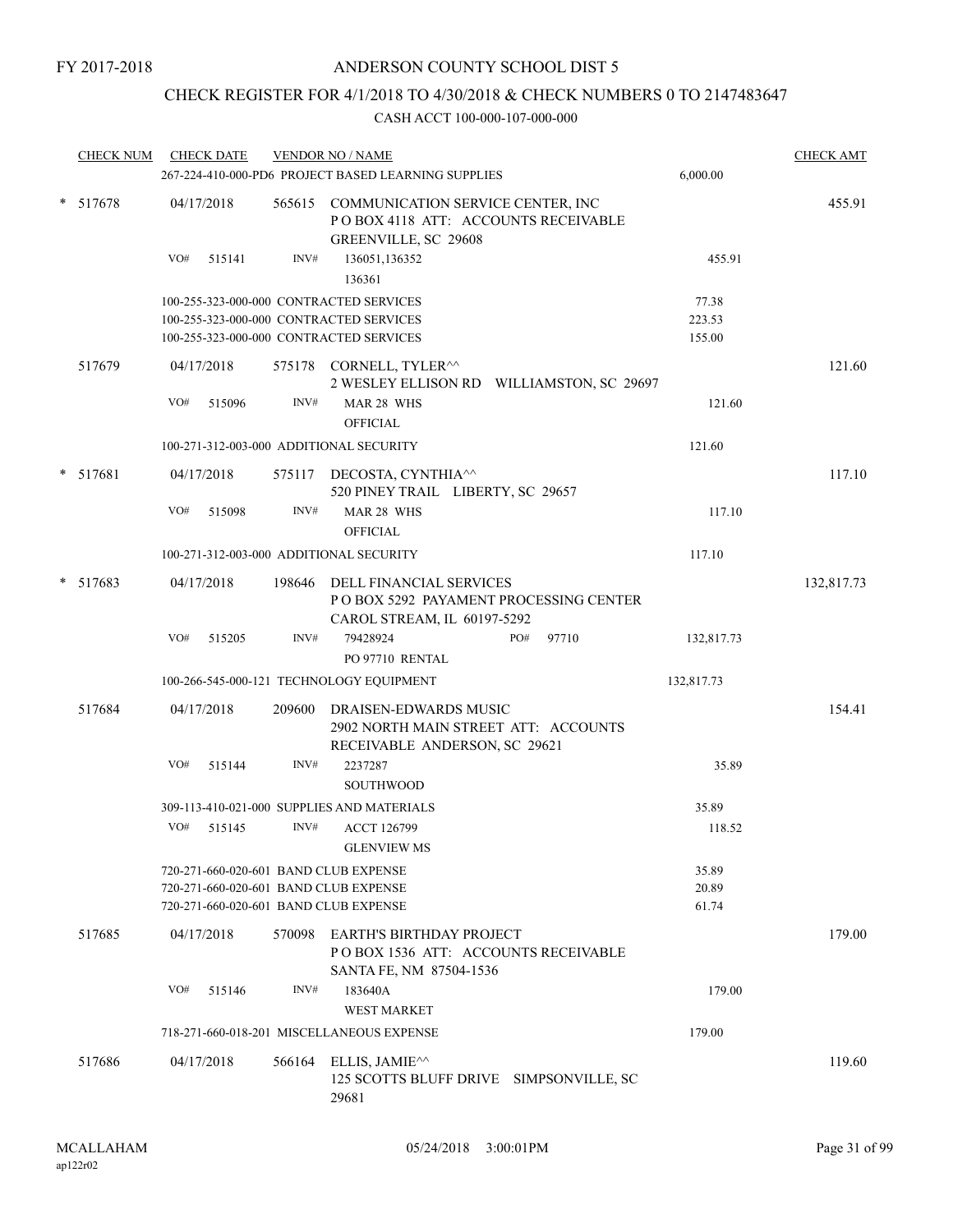FY 2017-2018

# ANDERSON COUNTY SCHOOL DIST 5

## CHECK REGISTER FOR 4/1/2018 TO 4/30/2018 & CHECK NUMBERS 0 TO 2147483647

CASH ACCT 100-000-107-000-000

| CHECK NUM | CHECK DATE | VENDOR NO / NAME | | CHECK AMT |
|---|---|---|---|---|
| | 267-224-410-000-PD6 PROJECT BASED LEARNING SUPPLIES | | 6,000.00 | |
| * 517678 | 04/17/2018 | 565615 COMMUNICATION SERVICE CENTER, INC<br>P O BOX 4118 ATT: ACCOUNTS RECEIVABLE<br>GREENVILLE, SC 29608 | | 455.91 |
| | VO# 515141 | INV# 136051,136352<br>136361 | 455.91 | |
| | 100-255-323-000-000 CONTRACTED SERVICES | | 77.38 | |
| | 100-255-323-000-000 CONTRACTED SERVICES | | 223.53 | |
| | 100-255-323-000-000 CONTRACTED SERVICES | | 155.00 | |
| 517679 | 04/17/2018 | 575178 CORNELL, TYLER^^<br>2 WESLEY ELLISON RD WILLIAMSTON, SC 29697 | | 121.60 |
| | VO# 515096 | INV# MAR 28 WHS<br>OFFICIAL | 121.60 | |
| | 100-271-312-003-000 ADDITIONAL SECURITY | | 121.60 | |
| * 517681 | 04/17/2018 | 575117 DECOSTA, CYNTHIA^^<br>520 PINEY TRAIL LIBERTY, SC 29657 | | 117.10 |
| | VO# 515098 | INV# MAR 28 WHS<br>OFFICIAL | 117.10 | |
| | 100-271-312-003-000 ADDITIONAL SECURITY | | 117.10 | |
| * 517683 | 04/17/2018 | 198646 DELL FINANCIAL SERVICES<br>P O BOX 5292 PAYAMENT PROCESSING CENTER<br>CAROL STREAM, IL 60197-5292 | | 132,817.73 |
| | VO# 515205 | INV# 79428924 PO# 97710<br>PO 97710 RENTAL | 132,817.73 | |
| | 100-266-545-000-121 TECHNOLOGY EQUIPMENT | | 132,817.73 | |
| 517684 | 04/17/2018 | 209600 DRAISEN-EDWARDS MUSIC<br>2902 NORTH MAIN STREET ATT: ACCOUNTS<br>RECEIVABLE ANDERSON, SC 29621 | | 154.41 |
| | VO# 515144 | INV# 2237287<br>SOUTHWOOD | 35.89 | |
| | 309-113-410-021-000 SUPPLIES AND MATERIALS | | 35.89 | |
| | VO# 515145 | INV# ACCT 126799<br>GLENVIEW MS | 118.52 | |
| | 720-271-660-020-601 BAND CLUB EXPENSE | | 35.89 | |
| | 720-271-660-020-601 BAND CLUB EXPENSE | | 20.89 | |
| | 720-271-660-020-601 BAND CLUB EXPENSE | | 61.74 | |
| 517685 | 04/17/2018 | 570098 EARTH'S BIRTHDAY PROJECT<br>P O BOX 1536 ATT: ACCOUNTS RECEIVABLE<br>SANTA FE, NM 87504-1536 | | 179.00 |
| | VO# 515146 | INV# 183640A<br>WEST MARKET | 179.00 | |
| | 718-271-660-018-201 MISCELLANEOUS EXPENSE | | 179.00 | |
| 517686 | 04/17/2018 | 566164 ELLIS, JAMIE^^<br>125 SCOTTS BLUFF DRIVE SIMPSONVILLE, SC<br>29681 | | 119.60 |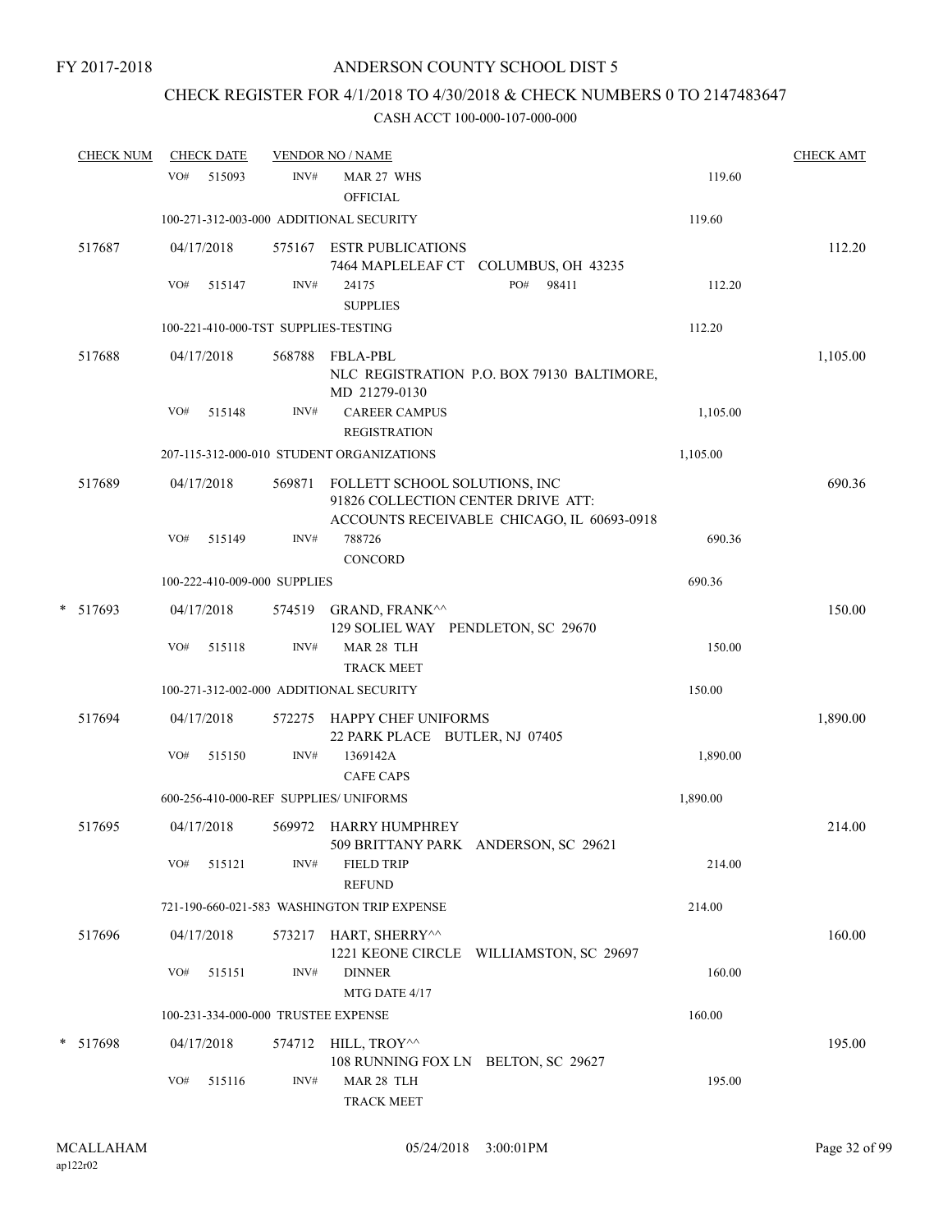FY 2017-2018

ANDERSON COUNTY SCHOOL DIST 5

CHECK REGISTER FOR 4/1/2018 TO 4/30/2018 & CHECK NUMBERS 0 TO 2147483647

CASH ACCT 100-000-107-000-000

| CHECK NUM | CHECK DATE | VENDOR NO / NAME | | CHECK AMT |
|---|---|---|---|---|
| | VO# 515093 | INV# MAR 27 WHS OFFICIAL | 119.60 | |
| | 100-271-312-003-000 ADDITIONAL SECURITY | | 119.60 | |
| 517687 | 04/17/2018 | 575167 ESTR PUBLICATIONS 7464 MAPLELEAF CT COLUMBUS, OH 43235 | | 112.20 |
| | VO# 515147 | INV# 24175 PO# 98411 SUPPLIES | 112.20 | |
| | 100-221-410-000-TST SUPPLIES-TESTING | | 112.20 | |
| 517688 | 04/17/2018 | 568788 FBLA-PBL NLC REGISTRATION P.O. BOX 79130 BALTIMORE, MD 21279-0130 | | 1,105.00 |
| | VO# 515148 | INV# CAREER CAMPUS REGISTRATION | 1,105.00 | |
| | 207-115-312-000-010 STUDENT ORGANIZATIONS | | 1,105.00 | |
| 517689 | 04/17/2018 | 569871 FOLLETT SCHOOL SOLUTIONS, INC 91826 COLLECTION CENTER DRIVE ATT: ACCOUNTS RECEIVABLE CHICAGO, IL 60693-0918 | | 690.36 |
| | VO# 515149 | INV# 788726 CONCORD | 690.36 | |
| | 100-222-410-009-000 SUPPLIES | | 690.36 | |
| * 517693 | 04/17/2018 | 574519 GRAND, FRANK^^ 129 SOLIEL WAY PENDLETON, SC 29670 | | 150.00 |
| | VO# 515118 | INV# MAR 28 TLH TRACK MEET | 150.00 | |
| | 100-271-312-002-000 ADDITIONAL SECURITY | | 150.00 | |
| 517694 | 04/17/2018 | 572275 HAPPY CHEF UNIFORMS 22 PARK PLACE BUTLER, NJ 07405 | | 1,890.00 |
| | VO# 515150 | INV# 1369142A CAFE CAPS | 1,890.00 | |
| | 600-256-410-000-REF SUPPLIES/ UNIFORMS | | 1,890.00 | |
| 517695 | 04/17/2018 | 569972 HARRY HUMPHREY 509 BRITTANY PARK ANDERSON, SC 29621 | | 214.00 |
| | VO# 515121 | INV# FIELD TRIP REFUND | 214.00 | |
| | 721-190-660-021-583 WASHINGTON TRIP EXPENSE | | 214.00 | |
| 517696 | 04/17/2018 | 573217 HART, SHERRY^^ 1221 KEONE CIRCLE WILLIAMSTON, SC 29697 | | 160.00 |
| | VO# 515151 | INV# DINNER MTG DATE 4/17 | 160.00 | |
| | 100-231-334-000-000 TRUSTEE EXPENSE | | 160.00 | |
| * 517698 | 04/17/2018 | 574712 HILL, TROY^^ 108 RUNNING FOX LN BELTON, SC 29627 | | 195.00 |
| | VO# 515116 | INV# MAR 28 TLH TRACK MEET | 195.00 | |

MCALLAHAM
ap122r02

05/24/2018 3:00:01PM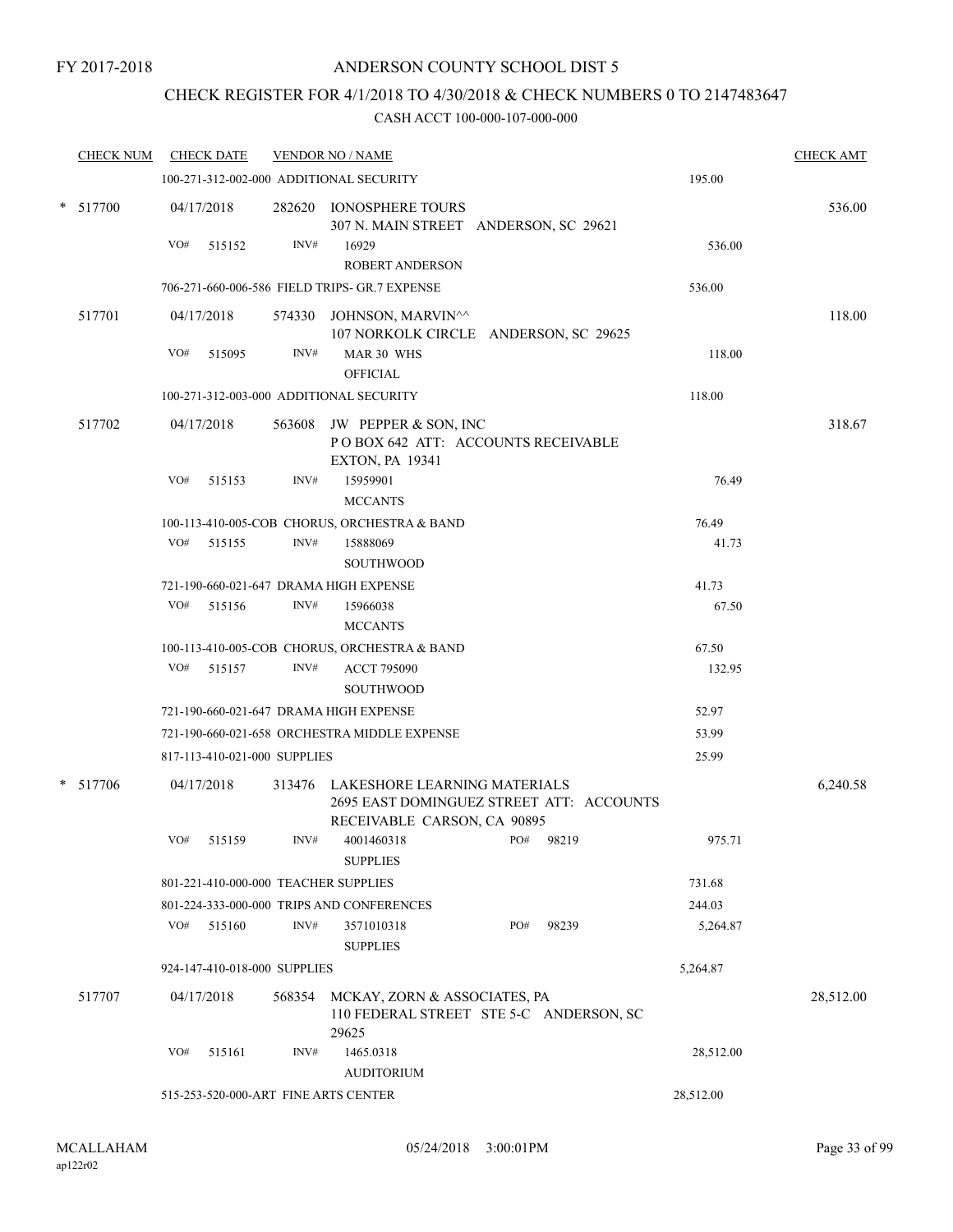FY 2017-2018

# ANDERSON COUNTY SCHOOL DIST 5

## CHECK REGISTER FOR 4/1/2018 TO 4/30/2018 & CHECK NUMBERS 0 TO 2147483647

### CASH ACCT 100-000-107-000-000

| CHECK NUM | CHECK DATE | VENDOR NO / NAME | | CHECK AMT |
|---|---|---|---|---|
| | 100-271-312-002-000 ADDITIONAL SECURITY | | 195.00 | |
| * 517700 | 04/17/2018 | 282620 IONOSPHERE TOURS<br>307 N. MAIN STREET ANDERSON, SC 29621 | | 536.00 |
| | VO# 515152 | INV# 16929<br>ROBERT ANDERSON | 536.00 | |
| | 706-271-660-006-586 FIELD TRIPS- GR.7 EXPENSE | | 536.00 | |
| 517701 | 04/17/2018 | 574330 JOHNSON, MARVIN^^<br>107 NORKOLK CIRCLE ANDERSON, SC 29625 | | 118.00 |
| | VO# 515095 | INV# MAR 30 WHS<br>OFFICIAL | 118.00 | |
| | 100-271-312-003-000 ADDITIONAL SECURITY | | 118.00 | |
| 517702 | 04/17/2018 | 563608 JW PEPPER & SON, INC<br>P O BOX 642 ATT: ACCOUNTS RECEIVABLE<br>EXTON, PA 19341 | | 318.67 |
| | VO# 515153 | INV# 15959901<br>MCCANTS | 76.49 | |
| | 100-113-410-005-COB CHORUS, ORCHESTRA & BAND | | 76.49 | |
| | VO# 515155 | INV# 15888069<br>SOUTHWOOD | 41.73 | |
| | 721-190-660-021-647 DRAMA HIGH EXPENSE | | 41.73 | |
| | VO# 515156 | INV# 15966038<br>MCCANTS | 67.50 | |
| | 100-113-410-005-COB CHORUS, ORCHESTRA & BAND | | 67.50 | |
| | VO# 515157 | INV# ACCT 795090<br>SOUTHWOOD | 132.95 | |
| | 721-190-660-021-647 DRAMA HIGH EXPENSE | | 52.97 | |
| | 721-190-660-021-658 ORCHESTRA MIDDLE EXPENSE | | 53.99 | |
| | 817-113-410-021-000 SUPPLIES | | 25.99 | |
| * 517706 | 04/17/2018 | 313476 LAKESHORE LEARNING MATERIALS<br>2695 EAST DOMINGUEZ STREET ATT: ACCOUNTS<br>RECEIVABLE CARSON, CA 90895 | | 6,240.58 |
| | VO# 515159 | INV# 4001460318 PO# 98219<br>SUPPLIES | 975.71 | |
| | 801-221-410-000-000 TEACHER SUPPLIES | | 731.68 | |
| | 801-224-333-000-000 TRIPS AND CONFERENCES | | 244.03 | |
| | VO# 515160 | INV# 3571010318 PO# 98239<br>SUPPLIES | 5,264.87 | |
| | 924-147-410-018-000 SUPPLIES | | 5,264.87 | |
| 517707 | 04/17/2018 | 568354 MCKAY, ZORN & ASSOCIATES, PA<br>110 FEDERAL STREET STE 5-C ANDERSON, SC<br>29625 | | 28,512.00 |
| | VO# 515161 | INV# 1465.0318<br>AUDITORIUM | 28,512.00 | |
| | 515-253-520-000-ART FINE ARTS CENTER | | 28,512.00 | |

MCALLAHAM
ap122r02

05/24/2018 3:00:01PM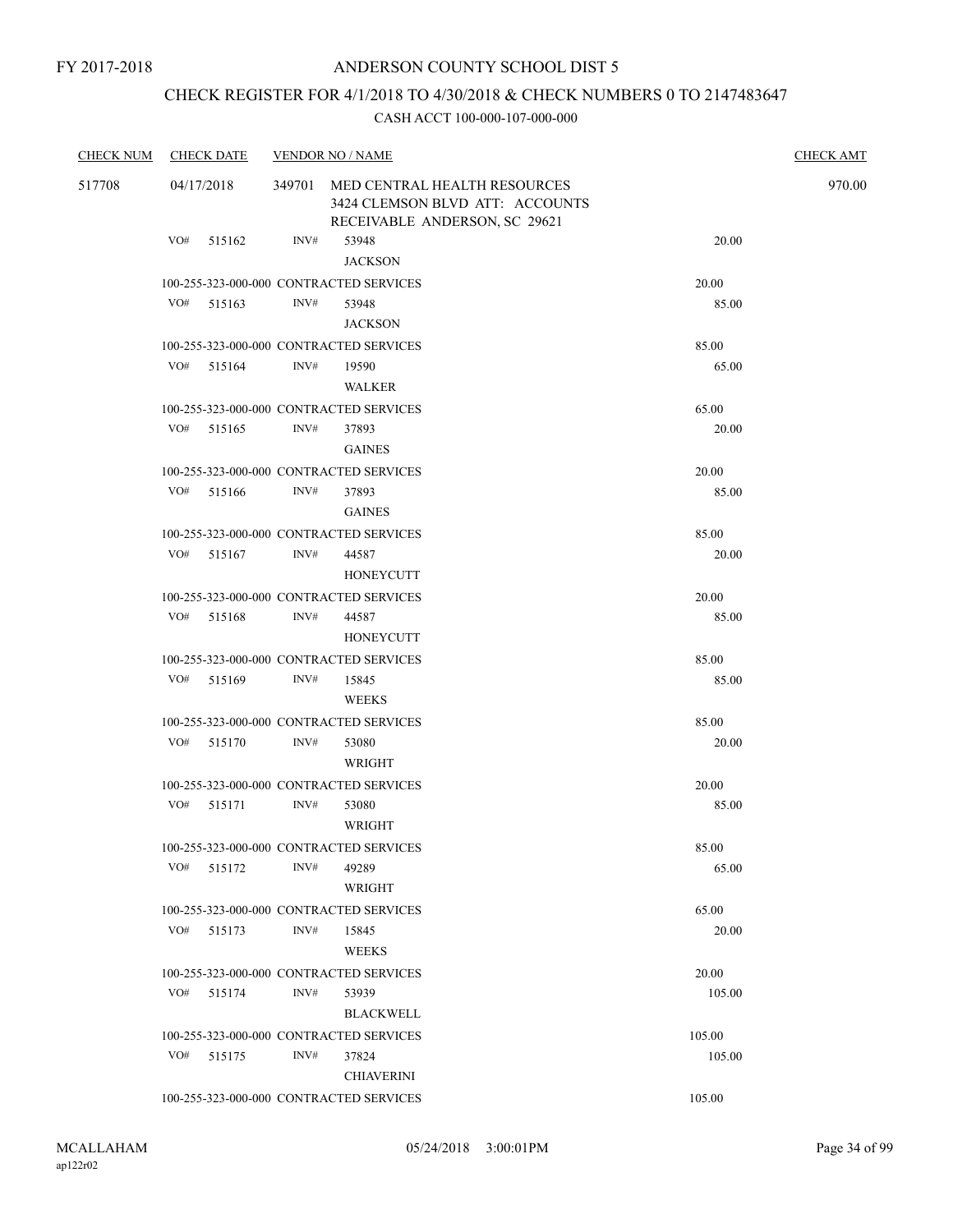FY 2017-2018

# ANDERSON COUNTY SCHOOL DIST 5

## CHECK REGISTER FOR 4/1/2018 TO 4/30/2018 & CHECK NUMBERS 0 TO 2147483647

### CASH ACCT 100-000-107-000-000

| CHECK NUM | CHECK DATE | VENDOR NO / NAME | | CHECK AMT |
|---|---|---|---|---|
| 517708 | 04/17/2018 | 349701 MED CENTRAL HEALTH RESOURCES 3424 CLEMSON BLVD ATT: ACCOUNTS RECEIVABLE ANDERSON, SC 29621 | | 970.00 |
| | VO# 515162 | INV# 53948 JACKSON | 20.00 | |
| | 100-255-323-000-000 CONTRACTED SERVICES | | 20.00 | |
| | VO# 515163 | INV# 53948 JACKSON | 85.00 | |
| | 100-255-323-000-000 CONTRACTED SERVICES | | 85.00 | |
| | VO# 515164 | INV# 19590 WALKER | 65.00 | |
| | 100-255-323-000-000 CONTRACTED SERVICES | | 65.00 | |
| | VO# 515165 | INV# 37893 GAINES | 20.00 | |
| | 100-255-323-000-000 CONTRACTED SERVICES | | 20.00 | |
| | VO# 515166 | INV# 37893 GAINES | 85.00 | |
| | 100-255-323-000-000 CONTRACTED SERVICES | | 85.00 | |
| | VO# 515167 | INV# 44587 HONEYCUTT | 20.00 | |
| | 100-255-323-000-000 CONTRACTED SERVICES | | 20.00 | |
| | VO# 515168 | INV# 44587 HONEYCUTT | 85.00 | |
| | 100-255-323-000-000 CONTRACTED SERVICES | | 85.00 | |
| | VO# 515169 | INV# 15845 WEEKS | 85.00 | |
| | 100-255-323-000-000 CONTRACTED SERVICES | | 85.00 | |
| | VO# 515170 | INV# 53080 WRIGHT | 20.00 | |
| | 100-255-323-000-000 CONTRACTED SERVICES | | 20.00 | |
| | VO# 515171 | INV# 53080 WRIGHT | 85.00 | |
| | 100-255-323-000-000 CONTRACTED SERVICES | | 85.00 | |
| | VO# 515172 | INV# 49289 WRIGHT | 65.00 | |
| | 100-255-323-000-000 CONTRACTED SERVICES | | 65.00 | |
| | VO# 515173 | INV# 15845 WEEKS | 20.00 | |
| | 100-255-323-000-000 CONTRACTED SERVICES | | 20.00 | |
| | VO# 515174 | INV# 53939 BLACKWELL | 105.00 | |
| | 100-255-323-000-000 CONTRACTED SERVICES | | 105.00 | |
| | VO# 515175 | INV# 37824 CHIAVERINI | 105.00 | |
| | 100-255-323-000-000 CONTRACTED SERVICES | | 105.00 | |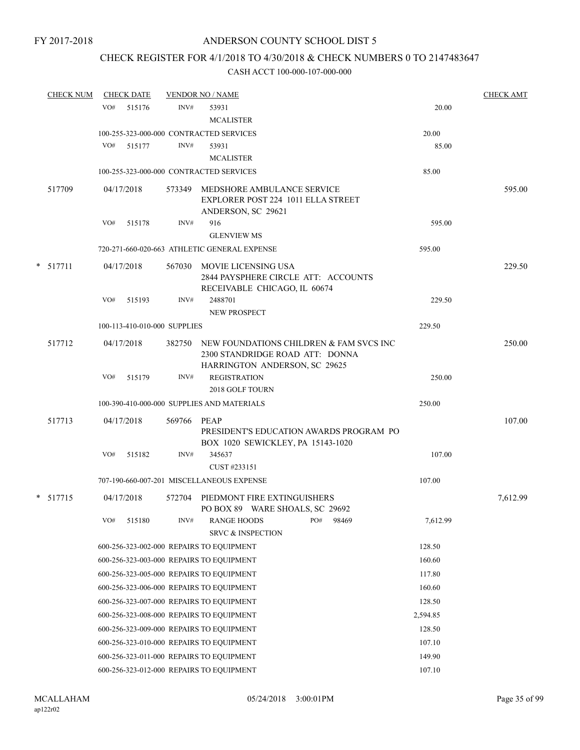FY 2017-2018

# ANDERSON COUNTY SCHOOL DIST 5

## CHECK REGISTER FOR 4/1/2018 TO 4/30/2018 & CHECK NUMBERS 0 TO 2147483647

### CASH ACCT 100-000-107-000-000

| CHECK NUM | CHECK DATE | VENDOR NO / NAME | | CHECK AMT |
|---|---|---|---|---|
| | VO# 515176 | INV# 53931 MCALISTER | 20.00 | |
| | 100-255-323-000-000 CONTRACTED SERVICES | | 20.00 | |
| | VO# 515177 | INV# 53931 MCALISTER | 85.00 | |
| | 100-255-323-000-000 CONTRACTED SERVICES | | 85.00 | |
| 517709 | 04/17/2018 | 573349 MEDSHORE AMBULANCE SERVICE EXPLORER POST 224 1011 ELLA STREET ANDERSON, SC 29621 | | 595.00 |
| | VO# 515178 | INV# 916 GLENVIEW MS | 595.00 | |
| | 720-271-660-020-663 ATHLETIC GENERAL EXPENSE | | 595.00 | |
| * 517711 | 04/17/2018 | 567030 MOVIE LICENSING USA 2844 PAYSPHERE CIRCLE ATT: ACCOUNTS RECEIVABLE CHICAGO, IL 60674 | | 229.50 |
| | VO# 515193 | INV# 2488701 NEW PROSPECT | 229.50 | |
| | 100-113-410-010-000 SUPPLIES | | 229.50 | |
| 517712 | 04/17/2018 | 382750 NEW FOUNDATIONS CHILDREN & FAM SVCS INC 2300 STANDRIDGE ROAD ATT: DONNA HARRINGTON ANDERSON, SC 29625 | | 250.00 |
| | VO# 515179 | INV# REGISTRATION 2018 GOLF TOURN | 250.00 | |
| | 100-390-410-000-000 SUPPLIES AND MATERIALS | | 250.00 | |
| 517713 | 04/17/2018 | 569766 PEAP PRESIDENT'S EDUCATION AWARDS PROGRAM PO BOX 1020 SEWICKLEY, PA 15143-1020 | | 107.00 |
| | VO# 515182 | INV# 345637 CUST #233151 | 107.00 | |
| | 707-190-660-007-201 MISCELLANEOUS EXPENSE | | 107.00 | |
| * 517715 | 04/17/2018 | 572704 PIEDMONT FIRE EXTINGUISHERS PO BOX 89 WARE SHOALS, SC 29692 | | 7,612.99 |
| | VO# 515180 | INV# RANGE HOODS PO# 98469 SRVC & INSPECTION | 7,612.99 | |
| | 600-256-323-002-000 REPAIRS TO EQUIPMENT | | 128.50 | |
| | 600-256-323-003-000 REPAIRS TO EQUIPMENT | | 160.60 | |
| | 600-256-323-005-000 REPAIRS TO EQUIPMENT | | 117.80 | |
| | 600-256-323-006-000 REPAIRS TO EQUIPMENT | | 160.60 | |
| | 600-256-323-007-000 REPAIRS TO EQUIPMENT | | 128.50 | |
| | 600-256-323-008-000 REPAIRS TO EQUIPMENT | | 2,594.85 | |
| | 600-256-323-009-000 REPAIRS TO EQUIPMENT | | 128.50 | |
| | 600-256-323-010-000 REPAIRS TO EQUIPMENT | | 107.10 | |
| | 600-256-323-011-000 REPAIRS TO EQUIPMENT | | 149.90 | |
| | 600-256-323-012-000 REPAIRS TO EQUIPMENT | | 107.10 | |

MCALLAHAM ap122r02 05/24/2018 3:00:01PM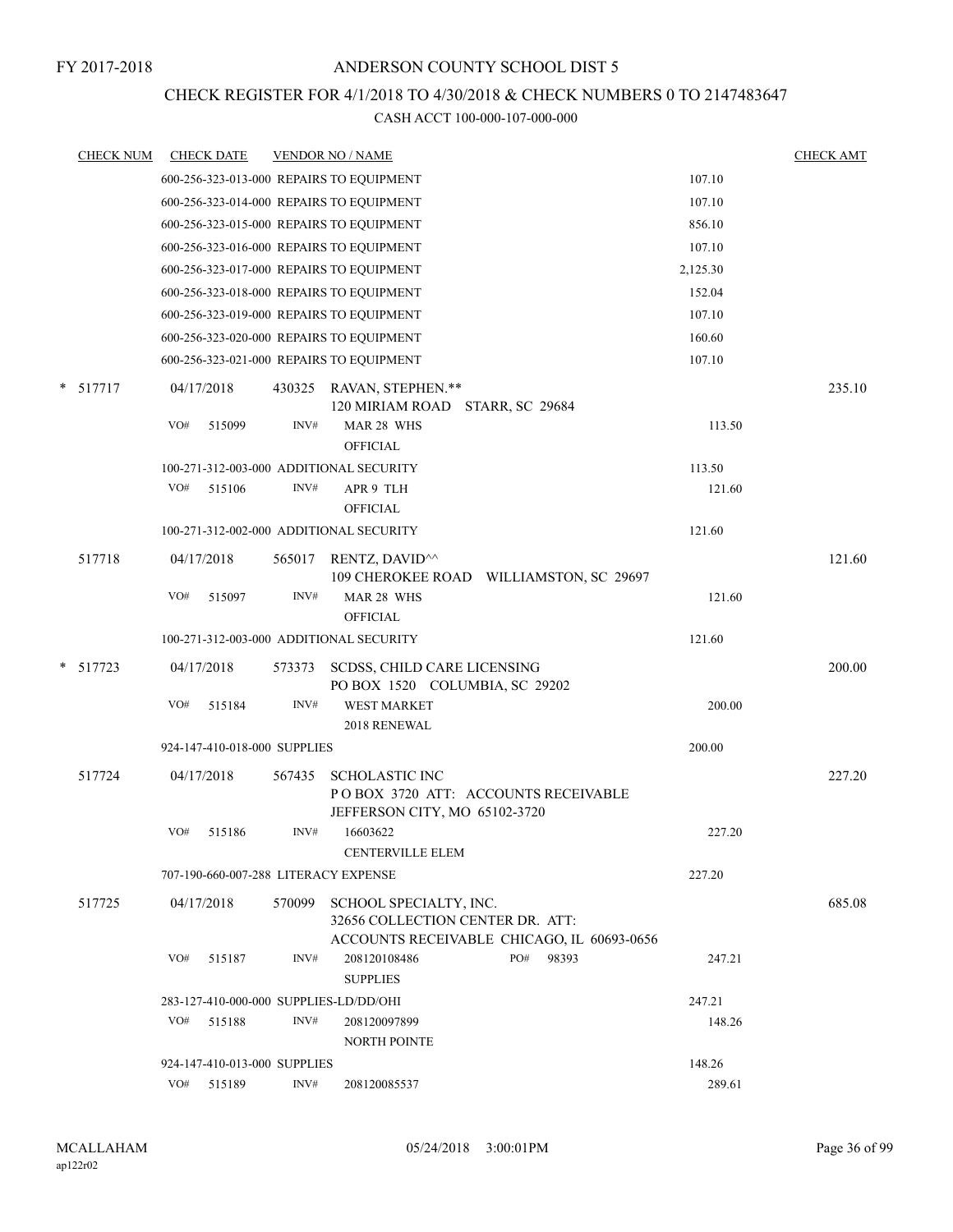FY 2017-2018

# ANDERSON COUNTY SCHOOL DIST 5

## CHECK REGISTER FOR 4/1/2018 TO 4/30/2018 & CHECK NUMBERS 0 TO 2147483647

### CASH ACCT 100-000-107-000-000

| CHECK NUM | CHECK DATE | VENDOR NO / NAME | | CHECK AMT |
|---|---|---|---|---|
| | 600-256-323-013-000 REPAIRS TO EQUIPMENT | | 107.10 | |
| | 600-256-323-014-000 REPAIRS TO EQUIPMENT | | 107.10 | |
| | 600-256-323-015-000 REPAIRS TO EQUIPMENT | | 856.10 | |
| | 600-256-323-016-000 REPAIRS TO EQUIPMENT | | 107.10 | |
| | 600-256-323-017-000 REPAIRS TO EQUIPMENT | | 2,125.30 | |
| | 600-256-323-018-000 REPAIRS TO EQUIPMENT | | 152.04 | |
| | 600-256-323-019-000 REPAIRS TO EQUIPMENT | | 107.10 | |
| | 600-256-323-020-000 REPAIRS TO EQUIPMENT | | 160.60 | |
| | 600-256-323-021-000 REPAIRS TO EQUIPMENT | | 107.10 | |
| * 517717 | 04/17/2018 | 430325 RAVAN, STEPHEN.** 120 MIRIAM ROAD STARR, SC 29684 | | 235.10 |
| | VO# 515099 INV# | MAR 28 WHS OFFICIAL | 113.50 | |
| | 100-271-312-003-000 ADDITIONAL SECURITY | | 113.50 | |
| | VO# 515106 INV# | APR 9 TLH OFFICIAL | 121.60 | |
| | 100-271-312-002-000 ADDITIONAL SECURITY | | 121.60 | |
| 517718 | 04/17/2018 | 565017 RENTZ, DAVID^^ 109 CHEROKEE ROAD WILLIAMSTON, SC 29697 | | 121.60 |
| | VO# 515097 INV# | MAR 28 WHS OFFICIAL | 121.60 | |
| | 100-271-312-003-000 ADDITIONAL SECURITY | | 121.60 | |
| * 517723 | 04/17/2018 | 573373 SCDSS, CHILD CARE LICENSING PO BOX 1520 COLUMBIA, SC 29202 | | 200.00 |
| | VO# 515184 INV# | WEST MARKET 2018 RENEWAL | 200.00 | |
| | 924-147-410-018-000 SUPPLIES | | 200.00 | |
| 517724 | 04/17/2018 | 567435 SCHOLASTIC INC P O BOX 3720 ATT: ACCOUNTS RECEIVABLE JEFFERSON CITY, MO 65102-3720 | | 227.20 |
| | VO# 515186 INV# | 16603622 CENTERVILLE ELEM | 227.20 | |
| | 707-190-660-007-288 LITERACY EXPENSE | | 227.20 | |
| 517725 | 04/17/2018 | 570099 SCHOOL SPECIALTY, INC. 32656 COLLECTION CENTER DR. ATT: ACCOUNTS RECEIVABLE CHICAGO, IL 60693-0656 | | 685.08 |
| | VO# 515187 INV# | 208120108486 PO# 98393 SUPPLIES | 247.21 | |
| | 283-127-410-000-000 SUPPLIES-LD/DD/OHI | | 247.21 | |
| | VO# 515188 INV# | 208120097899 NORTH POINTE | 148.26 | |
| | 924-147-410-013-000 SUPPLIES | | 148.26 | |
| | VO# 515189 INV# | 208120085537 | 289.61 | |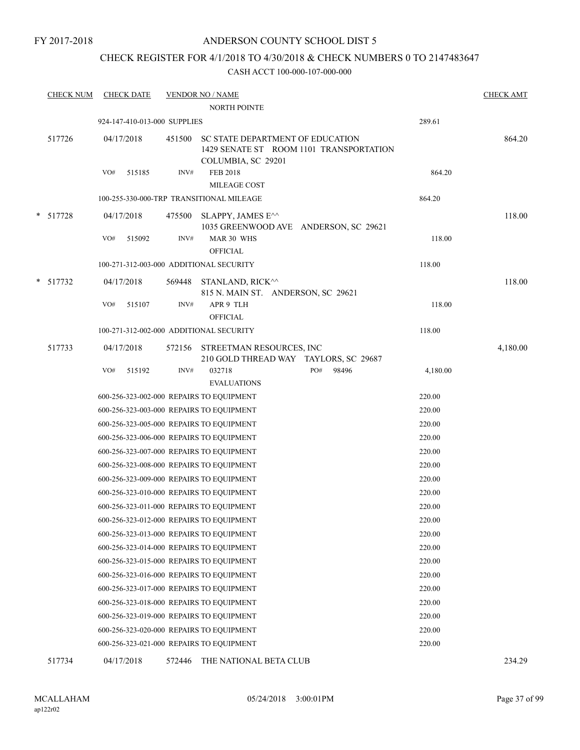FY 2017-2018

ANDERSON COUNTY SCHOOL DIST 5

CHECK REGISTER FOR 4/1/2018 TO 4/30/2018 & CHECK NUMBERS 0 TO 2147483647

CASH ACCT 100-000-107-000-000

| CHECK NUM | CHECK DATE | VENDOR NO / NAME | | CHECK AMT |
|---|---|---|---|---|
| | | NORTH POINTE | | |
| | 924-147-410-013-000 SUPPLIES | | 289.61 | |
| 517726 | 04/17/2018 | 451500 SC STATE DEPARTMENT OF EDUCATION 1429 SENATE ST ROOM 1101 TRANSPORTATION COLUMBIA, SC 29201 | | 864.20 |
| | VO# 515185 | INV# FEB 2018 MILEAGE COST | 864.20 | |
| | 100-255-330-000-TRP TRANSITIONAL MILEAGE | | 864.20 | |
| * 517728 | 04/17/2018 | 475500 SLAPPY, JAMES E^^ 1035 GREENWOOD AVE ANDERSON, SC 29621 | | 118.00 |
| | VO# 515092 | INV# MAR 30 WHS OFFICIAL | 118.00 | |
| | 100-271-312-003-000 ADDITIONAL SECURITY | | 118.00 | |
| * 517732 | 04/17/2018 | 569448 STANLAND, RICK^^ 815 N. MAIN ST. ANDERSON, SC 29621 | | 118.00 |
| | VO# 515107 | INV# APR 9 TLH OFFICIAL | 118.00 | |
| | 100-271-312-002-000 ADDITIONAL SECURITY | | 118.00 | |
| 517733 | 04/17/2018 | 572156 STREETMAN RESOURCES, INC 210 GOLD THREAD WAY TAYLORS, SC 29687 | | 4,180.00 |
| | VO# 515192 | INV# 032718 PO# 98496 EVALUATIONS | 4,180.00 | |
| | 600-256-323-002-000 REPAIRS TO EQUIPMENT | | 220.00 | |
| | 600-256-323-003-000 REPAIRS TO EQUIPMENT | | 220.00 | |
| | 600-256-323-005-000 REPAIRS TO EQUIPMENT | | 220.00 | |
| | 600-256-323-006-000 REPAIRS TO EQUIPMENT | | 220.00 | |
| | 600-256-323-007-000 REPAIRS TO EQUIPMENT | | 220.00 | |
| | 600-256-323-008-000 REPAIRS TO EQUIPMENT | | 220.00 | |
| | 600-256-323-009-000 REPAIRS TO EQUIPMENT | | 220.00 | |
| | 600-256-323-010-000 REPAIRS TO EQUIPMENT | | 220.00 | |
| | 600-256-323-011-000 REPAIRS TO EQUIPMENT | | 220.00 | |
| | 600-256-323-012-000 REPAIRS TO EQUIPMENT | | 220.00 | |
| | 600-256-323-013-000 REPAIRS TO EQUIPMENT | | 220.00 | |
| | 600-256-323-014-000 REPAIRS TO EQUIPMENT | | 220.00 | |
| | 600-256-323-015-000 REPAIRS TO EQUIPMENT | | 220.00 | |
| | 600-256-323-016-000 REPAIRS TO EQUIPMENT | | 220.00 | |
| | 600-256-323-017-000 REPAIRS TO EQUIPMENT | | 220.00 | |
| | 600-256-323-018-000 REPAIRS TO EQUIPMENT | | 220.00 | |
| | 600-256-323-019-000 REPAIRS TO EQUIPMENT | | 220.00 | |
| | 600-256-323-020-000 REPAIRS TO EQUIPMENT | | 220.00 | |
| | 600-256-323-021-000 REPAIRS TO EQUIPMENT | | 220.00 | |
| 517734 | 04/17/2018 | 572446 THE NATIONAL BETA CLUB | | 234.29 |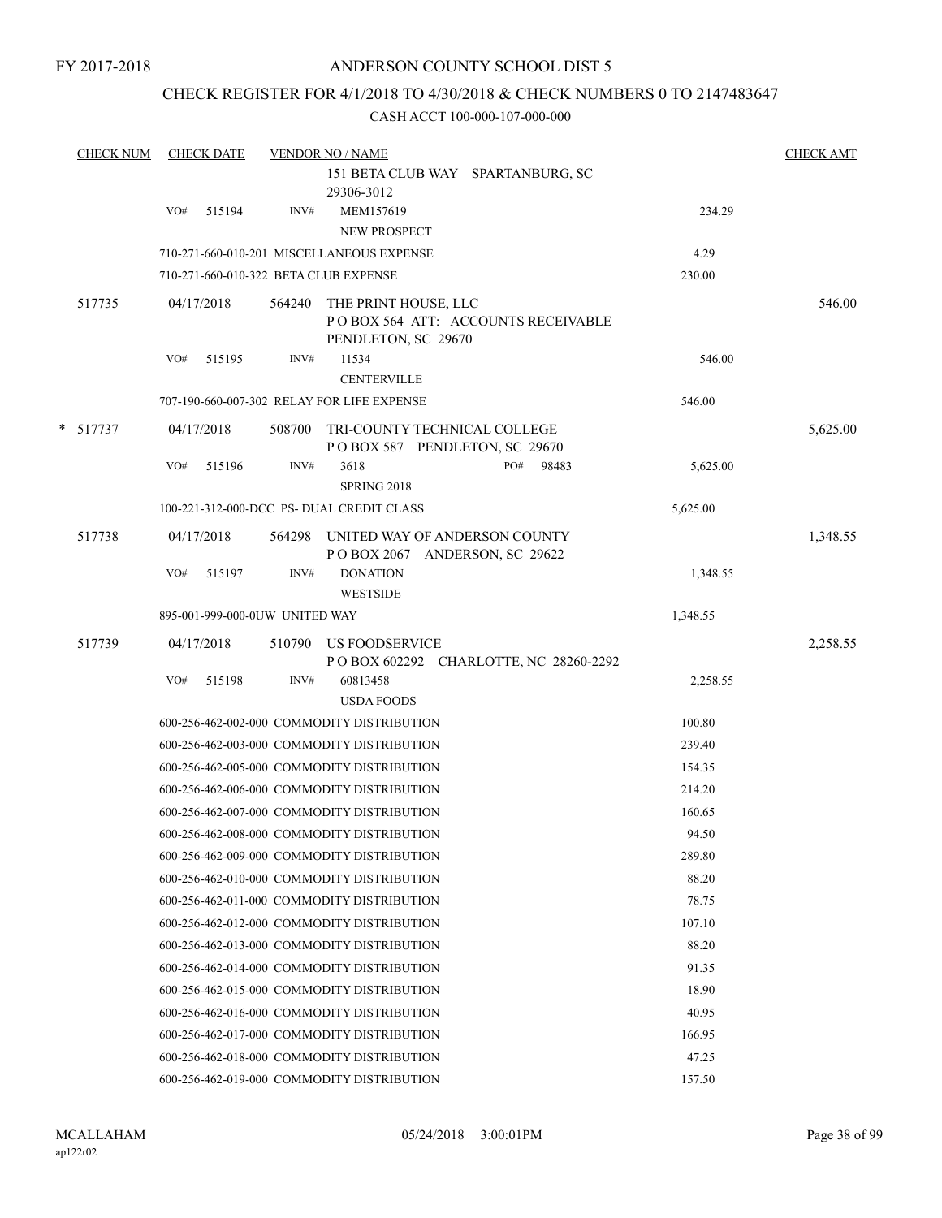FY 2017-2018

# ANDERSON COUNTY SCHOOL DIST 5

## CHECK REGISTER FOR 4/1/2018 TO 4/30/2018 & CHECK NUMBERS 0 TO 2147483647

CASH ACCT 100-000-107-000-000

| CHECK NUM | CHECK DATE | VENDOR NO / NAME | | CHECK AMT |
|---|---|---|---|---|
| | | 151 BETA CLUB WAY SPARTANBURG, SC 29306-3012 | | |
| | VO# 515194 | INV# MEM157619 NEW PROSPECT | 234.29 | |
| | | 710-271-660-010-201 MISCELLANEOUS EXPENSE | 4.29 | |
| | | 710-271-660-010-322 BETA CLUB EXPENSE | 230.00 | |
| 517735 | 04/17/2018 | 564240 THE PRINT HOUSE, LLC P O BOX 564 ATT: ACCOUNTS RECEIVABLE PENDLETON, SC 29670 | | 546.00 |
| | VO# 515195 | INV# 11534 CENTERVILLE | 546.00 | |
| | | 707-190-660-007-302 RELAY FOR LIFE EXPENSE | 546.00 | |
| * 517737 | 04/17/2018 | 508700 TRI-COUNTY TECHNICAL COLLEGE P O BOX 587 PENDLETON, SC 29670 | | 5,625.00 |
| | VO# 515196 | INV# 3618 PO# 98483 SPRING 2018 | 5,625.00 | |
| | | 100-221-312-000-DCC PS- DUAL CREDIT CLASS | 5,625.00 | |
| 517738 | 04/17/2018 | 564298 UNITED WAY OF ANDERSON COUNTY P O BOX 2067 ANDERSON, SC 29622 | | 1,348.55 |
| | VO# 515197 | INV# DONATION WESTSIDE | 1,348.55 | |
| | | 895-001-999-000-0UW UNITED WAY | 1,348.55 | |
| 517739 | 04/17/2018 | 510790 US FOODSERVICE P O BOX 602292 CHARLOTTE, NC 28260-2292 | | 2,258.55 |
| | VO# 515198 | INV# 60813458 USDA FOODS | 2,258.55 | |
| | | 600-256-462-002-000 COMMODITY DISTRIBUTION | 100.80 | |
| | | 600-256-462-003-000 COMMODITY DISTRIBUTION | 239.40 | |
| | | 600-256-462-005-000 COMMODITY DISTRIBUTION | 154.35 | |
| | | 600-256-462-006-000 COMMODITY DISTRIBUTION | 214.20 | |
| | | 600-256-462-007-000 COMMODITY DISTRIBUTION | 160.65 | |
| | | 600-256-462-008-000 COMMODITY DISTRIBUTION | 94.50 | |
| | | 600-256-462-009-000 COMMODITY DISTRIBUTION | 289.80 | |
| | | 600-256-462-010-000 COMMODITY DISTRIBUTION | 88.20 | |
| | | 600-256-462-011-000 COMMODITY DISTRIBUTION | 78.75 | |
| | | 600-256-462-012-000 COMMODITY DISTRIBUTION | 107.10 | |
| | | 600-256-462-013-000 COMMODITY DISTRIBUTION | 88.20 | |
| | | 600-256-462-014-000 COMMODITY DISTRIBUTION | 91.35 | |
| | | 600-256-462-015-000 COMMODITY DISTRIBUTION | 18.90 | |
| | | 600-256-462-016-000 COMMODITY DISTRIBUTION | 40.95 | |
| | | 600-256-462-017-000 COMMODITY DISTRIBUTION | 166.95 | |
| | | 600-256-462-018-000 COMMODITY DISTRIBUTION | 47.25 | |
| | | 600-256-462-019-000 COMMODITY DISTRIBUTION | 157.50 | |

MCALLAHAM ap122r02 05/24/2018 3:00:01PM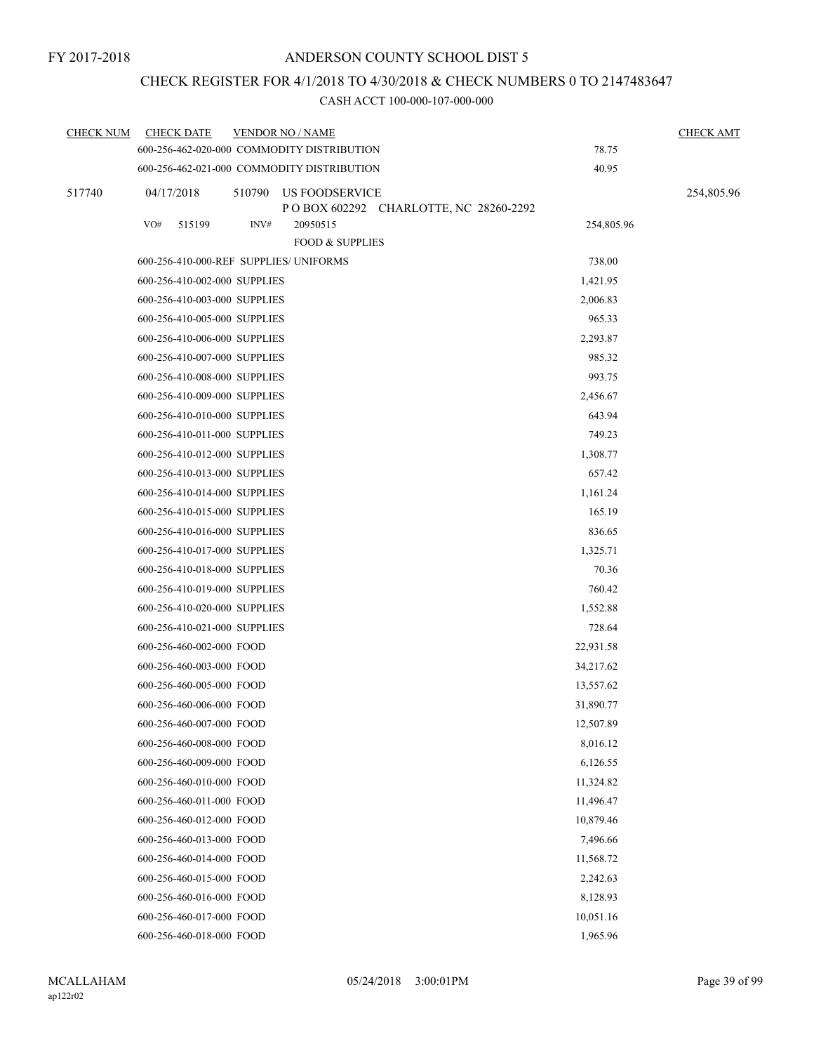FY 2017-2018

# ANDERSON COUNTY SCHOOL DIST 5

## CHECK REGISTER FOR 4/1/2018 TO 4/30/2018 & CHECK NUMBERS 0 TO 2147483647

### CASH ACCT 100-000-107-000-000

| CHECK NUM | CHECK DATE | VENDOR NO / NAME | | CHECK AMT |
|---|---|---|---|---|
| | 600-256-462-020-000 COMMODITY DISTRIBUTION | | 78.75 | |
| | 600-256-462-021-000 COMMODITY DISTRIBUTION | | 40.95 | |
| 517740 | 04/17/2018 | 510790 US FOODSERVICE<br>P O BOX 602292 CHARLOTTE, NC 28260-2292 | | 254,805.96 |
| | VO# 515199 | INV# 20950515<br>FOOD & SUPPLIES | 254,805.96 | |
| | 600-256-410-000-REF SUPPLIES/ UNIFORMS | | 738.00 | |
| | 600-256-410-002-000 SUPPLIES | | 1,421.95 | |
| | 600-256-410-003-000 SUPPLIES | | 2,006.83 | |
| | 600-256-410-005-000 SUPPLIES | | 965.33 | |
| | 600-256-410-006-000 SUPPLIES | | 2,293.87 | |
| | 600-256-410-007-000 SUPPLIES | | 985.32 | |
| | 600-256-410-008-000 SUPPLIES | | 993.75 | |
| | 600-256-410-009-000 SUPPLIES | | 2,456.67 | |
| | 600-256-410-010-000 SUPPLIES | | 643.94 | |
| | 600-256-410-011-000 SUPPLIES | | 749.23 | |
| | 600-256-410-012-000 SUPPLIES | | 1,308.77 | |
| | 600-256-410-013-000 SUPPLIES | | 657.42 | |
| | 600-256-410-014-000 SUPPLIES | | 1,161.24 | |
| | 600-256-410-015-000 SUPPLIES | | 165.19 | |
| | 600-256-410-016-000 SUPPLIES | | 836.65 | |
| | 600-256-410-017-000 SUPPLIES | | 1,325.71 | |
| | 600-256-410-018-000 SUPPLIES | | 70.36 | |
| | 600-256-410-019-000 SUPPLIES | | 760.42 | |
| | 600-256-410-020-000 SUPPLIES | | 1,552.88 | |
| | 600-256-410-021-000 SUPPLIES | | 728.64 | |
| | 600-256-460-002-000 FOOD | | 22,931.58 | |
| | 600-256-460-003-000 FOOD | | 34,217.62 | |
| | 600-256-460-005-000 FOOD | | 13,557.62 | |
| | 600-256-460-006-000 FOOD | | 31,890.77 | |
| | 600-256-460-007-000 FOOD | | 12,507.89 | |
| | 600-256-460-008-000 FOOD | | 8,016.12 | |
| | 600-256-460-009-000 FOOD | | 6,126.55 | |
| | 600-256-460-010-000 FOOD | | 11,324.82 | |
| | 600-256-460-011-000 FOOD | | 11,496.47 | |
| | 600-256-460-012-000 FOOD | | 10,879.46 | |
| | 600-256-460-013-000 FOOD | | 7,496.66 | |
| | 600-256-460-014-000 FOOD | | 11,568.72 | |
| | 600-256-460-015-000 FOOD | | 2,242.63 | |
| | 600-256-460-016-000 FOOD | | 8,128.93 | |
| | 600-256-460-017-000 FOOD | | 10,051.16 | |
| | 600-256-460-018-000 FOOD | | 1,965.96 | |

MCALLAHAM
ap122r02

05/24/2018 3:00:01PM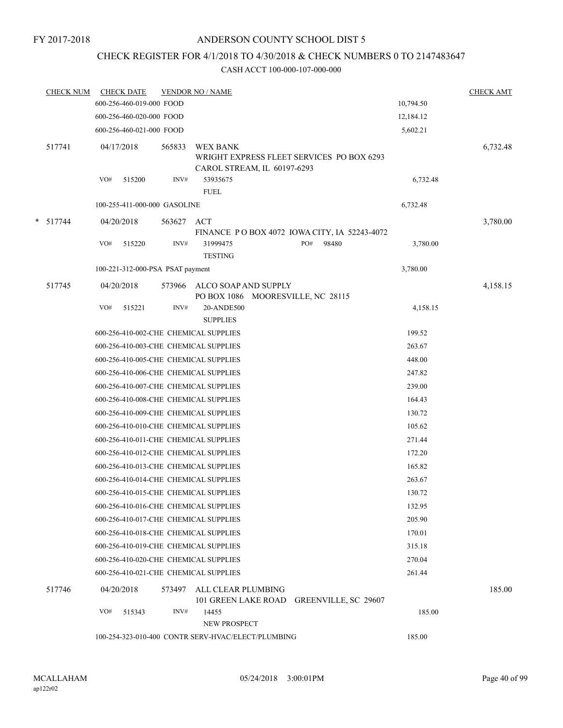FY 2017-2018

# ANDERSON COUNTY SCHOOL DIST 5

## CHECK REGISTER FOR 4/1/2018 TO 4/30/2018 & CHECK NUMBERS 0 TO 2147483647

### CASH ACCT 100-000-107-000-000

| CHECK NUM | CHECK DATE | VENDOR NO / NAME | | CHECK AMT |
|---|---|---|---|---|
| | 600-256-460-019-000 FOOD | | 10,794.50 | |
| | 600-256-460-020-000 FOOD | | 12,184.12 | |
| | 600-256-460-021-000 FOOD | | 5,602.21 | |
| 517741 | 04/17/2018 | 565833 WEX BANK<br>WRIGHT EXPRESS FLEET SERVICES PO BOX 6293<br>CAROL STREAM, IL 60197-6293 | | 6,732.48 |
| | VO# 515200 INV# | 53935675<br>FUEL | 6,732.48 | |
| | 100-255-411-000-000 GASOLINE | | 6,732.48 | |
| * 517744 | 04/20/2018 | 563627 ACT<br>FINANCE P O BOX 4072 IOWA CITY, IA 52243-4072 | | 3,780.00 |
| | VO# 515220 INV# | 31999475 PO# 98480<br>TESTING | 3,780.00 | |
| | 100-221-312-000-PSA PSAT payment | | 3,780.00 | |
| 517745 | 04/20/2018 | 573966 ALCO SOAP AND SUPPLY<br>PO BOX 1086 MOORESVILLE, NC 28115 | | 4,158.15 |
| | VO# 515221 INV# | 20-ANDE500<br>SUPPLIES | 4,158.15 | |
| | 600-256-410-002-CHE CHEMICAL SUPPLIES | | 199.52 | |
| | 600-256-410-003-CHE CHEMICAL SUPPLIES | | 263.67 | |
| | 600-256-410-005-CHE CHEMICAL SUPPLIES | | 448.00 | |
| | 600-256-410-006-CHE CHEMICAL SUPPLIES | | 247.82 | |
| | 600-256-410-007-CHE CHEMICAL SUPPLIES | | 239.00 | |
| | 600-256-410-008-CHE CHEMICAL SUPPLIES | | 164.43 | |
| | 600-256-410-009-CHE CHEMICAL SUPPLIES | | 130.72 | |
| | 600-256-410-010-CHE CHEMICAL SUPPLIES | | 105.62 | |
| | 600-256-410-011-CHE CHEMICAL SUPPLIES | | 271.44 | |
| | 600-256-410-012-CHE CHEMICAL SUPPLIES | | 172.20 | |
| | 600-256-410-013-CHE CHEMICAL SUPPLIES | | 165.82 | |
| | 600-256-410-014-CHE CHEMICAL SUPPLIES | | 263.67 | |
| | 600-256-410-015-CHE CHEMICAL SUPPLIES | | 130.72 | |
| | 600-256-410-016-CHE CHEMICAL SUPPLIES | | 132.95 | |
| | 600-256-410-017-CHE CHEMICAL SUPPLIES | | 205.90 | |
| | 600-256-410-018-CHE CHEMICAL SUPPLIES | | 170.01 | |
| | 600-256-410-019-CHE CHEMICAL SUPPLIES | | 315.18 | |
| | 600-256-410-020-CHE CHEMICAL SUPPLIES | | 270.04 | |
| | 600-256-410-021-CHE CHEMICAL SUPPLIES | | 261.44 | |
| 517746 | 04/20/2018 | 573497 ALL CLEAR PLUMBING<br>101 GREEN LAKE ROAD GREENVILLE, SC 29607 | | 185.00 |
| | VO# 515343 INV# | 14455<br>NEW PROSPECT | 185.00 | |
| | 100-254-323-010-400 CONTR SERV-HVAC/ELECT/PLUMBING | | 185.00 | |

MCALLAHAM
ap122r02 | 05/24/2018 3:00:01PM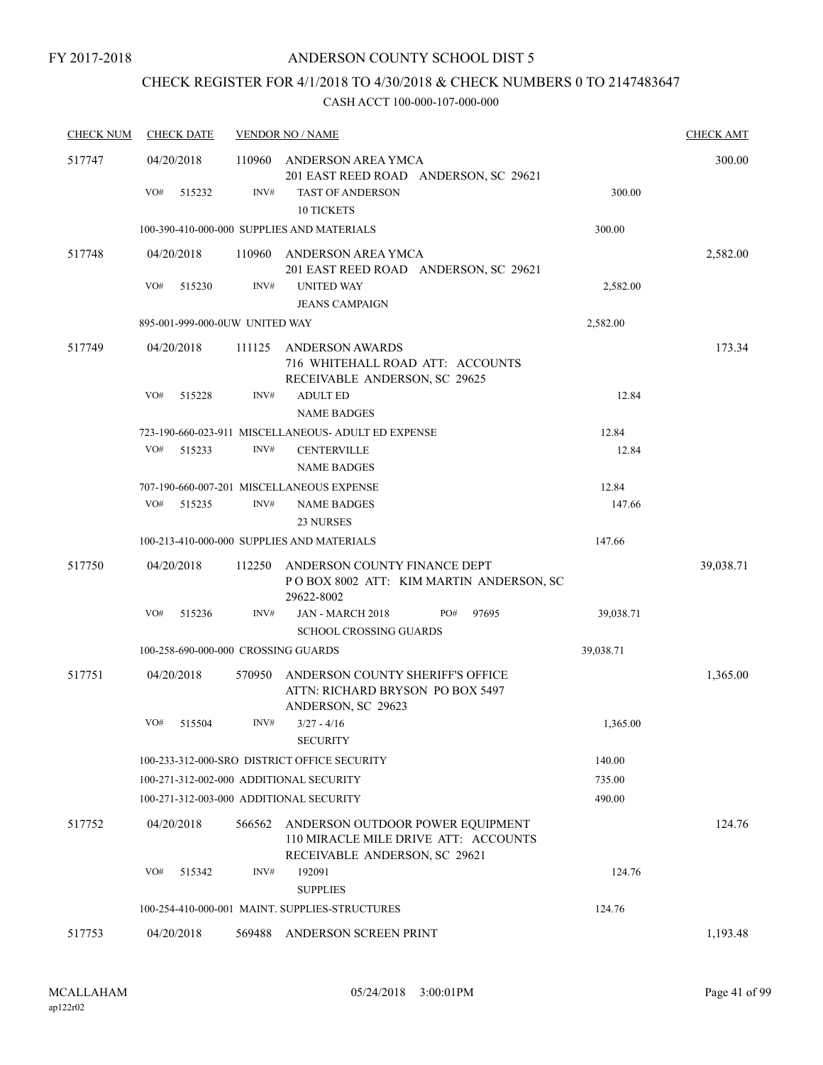FY 2017-2018

# ANDERSON COUNTY SCHOOL DIST 5

## CHECK REGISTER FOR 4/1/2018 TO 4/30/2018 & CHECK NUMBERS 0 TO 2147483647

### CASH ACCT 100-000-107-000-000

| CHECK NUM | CHECK DATE | VENDOR NO / NAME | | CHECK AMT |
|---|---|---|---|---|
| 517747 | 04/20/2018 | 110960 ANDERSON AREA YMCA<br>201 EAST REED ROAD ANDERSON, SC 29621 | | 300.00 |
| | VO# 515232 | INV# TAST OF ANDERSON<br>10 TICKETS | 300.00 | |
| | | 100-390-410-000-000 SUPPLIES AND MATERIALS | 300.00 | |
| 517748 | 04/20/2018 | 110960 ANDERSON AREA YMCA<br>201 EAST REED ROAD ANDERSON, SC 29621 | | 2,582.00 |
| | VO# 515230 | INV# UNITED WAY<br>JEANS CAMPAIGN | 2,582.00 | |
| | | 895-001-999-000-0UW UNITED WAY | 2,582.00 | |
| 517749 | 04/20/2018 | 111125 ANDERSON AWARDS<br>716 WHITEHALL ROAD ATT: ACCOUNTS RECEIVABLE ANDERSON, SC 29625 | | 173.34 |
| | VO# 515228 | INV# ADULT ED<br>NAME BADGES | 12.84 | |
| | | 723-190-660-023-911 MISCELLANEOUS- ADULT ED EXPENSE | 12.84 | |
| | VO# 515233 | INV# CENTERVILLE<br>NAME BADGES | 12.84 | |
| | | 707-190-660-007-201 MISCELLANEOUS EXPENSE | 12.84 | |
| | VO# 515235 | INV# NAME BADGES<br>23 NURSES | 147.66 | |
| | | 100-213-410-000-000 SUPPLIES AND MATERIALS | 147.66 | |
| 517750 | 04/20/2018 | 112250 ANDERSON COUNTY FINANCE DEPT<br>P O BOX 8002 ATT: KIM MARTIN ANDERSON, SC 29622-8002 | | 39,038.71 |
| | VO# 515236 | INV# JAN - MARCH 2018 PO# 97695<br>SCHOOL CROSSING GUARDS | 39,038.71 | |
| | | 100-258-690-000-000 CROSSING GUARDS | 39,038.71 | |
| 517751 | 04/20/2018 | 570950 ANDERSON COUNTY SHERIFF'S OFFICE<br>ATTN: RICHARD BRYSON PO BOX 5497 ANDERSON, SC 29623 | | 1,365.00 |
| | VO# 515504 | INV# 3/27 - 4/16<br>SECURITY | 1,365.00 | |
| | | 100-233-312-000-SRO DISTRICT OFFICE SECURITY | 140.00 | |
| | | 100-271-312-002-000 ADDITIONAL SECURITY | 735.00 | |
| | | 100-271-312-003-000 ADDITIONAL SECURITY | 490.00 | |
| 517752 | 04/20/2018 | 566562 ANDERSON OUTDOOR POWER EQUIPMENT<br>110 MIRACLE MILE DRIVE ATT: ACCOUNTS RECEIVABLE ANDERSON, SC 29621 | | 124.76 |
| | VO# 515342 | INV# 192091<br>SUPPLIES | 124.76 | |
| | | 100-254-410-000-001 MAINT. SUPPLIES-STRUCTURES | 124.76 | |
| 517753 | 04/20/2018 | 569488 ANDERSON SCREEN PRINT | | 1,193.48 |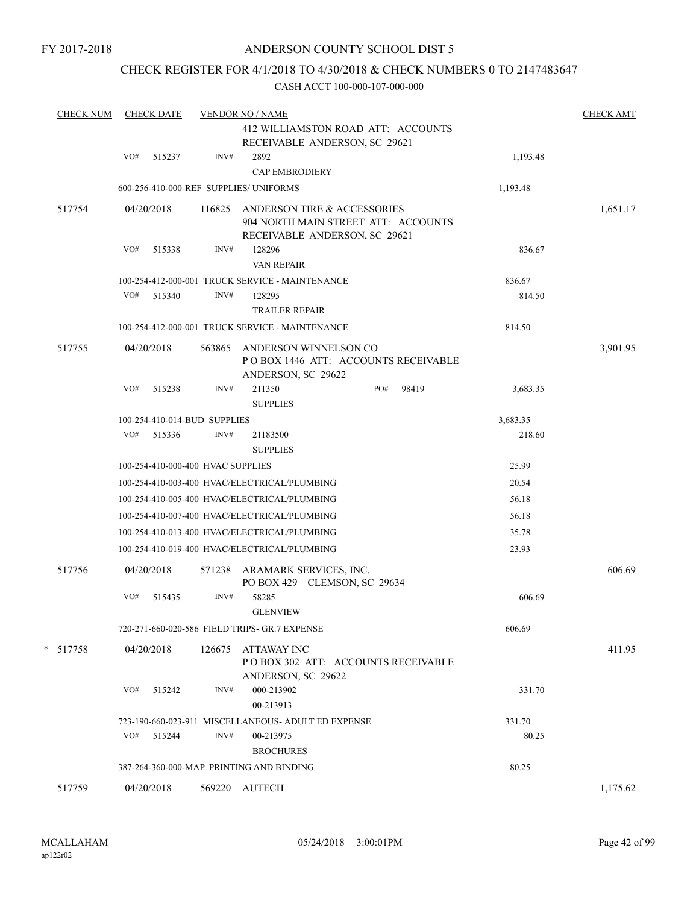FY 2017-2018

# ANDERSON COUNTY SCHOOL DIST 5

## CHECK REGISTER FOR 4/1/2018 TO 4/30/2018 & CHECK NUMBERS 0 TO 2147483647

CASH ACCT 100-000-107-000-000

| CHECK NUM | CHECK DATE | VENDOR NO / NAME | | CHECK AMT |
|---|---|---|---|---|
| | | 412 WILLIAMSTON ROAD ATT: ACCOUNTS RECEIVABLE ANDERSON, SC 29621 | | |
| | VO# 515237 | INV# 2892 CAP EMBRODIERY | 1,193.48 | |
| | | 600-256-410-000-REF SUPPLIES/ UNIFORMS | 1,193.48 | |
| 517754 | 04/20/2018 | 116825 ANDERSON TIRE & ACCESSORIES 904 NORTH MAIN STREET ATT: ACCOUNTS RECEIVABLE ANDERSON, SC 29621 | | 1,651.17 |
| | VO# 515338 | INV# 128296 VAN REPAIR | 836.67 | |
| | | 100-254-412-000-001 TRUCK SERVICE - MAINTENANCE | 836.67 | |
| | VO# 515340 | INV# 128295 TRAILER REPAIR | 814.50 | |
| | | 100-254-412-000-001 TRUCK SERVICE - MAINTENANCE | 814.50 | |
| 517755 | 04/20/2018 | 563865 ANDERSON WINNELSON CO P O BOX 1446 ATT: ACCOUNTS RECEIVABLE ANDERSON, SC 29622 | | 3,901.95 |
| | VO# 515238 | INV# 211350 PO# 98419 SUPPLIES | 3,683.35 | |
| | | 100-254-410-014-BUD SUPPLIES | 3,683.35 | |
| | VO# 515336 | INV# 21183500 SUPPLIES | 218.60 | |
| | | 100-254-410-000-400 HVAC SUPPLIES | 25.99 | |
| | | 100-254-410-003-400 HVAC/ELECTRICAL/PLUMBING | 20.54 | |
| | | 100-254-410-005-400 HVAC/ELECTRICAL/PLUMBING | 56.18 | |
| | | 100-254-410-007-400 HVAC/ELECTRICAL/PLUMBING | 56.18 | |
| | | 100-254-410-013-400 HVAC/ELECTRICAL/PLUMBING | 35.78 | |
| | | 100-254-410-019-400 HVAC/ELECTRICAL/PLUMBING | 23.93 | |
| 517756 | 04/20/2018 | 571238 ARAMARK SERVICES, INC. PO BOX 429 CLEMSON, SC 29634 | | 606.69 |
| | VO# 515435 | INV# 58285 GLENVIEW | 606.69 | |
| | | 720-271-660-020-586 FIELD TRIPS- GR.7 EXPENSE | 606.69 | |
| * 517758 | 04/20/2018 | 126675 ATTAWAY INC P O BOX 302 ATT: ACCOUNTS RECEIVABLE ANDERSON, SC 29622 | | 411.95 |
| | VO# 515242 | INV# 000-213902 00-213913 | 331.70 | |
| | | 723-190-660-023-911 MISCELLANEOUS- ADULT ED EXPENSE | 331.70 | |
| | VO# 515244 | INV# 00-213975 BROCHURES | 80.25 | |
| | | 387-264-360-000-MAP PRINTING AND BINDING | 80.25 | |
| 517759 | 04/20/2018 | 569220 AUTECH | | 1,175.62 |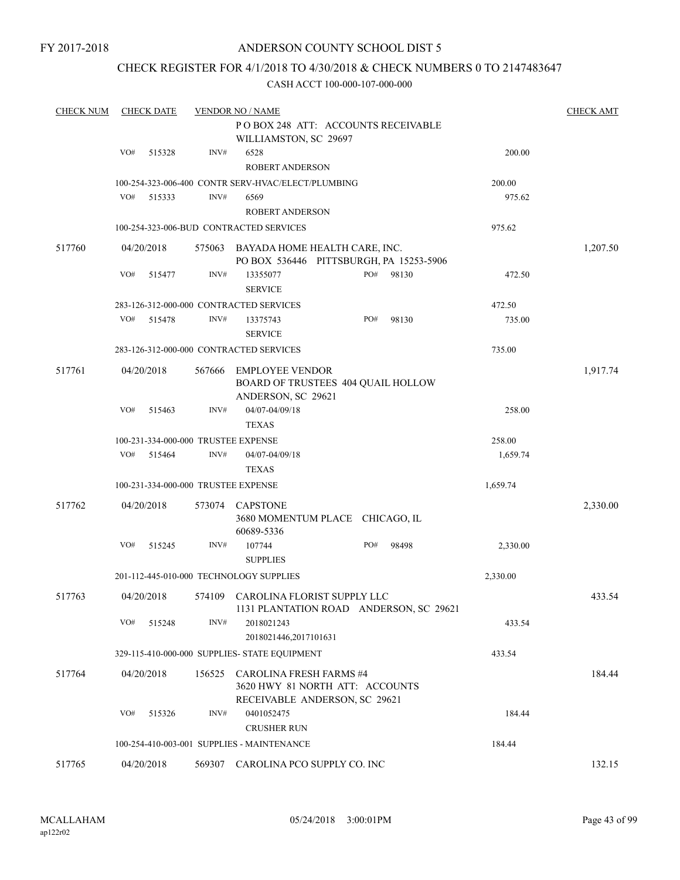FY 2017-2018

# ANDERSON COUNTY SCHOOL DIST 5

## CHECK REGISTER FOR 4/1/2018 TO 4/30/2018 & CHECK NUMBERS 0 TO 2147483647

### CASH ACCT 100-000-107-000-000

| CHECK NUM | CHECK DATE | VENDOR NO / NAME | | | CHECK AMT |
|---|---|---|---|---|---|
| | | | P O BOX 248 ATT: ACCOUNTS RECEIVABLE WILLIAMSTON, SC 29697 | | |
| | VO# 515328 | INV# | 6528 ROBERT ANDERSON | 200.00 | |
| | | 100-254-323-006-400 CONTR SERV-HVAC/ELECT/PLUMBING | | 200.00 | |
| | VO# 515333 | INV# | 6569 ROBERT ANDERSON | 975.62 | |
| | | 100-254-323-006-BUD CONTRACTED SERVICES | | 975.62 | |
| 517760 | 04/20/2018 | 575063 | BAYADA HOME HEALTH CARE, INC. PO BOX 536446 PITTSBURGH, PA 15253-5906 | | 1,207.50 |
| | VO# 515477 | INV# | 13355077 SERVICE PO# 98130 | 472.50 | |
| | | 283-126-312-000-000 CONTRACTED SERVICES | | 472.50 | |
| | VO# 515478 | INV# | 13375743 SERVICE PO# 98130 | 735.00 | |
| | | 283-126-312-000-000 CONTRACTED SERVICES | | 735.00 | |
| 517761 | 04/20/2018 | 567666 | EMPLOYEE VENDOR BOARD OF TRUSTEES 404 QUAIL HOLLOW ANDERSON, SC 29621 | | 1,917.74 |
| | VO# 515463 | INV# | 04/07-04/09/18 TEXAS | 258.00 | |
| | | 100-231-334-000-000 TRUSTEE EXPENSE | | 258.00 | |
| | VO# 515464 | INV# | 04/07-04/09/18 TEXAS | 1,659.74 | |
| | | 100-231-334-000-000 TRUSTEE EXPENSE | | 1,659.74 | |
| 517762 | 04/20/2018 | 573074 | CAPSTONE 3680 MOMENTUM PLACE CHICAGO, IL 60689-5336 | | 2,330.00 |
| | VO# 515245 | INV# | 107744 SUPPLIES PO# 98498 | 2,330.00 | |
| | | 201-112-445-010-000 TECHNOLOGY SUPPLIES | | 2,330.00 | |
| 517763 | 04/20/2018 | 574109 | CAROLINA FLORIST SUPPLY LLC 1131 PLANTATION ROAD ANDERSON, SC 29621 | | 433.54 |
| | VO# 515248 | INV# | 2018021243 2018021446,2017101631 | 433.54 | |
| | | 329-115-410-000-000 SUPPLIES- STATE EQUIPMENT | | 433.54 | |
| 517764 | 04/20/2018 | 156525 | CAROLINA FRESH FARMS #4 3620 HWY 81 NORTH ATT: ACCOUNTS RECEIVABLE ANDERSON, SC 29621 | | 184.44 |
| | VO# 515326 | INV# | 0401052475 CRUSHER RUN | 184.44 | |
| | | 100-254-410-003-001 SUPPLIES - MAINTENANCE | | 184.44 | |
| 517765 | 04/20/2018 | 569307 | CAROLINA PCO SUPPLY CO. INC | | 132.15 |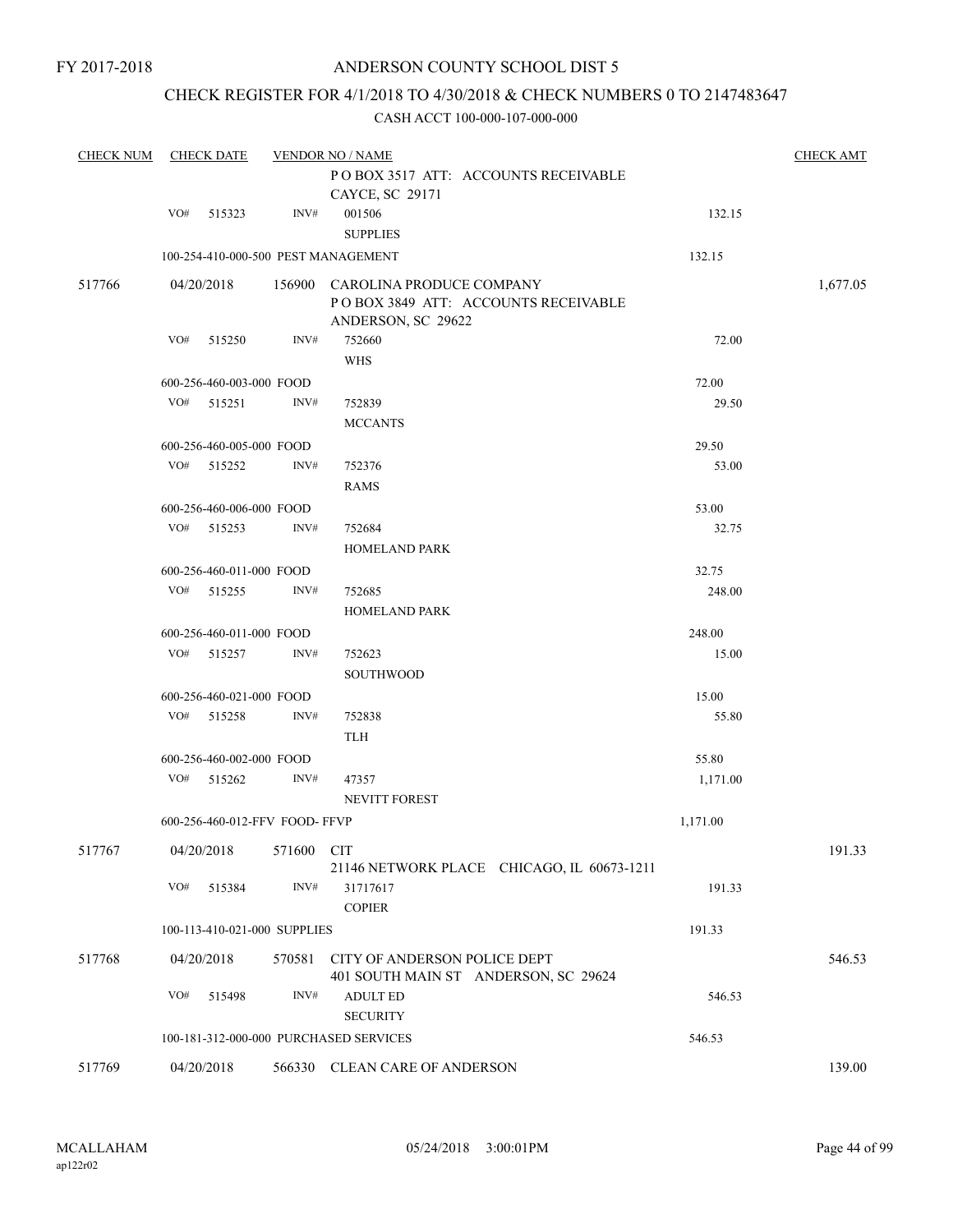FY 2017-2018

# ANDERSON COUNTY SCHOOL DIST 5

## CHECK REGISTER FOR 4/1/2018 TO 4/30/2018 & CHECK NUMBERS 0 TO 2147483647

### CASH ACCT 100-000-107-000-000

| CHECK NUM | CHECK DATE | VENDOR NO / NAME | | | CHECK AMT |
|---|---|---|---|---|---|
| | | | P O BOX 3517 ATT: ACCOUNTS RECEIVABLE<br>CAYCE, SC 29171 | | |
| | VO# 515323 | INV# | 001506<br>SUPPLIES | 132.15 | |
| | 100-254-410-000-500 PEST MANAGEMENT | | | 132.15 | |
| 517766 | 04/20/2018 | 156900 | CAROLINA PRODUCE COMPANY<br>P O BOX 3849 ATT: ACCOUNTS RECEIVABLE<br>ANDERSON, SC 29622 | | 1,677.05 |
| | VO# 515250 | INV# | 752660<br>WHS | 72.00 | |
| | 600-256-460-003-000 FOOD | | | 72.00 | |
| | VO# 515251 | INV# | 752839<br>MCCANTS | 29.50 | |
| | 600-256-460-005-000 FOOD | | | 29.50 | |
| | VO# 515252 | INV# | 752376<br>RAMS | 53.00 | |
| | 600-256-460-006-000 FOOD | | | 53.00 | |
| | VO# 515253 | INV# | 752684<br>HOMELAND PARK | 32.75 | |
| | 600-256-460-011-000 FOOD | | | 32.75 | |
| | VO# 515255 | INV# | 752685<br>HOMELAND PARK | 248.00 | |
| | 600-256-460-011-000 FOOD | | | 248.00 | |
| | VO# 515257 | INV# | 752623<br>SOUTHWOOD | 15.00 | |
| | 600-256-460-021-000 FOOD | | | 15.00 | |
| | VO# 515258 | INV# | 752838<br>TLH | 55.80 | |
| | 600-256-460-002-000 FOOD | | | 55.80 | |
| | VO# 515262 | INV# | 47357<br>NEVITT FOREST | 1,171.00 | |
| | 600-256-460-012-FFV FOOD- FFVP | | | 1,171.00 | |
| 517767 | 04/20/2018 | 571600 | CIT<br>21146 NETWORK PLACE CHICAGO, IL 60673-1211 | | 191.33 |
| | VO# 515384 | INV# | 31717617<br>COPIER | 191.33 | |
| | 100-113-410-021-000 SUPPLIES | | | 191.33 | |
| 517768 | 04/20/2018 | 570581 | CITY OF ANDERSON POLICE DEPT<br>401 SOUTH MAIN ST ANDERSON, SC 29624 | | 546.53 |
| | VO# 515498 | INV# | ADULT ED<br>SECURITY | 546.53 | |
| | 100-181-312-000-000 PURCHASED SERVICES | | | 546.53 | |
| 517769 | 04/20/2018 | 566330 | CLEAN CARE OF ANDERSON | | 139.00 |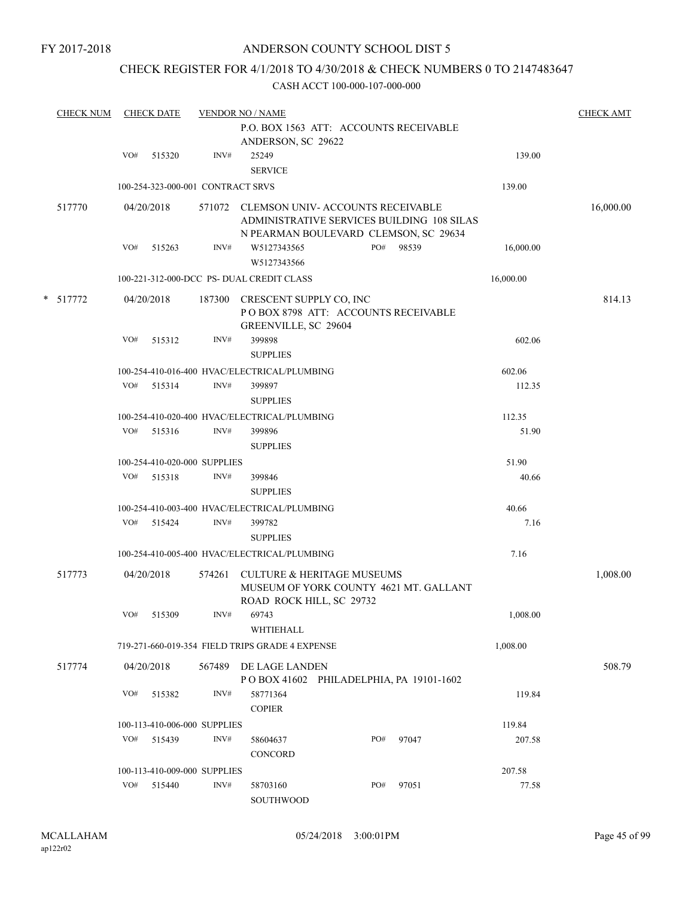FY 2017-2018

# ANDERSON COUNTY SCHOOL DIST 5

## CHECK REGISTER FOR 4/1/2018 TO 4/30/2018 & CHECK NUMBERS 0 TO 2147483647

CASH ACCT 100-000-107-000-000

| CHECK NUM | CHECK DATE | VENDOR NO / NAME | | | CHECK AMT |
|---|---|---|---|---|---|
| | | | P.O. BOX 1563 ATT: ACCOUNTS RECEIVABLE ANDERSON, SC 29622 | | |
| | VO# 515320 | INV# | 25249 SERVICE | 139.00 | |
| | 100-254-323-000-001 CONTRACT SRVS | | | 139.00 | |
| 517770 | 04/20/2018 | 571072 | CLEMSON UNIV- ACCOUNTS RECEIVABLE ADMINISTRATIVE SERVICES BUILDING 108 SILAS N PEARMAN BOULEVARD CLEMSON, SC 29634 | | 16,000.00 |
| | VO# 515263 | INV# | W5127343565 W5127343566 PO# 98539 | 16,000.00 | |
| | 100-221-312-000-DCC PS- DUAL CREDIT CLASS | | | 16,000.00 | |
| * 517772 | 04/20/2018 | 187300 | CRESCENT SUPPLY CO, INC P O BOX 8798 ATT: ACCOUNTS RECEIVABLE GREENVILLE, SC 29604 | | 814.13 |
| | VO# 515312 | INV# | 399898 SUPPLIES | 602.06 | |
| | 100-254-410-016-400 HVAC/ELECTRICAL/PLUMBING | | | 602.06 | |
| | VO# 515314 | INV# | 399897 SUPPLIES | 112.35 | |
| | 100-254-410-020-400 HVAC/ELECTRICAL/PLUMBING | | | 112.35 | |
| | VO# 515316 | INV# | 399896 SUPPLIES | 51.90 | |
| | 100-254-410-020-000 SUPPLIES | | | 51.90 | |
| | VO# 515318 | INV# | 399846 SUPPLIES | 40.66 | |
| | 100-254-410-003-400 HVAC/ELECTRICAL/PLUMBING | | | 40.66 | |
| | VO# 515424 | INV# | 399782 SUPPLIES | 7.16 | |
| | 100-254-410-005-400 HVAC/ELECTRICAL/PLUMBING | | | 7.16 | |
| 517773 | 04/20/2018 | 574261 | CULTURE & HERITAGE MUSEUMS MUSEUM OF YORK COUNTY 4621 MT. GALLANT ROAD ROCK HILL, SC 29732 | | 1,008.00 |
| | VO# 515309 | INV# | 69743 WHTIEHALL | 1,008.00 | |
| | 719-271-660-019-354 FIELD TRIPS GRADE 4 EXPENSE | | | 1,008.00 | |
| 517774 | 04/20/2018 | 567489 | DE LAGE LANDEN P O BOX 41602 PHILADELPHIA, PA 19101-1602 | | 508.79 |
| | VO# 515382 | INV# | 58771364 COPIER | 119.84 | |
| | 100-113-410-006-000 SUPPLIES | | | 119.84 | |
| | VO# 515439 | INV# | 58604637 CONCORD PO# 97047 | 207.58 | |
| | 100-113-410-009-000 SUPPLIES | | | 207.58 | |
| | VO# 515440 | INV# | 58703160 SOUTHWOOD PO# 97051 | 77.58 | |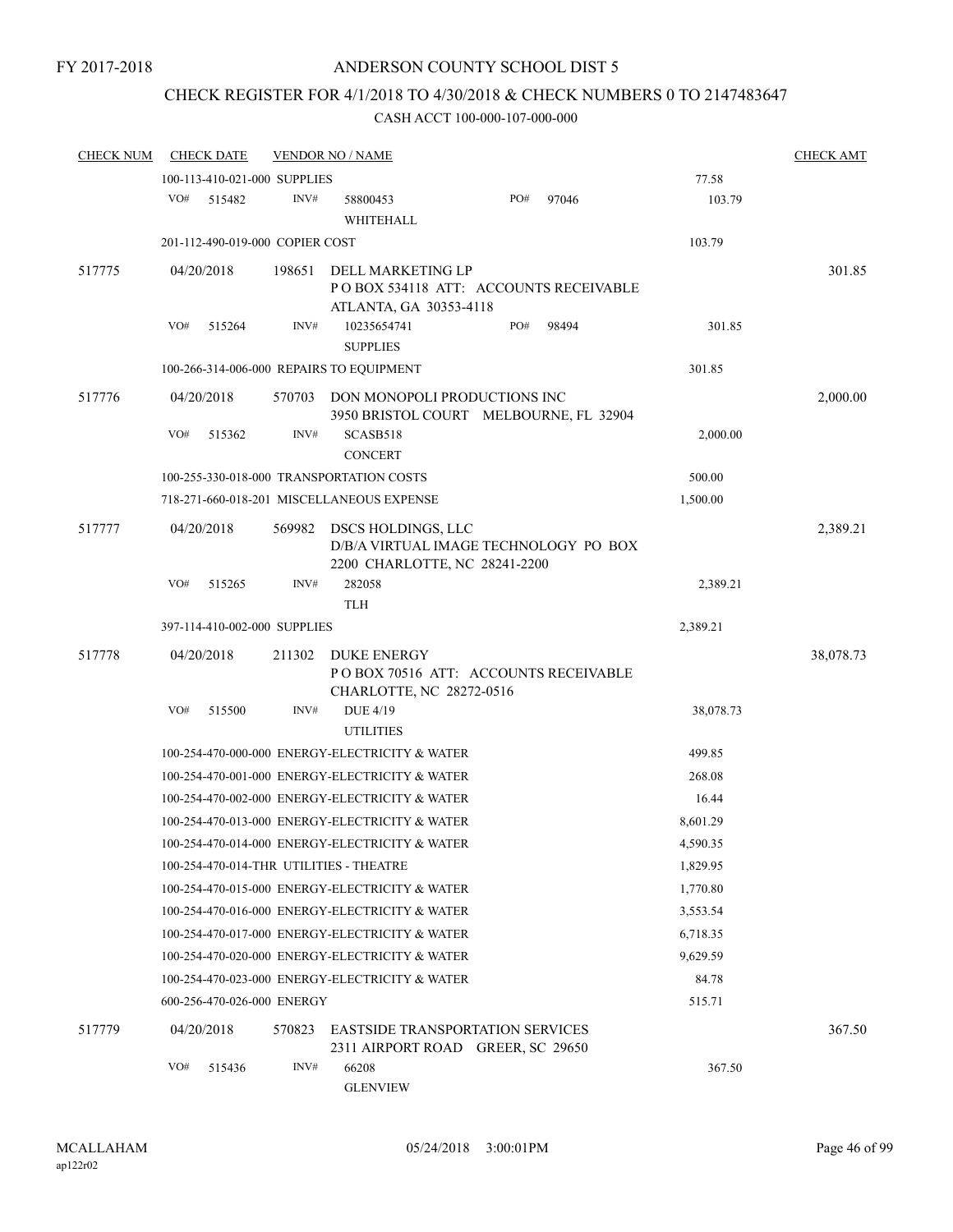FY 2017-2018

# ANDERSON COUNTY SCHOOL DIST 5

## CHECK REGISTER FOR 4/1/2018 TO 4/30/2018 & CHECK NUMBERS 0 TO 2147483647

CASH ACCT 100-000-107-000-000

| CHECK NUM | CHECK DATE | VENDOR NO / NAME | | CHECK AMT |
|---|---|---|---|---|
| | 100-113-410-021-000 SUPPLIES | | 77.58 | |
| | VO# 515482 | INV# 58800453 PO# 97046 WHITEHALL | 103.79 | |
| | 201-112-490-019-000 COPIER COST | | 103.79 | |
| 517775 | 04/20/2018 | 198651 DELL MARKETING LP P O BOX 534118 ATT: ACCOUNTS RECEIVABLE ATLANTA, GA 30353-4118 | | 301.85 |
| | VO# 515264 | INV# 10235654741 PO# 98494 SUPPLIES | 301.85 | |
| | 100-266-314-006-000 REPAIRS TO EQUIPMENT | | 301.85 | |
| 517776 | 04/20/2018 | 570703 DON MONOPOLI PRODUCTIONS INC 3950 BRISTOL COURT MELBOURNE, FL 32904 | | 2,000.00 |
| | VO# 515362 | INV# SCASB518 CONCERT | 2,000.00 | |
| | 100-255-330-018-000 TRANSPORTATION COSTS | | 500.00 | |
| | 718-271-660-018-201 MISCELLANEOUS EXPENSE | | 1,500.00 | |
| 517777 | 04/20/2018 | 569982 DSCS HOLDINGS, LLC D/B/A VIRTUAL IMAGE TECHNOLOGY PO BOX 2200 CHARLOTTE, NC 28241-2200 | | 2,389.21 |
| | VO# 515265 | INV# 282058 TLH | 2,389.21 | |
| | 397-114-410-002-000 SUPPLIES | | 2,389.21 | |
| 517778 | 04/20/2018 | 211302 DUKE ENERGY P O BOX 70516 ATT: ACCOUNTS RECEIVABLE CHARLOTTE, NC 28272-0516 | | 38,078.73 |
| | VO# 515500 | INV# DUE 4/19 UTILITIES | 38,078.73 | |
| | 100-254-470-000-000 ENERGY-ELECTRICITY & WATER | | 499.85 | |
| | 100-254-470-001-000 ENERGY-ELECTRICITY & WATER | | 268.08 | |
| | 100-254-470-002-000 ENERGY-ELECTRICITY & WATER | | 16.44 | |
| | 100-254-470-013-000 ENERGY-ELECTRICITY & WATER | | 8,601.29 | |
| | 100-254-470-014-000 ENERGY-ELECTRICITY & WATER | | 4,590.35 | |
| | 100-254-470-014-THR UTILITIES - THEATRE | | 1,829.95 | |
| | 100-254-470-015-000 ENERGY-ELECTRICITY & WATER | | 1,770.80 | |
| | 100-254-470-016-000 ENERGY-ELECTRICITY & WATER | | 3,553.54 | |
| | 100-254-470-017-000 ENERGY-ELECTRICITY & WATER | | 6,718.35 | |
| | 100-254-470-020-000 ENERGY-ELECTRICITY & WATER | | 9,629.59 | |
| | 100-254-470-023-000 ENERGY-ELECTRICITY & WATER | | 84.78 | |
| | 600-256-470-026-000 ENERGY | | 515.71 | |
| 517779 | 04/20/2018 | 570823 EASTSIDE TRANSPORTATION SERVICES 2311 AIRPORT ROAD GREER, SC 29650 | | 367.50 |
| | VO# 515436 | INV# 66208 GLENVIEW | 367.50 | |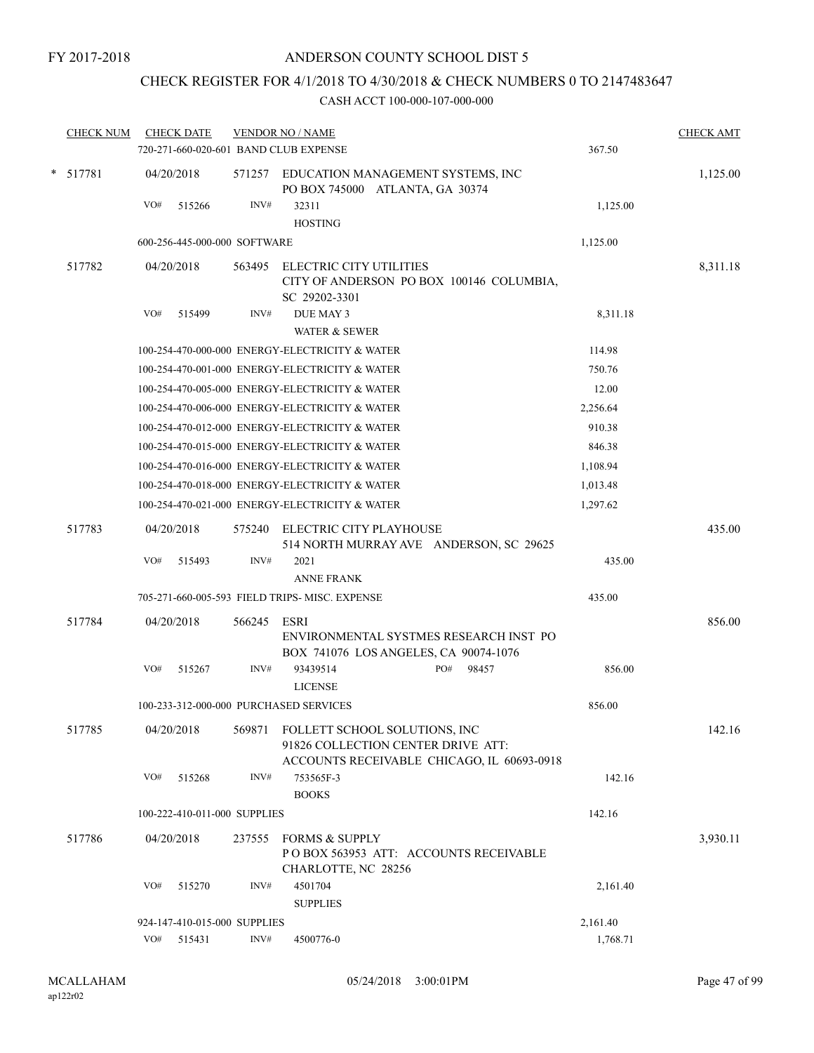FY 2017-2018

# ANDERSON COUNTY SCHOOL DIST 5

## CHECK REGISTER FOR 4/1/2018 TO 4/30/2018 & CHECK NUMBERS 0 TO 2147483647

### CASH ACCT 100-000-107-000-000

| CHECK NUM | CHECK DATE | VENDOR NO / NAME | | CHECK AMT |
|---|---|---|---|---|
| | 720-271-660-020-601 BAND CLUB EXPENSE | | 367.50 | |
| * 517781 | 04/20/2018 | 571257 EDUCATION MANAGEMENT SYSTEMS, INC<br>PO BOX 745000 ATLANTA, GA 30374 | | 1,125.00 |
| | VO# 515266 | INV# 32311<br>HOSTING | 1,125.00 | |
| | 600-256-445-000-000 SOFTWARE | | 1,125.00 | |
| 517782 | 04/20/2018 | 563495 ELECTRIC CITY UTILITIES<br>CITY OF ANDERSON PO BOX 100146 COLUMBIA, SC 29202-3301 | | 8,311.18 |
| | VO# 515499 | INV# DUE MAY 3<br>WATER & SEWER | 8,311.18 | |
| | 100-254-470-000-000 ENERGY-ELECTRICITY & WATER | | 114.98 | |
| | 100-254-470-001-000 ENERGY-ELECTRICITY & WATER | | 750.76 | |
| | 100-254-470-005-000 ENERGY-ELECTRICITY & WATER | | 12.00 | |
| | 100-254-470-006-000 ENERGY-ELECTRICITY & WATER | | 2,256.64 | |
| | 100-254-470-012-000 ENERGY-ELECTRICITY & WATER | | 910.38 | |
| | 100-254-470-015-000 ENERGY-ELECTRICITY & WATER | | 846.38 | |
| | 100-254-470-016-000 ENERGY-ELECTRICITY & WATER | | 1,108.94 | |
| | 100-254-470-018-000 ENERGY-ELECTRICITY & WATER | | 1,013.48 | |
| | 100-254-470-021-000 ENERGY-ELECTRICITY & WATER | | 1,297.62 | |
| 517783 | 04/20/2018 | 575240 ELECTRIC CITY PLAYHOUSE<br>514 NORTH MURRAY AVE ANDERSON, SC 29625 | | 435.00 |
| | VO# 515493 | INV# 2021<br>ANNE FRANK | 435.00 | |
| | 705-271-660-005-593 FIELD TRIPS- MISC. EXPENSE | | 435.00 | |
| 517784 | 04/20/2018 | 566245 ESRI<br>ENVIRONMENTAL SYSTMES RESEARCH INST PO BOX 741076 LOS ANGELES, CA 90074-1076 | | 856.00 |
| | VO# 515267 | INV# 93439514 PO# 98457<br>LICENSE | 856.00 | |
| | 100-233-312-000-000 PURCHASED SERVICES | | 856.00 | |
| 517785 | 04/20/2018 | 569871 FOLLETT SCHOOL SOLUTIONS, INC<br>91826 COLLECTION CENTER DRIVE ATT: ACCOUNTS RECEIVABLE CHICAGO, IL 60693-0918 | | 142.16 |
| | VO# 515268 | INV# 753565F-3<br>BOOKS | 142.16 | |
| | 100-222-410-011-000 SUPPLIES | | 142.16 | |
| 517786 | 04/20/2018 | 237555 FORMS & SUPPLY<br>P O BOX 563953 ATT: ACCOUNTS RECEIVABLE CHARLOTTE, NC 28256 | | 3,930.11 |
| | VO# 515270 | INV# 4501704<br>SUPPLIES | 2,161.40 | |
| | 924-147-410-015-000 SUPPLIES | | 2,161.40 | |
| | VO# 515431 | INV# 4500776-0 | 1,768.71 | |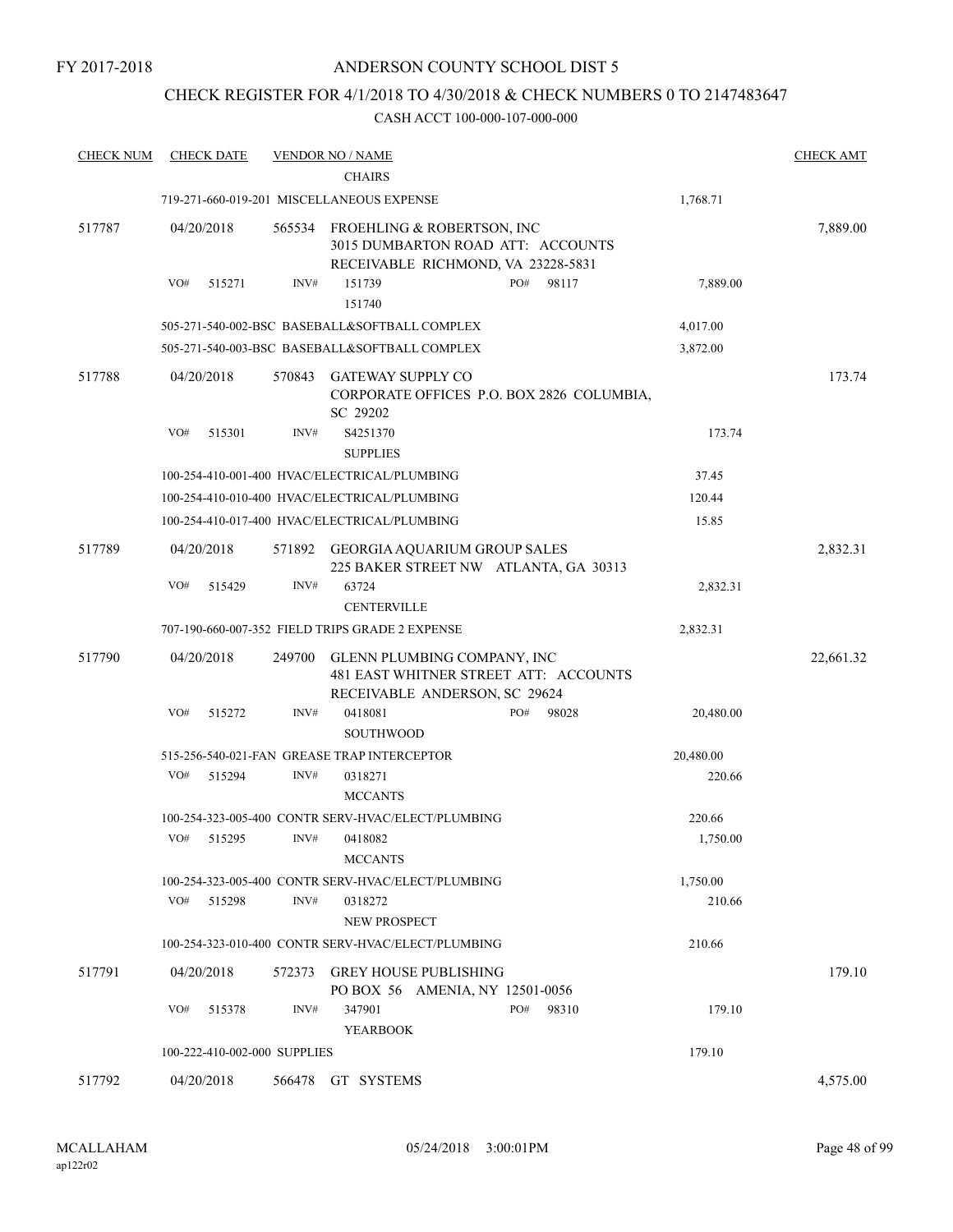FY 2017-2018

# ANDERSON COUNTY SCHOOL DIST 5

## CHECK REGISTER FOR 4/1/2018 TO 4/30/2018 & CHECK NUMBERS 0 TO 2147483647

CASH ACCT 100-000-107-000-000

| CHECK NUM | CHECK DATE | VENDOR NO / NAME | | CHECK AMT |
|---|---|---|---|---|
| | | CHAIRS | | |
| | 719-271-660-019-201 MISCELLANEOUS EXPENSE | | 1,768.71 | |
| 517787 | 04/20/2018 | 565534 FROEHLING & ROBERTSON, INC 3015 DUMBARTON ROAD ATT: ACCOUNTS RECEIVABLE RICHMOND, VA 23228-5831 | | 7,889.00 |
| | VO# 515271 | INV# 151739 PO# 98117 151740 | 7,889.00 | |
| | 505-271-540-002-BSC BASEBALL&SOFTBALL COMPLEX | | 4,017.00 | |
| | 505-271-540-003-BSC BASEBALL&SOFTBALL COMPLEX | | 3,872.00 | |
| 517788 | 04/20/2018 | 570843 GATEWAY SUPPLY CO CORPORATE OFFICES P.O. BOX 2826 COLUMBIA, SC 29202 | | 173.74 |
| | VO# 515301 | INV# S4251370 SUPPLIES | 173.74 | |
| | 100-254-410-001-400 HVAC/ELECTRICAL/PLUMBING | | 37.45 | |
| | 100-254-410-010-400 HVAC/ELECTRICAL/PLUMBING | | 120.44 | |
| | 100-254-410-017-400 HVAC/ELECTRICAL/PLUMBING | | 15.85 | |
| 517789 | 04/20/2018 | 571892 GEORGIA AQUARIUM GROUP SALES 225 BAKER STREET NW ATLANTA, GA 30313 | | 2,832.31 |
| | VO# 515429 | INV# 63724 CENTERVILLE | 2,832.31 | |
| | 707-190-660-007-352 FIELD TRIPS GRADE 2 EXPENSE | | 2,832.31 | |
| 517790 | 04/20/2018 | 249700 GLENN PLUMBING COMPANY, INC 481 EAST WHITNER STREET ATT: ACCOUNTS RECEIVABLE ANDERSON, SC 29624 | | 22,661.32 |
| | VO# 515272 | INV# 0418081 PO# 98028 SOUTHWOOD | 20,480.00 | |
| | 515-256-540-021-FAN GREASE TRAP INTERCEPTOR | | 20,480.00 | |
| | VO# 515294 | INV# 0318271 MCCANTS | 220.66 | |
| | 100-254-323-005-400 CONTR SERV-HVAC/ELECT/PLUMBING | | 220.66 | |
| | VO# 515295 | INV# 0418082 MCCANTS | 1,750.00 | |
| | 100-254-323-005-400 CONTR SERV-HVAC/ELECT/PLUMBING | | 1,750.00 | |
| | VO# 515298 | INV# 0318272 NEW PROSPECT | 210.66 | |
| | 100-254-323-010-400 CONTR SERV-HVAC/ELECT/PLUMBING | | 210.66 | |
| 517791 | 04/20/2018 | 572373 GREY HOUSE PUBLISHING PO BOX 56 AMENIA, NY 12501-0056 | | 179.10 |
| | VO# 515378 | INV# 347901 PO# 98310 YEARBOOK | 179.10 | |
| | 100-222-410-002-000 SUPPLIES | | 179.10 | |
| 517792 | 04/20/2018 | 566478 GT SYSTEMS | | 4,575.00 |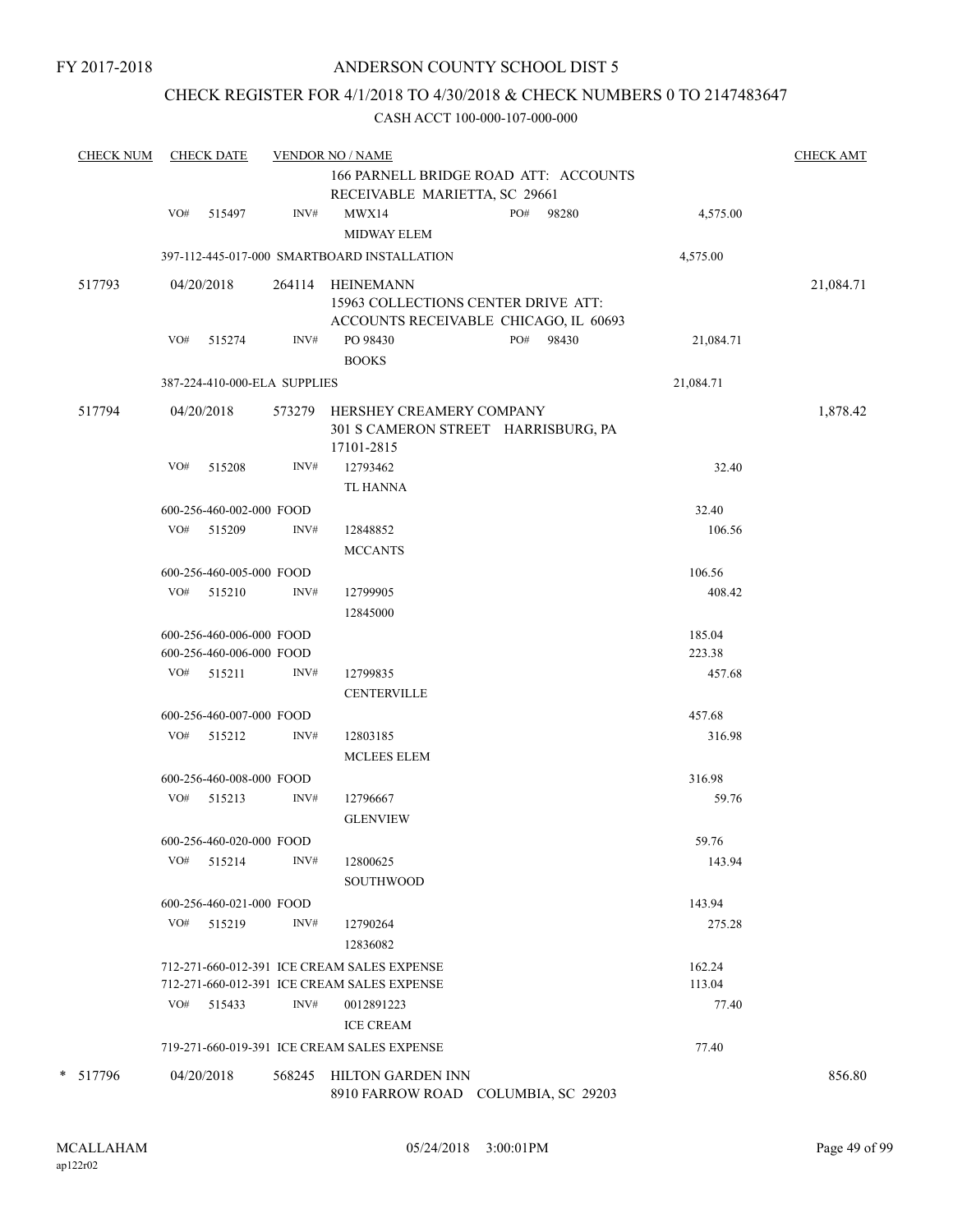FY 2017-2018

# ANDERSON COUNTY SCHOOL DIST 5

## CHECK REGISTER FOR 4/1/2018 TO 4/30/2018 & CHECK NUMBERS 0 TO 2147483647

### CASH ACCT 100-000-107-000-000

| CHECK NUM | CHECK DATE | VENDOR NO / NAME | | | CHECK AMT |
|---|---|---|---|---|---|
| | | | 166 PARNELL BRIDGE ROAD ATT: ACCOUNTS RECEIVABLE MARIETTA, SC 29661 | | |
| | VO# 515497 | INV# | MWX14 MIDWAY ELEM | PO# 98280 | 4,575.00 | |
| | 397-112-445-017-000 SMARTBOARD INSTALLATION | | | 4,575.00 | |
| 517793 | 04/20/2018 | 264114 | HEINEMANN 15963 COLLECTIONS CENTER DRIVE ATT: ACCOUNTS RECEIVABLE CHICAGO, IL 60693 | | 21,084.71 |
| | VO# 515274 | INV# | PO 98430 BOOKS | PO# 98430 | 21,084.71 | |
| | 387-224-410-000-ELA SUPPLIES | | | 21,084.71 | |
| 517794 | 04/20/2018 | 573279 | HERSHEY CREAMERY COMPANY 301 S CAMERON STREET HARRISBURG, PA 17101-2815 | | 1,878.42 |
| | VO# 515208 | INV# | 12793462 TL HANNA | 32.40 | |
| | 600-256-460-002-000 FOOD | | | 32.40 | |
| | VO# 515209 | INV# | 12848852 MCCANTS | 106.56 | |
| | 600-256-460-005-000 FOOD | | | 106.56 | |
| | VO# 515210 | INV# | 12799905 12845000 | 408.42 | |
| | 600-256-460-006-000 FOOD | | | 185.04 | |
| | 600-256-460-006-000 FOOD | | | 223.38 | |
| | VO# 515211 | INV# | 12799835 CENTERVILLE | 457.68 | |
| | 600-256-460-007-000 FOOD | | | 457.68 | |
| | VO# 515212 | INV# | 12803185 MCLEES ELEM | 316.98 | |
| | 600-256-460-008-000 FOOD | | | 316.98 | |
| | VO# 515213 | INV# | 12796667 GLENVIEW | 59.76 | |
| | 600-256-460-020-000 FOOD | | | 59.76 | |
| | VO# 515214 | INV# | 12800625 SOUTHWOOD | 143.94 | |
| | 600-256-460-021-000 FOOD | | | 143.94 | |
| | VO# 515219 | INV# | 12790264 12836082 | 275.28 | |
| | 712-271-660-012-391 ICE CREAM SALES EXPENSE | | | 162.24 | |
| | 712-271-660-012-391 ICE CREAM SALES EXPENSE | | | 113.04 | |
| | VO# 515433 | INV# | 0012891223 ICE CREAM | 77.40 | |
| | 719-271-660-019-391 ICE CREAM SALES EXPENSE | | | 77.40 | |
| * 517796 | 04/20/2018 | 568245 | HILTON GARDEN INN 8910 FARROW ROAD COLUMBIA, SC 29203 | | 856.80 |

MCALLAHAM ap122r02 05/24/2018 3:00:01PM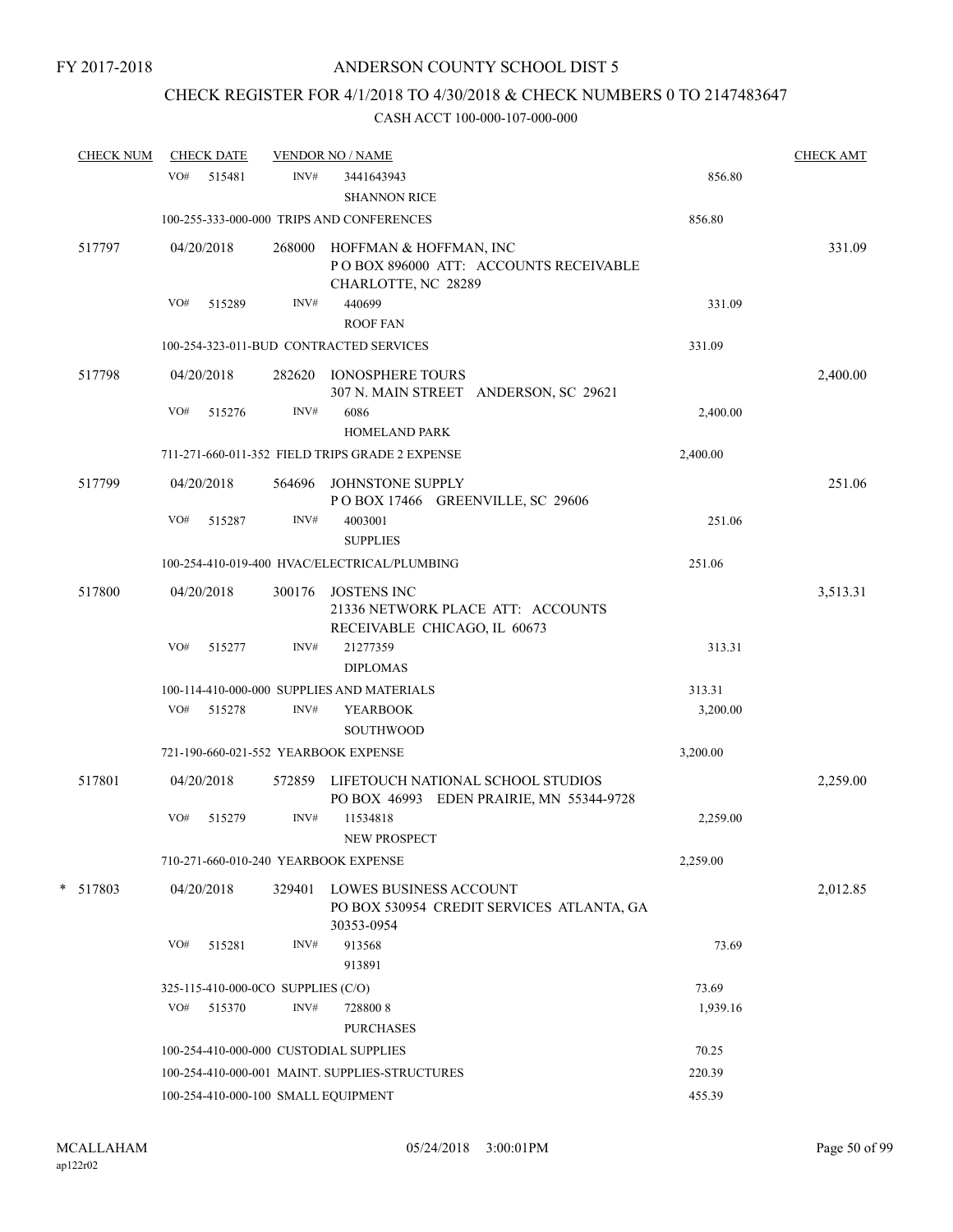FY 2017-2018

# ANDERSON COUNTY SCHOOL DIST 5

## CHECK REGISTER FOR 4/1/2018 TO 4/30/2018 & CHECK NUMBERS 0 TO 2147483647

### CASH ACCT 100-000-107-000-000

| CHECK NUM | CHECK DATE | VENDOR NO / NAME | | CHECK AMT |
|---|---|---|---|---|
| | VO# 515481 | INV# 3441643943<br>SHANNON RICE | 856.80 | |
| | 100-255-333-000-000 TRIPS AND CONFERENCES | | 856.80 | |
| 517797 | 04/20/2018 | 268000 HOFFMAN & HOFFMAN, INC<br>P O BOX 896000 ATT: ACCOUNTS RECEIVABLE<br>CHARLOTTE, NC 28289 | | 331.09 |
| | VO# 515289 | INV# 440699<br>ROOF FAN | 331.09 | |
| | 100-254-323-011-BUD CONTRACTED SERVICES | | 331.09 | |
| 517798 | 04/20/2018 | 282620 IONOSPHERE TOURS<br>307 N. MAIN STREET ANDERSON, SC 29621 | | 2,400.00 |
| | VO# 515276 | INV# 6086<br>HOMELAND PARK | 2,400.00 | |
| | 711-271-660-011-352 FIELD TRIPS GRADE 2 EXPENSE | | 2,400.00 | |
| 517799 | 04/20/2018 | 564696 JOHNSTONE SUPPLY<br>P O BOX 17466 GREENVILLE, SC 29606 | | 251.06 |
| | VO# 515287 | INV# 4003001<br>SUPPLIES | 251.06 | |
| | 100-254-410-019-400 HVAC/ELECTRICAL/PLUMBING | | 251.06 | |
| 517800 | 04/20/2018 | 300176 JOSTENS INC<br>21336 NETWORK PLACE ATT: ACCOUNTS<br>RECEIVABLE CHICAGO, IL 60673 | | 3,513.31 |
| | VO# 515277 | INV# 21277359<br>DIPLOMAS | 313.31 | |
| | 100-114-410-000-000 SUPPLIES AND MATERIALS | | 313.31 | |
| | VO# 515278 | INV# YEARBOOK<br>SOUTHWOOD | 3,200.00 | |
| | 721-190-660-021-552 YEARBOOK EXPENSE | | 3,200.00 | |
| 517801 | 04/20/2018 | 572859 LIFETOUCH NATIONAL SCHOOL STUDIOS<br>PO BOX 46993 EDEN PRAIRIE, MN 55344-9728 | | 2,259.00 |
| | VO# 515279 | INV# 11534818<br>NEW PROSPECT | 2,259.00 | |
| | 710-271-660-010-240 YEARBOOK EXPENSE | | 2,259.00 | |
| * 517803 | 04/20/2018 | 329401 LOWES BUSINESS ACCOUNT<br>PO BOX 530954 CREDIT SERVICES ATLANTA, GA<br>30353-0954 | | 2,012.85 |
| | VO# 515281 | INV# 913568<br>913891 | 73.69 | |
| | 325-115-410-000-0CO SUPPLIES (C/O) | | 73.69 | |
| | VO# 515370 | INV# 728800 8<br>PURCHASES | 1,939.16 | |
| | 100-254-410-000-000 CUSTODIAL SUPPLIES | | 70.25 | |
| | 100-254-410-000-001 MAINT. SUPPLIES-STRUCTURES | | 220.39 | |
| | 100-254-410-000-100 SMALL EQUIPMENT | | 455.39 | |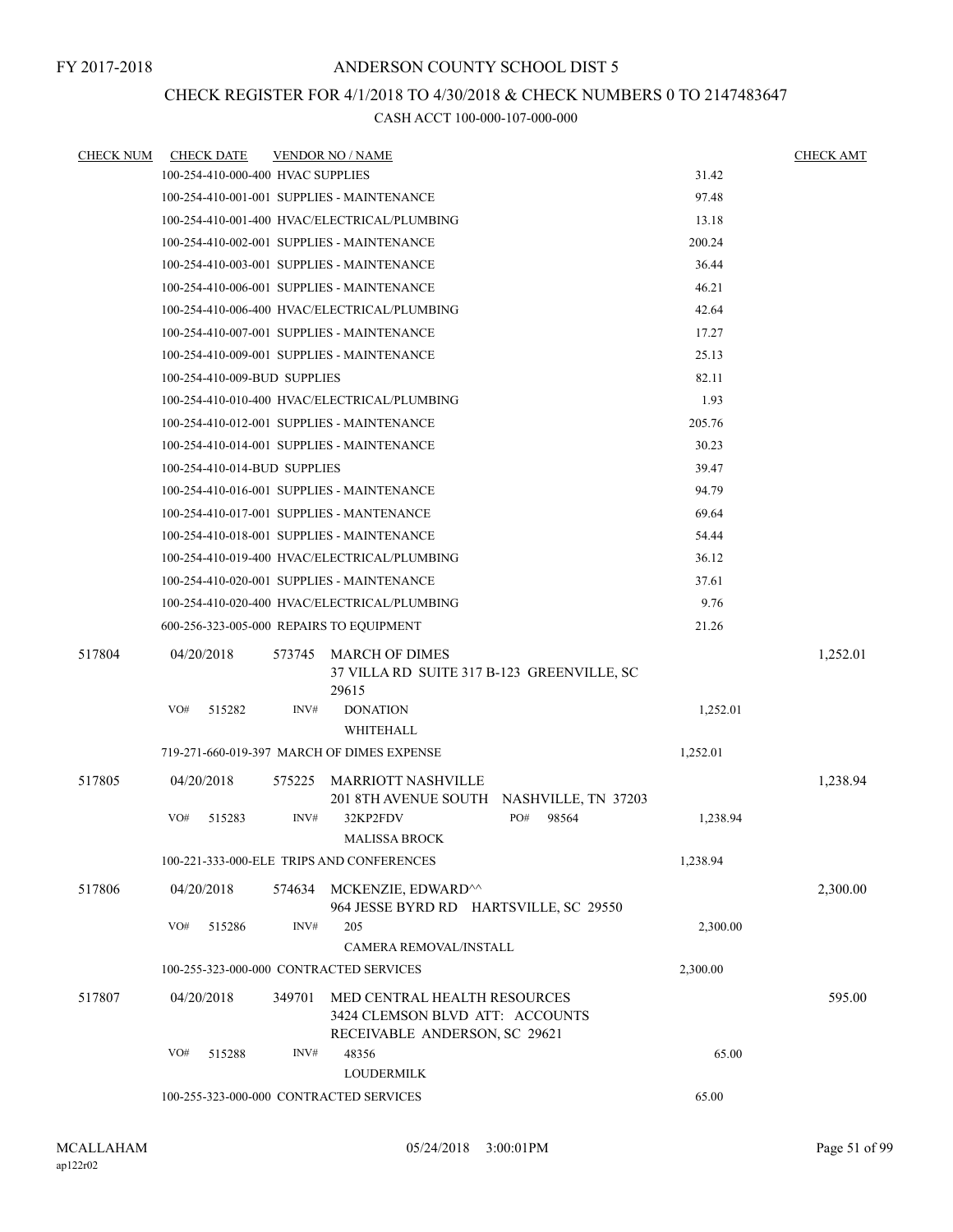FY 2017-2018

# ANDERSON COUNTY SCHOOL DIST 5

## CHECK REGISTER FOR 4/1/2018 TO 4/30/2018 & CHECK NUMBERS 0 TO 2147483647

### CASH ACCT 100-000-107-000-000

| CHECK NUM | CHECK DATE | VENDOR NO / NAME | | CHECK AMT |
|---|---|---|---|---|
| | 100-254-410-000-400 HVAC SUPPLIES | | 31.42 | |
| | 100-254-410-001-001 SUPPLIES - MAINTENANCE | | 97.48 | |
| | 100-254-410-001-400 HVAC/ELECTRICAL/PLUMBING | | 13.18 | |
| | 100-254-410-002-001 SUPPLIES - MAINTENANCE | | 200.24 | |
| | 100-254-410-003-001 SUPPLIES - MAINTENANCE | | 36.44 | |
| | 100-254-410-006-001 SUPPLIES - MAINTENANCE | | 46.21 | |
| | 100-254-410-006-400 HVAC/ELECTRICAL/PLUMBING | | 42.64 | |
| | 100-254-410-007-001 SUPPLIES - MAINTENANCE | | 17.27 | |
| | 100-254-410-009-001 SUPPLIES - MAINTENANCE | | 25.13 | |
| | 100-254-410-009-BUD SUPPLIES | | 82.11 | |
| | 100-254-410-010-400 HVAC/ELECTRICAL/PLUMBING | | 1.93 | |
| | 100-254-410-012-001 SUPPLIES - MAINTENANCE | | 205.76 | |
| | 100-254-410-014-001 SUPPLIES - MAINTENANCE | | 30.23 | |
| | 100-254-410-014-BUD SUPPLIES | | 39.47 | |
| | 100-254-410-016-001 SUPPLIES - MAINTENANCE | | 94.79 | |
| | 100-254-410-017-001 SUPPLIES - MANTENANCE | | 69.64 | |
| | 100-254-410-018-001 SUPPLIES - MAINTENANCE | | 54.44 | |
| | 100-254-410-019-400 HVAC/ELECTRICAL/PLUMBING | | 36.12 | |
| | 100-254-410-020-001 SUPPLIES - MAINTENANCE | | 37.61 | |
| | 100-254-410-020-400 HVAC/ELECTRICAL/PLUMBING | | 9.76 | |
| | 600-256-323-005-000 REPAIRS TO EQUIPMENT | | 21.26 | |
| 517804 | 04/20/2018 | 573745 MARCH OF DIMES<br>37 VILLA RD SUITE 317 B-123 GREENVILLE, SC 29615 | | 1,252.01 |
| | VO# 515282 | INV# DONATION<br>WHITEHALL | 1,252.01 | |
| | 719-271-660-019-397 MARCH OF DIMES EXPENSE | | 1,252.01 | |
| 517805 | 04/20/2018 | 575225 MARRIOTT NASHVILLE<br>201 8TH AVENUE SOUTH NASHVILLE, TN 37203 | | 1,238.94 |
| | VO# 515283 | INV# 32KP2FDV PO# 98564<br>MALISSA BROCK | 1,238.94 | |
| | 100-221-333-000-ELE TRIPS AND CONFERENCES | | 1,238.94 | |
| 517806 | 04/20/2018 | 574634 MCKENZIE, EDWARD^^<br>964 JESSE BYRD RD HARTSVILLE, SC 29550 | | 2,300.00 |
| | VO# 515286 | INV# 205<br>CAMERA REMOVAL/INSTALL | 2,300.00 | |
| | 100-255-323-000-000 CONTRACTED SERVICES | | 2,300.00 | |
| 517807 | 04/20/2018 | 349701 MED CENTRAL HEALTH RESOURCES<br>3424 CLEMSON BLVD ATT: ACCOUNTS RECEIVABLE ANDERSON, SC 29621 | | 595.00 |
| | VO# 515288 | INV# 48356<br>LOUDERMILK | 65.00 | |
| | 100-255-323-000-000 CONTRACTED SERVICES | | 65.00 | |

MCALLAHAM ap122r02 05/24/2018 3:00:01PM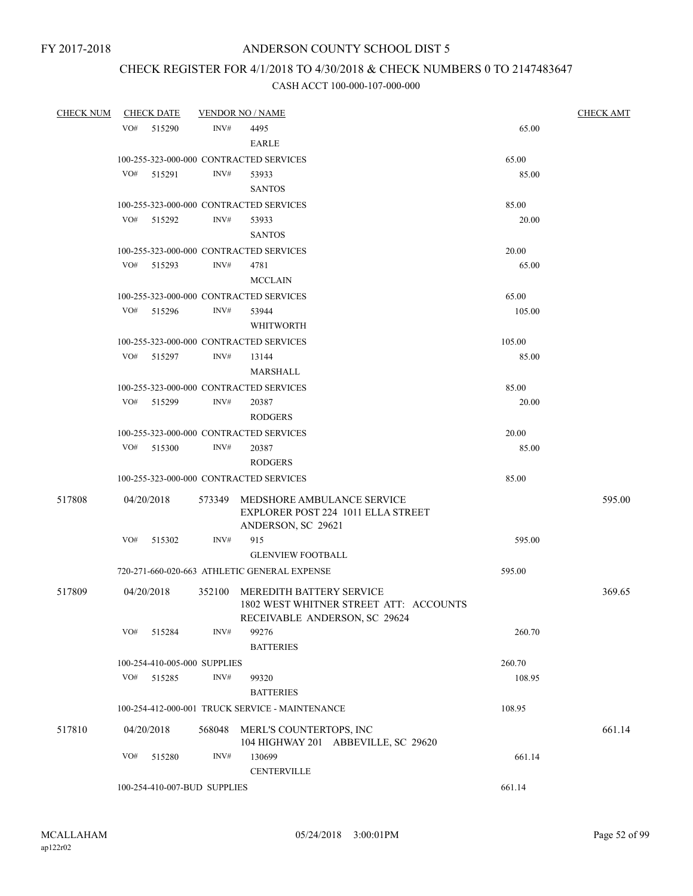FY 2017-2018

ANDERSON COUNTY SCHOOL DIST 5

CHECK REGISTER FOR 4/1/2018 TO 4/30/2018 & CHECK NUMBERS 0 TO 2147483647

CASH ACCT 100-000-107-000-000

| CHECK NUM | CHECK DATE | VENDOR NO / NAME | | CHECK AMT |
|---|---|---|---|---|
| | VO# 515290 | INV# 4495 EARLE | 65.00 | |
| | 100-255-323-000-000 CONTRACTED SERVICES | | 65.00 | |
| | VO# 515291 | INV# 53933 SANTOS | 85.00 | |
| | 100-255-323-000-000 CONTRACTED SERVICES | | 85.00 | |
| | VO# 515292 | INV# 53933 SANTOS | 20.00 | |
| | 100-255-323-000-000 CONTRACTED SERVICES | | 20.00 | |
| | VO# 515293 | INV# 4781 MCCLAIN | 65.00 | |
| | 100-255-323-000-000 CONTRACTED SERVICES | | 65.00 | |
| | VO# 515296 | INV# 53944 WHITWORTH | 105.00 | |
| | 100-255-323-000-000 CONTRACTED SERVICES | | 105.00 | |
| | VO# 515297 | INV# 13144 MARSHALL | 85.00 | |
| | 100-255-323-000-000 CONTRACTED SERVICES | | 85.00 | |
| | VO# 515299 | INV# 20387 RODGERS | 20.00 | |
| | 100-255-323-000-000 CONTRACTED SERVICES | | 20.00 | |
| | VO# 515300 | INV# 20387 RODGERS | 85.00 | |
| | 100-255-323-000-000 CONTRACTED SERVICES | | 85.00 | |
| 517808 | 04/20/2018 | 573349 MEDSHORE AMBULANCE SERVICE EXPLORER POST 224 1011 ELLA STREET ANDERSON, SC 29621 | | 595.00 |
| | VO# 515302 | INV# 915 GLENVIEW FOOTBALL | 595.00 | |
| | 720-271-660-020-663 ATHLETIC GENERAL EXPENSE | | 595.00 | |
| 517809 | 04/20/2018 | 352100 MEREDITH BATTERY SERVICE 1802 WEST WHITNER STREET ATT: ACCOUNTS RECEIVABLE ANDERSON, SC 29624 | | 369.65 |
| | VO# 515284 | INV# 99276 BATTERIES | 260.70 | |
| | 100-254-410-005-000 SUPPLIES | | 260.70 | |
| | VO# 515285 | INV# 99320 BATTERIES | 108.95 | |
| | 100-254-412-000-001 TRUCK SERVICE - MAINTENANCE | | 108.95 | |
| 517810 | 04/20/2018 | 568048 MERL'S COUNTERTOPS, INC 104 HIGHWAY 201 ABBEVILLE, SC 29620 | | 661.14 |
| | VO# 515280 | INV# 130699 CENTERVILLE | 661.14 | |
| | 100-254-410-007-BUD SUPPLIES | | 661.14 | |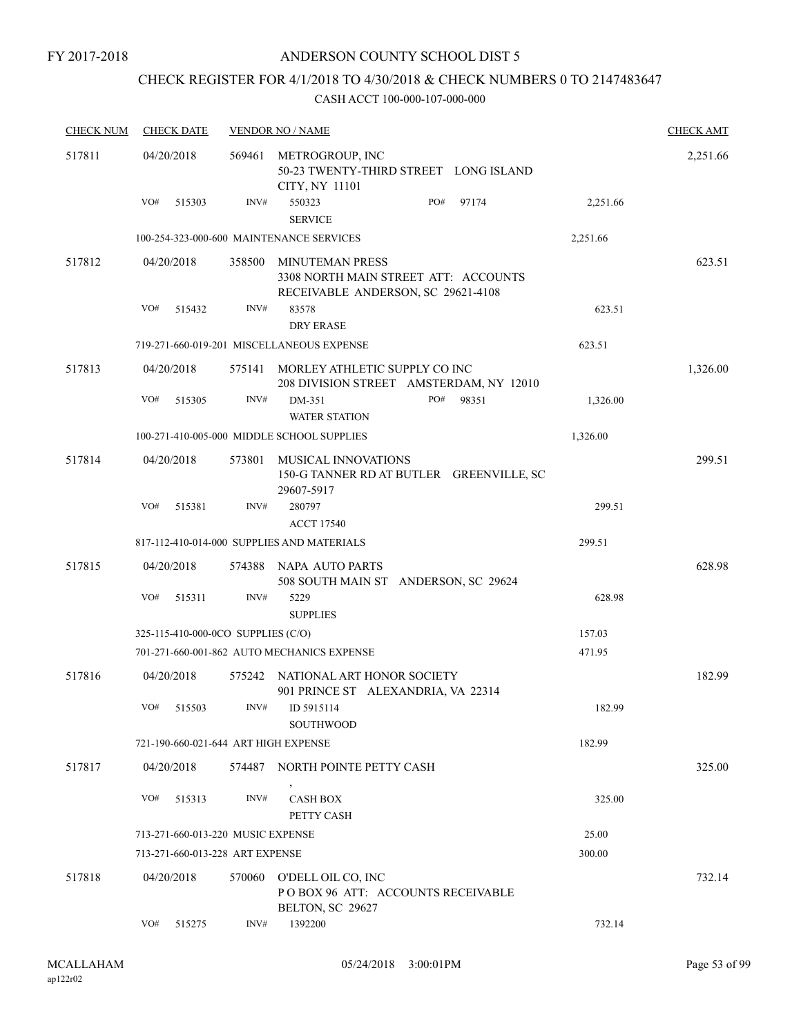FY 2017-2018

# ANDERSON COUNTY SCHOOL DIST 5

## CHECK REGISTER FOR 4/1/2018 TO 4/30/2018 & CHECK NUMBERS 0 TO 2147483647

### CASH ACCT 100-000-107-000-000

| CHECK NUM | CHECK DATE | VENDOR NO / NAME | | | CHECK AMT |
|---|---|---|---|---|---|
| 517811 | 04/20/2018 | 569461 | METROGROUP, INC<br>50-23 TWENTY-THIRD STREET LONG ISLAND CITY, NY 11101 | | 2,251.66 |
| | VO# 515303 | INV# | 550323<br>SERVICE | PO# 97174 2,251.66 | |
| | 100-254-323-000-600 MAINTENANCE SERVICES | | | 2,251.66 | |
| 517812 | 04/20/2018 | 358500 | MINUTEMAN PRESS<br>3308 NORTH MAIN STREET ATT: ACCOUNTS RECEIVABLE ANDERSON, SC 29621-4108 | | 623.51 |
| | VO# 515432 | INV# | 83578<br>DRY ERASE | 623.51 | |
| | 719-271-660-019-201 MISCELLANEOUS EXPENSE | | | 623.51 | |
| 517813 | 04/20/2018 | 575141 | MORLEY ATHLETIC SUPPLY CO INC<br>208 DIVISION STREET AMSTERDAM, NY 12010 | | 1,326.00 |
| | VO# 515305 | INV# | DM-351<br>WATER STATION | PO# 98351 1,326.00 | |
| | 100-271-410-005-000 MIDDLE SCHOOL SUPPLIES | | | 1,326.00 | |
| 517814 | 04/20/2018 | 573801 | MUSICAL INNOVATIONS<br>150-G TANNER RD AT BUTLER GREENVILLE, SC 29607-5917 | | 299.51 |
| | VO# 515381 | INV# | 280797<br>ACCT 17540 | 299.51 | |
| | 817-112-410-014-000 SUPPLIES AND MATERIALS | | | 299.51 | |
| 517815 | 04/20/2018 | 574388 | NAPA AUTO PARTS<br>508 SOUTH MAIN ST ANDERSON, SC 29624 | | 628.98 |
| | VO# 515311 | INV# | 5229<br>SUPPLIES | 628.98 | |
| | 325-115-410-000-0CO SUPPLIES (C/O) | | | 157.03 | |
| | 701-271-660-001-862 AUTO MECHANICS EXPENSE | | | 471.95 | |
| 517816 | 04/20/2018 | 575242 | NATIONAL ART HONOR SOCIETY<br>901 PRINCE ST ALEXANDRIA, VA 22314 | | 182.99 |
| | VO# 515503 | INV# | ID 5915114<br>SOUTHWOOD | 182.99 | |
| | 721-190-660-021-644 ART HIGH EXPENSE | | | 182.99 | |
| 517817 | 04/20/2018 | 574487 | NORTH POINTE PETTY CASH<br>, | | 325.00 |
| | VO# 515313 | INV# | CASH BOX<br>PETTY CASH | 325.00 | |
| | 713-271-660-013-220 MUSIC EXPENSE | | | 25.00 | |
| | 713-271-660-013-228 ART EXPENSE | | | 300.00 | |
| 517818 | 04/20/2018 | 570060 | O'DELL OIL CO, INC<br>P O BOX 96 ATT: ACCOUNTS RECEIVABLE BELTON, SC 29627 | | 732.14 |
| | VO# 515275 | INV# | 1392200 | 732.14 | |

MCALLAHAM ap122r02 05/24/2018 3:00:01PM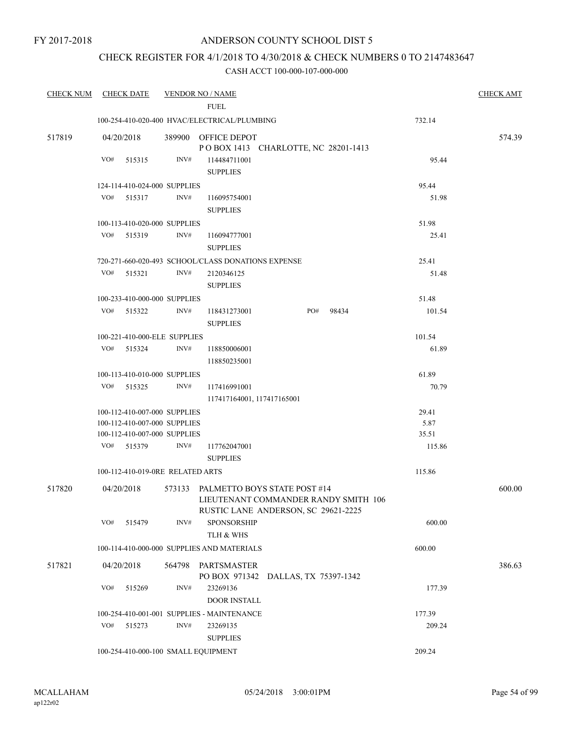FY 2017-2018

ANDERSON COUNTY SCHOOL DIST 5

CHECK REGISTER FOR 4/1/2018 TO 4/30/2018 & CHECK NUMBERS 0 TO 2147483647

CASH ACCT 100-000-107-000-000

| CHECK NUM | CHECK DATE | VENDOR NO / NAME | | CHECK AMT |
|---|---|---|---|---|
| | | FUEL | | |
| | | 100-254-410-020-400 HVAC/ELECTRICAL/PLUMBING | 732.14 | |
| 517819 | 04/20/2018 | 389900 OFFICE DEPOT<br>P O BOX 1413 CHARLOTTE, NC 28201-1413 | | 574.39 |
| | VO# 515315 | INV# 114484711001<br>SUPPLIES | 95.44 | |
| | | 124-114-410-024-000 SUPPLIES | 95.44 | |
| | VO# 515317 | INV# 116095754001<br>SUPPLIES | 51.98 | |
| | | 100-113-410-020-000 SUPPLIES | 51.98 | |
| | VO# 515319 | INV# 116094777001<br>SUPPLIES | 25.41 | |
| | | 720-271-660-020-493 SCHOOL/CLASS DONATIONS EXPENSE | 25.41 | |
| | VO# 515321 | INV# 2120346125<br>SUPPLIES | 51.48 | |
| | | 100-233-410-000-000 SUPPLIES | 51.48 | |
| | VO# 515322 | INV# 118431273001 PO# 98434<br>SUPPLIES | 101.54 | |
| | | 100-221-410-000-ELE SUPPLIES | 101.54 | |
| | VO# 515324 | INV# 118850006001<br>118850235001 | 61.89 | |
| | | 100-113-410-010-000 SUPPLIES | 61.89 | |
| | VO# 515325 | INV# 117416991001<br>117417164001, 117417165001 | 70.79 | |
| | | 100-112-410-007-000 SUPPLIES | 29.41 | |
| | | 100-112-410-007-000 SUPPLIES | 5.87 | |
| | | 100-112-410-007-000 SUPPLIES | 35.51 | |
| | VO# 515379 | INV# 117762047001<br>SUPPLIES | 115.86 | |
| | | 100-112-410-019-0RE RELATED ARTS | 115.86 | |
| 517820 | 04/20/2018 | 573133 PALMETTO BOYS STATE POST #14<br>LIEUTENANT COMMANDER RANDY SMITH 106<br>RUSTIC LANE ANDERSON, SC 29621-2225 | | 600.00 |
| | VO# 515479 | INV# SPONSORSHIP<br>TLH & WHS | 600.00 | |
| | | 100-114-410-000-000 SUPPLIES AND MATERIALS | 600.00 | |
| 517821 | 04/20/2018 | 564798 PARTSMASTER<br>PO BOX 971342 DALLAS, TX 75397-1342 | | 386.63 |
| | VO# 515269 | INV# 23269136<br>DOOR INSTALL | 177.39 | |
| | | 100-254-410-001-001 SUPPLIES - MAINTENANCE | 177.39 | |
| | VO# 515273 | INV# 23269135<br>SUPPLIES | 209.24 | |
| | | 100-254-410-000-100 SMALL EQUIPMENT | 209.24 | |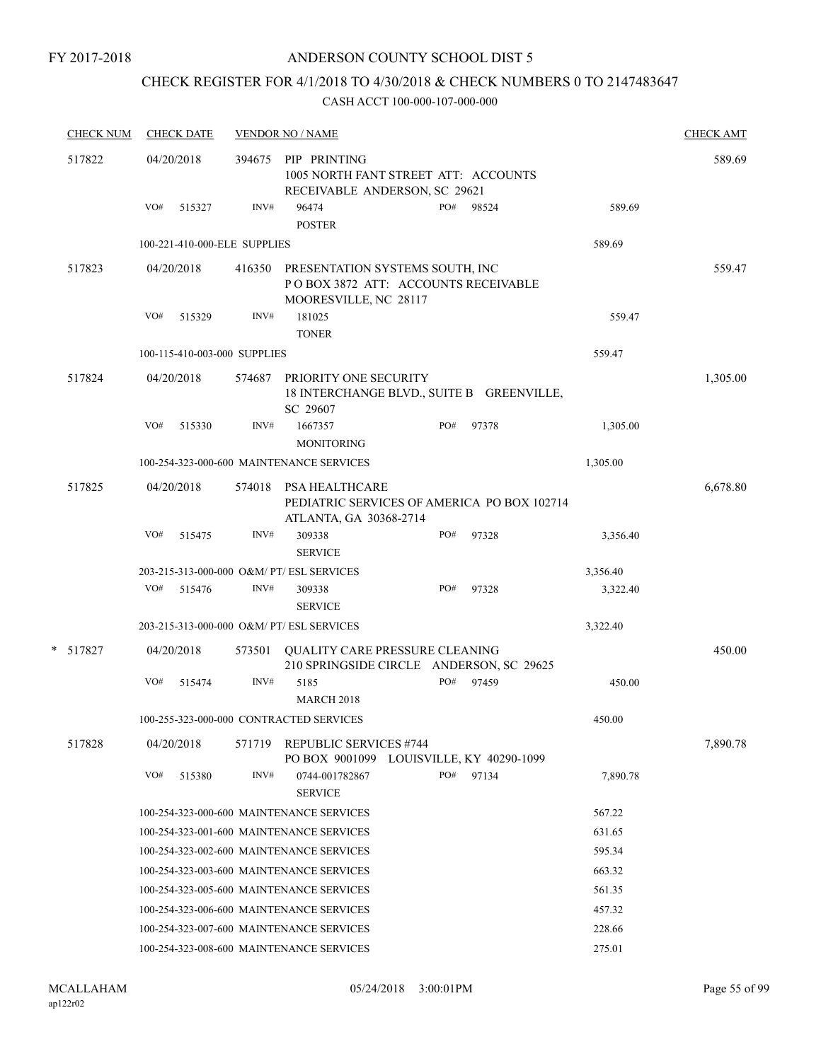FY 2017-2018

# ANDERSON COUNTY SCHOOL DIST 5

## CHECK REGISTER FOR 4/1/2018 TO 4/30/2018 & CHECK NUMBERS 0 TO 2147483647

### CASH ACCT 100-000-107-000-000

| CHECK NUM | CHECK DATE | VENDOR NO / NAME | | | | CHECK AMT |
|---|---|---|---|---|---|---|
| 517822 | 04/20/2018 | 394675 PIP PRINTING<br>1005 NORTH FANT STREET ATT: ACCOUNTS RECEIVABLE ANDERSON, SC 29621 | | | | 589.69 |
| | VO# 515327 | INV# 96474<br>POSTER | PO# 98524 | | 589.69 | |
| | 100-221-410-000-ELE SUPPLIES | | | | 589.69 | |
| 517823 | 04/20/2018 | 416350 PRESENTATION SYSTEMS SOUTH, INC<br>P O BOX 3872 ATT: ACCOUNTS RECEIVABLE MOORESVILLE, NC 28117 | | | | 559.47 |
| | VO# 515329 | INV# 181025<br>TONER | | | 559.47 | |
| | 100-115-410-003-000 SUPPLIES | | | | 559.47 | |
| 517824 | 04/20/2018 | 574687 PRIORITY ONE SECURITY<br>18 INTERCHANGE BLVD., SUITE B GREENVILLE, SC 29607 | | | | 1,305.00 |
| | VO# 515330 | INV# 1667357<br>MONITORING | PO# 97378 | | 1,305.00 | |
| | 100-254-323-000-600 MAINTENANCE SERVICES | | | | 1,305.00 | |
| 517825 | 04/20/2018 | 574018 PSA HEALTHCARE<br>PEDIATRIC SERVICES OF AMERICA PO BOX 102714 ATLANTA, GA 30368-2714 | | | | 6,678.80 |
| | VO# 515475 | INV# 309338<br>SERVICE | PO# 97328 | | 3,356.40 | |
| | 203-215-313-000-000 O&M/ PT/ ESL SERVICES | | | | 3,356.40 | |
| | VO# 515476 | INV# 309338<br>SERVICE | PO# 97328 | | 3,322.40 | |
| | 203-215-313-000-000 O&M/ PT/ ESL SERVICES | | | | 3,322.40 | |
| * 517827 | 04/20/2018 | 573501 QUALITY CARE PRESSURE CLEANING<br>210 SPRINGSIDE CIRCLE ANDERSON, SC 29625 | | | | 450.00 |
| | VO# 515474 | INV# 5185<br>MARCH 2018 | PO# 97459 | | 450.00 | |
| | 100-255-323-000-000 CONTRACTED SERVICES | | | | 450.00 | |
| 517828 | 04/20/2018 | 571719 REPUBLIC SERVICES #744<br>PO BOX 9001099 LOUISVILLE, KY 40290-1099 | | | | 7,890.78 |
| | VO# 515380 | INV# 0744-001782867<br>SERVICE | PO# 97134 | | 7,890.78 | |
| | 100-254-323-000-600 MAINTENANCE SERVICES | | | | 567.22 | |
| | 100-254-323-001-600 MAINTENANCE SERVICES | | | | 631.65 | |
| | 100-254-323-002-600 MAINTENANCE SERVICES | | | | 595.34 | |
| | 100-254-323-003-600 MAINTENANCE SERVICES | | | | 663.32 | |
| | 100-254-323-005-600 MAINTENANCE SERVICES | | | | 561.35 | |
| | 100-254-323-006-600 MAINTENANCE SERVICES | | | | 457.32 | |
| | 100-254-323-007-600 MAINTENANCE SERVICES | | | | 228.66 | |
| | 100-254-323-008-600 MAINTENANCE SERVICES | | | | 275.01 | |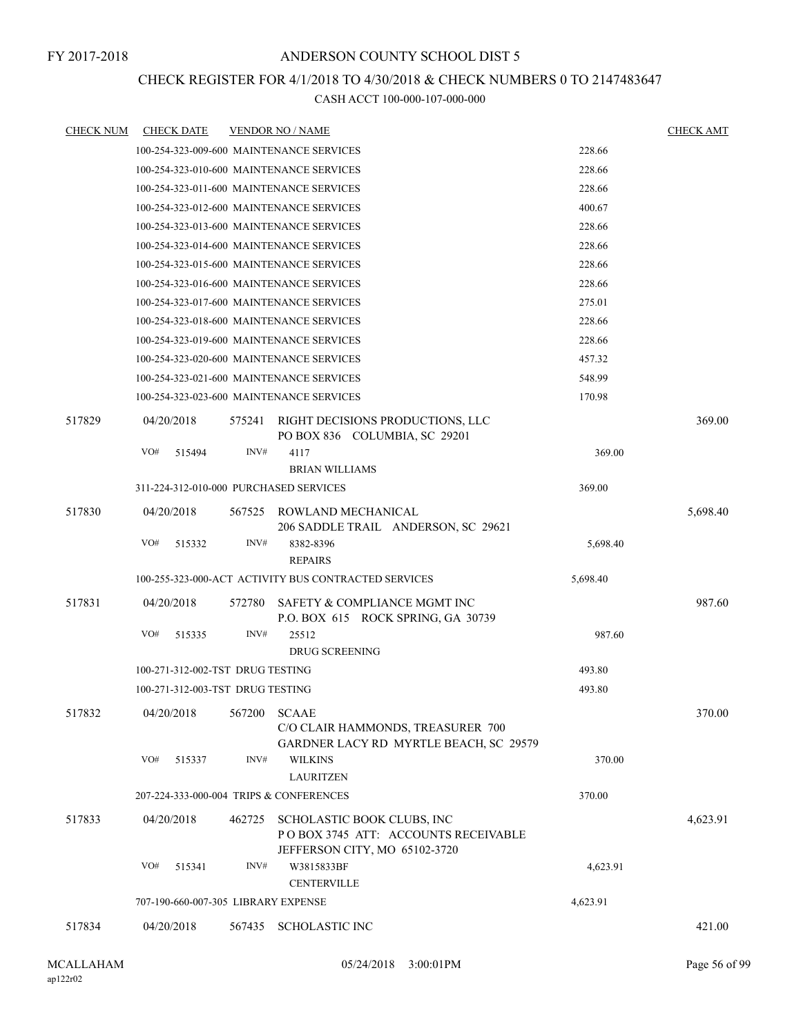# ANDERSON COUNTY SCHOOL DIST 5

FY 2017-2018

## CHECK REGISTER FOR 4/1/2018 TO 4/30/2018 & CHECK NUMBERS 0 TO 2147483647

CASH ACCT 100-000-107-000-000

| CHECK NUM | CHECK DATE | VENDOR NO / NAME | | CHECK AMT |
|---|---|---|---|---|
| | 100-254-323-009-600 MAINTENANCE SERVICES | | 228.66 | |
| | 100-254-323-010-600 MAINTENANCE SERVICES | | 228.66 | |
| | 100-254-323-011-600 MAINTENANCE SERVICES | | 228.66 | |
| | 100-254-323-012-600 MAINTENANCE SERVICES | | 400.67 | |
| | 100-254-323-013-600 MAINTENANCE SERVICES | | 228.66 | |
| | 100-254-323-014-600 MAINTENANCE SERVICES | | 228.66 | |
| | 100-254-323-015-600 MAINTENANCE SERVICES | | 228.66 | |
| | 100-254-323-016-600 MAINTENANCE SERVICES | | 228.66 | |
| | 100-254-323-017-600 MAINTENANCE SERVICES | | 275.01 | |
| | 100-254-323-018-600 MAINTENANCE SERVICES | | 228.66 | |
| | 100-254-323-019-600 MAINTENANCE SERVICES | | 228.66 | |
| | 100-254-323-020-600 MAINTENANCE SERVICES | | 457.32 | |
| | 100-254-323-021-600 MAINTENANCE SERVICES | | 548.99 | |
| | 100-254-323-023-600 MAINTENANCE SERVICES | | 170.98 | |
| 517829 | 04/20/2018 | 575241 RIGHT DECISIONS PRODUCTIONS, LLC<br>PO BOX 836 COLUMBIA, SC 29201 | | 369.00 |
| | VO# 515494 | INV# 4117<br>BRIAN WILLIAMS | 369.00 | |
| | 311-224-312-010-000 PURCHASED SERVICES | | 369.00 | |
| 517830 | 04/20/2018 | 567525 ROWLAND MECHANICAL<br>206 SADDLE TRAIL ANDERSON, SC 29621 | | 5,698.40 |
| | VO# 515332 | INV# 8382-8396<br>REPAIRS | 5,698.40 | |
| | 100-255-323-000-ACT ACTIVITY BUS CONTRACTED SERVICES | | 5,698.40 | |
| 517831 | 04/20/2018 | 572780 SAFETY & COMPLIANCE MGMT INC<br>P.O. BOX 615 ROCK SPRING, GA 30739 | | 987.60 |
| | VO# 515335 | INV# 25512<br>DRUG SCREENING | 987.60 | |
| | 100-271-312-002-TST DRUG TESTING | | 493.80 | |
| | 100-271-312-003-TST DRUG TESTING | | 493.80 | |
| 517832 | 04/20/2018 | 567200 SCAAE<br>C/O CLAIR HAMMONDS, TREASURER 700<br>GARDNER LACY RD MYRTLE BEACH, SC 29579 | | 370.00 |
| | VO# 515337 | INV# WILKINS<br>LAURITZEN | 370.00 | |
| | 207-224-333-000-004 TRIPS & CONFERENCES | | 370.00 | |
| 517833 | 04/20/2018 | 462725 SCHOLASTIC BOOK CLUBS, INC<br>P O BOX 3745 ATT: ACCOUNTS RECEIVABLE<br>JEFFERSON CITY, MO 65102-3720 | | 4,623.91 |
| | VO# 515341 | INV# W3815833BF<br>CENTERVILLE | 4,623.91 | |
| | 707-190-660-007-305 LIBRARY EXPENSE | | 4,623.91 | |
| 517834 | 04/20/2018 | 567435 SCHOLASTIC INC | | 421.00 |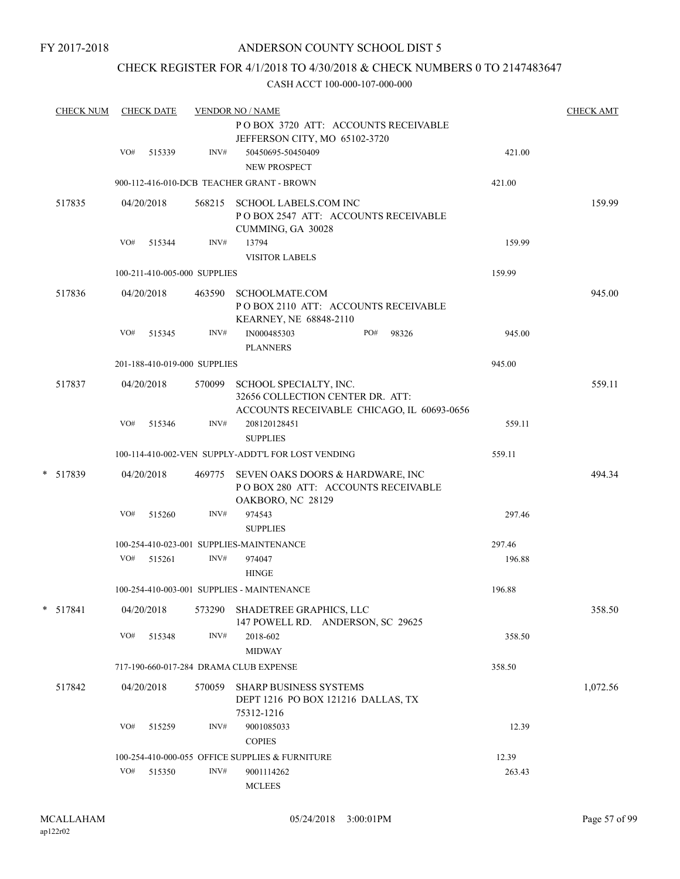FY 2017-2018

ANDERSON COUNTY SCHOOL DIST 5

CHECK REGISTER FOR 4/1/2018 TO 4/30/2018 & CHECK NUMBERS 0 TO 2147483647

CASH ACCT 100-000-107-000-000

| CHECK NUM | CHECK DATE | VENDOR NO / NAME | | CHECK AMT |
|---|---|---|---|---|
| | | P O BOX 3720 ATT: ACCOUNTS RECEIVABLE JEFFERSON CITY, MO 65102-3720 | | |
| | VO# 515339 | INV# 50450695-50450409 NEW PROSPECT | 421.00 | |
| | 900-112-416-010-DCB TEACHER GRANT - BROWN | | 421.00 | |
| 517835 | 04/20/2018 | 568215 SCHOOL LABELS.COM INC P O BOX 2547 ATT: ACCOUNTS RECEIVABLE CUMMING, GA 30028 | | 159.99 |
| | VO# 515344 | INV# 13794 VISITOR LABELS | 159.99 | |
| | 100-211-410-005-000 SUPPLIES | | 159.99 | |
| 517836 | 04/20/2018 | 463590 SCHOOLMATE.COM P O BOX 2110 ATT: ACCOUNTS RECEIVABLE KEARNEY, NE 68848-2110 | | 945.00 |
| | VO# 515345 | INV# IN000485303 PO# 98326 PLANNERS | 945.00 | |
| | 201-188-410-019-000 SUPPLIES | | 945.00 | |
| 517837 | 04/20/2018 | 570099 SCHOOL SPECIALTY, INC. 32656 COLLECTION CENTER DR. ATT: ACCOUNTS RECEIVABLE CHICAGO, IL 60693-0656 | | 559.11 |
| | VO# 515346 | INV# 208120128451 SUPPLIES | 559.11 | |
| | 100-114-410-002-VEN SUPPLY-ADDT'L FOR LOST VENDING | | 559.11 | |
| * 517839 | 04/20/2018 | 469775 SEVEN OAKS DOORS & HARDWARE, INC P O BOX 280 ATT: ACCOUNTS RECEIVABLE OAKBORO, NC 28129 | | 494.34 |
| | VO# 515260 | INV# 974543 SUPPLIES | 297.46 | |
| | 100-254-410-023-001 SUPPLIES-MAINTENANCE | | 297.46 | |
| | VO# 515261 | INV# 974047 HINGE | 196.88 | |
| | 100-254-410-003-001 SUPPLIES - MAINTENANCE | | 196.88 | |
| * 517841 | 04/20/2018 | 573290 SHADETREE GRAPHICS, LLC 147 POWELL RD. ANDERSON, SC 29625 | | 358.50 |
| | VO# 515348 | INV# 2018-602 MIDWAY | 358.50 | |
| | 717-190-660-017-284 DRAMA CLUB EXPENSE | | 358.50 | |
| 517842 | 04/20/2018 | 570059 SHARP BUSINESS SYSTEMS DEPT 1216 PO BOX 121216 DALLAS, TX 75312-1216 | | 1,072.56 |
| | VO# 515259 | INV# 9001085033 COPIES | 12.39 | |
| | 100-254-410-000-055 OFFICE SUPPLIES & FURNITURE | | 12.39 | |
| | VO# 515350 | INV# 9001114262 MCLEES | 263.43 | |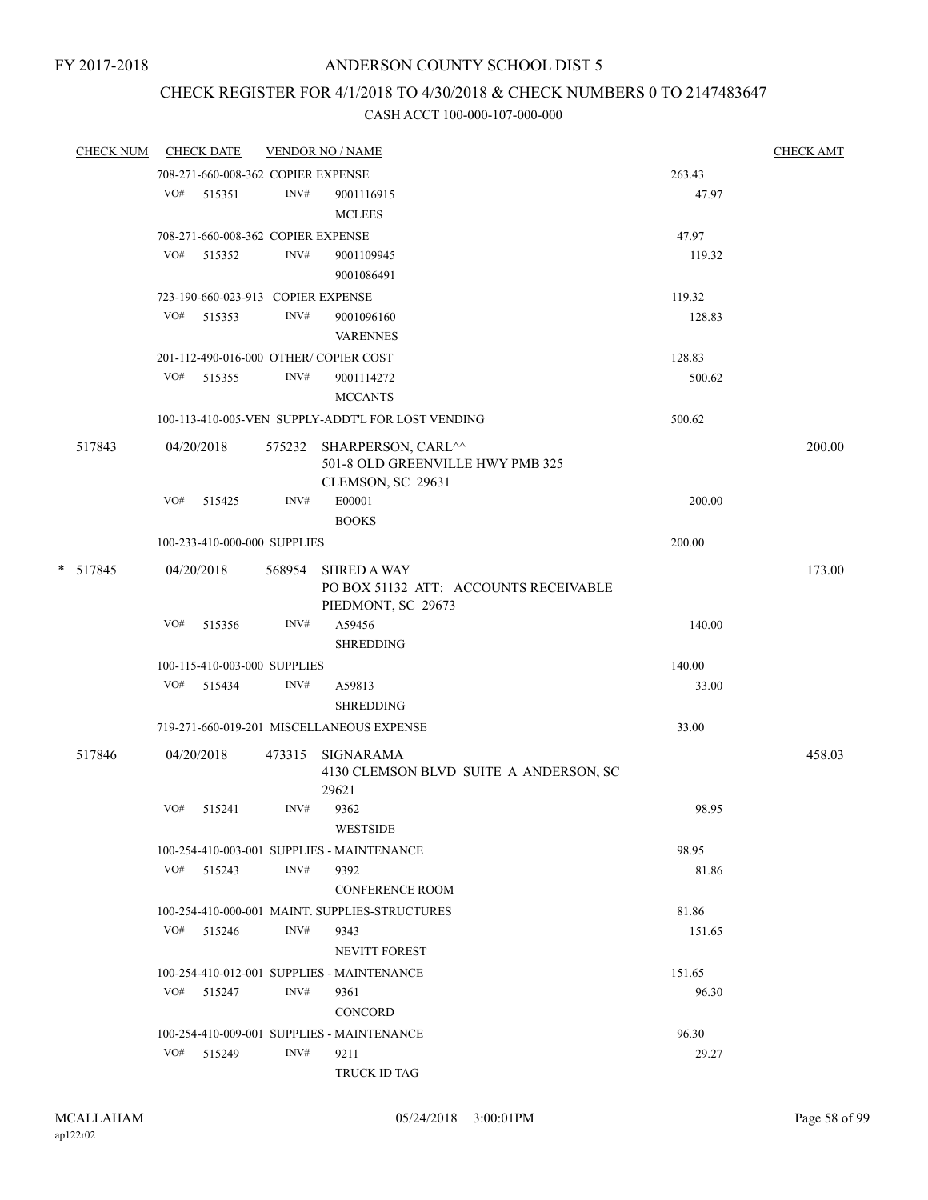FY 2017-2018

# ANDERSON COUNTY SCHOOL DIST 5

## CHECK REGISTER FOR 4/1/2018 TO 4/30/2018 & CHECK NUMBERS 0 TO 2147483647

### CASH ACCT 100-000-107-000-000

| CHECK NUM | CHECK DATE | VENDOR NO / NAME | | CHECK AMT |
|---|---|---|---|---|
| | 708-271-660-008-362 COPIER EXPENSE | | 263.43 | |
| | VO# 515351 INV# | 9001116915 MCLEES | 47.97 | |
| | 708-271-660-008-362 COPIER EXPENSE | | 47.97 | |
| | VO# 515352 INV# | 9001109945 9001086491 | 119.32 | |
| | 723-190-660-023-913 COPIER EXPENSE | | 119.32 | |
| | VO# 515353 INV# | 9001096160 VARENNES | 128.83 | |
| | 201-112-490-016-000 OTHER/ COPIER COST | | 128.83 | |
| | VO# 515355 INV# | 9001114272 MCCANTS | 500.62 | |
| | 100-113-410-005-VEN SUPPLY-ADDT'L FOR LOST VENDING | | 500.62 | |
| 517843 | 04/20/2018 | 575232 SHARPERSON, CARL^^ 501-8 OLD GREENVILLE HWY PMB 325 CLEMSON, SC 29631 | | 200.00 |
| | VO# 515425 INV# | E00001 BOOKS | 200.00 | |
| | 100-233-410-000-000 SUPPLIES | | 200.00 | |
| * 517845 | 04/20/2018 | 568954 SHRED A WAY PO BOX 51132 ATT: ACCOUNTS RECEIVABLE PIEDMONT, SC 29673 | | 173.00 |
| | VO# 515356 INV# | A59456 SHREDDING | 140.00 | |
| | 100-115-410-003-000 SUPPLIES | | 140.00 | |
| | VO# 515434 INV# | A59813 SHREDDING | 33.00 | |
| | 719-271-660-019-201 MISCELLANEOUS EXPENSE | | 33.00 | |
| 517846 | 04/20/2018 | 473315 SIGNARAMA 4130 CLEMSON BLVD SUITE A ANDERSON, SC 29621 | | 458.03 |
| | VO# 515241 INV# | 9362 WESTSIDE | 98.95 | |
| | 100-254-410-003-001 SUPPLIES - MAINTENANCE | | 98.95 | |
| | VO# 515243 INV# | 9392 CONFERENCE ROOM | 81.86 | |
| | 100-254-410-000-001 MAINT. SUPPLIES-STRUCTURES | | 81.86 | |
| | VO# 515246 INV# | 9343 NEVITT FOREST | 151.65 | |
| | 100-254-410-012-001 SUPPLIES - MAINTENANCE | | 151.65 | |
| | VO# 515247 INV# | 9361 CONCORD | 96.30 | |
| | 100-254-410-009-001 SUPPLIES - MAINTENANCE | | 96.30 | |
| | VO# 515249 INV# | 9211 TRUCK ID TAG | 29.27 | |

MCALLAHAM ap122r02 05/24/2018 3:00:01PM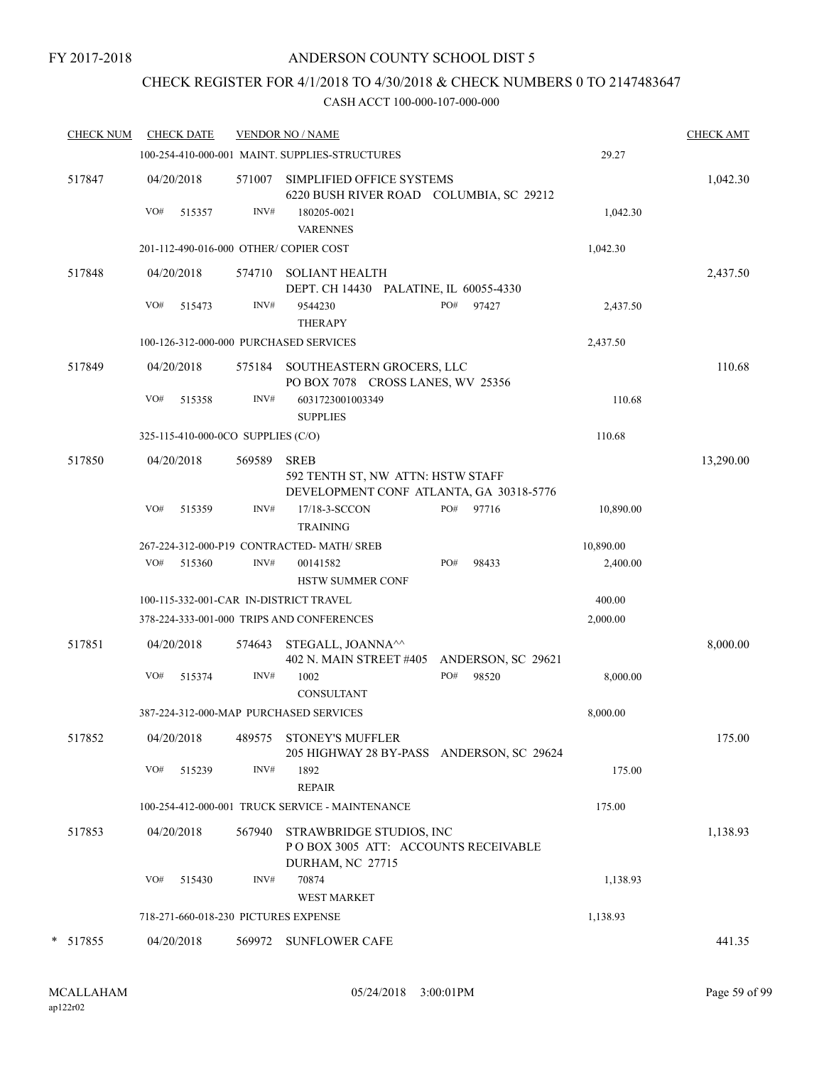FY 2017-2018

ANDERSON COUNTY SCHOOL DIST 5

CHECK REGISTER FOR 4/1/2018 TO 4/30/2018 & CHECK NUMBERS 0 TO 2147483647

CASH ACCT 100-000-107-000-000

| CHECK NUM | CHECK DATE | VENDOR NO / NAME | | CHECK AMT |
|---|---|---|---|---|
| | 100-254-410-000-001 MAINT. SUPPLIES-STRUCTURES | | 29.27 | |
| 517847 | 04/20/2018 | 571007 SIMPLIFIED OFFICE SYSTEMS<br>6220 BUSH RIVER ROAD COLUMBIA, SC 29212 | | 1,042.30 |
| | VO# 515357 | INV# 180205-0021<br>VARENNES | 1,042.30 | |
| | 201-112-490-016-000 OTHER/ COPIER COST | | 1,042.30 | |
| 517848 | 04/20/2018 | 574710 SOLIANT HEALTH<br>DEPT. CH 14430 PALATINE, IL 60055-4330 | | 2,437.50 |
| | VO# 515473 | INV# 9544230 PO# 97427<br>THERAPY | 2,437.50 | |
| | 100-126-312-000-000 PURCHASED SERVICES | | 2,437.50 | |
| 517849 | 04/20/2018 | 575184 SOUTHEASTERN GROCERS, LLC<br>PO BOX 7078 CROSS LANES, WV 25356 | | 110.68 |
| | VO# 515358 | INV# 6031723001003349<br>SUPPLIES | 110.68 | |
| | 325-115-410-000-0CO SUPPLIES (C/O) | | 110.68 | |
| 517850 | 04/20/2018 | 569589 SREB<br>592 TENTH ST, NW ATTN: HSTW STAFF<br>DEVELOPMENT CONF ATLANTA, GA 30318-5776 | | 13,290.00 |
| | VO# 515359 | INV# 17/18-3-SCCON PO# 97716<br>TRAINING | 10,890.00 | |
| | 267-224-312-000-P19 CONTRACTED- MATH/ SREB | | 10,890.00 | |
| | VO# 515360 | INV# 00141582 PO# 98433<br>HSTW SUMMER CONF | 2,400.00 | |
| | 100-115-332-001-CAR IN-DISTRICT TRAVEL | | 400.00 | |
| | 378-224-333-001-000 TRIPS AND CONFERENCES | | 2,000.00 | |
| 517851 | 04/20/2018 | 574643 STEGALL, JOANNA^^<br>402 N. MAIN STREET #405 ANDERSON, SC 29621 | | 8,000.00 |
| | VO# 515374 | INV# 1002 PO# 98520<br>CONSULTANT | 8,000.00 | |
| | 387-224-312-000-MAP PURCHASED SERVICES | | 8,000.00 | |
| 517852 | 04/20/2018 | 489575 STONEY'S MUFFLER<br>205 HIGHWAY 28 BY-PASS ANDERSON, SC 29624 | | 175.00 |
| | VO# 515239 | INV# 1892<br>REPAIR | 175.00 | |
| | 100-254-412-000-001 TRUCK SERVICE - MAINTENANCE | | 175.00 | |
| 517853 | 04/20/2018 | 567940 STRAWBRIDGE STUDIOS, INC<br>P O BOX 3005 ATT: ACCOUNTS RECEIVABLE<br>DURHAM, NC 27715 | | 1,138.93 |
| | VO# 515430 | INV# 70874<br>WEST MARKET | 1,138.93 | |
| | 718-271-660-018-230 PICTURES EXPENSE | | 1,138.93 | |
| * 517855 | 04/20/2018 | 569972 SUNFLOWER CAFE | | 441.35 |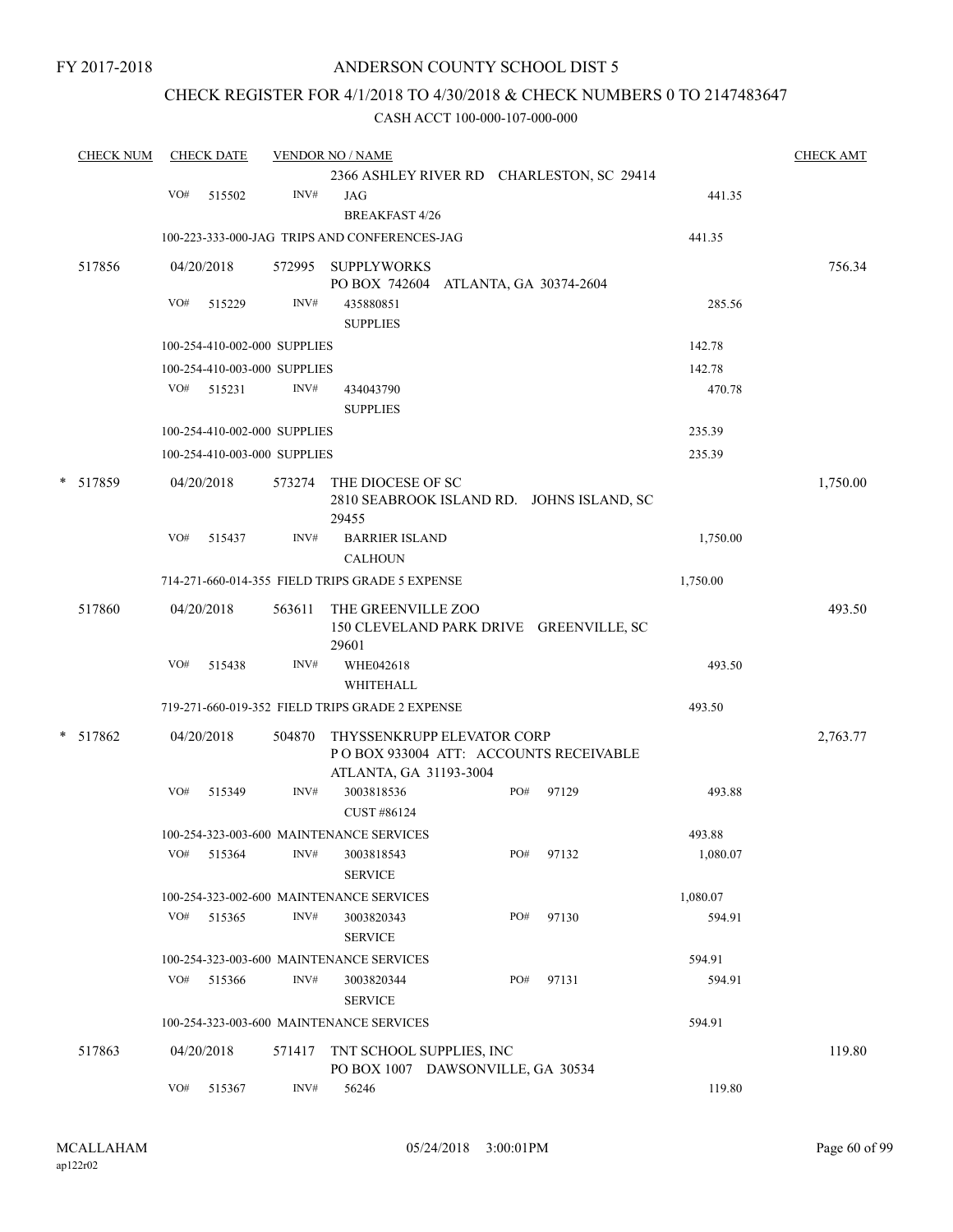FY 2017-2018

# ANDERSON COUNTY SCHOOL DIST 5

## CHECK REGISTER FOR 4/1/2018 TO 4/30/2018 & CHECK NUMBERS 0 TO 2147483647

CASH ACCT 100-000-107-000-000

| CHECK NUM | CHECK DATE | VENDOR NO / NAME | | CHECK AMT |
|---|---|---|---|---|
| | | 2366 ASHLEY RIVER RD CHARLESTON, SC 29414 | | |
| | VO# 515502 | INV# JAG BREAKFAST 4/26 | 441.35 | |
| | | 100-223-333-000-JAG TRIPS AND CONFERENCES-JAG | 441.35 | |
| 517856 | 04/20/2018 | 572995 SUPPLYWORKS PO BOX 742604 ATLANTA, GA 30374-2604 | | 756.34 |
| | VO# 515229 | INV# 435880851 SUPPLIES | 285.56 | |
| | | 100-254-410-002-000 SUPPLIES | 142.78 | |
| | | 100-254-410-003-000 SUPPLIES | 142.78 | |
| | VO# 515231 | INV# 434043790 SUPPLIES | 470.78 | |
| | | 100-254-410-002-000 SUPPLIES | 235.39 | |
| | | 100-254-410-003-000 SUPPLIES | 235.39 | |
| * 517859 | 04/20/2018 | 573274 THE DIOCESE OF SC 2810 SEABROOK ISLAND RD. JOHNS ISLAND, SC 29455 | | 1,750.00 |
| | VO# 515437 | INV# BARRIER ISLAND CALHOUN | 1,750.00 | |
| | | 714-271-660-014-355 FIELD TRIPS GRADE 5 EXPENSE | 1,750.00 | |
| 517860 | 04/20/2018 | 563611 THE GREENVILLE ZOO 150 CLEVELAND PARK DRIVE GREENVILLE, SC 29601 | | 493.50 |
| | VO# 515438 | INV# WHE042618 WHITEHALL | 493.50 | |
| | | 719-271-660-019-352 FIELD TRIPS GRADE 2 EXPENSE | 493.50 | |
| * 517862 | 04/20/2018 | 504870 THYSSENKRUPP ELEVATOR CORP P O BOX 933004 ATT: ACCOUNTS RECEIVABLE ATLANTA, GA 31193-3004 | | 2,763.77 |
| | VO# 515349 | INV# 3003818536 PO# 97129 CUST #86124 | 493.88 | |
| | | 100-254-323-003-600 MAINTENANCE SERVICES | 493.88 | |
| | VO# 515364 | INV# 3003818543 PO# 97132 SERVICE | 1,080.07 | |
| | | 100-254-323-002-600 MAINTENANCE SERVICES | 1,080.07 | |
| | VO# 515365 | INV# 3003820343 PO# 97130 SERVICE | 594.91 | |
| | | 100-254-323-003-600 MAINTENANCE SERVICES | 594.91 | |
| | VO# 515366 | INV# 3003820344 PO# 97131 SERVICE | 594.91 | |
| | | 100-254-323-003-600 MAINTENANCE SERVICES | 594.91 | |
| 517863 | 04/20/2018 | 571417 TNT SCHOOL SUPPLIES, INC PO BOX 1007 DAWSONVILLE, GA 30534 | | 119.80 |
| | VO# 515367 | INV# 56246 | 119.80 | |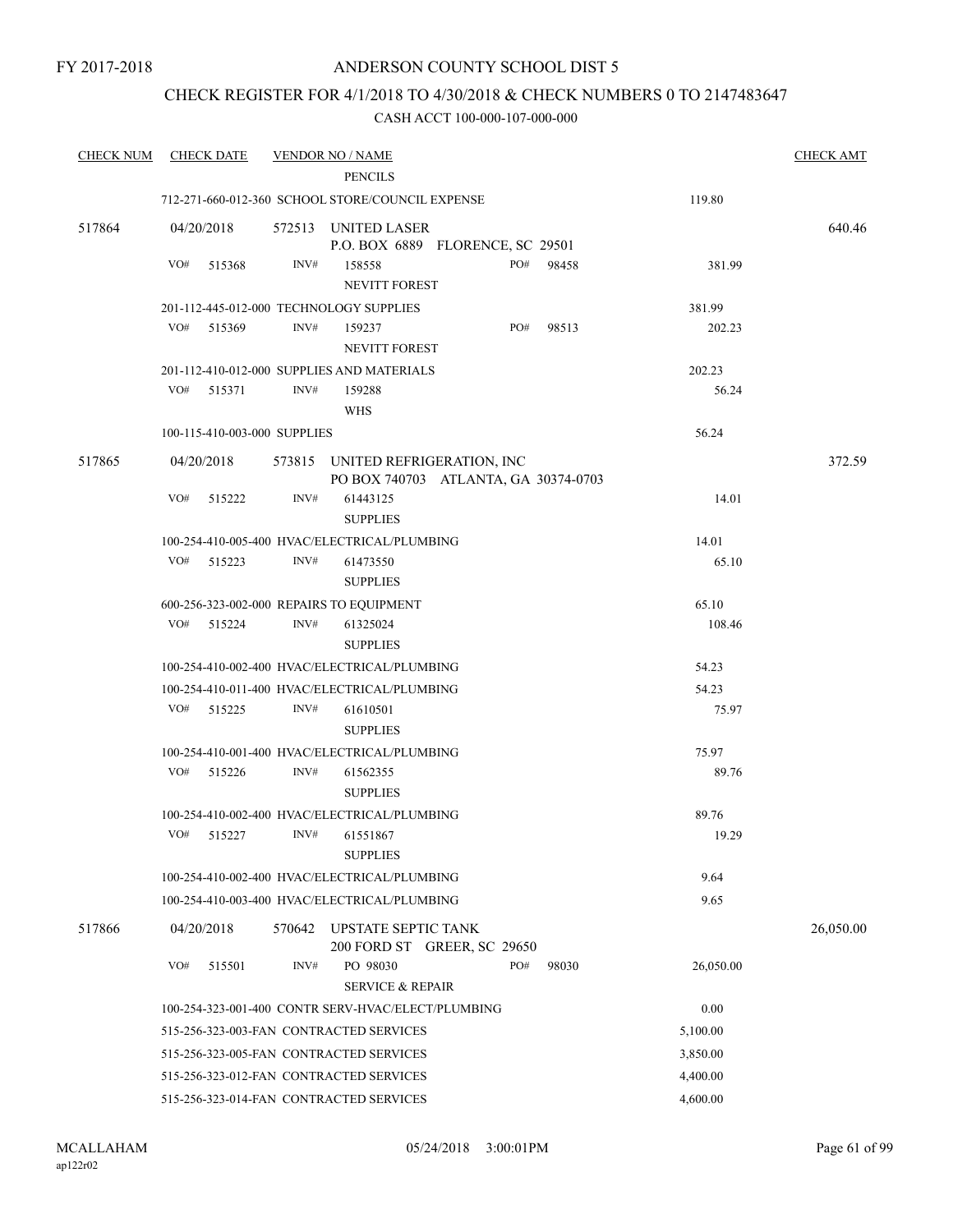FY 2017-2018

# ANDERSON COUNTY SCHOOL DIST 5

## CHECK REGISTER FOR 4/1/2018 TO 4/30/2018 & CHECK NUMBERS 0 TO 2147483647

CASH ACCT 100-000-107-000-000

| CHECK NUM | CHECK DATE | VENDOR NO / NAME | | CHECK AMT |
|---|---|---|---|---|
| | | PENCILS | | |
| | | 712-271-660-012-360 SCHOOL STORE/COUNCIL EXPENSE | 119.80 | |
| 517864 | 04/20/2018 | 572513 UNITED LASER<br>P.O. BOX 6889 FLORENCE, SC 29501 | | 640.46 |
| | VO# 515368 | INV# 158558 PO# 98458<br>NEVITT FOREST | 381.99 | |
| | | 201-112-445-012-000 TECHNOLOGY SUPPLIES | 381.99 | |
| | VO# 515369 | INV# 159237 PO# 98513<br>NEVITT FOREST | 202.23 | |
| | | 201-112-410-012-000 SUPPLIES AND MATERIALS | 202.23 | |
| | VO# 515371 | INV# 159288<br>WHS | 56.24 | |
| | | 100-115-410-003-000 SUPPLIES | 56.24 | |
| 517865 | 04/20/2018 | 573815 UNITED REFRIGERATION, INC<br>PO BOX 740703 ATLANTA, GA 30374-0703 | | 372.59 |
| | VO# 515222 | INV# 61443125<br>SUPPLIES | 14.01 | |
| | | 100-254-410-005-400 HVAC/ELECTRICAL/PLUMBING | 14.01 | |
| | VO# 515223 | INV# 61473550<br>SUPPLIES | 65.10 | |
| | | 600-256-323-002-000 REPAIRS TO EQUIPMENT | 65.10 | |
| | VO# 515224 | INV# 61325024<br>SUPPLIES | 108.46 | |
| | | 100-254-410-002-400 HVAC/ELECTRICAL/PLUMBING | 54.23 | |
| | | 100-254-410-011-400 HVAC/ELECTRICAL/PLUMBING | 54.23 | |
| | VO# 515225 | INV# 61610501<br>SUPPLIES | 75.97 | |
| | | 100-254-410-001-400 HVAC/ELECTRICAL/PLUMBING | 75.97 | |
| | VO# 515226 | INV# 61562355<br>SUPPLIES | 89.76 | |
| | | 100-254-410-002-400 HVAC/ELECTRICAL/PLUMBING | 89.76 | |
| | VO# 515227 | INV# 61551867<br>SUPPLIES | 19.29 | |
| | | 100-254-410-002-400 HVAC/ELECTRICAL/PLUMBING | 9.64 | |
| | | 100-254-410-003-400 HVAC/ELECTRICAL/PLUMBING | 9.65 | |
| 517866 | 04/20/2018 | 570642 UPSTATE SEPTIC TANK<br>200 FORD ST GREER, SC 29650 | | 26,050.00 |
| | VO# 515501 | INV# PO 98030 PO# 98030<br>SERVICE & REPAIR | 26,050.00 | |
| | | 100-254-323-001-400 CONTR SERV-HVAC/ELECT/PLUMBING | 0.00 | |
| | | 515-256-323-003-FAN CONTRACTED SERVICES | 5,100.00 | |
| | | 515-256-323-005-FAN CONTRACTED SERVICES | 3,850.00 | |
| | | 515-256-323-012-FAN CONTRACTED SERVICES | 4,400.00 | |
| | | 515-256-323-014-FAN CONTRACTED SERVICES | 4,600.00 | |

MCALLAHAM
ap122r02

05/24/2018 3:00:01PM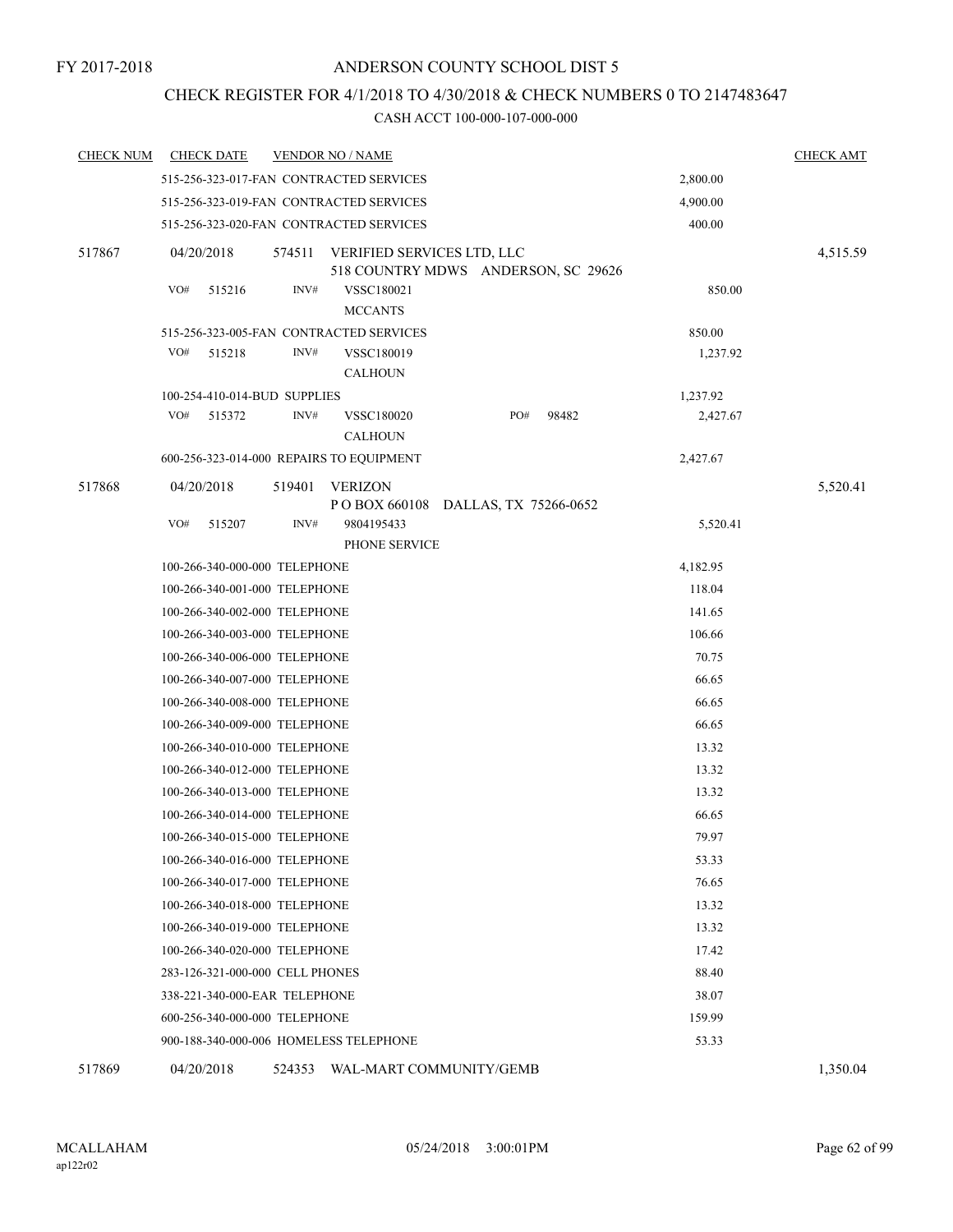FY 2017-2018

# ANDERSON COUNTY SCHOOL DIST 5

## CHECK REGISTER FOR 4/1/2018 TO 4/30/2018 & CHECK NUMBERS 0 TO 2147483647

### CASH ACCT 100-000-107-000-000

| CHECK NUM | CHECK DATE | VENDOR NO / NAME | | CHECK AMT |
|---|---|---|---|---|
| | | 515-256-323-017-FAN CONTRACTED SERVICES | 2,800.00 | |
| | | 515-256-323-019-FAN CONTRACTED SERVICES | 4,900.00 | |
| | | 515-256-323-020-FAN CONTRACTED SERVICES | 400.00 | |
| 517867 | 04/20/2018 | 574511 VERIFIED SERVICES LTD, LLC<br>518 COUNTRY MDWS ANDERSON, SC 29626 | | 4,515.59 |
| | | VO# 515216 INV# VSSC180021<br>MCCANTS | 850.00 | |
| | | 515-256-323-005-FAN CONTRACTED SERVICES | 850.00 | |
| | | VO# 515218 INV# VSSC180019<br>CALHOUN | 1,237.92 | |
| | | 100-254-410-014-BUD SUPPLIES | 1,237.92 | |
| | | VO# 515372 INV# VSSC180020 PO# 98482<br>CALHOUN | 2,427.67 | |
| | | 600-256-323-014-000 REPAIRS TO EQUIPMENT | 2,427.67 | |
| 517868 | 04/20/2018 | 519401 VERIZON<br>P O BOX 660108 DALLAS, TX 75266-0652 | | 5,520.41 |
| | | VO# 515207 INV# 9804195433<br>PHONE SERVICE | 5,520.41 | |
| | | 100-266-340-000-000 TELEPHONE | 4,182.95 | |
| | | 100-266-340-001-000 TELEPHONE | 118.04 | |
| | | 100-266-340-002-000 TELEPHONE | 141.65 | |
| | | 100-266-340-003-000 TELEPHONE | 106.66 | |
| | | 100-266-340-006-000 TELEPHONE | 70.75 | |
| | | 100-266-340-007-000 TELEPHONE | 66.65 | |
| | | 100-266-340-008-000 TELEPHONE | 66.65 | |
| | | 100-266-340-009-000 TELEPHONE | 66.65 | |
| | | 100-266-340-010-000 TELEPHONE | 13.32 | |
| | | 100-266-340-012-000 TELEPHONE | 13.32 | |
| | | 100-266-340-013-000 TELEPHONE | 13.32 | |
| | | 100-266-340-014-000 TELEPHONE | 66.65 | |
| | | 100-266-340-015-000 TELEPHONE | 79.97 | |
| | | 100-266-340-016-000 TELEPHONE | 53.33 | |
| | | 100-266-340-017-000 TELEPHONE | 76.65 | |
| | | 100-266-340-018-000 TELEPHONE | 13.32 | |
| | | 100-266-340-019-000 TELEPHONE | 13.32 | |
| | | 100-266-340-020-000 TELEPHONE | 17.42 | |
| | | 283-126-321-000-000 CELL PHONES | 88.40 | |
| | | 338-221-340-000-EAR TELEPHONE | 38.07 | |
| | | 600-256-340-000-000 TELEPHONE | 159.99 | |
| | | 900-188-340-000-006 HOMELESS TELEPHONE | 53.33 | |
| 517869 | 04/20/2018 | 524353 WAL-MART COMMUNITY/GEMB | | 1,350.04 |

MCALLAHAM
ap122r02

05/24/2018 3:00:01PM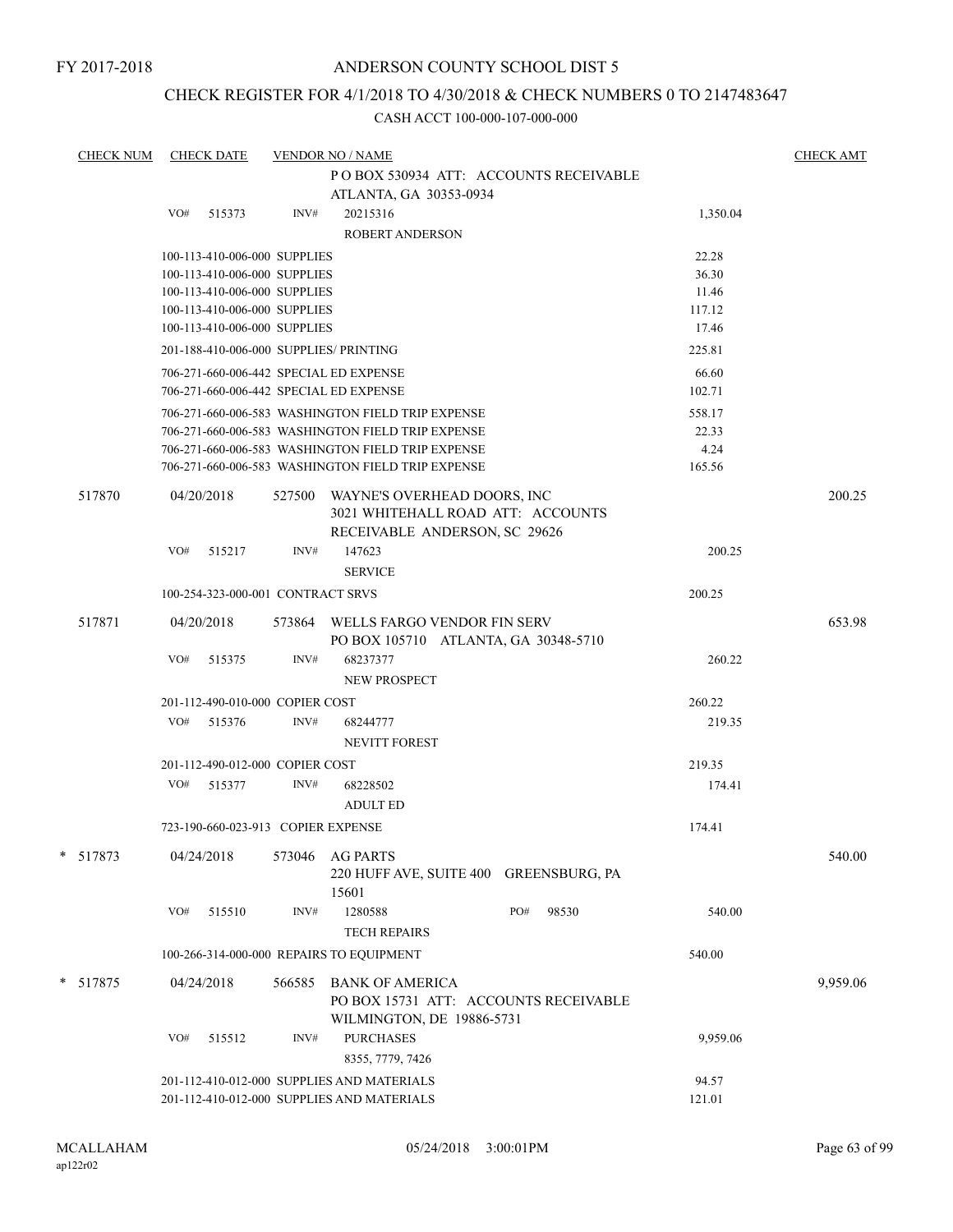FY 2017-2018

# ANDERSON COUNTY SCHOOL DIST 5

## CHECK REGISTER FOR 4/1/2018 TO 4/30/2018 & CHECK NUMBERS 0 TO 2147483647

CASH ACCT 100-000-107-000-000

| CHECK NUM | CHECK DATE | VENDOR NO / NAME | | CHECK AMT |
|---|---|---|---|---|
| | | P O BOX 530934 ATT: ACCOUNTS RECEIVABLE ATLANTA, GA 30353-0934 | | |
| | VO# 515373 | INV# 20215316 ROBERT ANDERSON | 1,350.04 | |
| | | 100-113-410-006-000 SUPPLIES | 22.28 | |
| | | 100-113-410-006-000 SUPPLIES | 36.30 | |
| | | 100-113-410-006-000 SUPPLIES | 11.46 | |
| | | 100-113-410-006-000 SUPPLIES | 117.12 | |
| | | 100-113-410-006-000 SUPPLIES | 17.46 | |
| | | 201-188-410-006-000 SUPPLIES/ PRINTING | 225.81 | |
| | | 706-271-660-006-442 SPECIAL ED EXPENSE | 66.60 | |
| | | 706-271-660-006-442 SPECIAL ED EXPENSE | 102.71 | |
| | | 706-271-660-006-583 WASHINGTON FIELD TRIP EXPENSE | 558.17 | |
| | | 706-271-660-006-583 WASHINGTON FIELD TRIP EXPENSE | 22.33 | |
| | | 706-271-660-006-583 WASHINGTON FIELD TRIP EXPENSE | 4.24 | |
| | | 706-271-660-006-583 WASHINGTON FIELD TRIP EXPENSE | 165.56 | |
| 517870 | 04/20/2018 | 527500 WAYNE'S OVERHEAD DOORS, INC 3021 WHITEHALL ROAD ATT: ACCOUNTS RECEIVABLE ANDERSON, SC 29626 | | 200.25 |
| | VO# 515217 | INV# 147623 SERVICE | 200.25 | |
| | | 100-254-323-000-001 CONTRACT SRVS | 200.25 | |
| 517871 | 04/20/2018 | 573864 WELLS FARGO VENDOR FIN SERV PO BOX 105710 ATLANTA, GA 30348-5710 | | 653.98 |
| | VO# 515375 | INV# 68237377 NEW PROSPECT | 260.22 | |
| | | 201-112-490-010-000 COPIER COST | 260.22 | |
| | VO# 515376 | INV# 68244777 NEVITT FOREST | 219.35 | |
| | | 201-112-490-012-000 COPIER COST | 219.35 | |
| | VO# 515377 | INV# 68228502 ADULT ED | 174.41 | |
| | | 723-190-660-023-913 COPIER EXPENSE | 174.41 | |
| * 517873 | 04/24/2018 | 573046 AG PARTS 220 HUFF AVE, SUITE 400 GREENSBURG, PA 15601 | | 540.00 |
| | VO# 515510 | INV# 1280588 PO# 98530 TECH REPAIRS | 540.00 | |
| | | 100-266-314-000-000 REPAIRS TO EQUIPMENT | 540.00 | |
| * 517875 | 04/24/2018 | 566585 BANK OF AMERICA PO BOX 15731 ATT: ACCOUNTS RECEIVABLE WILMINGTON, DE 19886-5731 | | 9,959.06 |
| | VO# 515512 | INV# PURCHASES 8355, 7779, 7426 | 9,959.06 | |
| | | 201-112-410-012-000 SUPPLIES AND MATERIALS | 94.57 | |
| | | 201-112-410-012-000 SUPPLIES AND MATERIALS | 121.01 | |

MCALLAHAM ap122r02 05/24/2018 3:00:01PM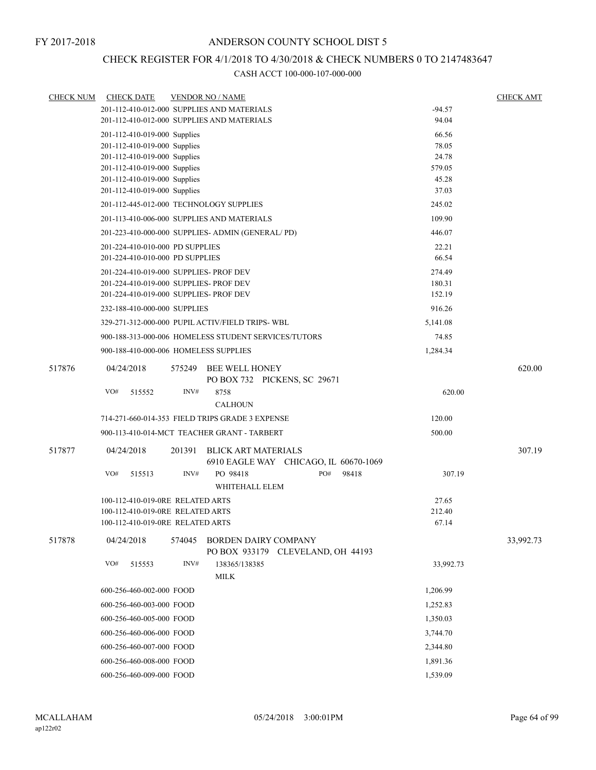FY 2017-2018

ANDERSON COUNTY SCHOOL DIST 5

CHECK REGISTER FOR 4/1/2018 TO 4/30/2018 & CHECK NUMBERS 0 TO 2147483647

CASH ACCT 100-000-107-000-000

| CHECK NUM | CHECK DATE | VENDOR NO / NAME | | CHECK AMT |
|---|---|---|---|---|
| | 201-112-410-012-000 SUPPLIES AND MATERIALS | | -94.57 | |
| | 201-112-410-012-000 SUPPLIES AND MATERIALS | | 94.04 | |
| | 201-112-410-019-000 Supplies | | 66.56 | |
| | 201-112-410-019-000 Supplies | | 78.05 | |
| | 201-112-410-019-000 Supplies | | 24.78 | |
| | 201-112-410-019-000 Supplies | | 579.05 | |
| | 201-112-410-019-000 Supplies | | 45.28 | |
| | 201-112-410-019-000 Supplies | | 37.03 | |
| | 201-112-445-012-000 TECHNOLOGY SUPPLIES | | 245.02 | |
| | 201-113-410-006-000 SUPPLIES AND MATERIALS | | 109.90 | |
| | 201-223-410-000-000 SUPPLIES- ADMIN (GENERAL/ PD) | | 446.07 | |
| | 201-224-410-010-000 PD SUPPLIES | | 22.21 | |
| | 201-224-410-010-000 PD SUPPLIES | | 66.54 | |
| | 201-224-410-019-000 SUPPLIES- PROF DEV | | 274.49 | |
| | 201-224-410-019-000 SUPPLIES- PROF DEV | | 180.31 | |
| | 201-224-410-019-000 SUPPLIES- PROF DEV | | 152.19 | |
| | 232-188-410-000-000 SUPPLIES | | 916.26 | |
| | 329-271-312-000-000 PUPIL ACTIV/FIELD TRIPS- WBL | | 5,141.08 | |
| | 900-188-313-000-006 HOMELESS STUDENT SERVICES/TUTORS | | 74.85 | |
| | 900-188-410-000-006 HOMELESS SUPPLIES | | 1,284.34 | |
| 517876 | 04/24/2018 | 575249 BEE WELL HONEY<br>PO BOX 732 PICKENS, SC 29671 | | 620.00 |
| | VO# 515552 | INV# 8758<br>CALHOUN | 620.00 | |
| | 714-271-660-014-353 FIELD TRIPS GRADE 3 EXPENSE | | 120.00 | |
| | 900-113-410-014-MCT TEACHER GRANT - TARBERT | | 500.00 | |
| 517877 | 04/24/2018 | 201391 BLICK ART MATERIALS<br>6910 EAGLE WAY CHICAGO, IL 60670-1069 | | 307.19 |
| | VO# 515513 | INV# PO 98418 PO# 98418<br>WHITEHALL ELEM | 307.19 | |
| | 100-112-410-019-0RE RELATED ARTS | | 27.65 | |
| | 100-112-410-019-0RE RELATED ARTS | | 212.40 | |
| | 100-112-410-019-0RE RELATED ARTS | | 67.14 | |
| 517878 | 04/24/2018 | 574045 BORDEN DAIRY COMPANY<br>PO BOX 933179 CLEVELAND, OH 44193 | | 33,992.73 |
| | VO# 515553 | INV# 138365/138385<br>MILK | 33,992.73 | |
| | 600-256-460-002-000 FOOD | | 1,206.99 | |
| | 600-256-460-003-000 FOOD | | 1,252.83 | |
| | 600-256-460-005-000 FOOD | | 1,350.03 | |
| | 600-256-460-006-000 FOOD | | 3,744.70 | |
| | 600-256-460-007-000 FOOD | | 2,344.80 | |
| | 600-256-460-008-000 FOOD | | 1,891.36 | |
| | 600-256-460-009-000 FOOD | | 1,539.09 | |

MCALLAHAM
ap122r02

05/24/2018 3:00:01PM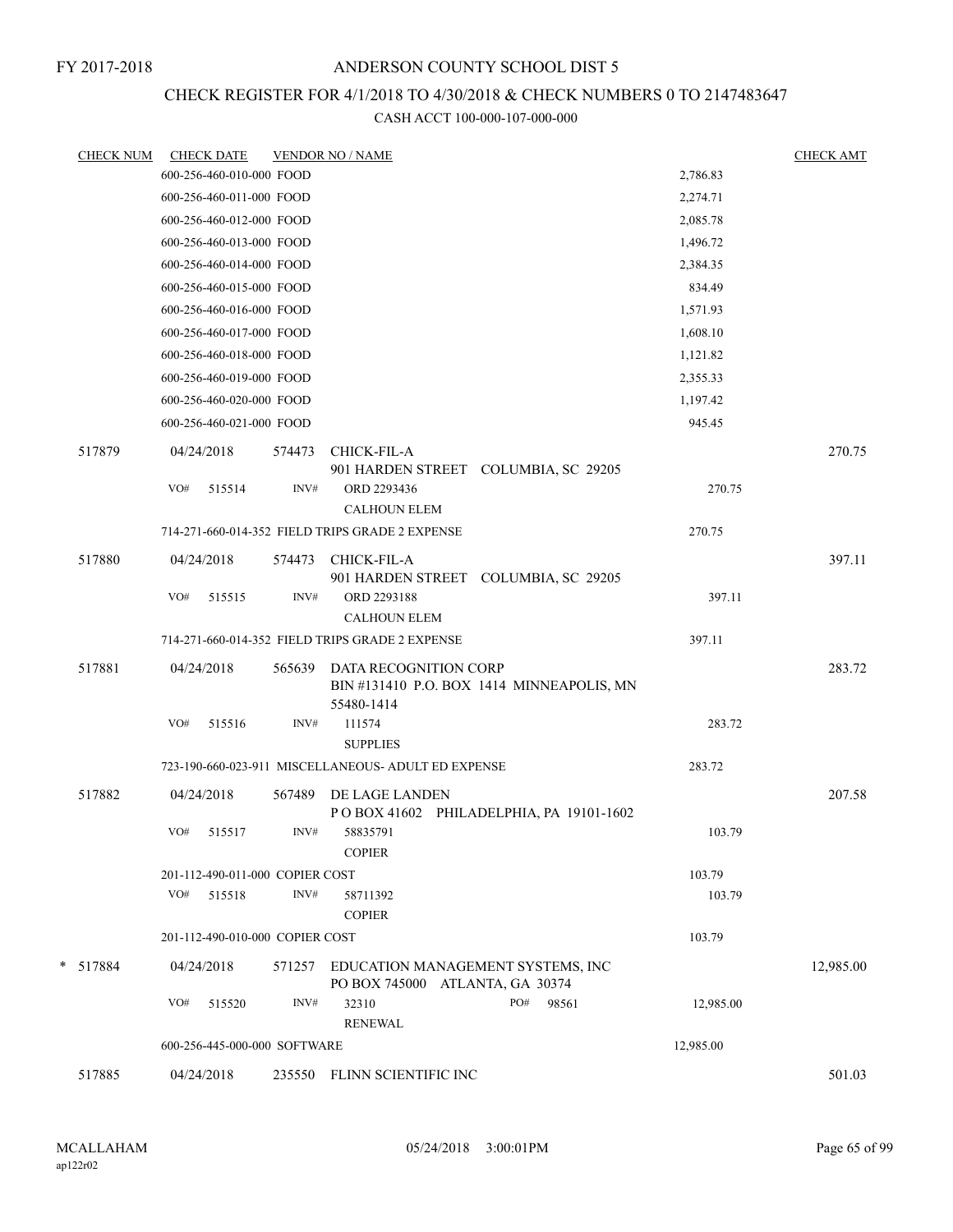FY 2017-2018

ANDERSON COUNTY SCHOOL DIST 5

CHECK REGISTER FOR 4/1/2018 TO 4/30/2018 & CHECK NUMBERS 0 TO 2147483647

CASH ACCT 100-000-107-000-000

| CHECK NUM | CHECK DATE | VENDOR NO / NAME | | CHECK AMT |
|---|---|---|---|---|
| | 600-256-460-010-000 FOOD | | 2,786.83 | |
| | 600-256-460-011-000 FOOD | | 2,274.71 | |
| | 600-256-460-012-000 FOOD | | 2,085.78 | |
| | 600-256-460-013-000 FOOD | | 1,496.72 | |
| | 600-256-460-014-000 FOOD | | 2,384.35 | |
| | 600-256-460-015-000 FOOD | | 834.49 | |
| | 600-256-460-016-000 FOOD | | 1,571.93 | |
| | 600-256-460-017-000 FOOD | | 1,608.10 | |
| | 600-256-460-018-000 FOOD | | 1,121.82 | |
| | 600-256-460-019-000 FOOD | | 2,355.33 | |
| | 600-256-460-020-000 FOOD | | 1,197.42 | |
| | 600-256-460-021-000 FOOD | | 945.45 | |
| 517879 | 04/24/2018 | 574473 CHICK-FIL-A 901 HARDEN STREET COLUMBIA, SC 29205 | | 270.75 |
| | VO# 515514 | INV# ORD 2293436 CALHOUN ELEM | 270.75 | |
| | 714-271-660-014-352 FIELD TRIPS GRADE 2 EXPENSE | | 270.75 | |
| 517880 | 04/24/2018 | 574473 CHICK-FIL-A 901 HARDEN STREET COLUMBIA, SC 29205 | | 397.11 |
| | VO# 515515 | INV# ORD 2293188 CALHOUN ELEM | 397.11 | |
| | 714-271-660-014-352 FIELD TRIPS GRADE 2 EXPENSE | | 397.11 | |
| 517881 | 04/24/2018 | 565639 DATA RECOGNITION CORP BIN #131410 P.O. BOX 1414 MINNEAPOLIS, MN 55480-1414 | | 283.72 |
| | VO# 515516 | INV# 111574 SUPPLIES | 283.72 | |
| | 723-190-660-023-911 MISCELLANEOUS- ADULT ED EXPENSE | | 283.72 | |
| 517882 | 04/24/2018 | 567489 DE LAGE LANDEN P O BOX 41602 PHILADELPHIA, PA 19101-1602 | | 207.58 |
| | VO# 515517 | INV# 58835791 COPIER | 103.79 | |
| | 201-112-490-011-000 COPIER COST | | 103.79 | |
| | VO# 515518 | INV# 58711392 COPIER | 103.79 | |
| | 201-112-490-010-000 COPIER COST | | 103.79 | |
| * 517884 | 04/24/2018 | 571257 EDUCATION MANAGEMENT SYSTEMS, INC PO BOX 745000 ATLANTA, GA 30374 | | 12,985.00 |
| | VO# 515520 | INV# 32310 PO# 98561 RENEWAL | 12,985.00 | |
| | 600-256-445-000-000 SOFTWARE | | 12,985.00 | |
| 517885 | 04/24/2018 | 235550 FLINN SCIENTIFIC INC | | 501.03 |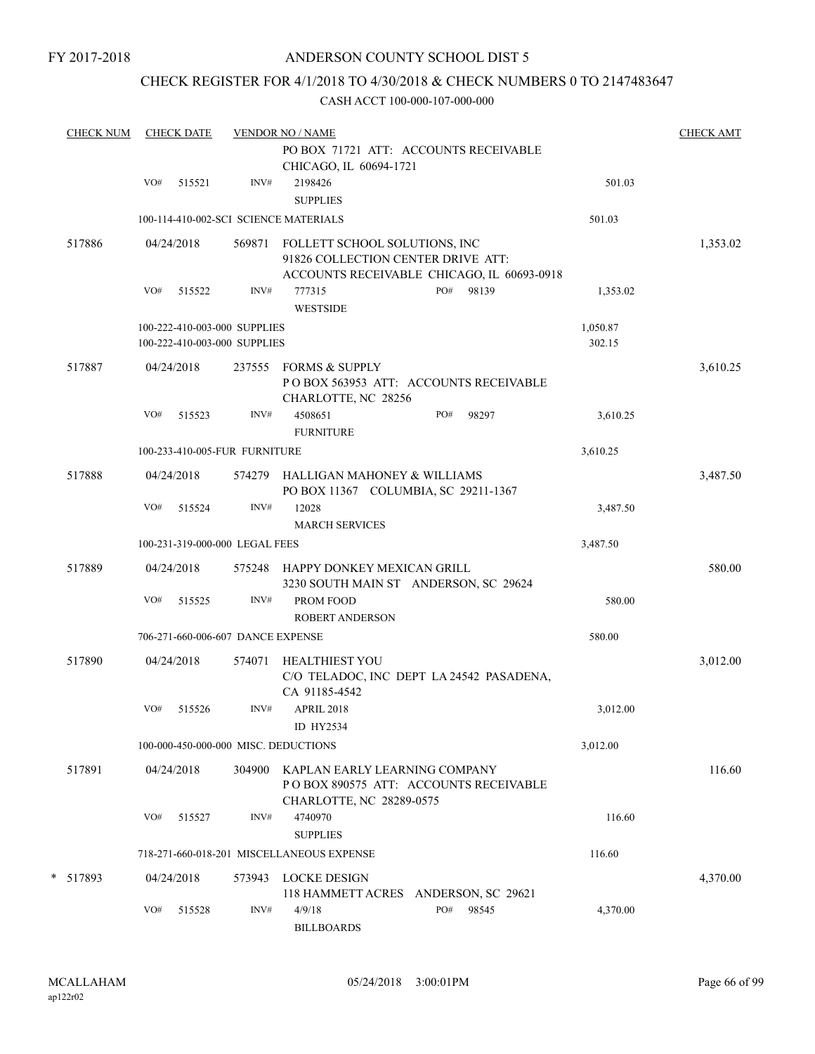FY 2017-2018

ANDERSON COUNTY SCHOOL DIST 5

CHECK REGISTER FOR 4/1/2018 TO 4/30/2018 & CHECK NUMBERS 0 TO 2147483647

CASH ACCT 100-000-107-000-000

| CHECK NUM | CHECK DATE | VENDOR NO / NAME | | CHECK AMT |
|---|---|---|---|---|
| | | PO BOX 71721 ATT: ACCOUNTS RECEIVABLE CHICAGO, IL 60694-1721 | | |
| | VO# 515521 | INV# 2198426 SUPPLIES | 501.03 | |
| | | 100-114-410-002-SCI SCIENCE MATERIALS | 501.03 | |
| 517886 | 04/24/2018 | 569871 FOLLETT SCHOOL SOLUTIONS, INC 91826 COLLECTION CENTER DRIVE ATT: ACCOUNTS RECEIVABLE CHICAGO, IL 60693-0918 | | 1,353.02 |
| | VO# 515522 | INV# 777315 PO# 98139 WESTSIDE | 1,353.02 | |
| | | 100-222-410-003-000 SUPPLIES | 1,050.87 | |
| | | 100-222-410-003-000 SUPPLIES | 302.15 | |
| 517887 | 04/24/2018 | 237555 FORMS & SUPPLY P O BOX 563953 ATT: ACCOUNTS RECEIVABLE CHARLOTTE, NC 28256 | | 3,610.25 |
| | VO# 515523 | INV# 4508651 PO# 98297 FURNITURE | 3,610.25 | |
| | | 100-233-410-005-FUR FURNITURE | 3,610.25 | |
| 517888 | 04/24/2018 | 574279 HALLIGAN MAHONEY & WILLIAMS PO BOX 11367 COLUMBIA, SC 29211-1367 | | 3,487.50 |
| | VO# 515524 | INV# 12028 MARCH SERVICES | 3,487.50 | |
| | | 100-231-319-000-000 LEGAL FEES | 3,487.50 | |
| 517889 | 04/24/2018 | 575248 HAPPY DONKEY MEXICAN GRILL 3230 SOUTH MAIN ST ANDERSON, SC 29624 | | 580.00 |
| | VO# 515525 | INV# PROM FOOD ROBERT ANDERSON | 580.00 | |
| | | 706-271-660-006-607 DANCE EXPENSE | 580.00 | |
| 517890 | 04/24/2018 | 574071 HEALTHIEST YOU C/O TELADOC, INC DEPT LA 24542 PASADENA, CA 91185-4542 | | 3,012.00 |
| | VO# 515526 | INV# APRIL 2018 ID HY2534 | 3,012.00 | |
| | | 100-000-450-000-000 MISC. DEDUCTIONS | 3,012.00 | |
| 517891 | 04/24/2018 | 304900 KAPLAN EARLY LEARNING COMPANY P O BOX 890575 ATT: ACCOUNTS RECEIVABLE CHARLOTTE, NC 28289-0575 | | 116.60 |
| | VO# 515527 | INV# 4740970 SUPPLIES | 116.60 | |
| | | 718-271-660-018-201 MISCELLANEOUS EXPENSE | 116.60 | |
| * 517893 | 04/24/2018 | 573943 LOCKE DESIGN 118 HAMMETT ACRES ANDERSON, SC 29621 | | 4,370.00 |
| | VO# 515528 | INV# 4/9/18 PO# 98545 BILLBOARDS | 4,370.00 | |

MCALLAHAM
ap122r02

05/24/2018 3:00:01PM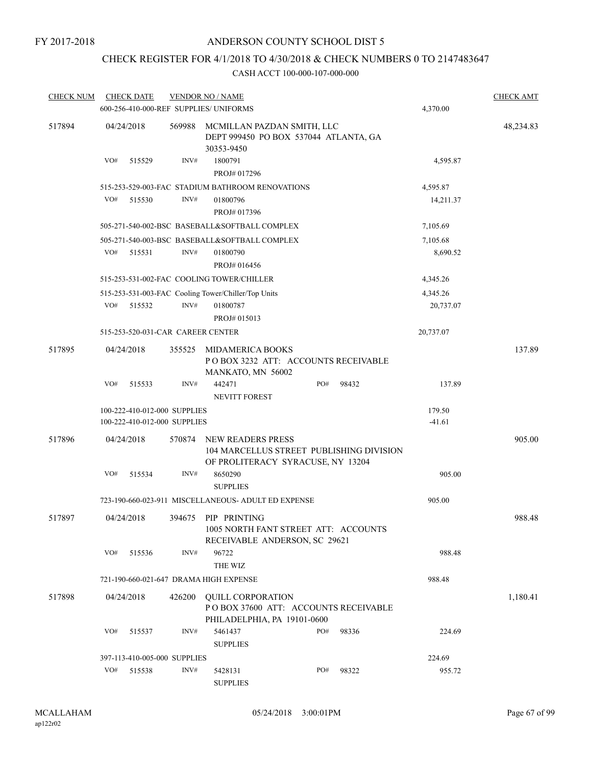FY 2017-2018

# ANDERSON COUNTY SCHOOL DIST 5

## CHECK REGISTER FOR 4/1/2018 TO 4/30/2018 & CHECK NUMBERS 0 TO 2147483647

### CASH ACCT 100-000-107-000-000

| CHECK NUM | CHECK DATE | VENDOR NO / NAME | | CHECK AMT |
|---|---|---|---|---|
| | | 600-256-410-000-REF SUPPLIES/ UNIFORMS | 4,370.00 | |
| 517894 | 04/24/2018 | 569988 MCMILLAN PAZDAN SMITH, LLC<br>DEPT 999450 PO BOX 537044 ATLANTA, GA 30353-9450 | | 48,234.83 |
| | VO# 515529 | INV# 1800791<br>PROJ# 017296 | 4,595.87 | |
| | | 515-253-529-003-FAC STADIUM BATHROOM RENOVATIONS | 4,595.87 | |
| | VO# 515530 | INV# 01800796<br>PROJ# 017396 | 14,211.37 | |
| | | 505-271-540-002-BSC BASEBALL&SOFTBALL COMPLEX | 7,105.69 | |
| | | 505-271-540-003-BSC BASEBALL&SOFTBALL COMPLEX | 7,105.68 | |
| | VO# 515531 | INV# 01800790<br>PROJ# 016456 | 8,690.52 | |
| | | 515-253-531-002-FAC COOLING TOWER/CHILLER | 4,345.26 | |
| | | 515-253-531-003-FAC Cooling Tower/Chiller/Top Units | 4,345.26 | |
| | VO# 515532 | INV# 01800787<br>PROJ# 015013 | 20,737.07 | |
| | | 515-253-520-031-CAR CAREER CENTER | 20,737.07 | |
| 517895 | 04/24/2018 | 355525 MIDAMERICA BOOKS<br>P O BOX 3232 ATT: ACCOUNTS RECEIVABLE MANKATO, MN 56002 | | 137.89 |
| | VO# 515533 | INV# 442471 PO# 98432<br>NEVITT FOREST | 137.89 | |
| | | 100-222-410-012-000 SUPPLIES | 179.50 | |
| | | 100-222-410-012-000 SUPPLIES | -41.61 | |
| 517896 | 04/24/2018 | 570874 NEW READERS PRESS<br>104 MARCELLUS STREET PUBLISHING DIVISION OF PROLITERACY SYRACUSE, NY 13204 | | 905.00 |
| | VO# 515534 | INV# 8650290<br>SUPPLIES | 905.00 | |
| | | 723-190-660-023-911 MISCELLANEOUS- ADULT ED EXPENSE | 905.00 | |
| 517897 | 04/24/2018 | 394675 PIP PRINTING<br>1005 NORTH FANT STREET ATT: ACCOUNTS RECEIVABLE ANDERSON, SC 29621 | | 988.48 |
| | VO# 515536 | INV# 96722<br>THE WIZ | 988.48 | |
| | | 721-190-660-021-647 DRAMA HIGH EXPENSE | 988.48 | |
| 517898 | 04/24/2018 | 426200 QUILL CORPORATION<br>P O BOX 37600 ATT: ACCOUNTS RECEIVABLE PHILADELPHIA, PA 19101-0600 | | 1,180.41 |
| | VO# 515537 | INV# 5461437 PO# 98336<br>SUPPLIES | 224.69 | |
| | | 397-113-410-005-000 SUPPLIES | 224.69 | |
| | VO# 515538 | INV# 5428131 PO# 98322<br>SUPPLIES | 955.72 | |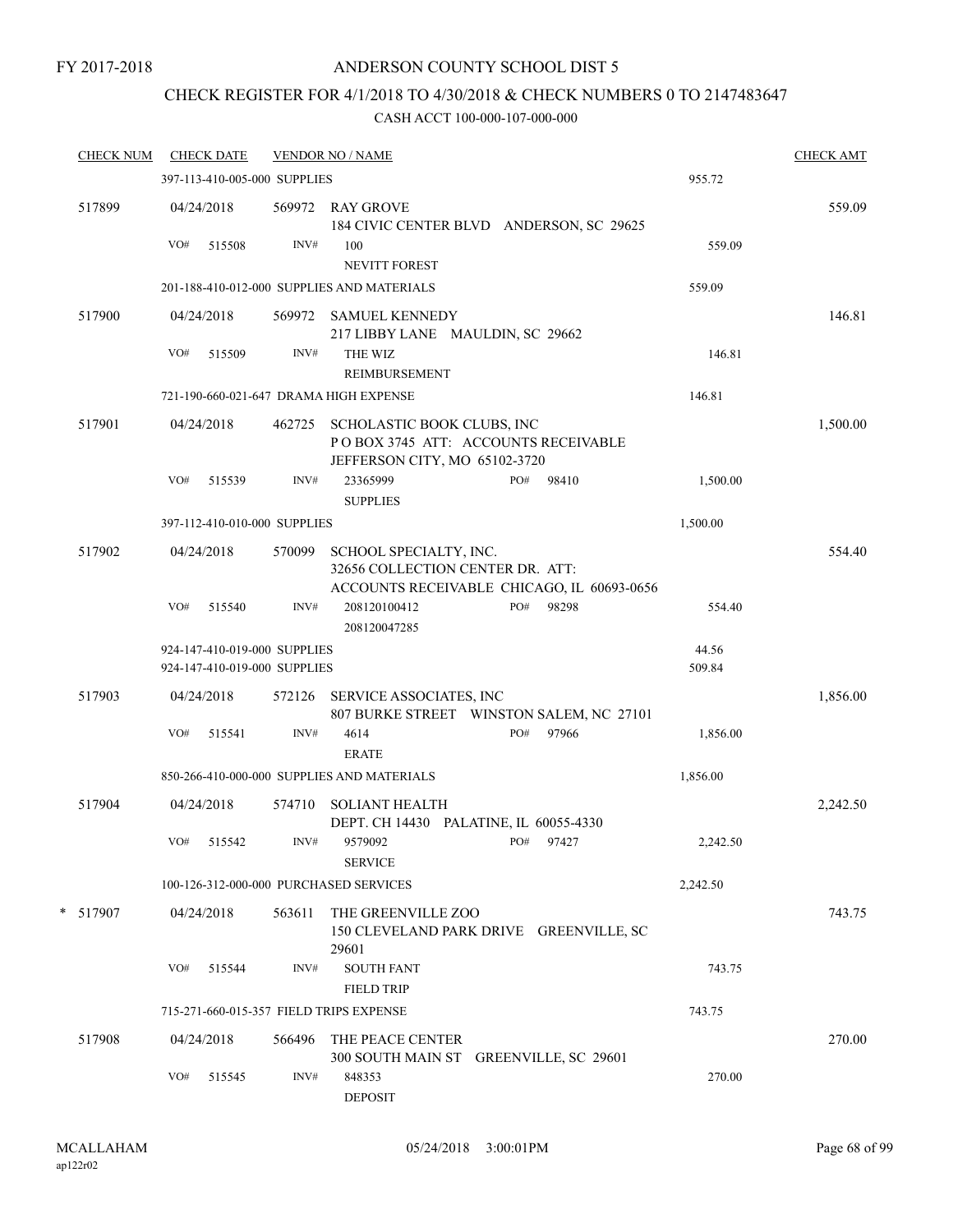FY 2017-2018

# ANDERSON COUNTY SCHOOL DIST 5

## CHECK REGISTER FOR 4/1/2018 TO 4/30/2018 & CHECK NUMBERS 0 TO 2147483647

CASH ACCT 100-000-107-000-000

| CHECK NUM | CHECK DATE | VENDOR NO / NAME | | CHECK AMT |
|---|---|---|---|---|
| | 397-113-410-005-000 SUPPLIES | | 955.72 | |
| 517899 | 04/24/2018 | 569972 RAY GROVE<br>184 CIVIC CENTER BLVD ANDERSON, SC 29625 | | 559.09 |
| | VO# 515508 | INV# 100<br>NEVITT FOREST | 559.09 | |
| | 201-188-410-012-000 SUPPLIES AND MATERIALS | | 559.09 | |
| 517900 | 04/24/2018 | 569972 SAMUEL KENNEDY<br>217 LIBBY LANE MAULDIN, SC 29662 | | 146.81 |
| | VO# 515509 | INV# THE WIZ<br>REIMBURSEMENT | 146.81 | |
| | 721-190-660-021-647 DRAMA HIGH EXPENSE | | 146.81 | |
| 517901 | 04/24/2018 | 462725 SCHOLASTIC BOOK CLUBS, INC<br>P O BOX 3745 ATT: ACCOUNTS RECEIVABLE<br>JEFFERSON CITY, MO 65102-3720 | | 1,500.00 |
| | VO# 515539 | INV# 23365999 PO# 98410<br>SUPPLIES | 1,500.00 | |
| | 397-112-410-010-000 SUPPLIES | | 1,500.00 | |
| 517902 | 04/24/2018 | 570099 SCHOOL SPECIALTY, INC.<br>32656 COLLECTION CENTER DR. ATT:<br>ACCOUNTS RECEIVABLE CHICAGO, IL 60693-0656 | | 554.40 |
| | VO# 515540 | INV# 208120100412 PO# 98298<br>208120047285 | 554.40 | |
| | 924-147-410-019-000 SUPPLIES | | 44.56 | |
| | 924-147-410-019-000 SUPPLIES | | 509.84 | |
| 517903 | 04/24/2018 | 572126 SERVICE ASSOCIATES, INC<br>807 BURKE STREET WINSTON SALEM, NC 27101 | | 1,856.00 |
| | VO# 515541 | INV# 4614 PO# 97966<br>ERATE | 1,856.00 | |
| | 850-266-410-000-000 SUPPLIES AND MATERIALS | | 1,856.00 | |
| 517904 | 04/24/2018 | 574710 SOLIANT HEALTH<br>DEPT. CH 14430 PALATINE, IL 60055-4330 | | 2,242.50 |
| | VO# 515542 | INV# 9579092 PO# 97427<br>SERVICE | 2,242.50 | |
| | 100-126-312-000-000 PURCHASED SERVICES | | 2,242.50 | |
| * 517907 | 04/24/2018 | 563611 THE GREENVILLE ZOO<br>150 CLEVELAND PARK DRIVE GREENVILLE, SC 29601 | | 743.75 |
| | VO# 515544 | INV# SOUTH FANT<br>FIELD TRIP | 743.75 | |
| | 715-271-660-015-357 FIELD TRIPS EXPENSE | | 743.75 | |
| 517908 | 04/24/2018 | 566496 THE PEACE CENTER<br>300 SOUTH MAIN ST GREENVILLE, SC 29601 | | 270.00 |
| | VO# 515545 | INV# 848353<br>DEPOSIT | 270.00 | |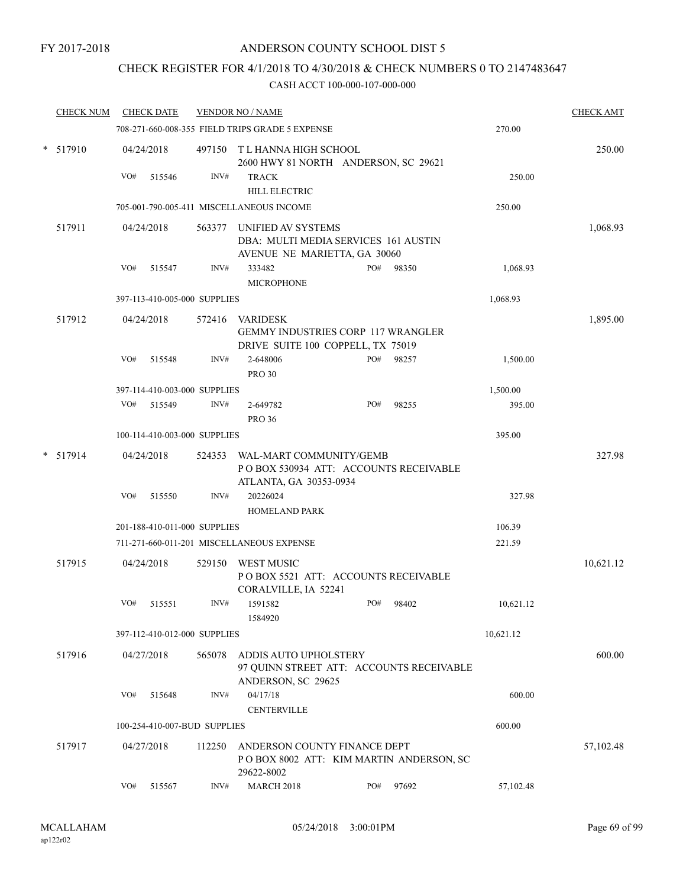FY 2017-2018

# ANDERSON COUNTY SCHOOL DIST 5

## CHECK REGISTER FOR 4/1/2018 TO 4/30/2018 & CHECK NUMBERS 0 TO 2147483647

### CASH ACCT 100-000-107-000-000

| CHECK NUM | CHECK DATE | VENDOR NO / NAME | | | CHECK AMT |
|---|---|---|---|---|---|
| | 708-271-660-008-355 FIELD TRIPS GRADE 5 EXPENSE | | | 270.00 | |
| * 517910 | 04/24/2018 | 497150 T L HANNA HIGH SCHOOL 2600 HWY 81 NORTH ANDERSON, SC 29621 | | | 250.00 |
| | VO# 515546 | INV# TRACK HILL ELECTRIC | | 250.00 | |
| | 705-001-790-005-411 MISCELLANEOUS INCOME | | | 250.00 | |
| 517911 | 04/24/2018 | 563377 UNIFIED AV SYSTEMS DBA: MULTI MEDIA SERVICES 161 AUSTIN AVENUE NE MARIETTA, GA 30060 | | | 1,068.93 |
| | VO# 515547 | INV# 333482 MICROPHONE | PO# 98350 | 1,068.93 | |
| | 397-113-410-005-000 SUPPLIES | | | 1,068.93 | |
| 517912 | 04/24/2018 | 572416 VARIDESK GEMMY INDUSTRIES CORP 117 WRANGLER DRIVE SUITE 100 COPPELL, TX 75019 | | | 1,895.00 |
| | VO# 515548 | INV# 2-648006 PRO 30 | PO# 98257 | 1,500.00 | |
| | 397-114-410-003-000 SUPPLIES | | | 1,500.00 | |
| | VO# 515549 | INV# 2-649782 PRO 36 | PO# 98255 | 395.00 | |
| | 100-114-410-003-000 SUPPLIES | | | 395.00 | |
| * 517914 | 04/24/2018 | 524353 WAL-MART COMMUNITY/GEMB P O BOX 530934 ATT: ACCOUNTS RECEIVABLE ATLANTA, GA 30353-0934 | | | 327.98 |
| | VO# 515550 | INV# 20226024 HOMELAND PARK | | 327.98 | |
| | 201-188-410-011-000 SUPPLIES | | | 106.39 | |
| | 711-271-660-011-201 MISCELLANEOUS EXPENSE | | | 221.59 | |
| 517915 | 04/24/2018 | 529150 WEST MUSIC P O BOX 5521 ATT: ACCOUNTS RECEIVABLE CORALVILLE, IA 52241 | | | 10,621.12 |
| | VO# 515551 | INV# 1591582 1584920 | PO# 98402 | 10,621.12 | |
| | 397-112-410-012-000 SUPPLIES | | | 10,621.12 | |
| 517916 | 04/27/2018 | 565078 ADDIS AUTO UPHOLSTERY 97 QUINN STREET ATT: ACCOUNTS RECEIVABLE ANDERSON, SC 29625 | | | 600.00 |
| | VO# 515648 | INV# 04/17/18 CENTERVILLE | | 600.00 | |
| | 100-254-410-007-BUD SUPPLIES | | | 600.00 | |
| 517917 | 04/27/2018 | 112250 ANDERSON COUNTY FINANCE DEPT P O BOX 8002 ATT: KIM MARTIN ANDERSON, SC 29622-8002 | | | 57,102.48 |
| | VO# 515567 | INV# MARCH 2018 | PO# 97692 | 57,102.48 | |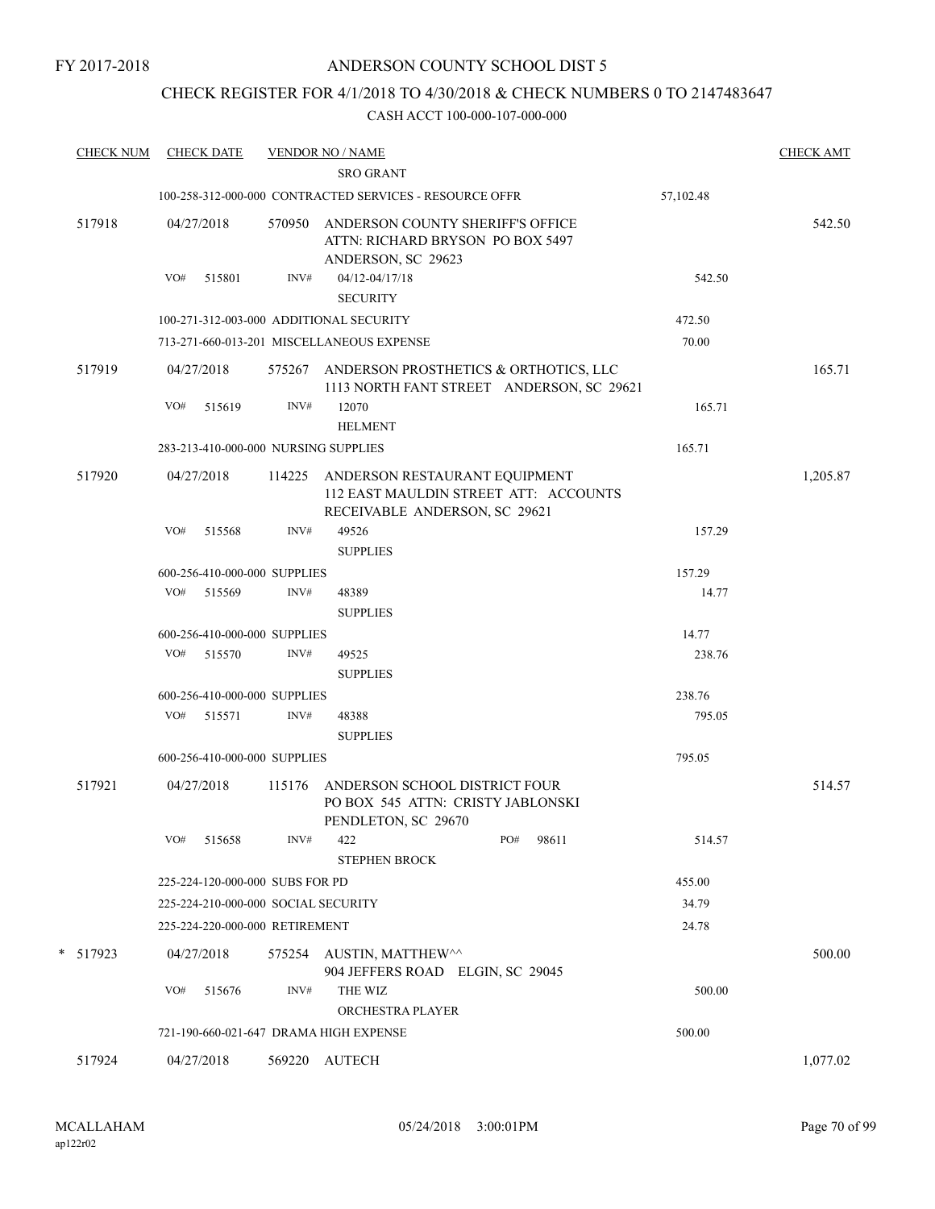FY 2017-2018

# ANDERSON COUNTY SCHOOL DIST 5

## CHECK REGISTER FOR 4/1/2018 TO 4/30/2018 & CHECK NUMBERS 0 TO 2147483647

### CASH ACCT 100-000-107-000-000

| CHECK NUM | CHECK DATE | VENDOR NO / NAME | | CHECK AMT |
|---|---|---|---|---|
| | | SRO GRANT | | |
| | | 100-258-312-000-000 CONTRACTED SERVICES - RESOURCE OFFR | 57,102.48 | |
| 517918 | 04/27/2018 | 570950 ANDERSON COUNTY SHERIFF'S OFFICE ATTN: RICHARD BRYSON PO BOX 5497 ANDERSON, SC 29623 | | 542.50 |
| | VO# 515801 | INV# 04/12-04/17/18 SECURITY | 542.50 | |
| | | 100-271-312-003-000 ADDITIONAL SECURITY | 472.50 | |
| | | 713-271-660-013-201 MISCELLANEOUS EXPENSE | 70.00 | |
| 517919 | 04/27/2018 | 575267 ANDERSON PROSTHETICS & ORTHOTICS, LLC 1113 NORTH FANT STREET ANDERSON, SC 29621 | | 165.71 |
| | VO# 515619 | INV# 12070 HELMENT | 165.71 | |
| | | 283-213-410-000-000 NURSING SUPPLIES | 165.71 | |
| 517920 | 04/27/2018 | 114225 ANDERSON RESTAURANT EQUIPMENT 112 EAST MAULDIN STREET ATT: ACCOUNTS RECEIVABLE ANDERSON, SC 29621 | | 1,205.87 |
| | VO# 515568 | INV# 49526 SUPPLIES | 157.29 | |
| | | 600-256-410-000-000 SUPPLIES | 157.29 | |
| | VO# 515569 | INV# 48389 SUPPLIES | 14.77 | |
| | | 600-256-410-000-000 SUPPLIES | 14.77 | |
| | VO# 515570 | INV# 49525 SUPPLIES | 238.76 | |
| | | 600-256-410-000-000 SUPPLIES | 238.76 | |
| | VO# 515571 | INV# 48388 SUPPLIES | 795.05 | |
| | | 600-256-410-000-000 SUPPLIES | 795.05 | |
| 517921 | 04/27/2018 | 115176 ANDERSON SCHOOL DISTRICT FOUR PO BOX 545 ATTN: CRISTY JABLONSKI PENDLETON, SC 29670 | | 514.57 |
| | VO# 515658 | INV# 422 PO# 98611 STEPHEN BROCK | 514.57 | |
| | | 225-224-120-000-000 SUBS FOR PD | 455.00 | |
| | | 225-224-210-000-000 SOCIAL SECURITY | 34.79 | |
| | | 225-224-220-000-000 RETIREMENT | 24.78 | |
| * 517923 | 04/27/2018 | 575254 AUSTIN, MATTHEW^^ 904 JEFFERS ROAD ELGIN, SC 29045 | | 500.00 |
| | VO# 515676 | INV# THE WIZ ORCHESTRA PLAYER | 500.00 | |
| | | 721-190-660-021-647 DRAMA HIGH EXPENSE | 500.00 | |
| 517924 | 04/27/2018 | 569220 AUTECH | | 1,077.02 |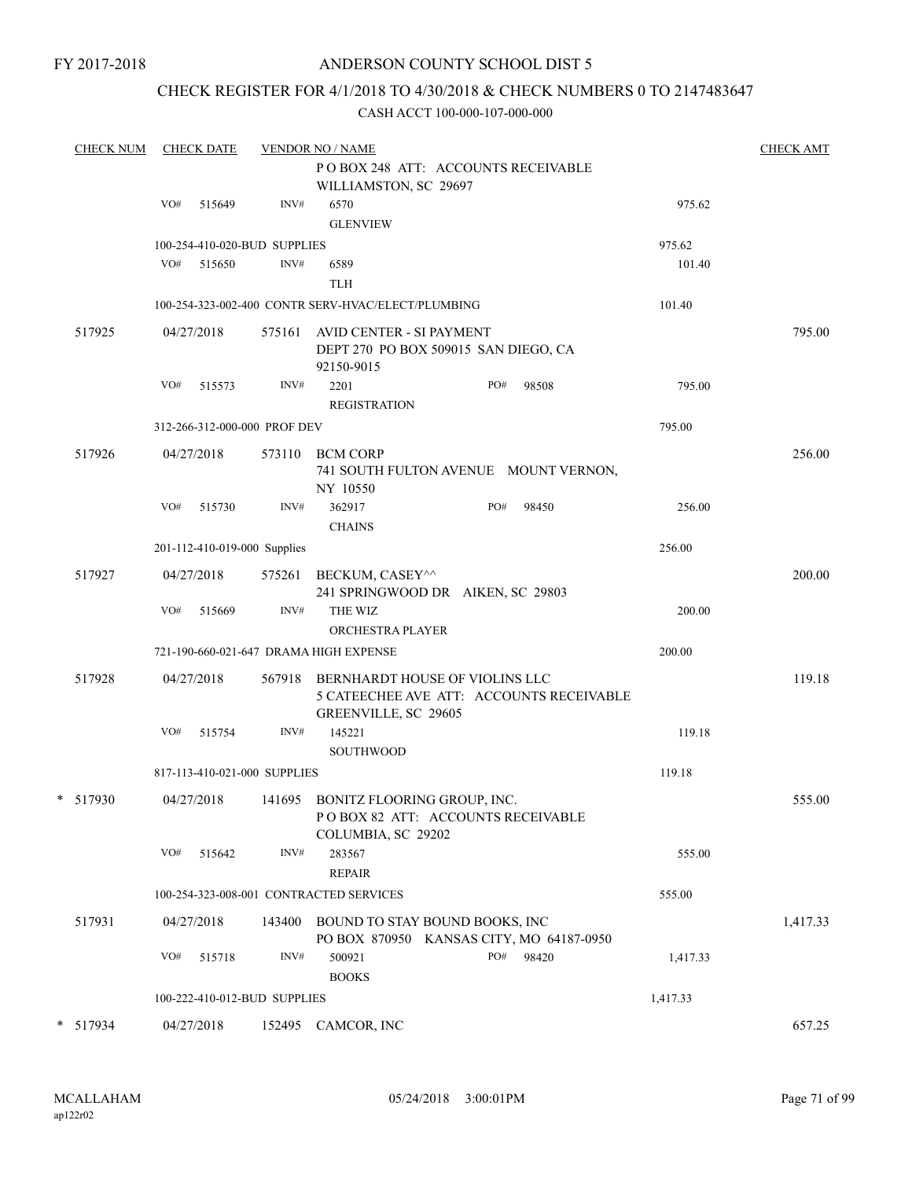FY 2017-2018

ANDERSON COUNTY SCHOOL DIST 5

CHECK REGISTER FOR 4/1/2018 TO 4/30/2018 & CHECK NUMBERS 0 TO 2147483647

CASH ACCT 100-000-107-000-000

| CHECK NUM | CHECK DATE | VENDOR NO / NAME | | | CHECK AMT |
|---|---|---|---|---|---|
| | | | P O BOX 248 ATT: ACCOUNTS RECEIVABLE WILLIAMSTON, SC 29697 | | |
| | VO# 515649 | INV# | 6570 GLENVIEW | 975.62 | |
| | 100-254-410-020-BUD SUPPLIES | | | 975.62 | |
| | VO# 515650 | INV# | 6589 TLH | 101.40 | |
| | 100-254-323-002-400 CONTR SERV-HVAC/ELECT/PLUMBING | | | 101.40 | |
| 517925 | 04/27/2018 | 575161 | AVID CENTER - SI PAYMENT DEPT 270 PO BOX 509015 SAN DIEGO, CA 92150-9015 | | 795.00 |
| | VO# 515573 | INV# | 2201 REGISTRATION PO# 98508 | 795.00 | |
| | 312-266-312-000-000 PROF DEV | | | 795.00 | |
| 517926 | 04/27/2018 | 573110 | BCM CORP 741 SOUTH FULTON AVENUE MOUNT VERNON, NY 10550 | | 256.00 |
| | VO# 515730 | INV# | 362917 CHAINS PO# 98450 | 256.00 | |
| | 201-112-410-019-000 Supplies | | | 256.00 | |
| 517927 | 04/27/2018 | 575261 | BECKUM, CASEY^^ 241 SPRINGWOOD DR AIKEN, SC 29803 | | 200.00 |
| | VO# 515669 | INV# | THE WIZ ORCHESTRA PLAYER | 200.00 | |
| | 721-190-660-021-647 DRAMA HIGH EXPENSE | | | 200.00 | |
| 517928 | 04/27/2018 | 567918 | BERNHARDT HOUSE OF VIOLINS LLC 5 CATEECHEE AVE ATT: ACCOUNTS RECEIVABLE GREENVILLE, SC 29605 | | 119.18 |
| | VO# 515754 | INV# | 145221 SOUTHWOOD | 119.18 | |
| | 817-113-410-021-000 SUPPLIES | | | 119.18 | |
| * 517930 | 04/27/2018 | 141695 | BONITZ FLOORING GROUP, INC. P O BOX 82 ATT: ACCOUNTS RECEIVABLE COLUMBIA, SC 29202 | | 555.00 |
| | VO# 515642 | INV# | 283567 REPAIR | 555.00 | |
| | 100-254-323-008-001 CONTRACTED SERVICES | | | 555.00 | |
| 517931 | 04/27/2018 | 143400 | BOUND TO STAY BOUND BOOKS, INC PO BOX 870950 KANSAS CITY, MO 64187-0950 | | 1,417.33 |
| | VO# 515718 | INV# | 500921 BOOKS PO# 98420 | 1,417.33 | |
| | 100-222-410-012-BUD SUPPLIES | | | 1,417.33 | |
| * 517934 | 04/27/2018 | 152495 | CAMCOR, INC | | 657.25 |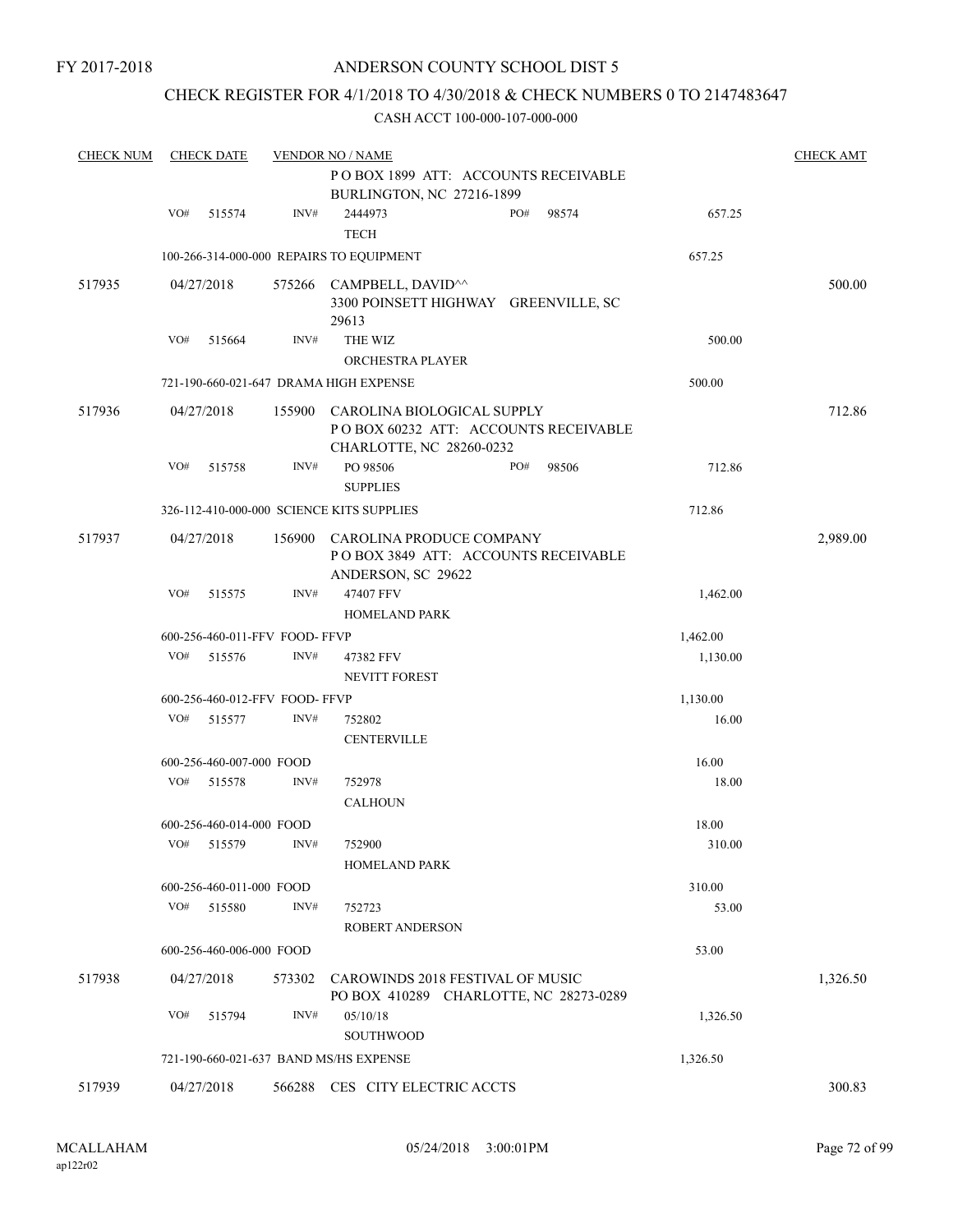FY 2017-2018

ANDERSON COUNTY SCHOOL DIST 5

CHECK REGISTER FOR 4/1/2018 TO 4/30/2018 & CHECK NUMBERS 0 TO 2147483647

CASH ACCT 100-000-107-000-000

| CHECK NUM | CHECK DATE | VENDOR NO / NAME | | CHECK AMT |
|---|---|---|---|---|
| | | P O BOX 1899 ATT: ACCOUNTS RECEIVABLE BURLINGTON, NC 27216-1899 | | |
| | VO# 515574 | INV# 2444973 TECH | PO# 98574 657.25 | |
| | | 100-266-314-000-000 REPAIRS TO EQUIPMENT | 657.25 | |
| 517935 | 04/27/2018 | 575266 CAMPBELL, DAVID^^ 3300 POINSETT HIGHWAY GREENVILLE, SC 29613 | | 500.00 |
| | VO# 515664 | INV# THE WIZ ORCHESTRA PLAYER | 500.00 | |
| | | 721-190-660-021-647 DRAMA HIGH EXPENSE | 500.00 | |
| 517936 | 04/27/2018 | 155900 CAROLINA BIOLOGICAL SUPPLY P O BOX 60232 ATT: ACCOUNTS RECEIVABLE CHARLOTTE, NC 28260-0232 | | 712.86 |
| | VO# 515758 | INV# PO 98506 SUPPLIES | PO# 98506 712.86 | |
| | | 326-112-410-000-000 SCIENCE KITS SUPPLIES | 712.86 | |
| 517937 | 04/27/2018 | 156900 CAROLINA PRODUCE COMPANY P O BOX 3849 ATT: ACCOUNTS RECEIVABLE ANDERSON, SC 29622 | | 2,989.00 |
| | VO# 515575 | INV# 47407 FFV HOMELAND PARK | 1,462.00 | |
| | | 600-256-460-011-FFV FOOD- FFVP | 1,462.00 | |
| | VO# 515576 | INV# 47382 FFV NEVITT FOREST | 1,130.00 | |
| | | 600-256-460-012-FFV FOOD- FFVP | 1,130.00 | |
| | VO# 515577 | INV# 752802 CENTERVILLE | 16.00 | |
| | | 600-256-460-007-000 FOOD | 16.00 | |
| | VO# 515578 | INV# 752978 CALHOUN | 18.00 | |
| | | 600-256-460-014-000 FOOD | 18.00 | |
| | VO# 515579 | INV# 752900 HOMELAND PARK | 310.00 | |
| | | 600-256-460-011-000 FOOD | 310.00 | |
| | VO# 515580 | INV# 752723 ROBERT ANDERSON | 53.00 | |
| | | 600-256-460-006-000 FOOD | 53.00 | |
| 517938 | 04/27/2018 | 573302 CAROWINDS 2018 FESTIVAL OF MUSIC PO BOX 410289 CHARLOTTE, NC 28273-0289 | | 1,326.50 |
| | VO# 515794 | INV# 05/10/18 SOUTHWOOD | 1,326.50 | |
| | | 721-190-660-021-637 BAND MS/HS EXPENSE | 1,326.50 | |
| 517939 | 04/27/2018 | 566288 CES CITY ELECTRIC ACCTS | | 300.83 |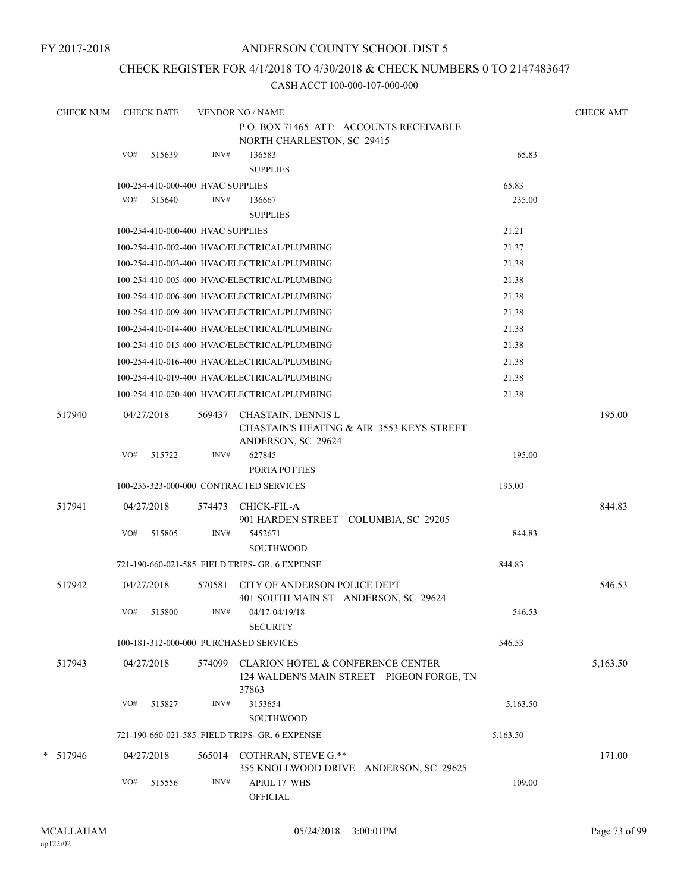FY 2017-2018

ANDERSON COUNTY SCHOOL DIST 5

CHECK REGISTER FOR 4/1/2018 TO 4/30/2018 & CHECK NUMBERS 0 TO 2147483647

CASH ACCT 100-000-107-000-000

| CHECK NUM | CHECK DATE | VENDOR NO / NAME | | CHECK AMT |
|---|---|---|---|---|
| | | P.O. BOX 71465 ATT: ACCOUNTS RECEIVABLE NORTH CHARLESTON, SC 29415 | | |
| | VO# 515639 | INV# 136583 SUPPLIES | 65.83 | |
| | | 100-254-410-000-400 HVAC SUPPLIES | 65.83 | |
| | VO# 515640 | INV# 136667 SUPPLIES | 235.00 | |
| | | 100-254-410-000-400 HVAC SUPPLIES | 21.21 | |
| | | 100-254-410-002-400 HVAC/ELECTRICAL/PLUMBING | 21.37 | |
| | | 100-254-410-003-400 HVAC/ELECTRICAL/PLUMBING | 21.38 | |
| | | 100-254-410-005-400 HVAC/ELECTRICAL/PLUMBING | 21.38 | |
| | | 100-254-410-006-400 HVAC/ELECTRICAL/PLUMBING | 21.38 | |
| | | 100-254-410-009-400 HVAC/ELECTRICAL/PLUMBING | 21.38 | |
| | | 100-254-410-014-400 HVAC/ELECTRICAL/PLUMBING | 21.38 | |
| | | 100-254-410-015-400 HVAC/ELECTRICAL/PLUMBING | 21.38 | |
| | | 100-254-410-016-400 HVAC/ELECTRICAL/PLUMBING | 21.38 | |
| | | 100-254-410-019-400 HVAC/ELECTRICAL/PLUMBING | 21.38 | |
| | | 100-254-410-020-400 HVAC/ELECTRICAL/PLUMBING | 21.38 | |
| 517940 | 04/27/2018 | 569437 CHASTAIN, DENNIS L CHASTAIN'S HEATING & AIR 3553 KEYS STREET ANDERSON, SC 29624 | | 195.00 |
| | VO# 515722 | INV# 627845 PORTA POTTIES | 195.00 | |
| | | 100-255-323-000-000 CONTRACTED SERVICES | 195.00 | |
| 517941 | 04/27/2018 | 574473 CHICK-FIL-A 901 HARDEN STREET COLUMBIA, SC 29205 | | 844.83 |
| | VO# 515805 | INV# 5452671 SOUTHWOOD | 844.83 | |
| | | 721-190-660-021-585 FIELD TRIPS- GR. 6 EXPENSE | 844.83 | |
| 517942 | 04/27/2018 | 570581 CITY OF ANDERSON POLICE DEPT 401 SOUTH MAIN ST ANDERSON, SC 29624 | | 546.53 |
| | VO# 515800 | INV# 04/17-04/19/18 SECURITY | 546.53 | |
| | | 100-181-312-000-000 PURCHASED SERVICES | 546.53 | |
| 517943 | 04/27/2018 | 574099 CLARION HOTEL & CONFERENCE CENTER 124 WALDEN'S MAIN STREET PIGEON FORGE, TN 37863 | | 5,163.50 |
| | VO# 515827 | INV# 3153654 SOUTHWOOD | 5,163.50 | |
| | | 721-190-660-021-585 FIELD TRIPS- GR. 6 EXPENSE | 5,163.50 | |
| * 517946 | 04/27/2018 | 565014 COTHRAN, STEVE G.** 355 KNOLLWOOD DRIVE ANDERSON, SC 29625 | | 171.00 |
| | VO# 515556 | INV# APRIL 17 WHS OFFICIAL | 109.00 | |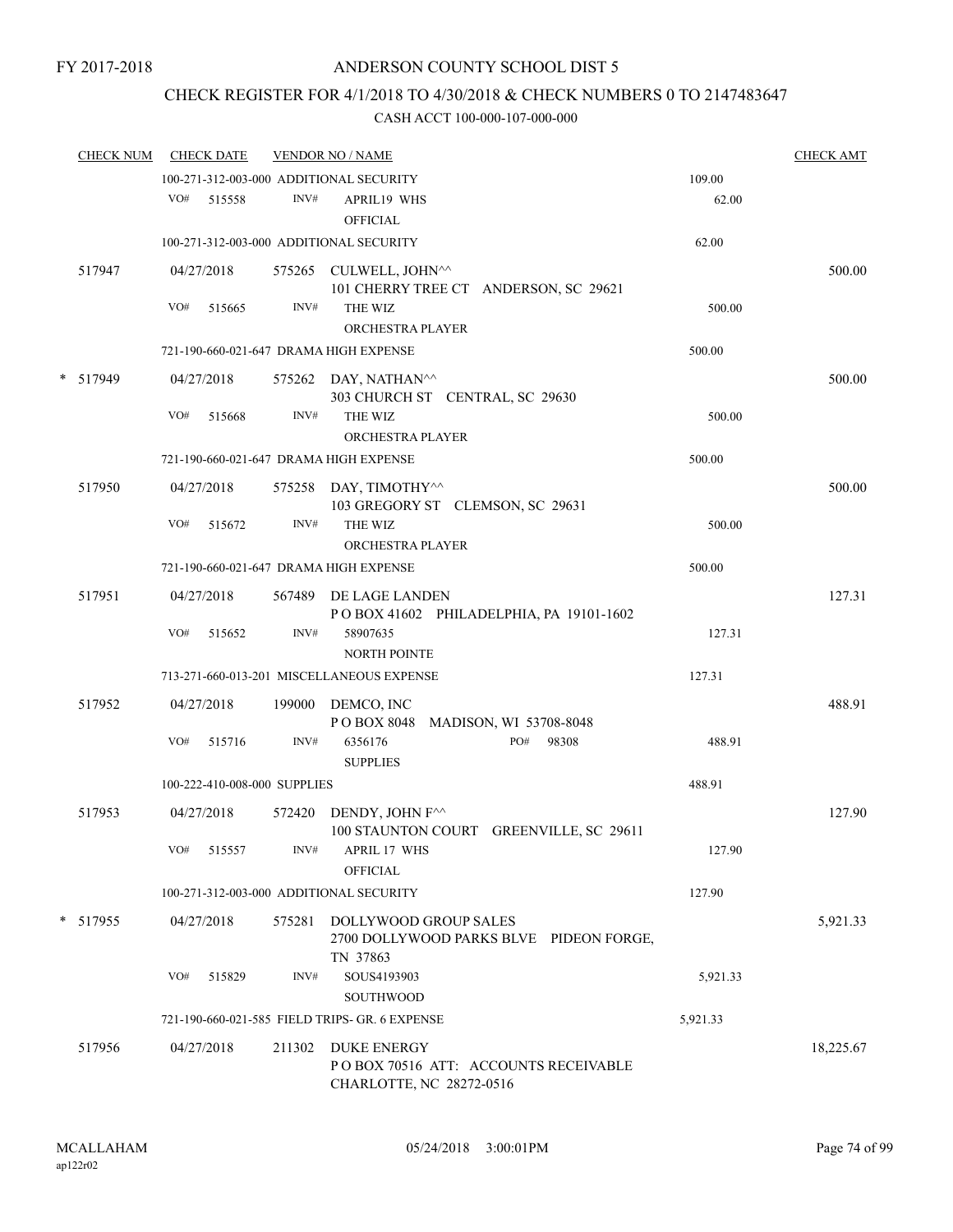FY 2017-2018

# ANDERSON COUNTY SCHOOL DIST 5

## CHECK REGISTER FOR 4/1/2018 TO 4/30/2018 & CHECK NUMBERS 0 TO 2147483647

CASH ACCT 100-000-107-000-000

| CHECK NUM | CHECK DATE | VENDOR NO / NAME | | CHECK AMT |
|---|---|---|---|---|
| | 100-271-312-003-000 ADDITIONAL SECURITY | | 109.00 | |
| | VO# 515558 | INV# APRIL19 WHS OFFICIAL | 62.00 | |
| | 100-271-312-003-000 ADDITIONAL SECURITY | | 62.00 | |
| 517947 | 04/27/2018 | 575265 CULWELL, JOHN^^ 101 CHERRY TREE CT ANDERSON, SC 29621 | | 500.00 |
| | VO# 515665 | INV# THE WIZ ORCHESTRA PLAYER | 500.00 | |
| | 721-190-660-021-647 DRAMA HIGH EXPENSE | | 500.00 | |
| * 517949 | 04/27/2018 | 575262 DAY, NATHAN^^ 303 CHURCH ST CENTRAL, SC 29630 | | 500.00 |
| | VO# 515668 | INV# THE WIZ ORCHESTRA PLAYER | 500.00 | |
| | 721-190-660-021-647 DRAMA HIGH EXPENSE | | 500.00 | |
| 517950 | 04/27/2018 | 575258 DAY, TIMOTHY^^ 103 GREGORY ST CLEMSON, SC 29631 | | 500.00 |
| | VO# 515672 | INV# THE WIZ ORCHESTRA PLAYER | 500.00 | |
| | 721-190-660-021-647 DRAMA HIGH EXPENSE | | 500.00 | |
| 517951 | 04/27/2018 | 567489 DE LAGE LANDEN P O BOX 41602 PHILADELPHIA, PA 19101-1602 | | 127.31 |
| | VO# 515652 | INV# 58907635 NORTH POINTE | 127.31 | |
| | 713-271-660-013-201 MISCELLANEOUS EXPENSE | | 127.31 | |
| 517952 | 04/27/2018 | 199000 DEMCO, INC P O BOX 8048 MADISON, WI 53708-8048 | | 488.91 |
| | VO# 515716 | INV# 6356176 PO# 98308 SUPPLIES | 488.91 | |
| | 100-222-410-008-000 SUPPLIES | | 488.91 | |
| 517953 | 04/27/2018 | 572420 DENDY, JOHN F^^ 100 STAUNTON COURT GREENVILLE, SC 29611 | | 127.90 |
| | VO# 515557 | INV# APRIL 17 WHS OFFICIAL | 127.90 | |
| | 100-271-312-003-000 ADDITIONAL SECURITY | | 127.90 | |
| * 517955 | 04/27/2018 | 575281 DOLLYWOOD GROUP SALES 2700 DOLLYWOOD PARKS BLVE PIDEON FORGE, TN 37863 | | 5,921.33 |
| | VO# 515829 | INV# SOUS4193903 SOUTHWOOD | 5,921.33 | |
| | 721-190-660-021-585 FIELD TRIPS- GR. 6 EXPENSE | | 5,921.33 | |
| 517956 | 04/27/2018 | 211302 DUKE ENERGY P O BOX 70516 ATT: ACCOUNTS RECEIVABLE CHARLOTTE, NC 28272-0516 | | 18,225.67 |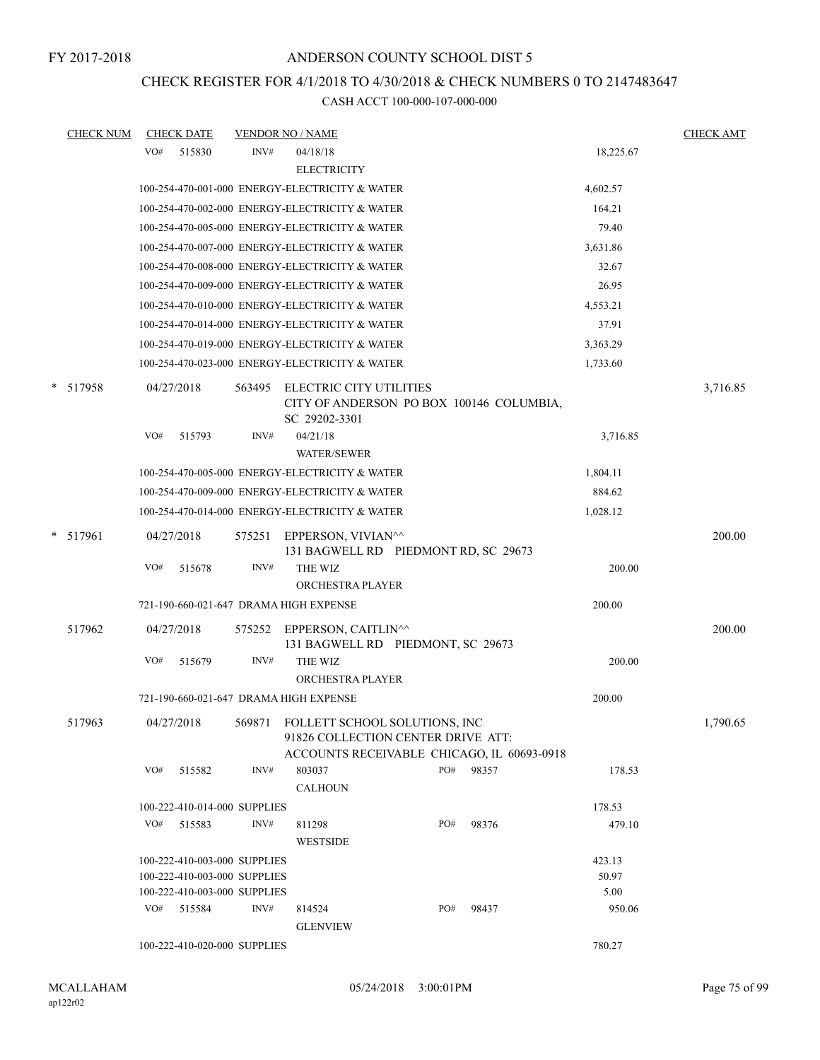FY 2017-2018

ANDERSON COUNTY SCHOOL DIST 5

CHECK REGISTER FOR 4/1/2018 TO 4/30/2018 & CHECK NUMBERS 0 TO 2147483647

CASH ACCT 100-000-107-000-000

| CHECK NUM | CHECK DATE | VENDOR NO / NAME | | CHECK AMT |
|---|---|---|---|---|
| | VO# 515830 | INV# 04/18/18 ELECTRICITY | 18,225.67 | |
| | 100-254-470-001-000 ENERGY-ELECTRICITY & WATER | | 4,602.57 | |
| | 100-254-470-002-000 ENERGY-ELECTRICITY & WATER | | 164.21 | |
| | 100-254-470-005-000 ENERGY-ELECTRICITY & WATER | | 79.40 | |
| | 100-254-470-007-000 ENERGY-ELECTRICITY & WATER | | 3,631.86 | |
| | 100-254-470-008-000 ENERGY-ELECTRICITY & WATER | | 32.67 | |
| | 100-254-470-009-000 ENERGY-ELECTRICITY & WATER | | 26.95 | |
| | 100-254-470-010-000 ENERGY-ELECTRICITY & WATER | | 4,553.21 | |
| | 100-254-470-014-000 ENERGY-ELECTRICITY & WATER | | 37.91 | |
| | 100-254-470-019-000 ENERGY-ELECTRICITY & WATER | | 3,363.29 | |
| | 100-254-470-023-000 ENERGY-ELECTRICITY & WATER | | 1,733.60 | |
| * 517958 | 04/27/2018 | 563495 ELECTRIC CITY UTILITIES CITY OF ANDERSON PO BOX 100146 COLUMBIA, SC 29202-3301 | | 3,716.85 |
| | VO# 515793 | INV# 04/21/18 WATER/SEWER | 3,716.85 | |
| | 100-254-470-005-000 ENERGY-ELECTRICITY & WATER | | 1,804.11 | |
| | 100-254-470-009-000 ENERGY-ELECTRICITY & WATER | | 884.62 | |
| | 100-254-470-014-000 ENERGY-ELECTRICITY & WATER | | 1,028.12 | |
| * 517961 | 04/27/2018 | 575251 EPPERSON, VIVIAN^^ 131 BAGWELL RD PIEDMONT RD, SC 29673 | | 200.00 |
| | VO# 515678 | INV# THE WIZ ORCHESTRA PLAYER | 200.00 | |
| | 721-190-660-021-647 DRAMA HIGH EXPENSE | | 200.00 | |
| 517962 | 04/27/2018 | 575252 EPPERSON, CAITLIN^^ 131 BAGWELL RD PIEDMONT, SC 29673 | | 200.00 |
| | VO# 515679 | INV# THE WIZ ORCHESTRA PLAYER | 200.00 | |
| | 721-190-660-021-647 DRAMA HIGH EXPENSE | | 200.00 | |
| 517963 | 04/27/2018 | 569871 FOLLETT SCHOOL SOLUTIONS, INC 91826 COLLECTION CENTER DRIVE ATT: ACCOUNTS RECEIVABLE CHICAGO, IL 60693-0918 | | 1,790.65 |
| | VO# 515582 | INV# 803037 PO# 98357 CALHOUN | 178.53 | |
| | 100-222-410-014-000 SUPPLIES | | 178.53 | |
| | VO# 515583 | INV# 811298 PO# 98376 WESTSIDE | 479.10 | |
| | 100-222-410-003-000 SUPPLIES | | 423.13 | |
| | 100-222-410-003-000 SUPPLIES | | 50.97 | |
| | 100-222-410-003-000 SUPPLIES | | 5.00 | |
| | VO# 515584 | INV# 814524 PO# 98437 GLENVIEW | 950.06 | |
| | 100-222-410-020-000 SUPPLIES | | 780.27 | |

MCALLAHAM
ap122r02

05/24/2018 3:00:01PM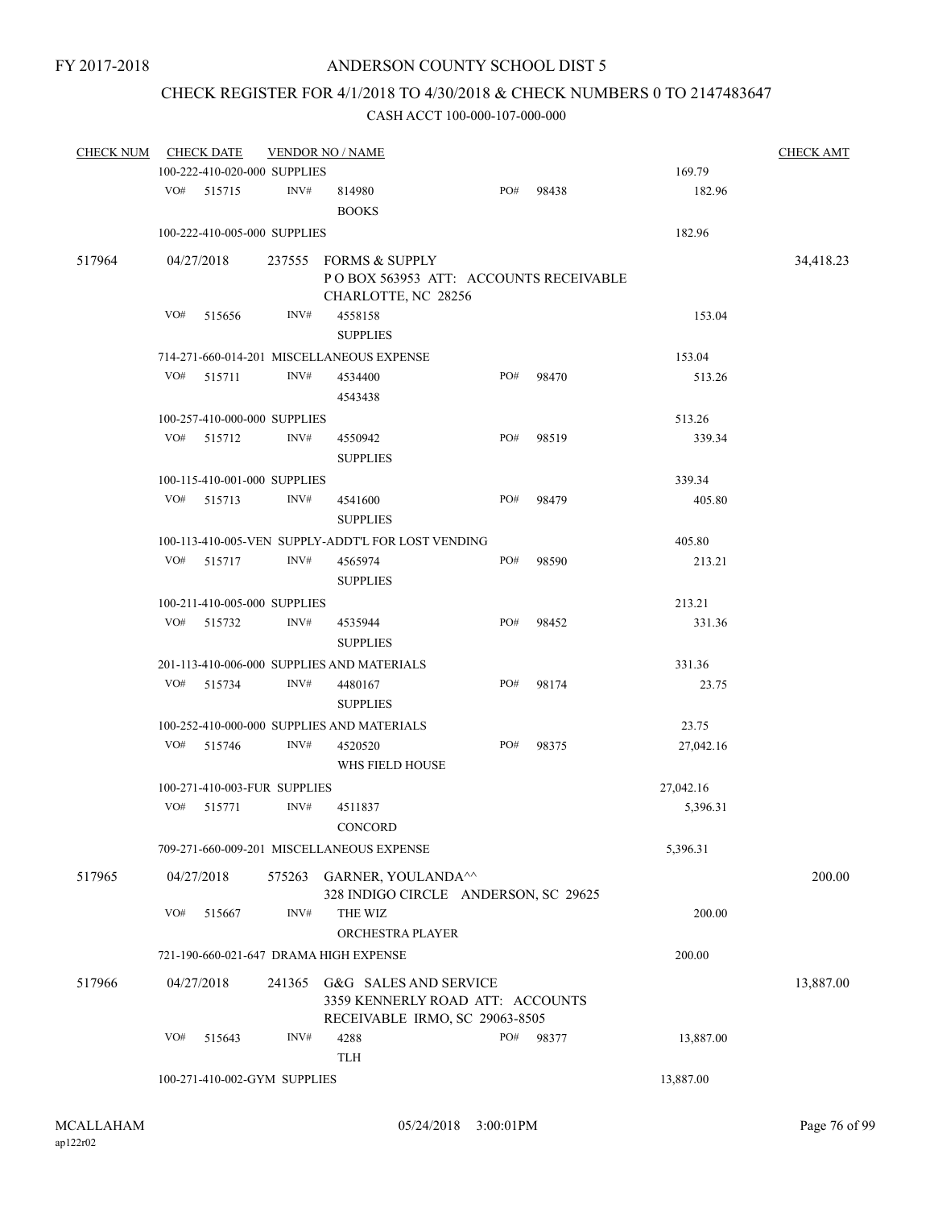FY 2017-2018

# ANDERSON COUNTY SCHOOL DIST 5

## CHECK REGISTER FOR 4/1/2018 TO 4/30/2018 & CHECK NUMBERS 0 TO 2147483647

### CASH ACCT 100-000-107-000-000

| CHECK NUM | CHECK DATE | VENDOR NO / NAME | | | | CHECK AMT |
|---|---|---|---|---|---|---|
| | 100-222-410-020-000 SUPPLIES | | | | 169.79 | |
| | VO# 515715 | INV# 814980 BOOKS | PO# 98438 | | 182.96 | |
| | 100-222-410-005-000 SUPPLIES | | | | 182.96 | |
| 517964 | 04/27/2018 | 237555 FORMS & SUPPLY P O BOX 563953 ATT: ACCOUNTS RECEIVABLE CHARLOTTE, NC 28256 | | | | 34,418.23 |
| | VO# 515656 | INV# 4558158 SUPPLIES | | | 153.04 | |
| | 714-271-660-014-201 MISCELLANEOUS EXPENSE | | | | 153.04 | |
| | VO# 515711 | INV# 4534400 4543438 | PO# 98470 | | 513.26 | |
| | 100-257-410-000-000 SUPPLIES | | | | 513.26 | |
| | VO# 515712 | INV# 4550942 SUPPLIES | PO# 98519 | | 339.34 | |
| | 100-115-410-001-000 SUPPLIES | | | | 339.34 | |
| | VO# 515713 | INV# 4541600 SUPPLIES | PO# 98479 | | 405.80 | |
| | 100-113-410-005-VEN SUPPLY-ADDT'L FOR LOST VENDING | | | | 405.80 | |
| | VO# 515717 | INV# 4565974 SUPPLIES | PO# 98590 | | 213.21 | |
| | 100-211-410-005-000 SUPPLIES | | | | 213.21 | |
| | VO# 515732 | INV# 4535944 SUPPLIES | PO# 98452 | | 331.36 | |
| | 201-113-410-006-000 SUPPLIES AND MATERIALS | | | | 331.36 | |
| | VO# 515734 | INV# 4480167 SUPPLIES | PO# 98174 | | 23.75 | |
| | 100-252-410-000-000 SUPPLIES AND MATERIALS | | | | 23.75 | |
| | VO# 515746 | INV# 4520520 WHS FIELD HOUSE | PO# 98375 | | 27,042.16 | |
| | 100-271-410-003-FUR SUPPLIES | | | | 27,042.16 | |
| | VO# 515771 | INV# 4511837 CONCORD | | | 5,396.31 | |
| | 709-271-660-009-201 MISCELLANEOUS EXPENSE | | | | 5,396.31 | |
| 517965 | 04/27/2018 | 575263 GARNER, YOULANDA^^ 328 INDIGO CIRCLE ANDERSON, SC 29625 | | | | 200.00 |
| | VO# 515667 | INV# THE WIZ ORCHESTRA PLAYER | | | 200.00 | |
| | 721-190-660-021-647 DRAMA HIGH EXPENSE | | | | 200.00 | |
| 517966 | 04/27/2018 | 241365 G&G SALES AND SERVICE 3359 KENNERLY ROAD ATT: ACCOUNTS RECEIVABLE IRMO, SC 29063-8505 | | | | 13,887.00 |
| | VO# 515643 | INV# 4288 TLH | PO# 98377 | | 13,887.00 | |
| | 100-271-410-002-GYM SUPPLIES | | | | 13,887.00 | |

MCALLAHAM ap122r02 05/24/2018 3:00:01PM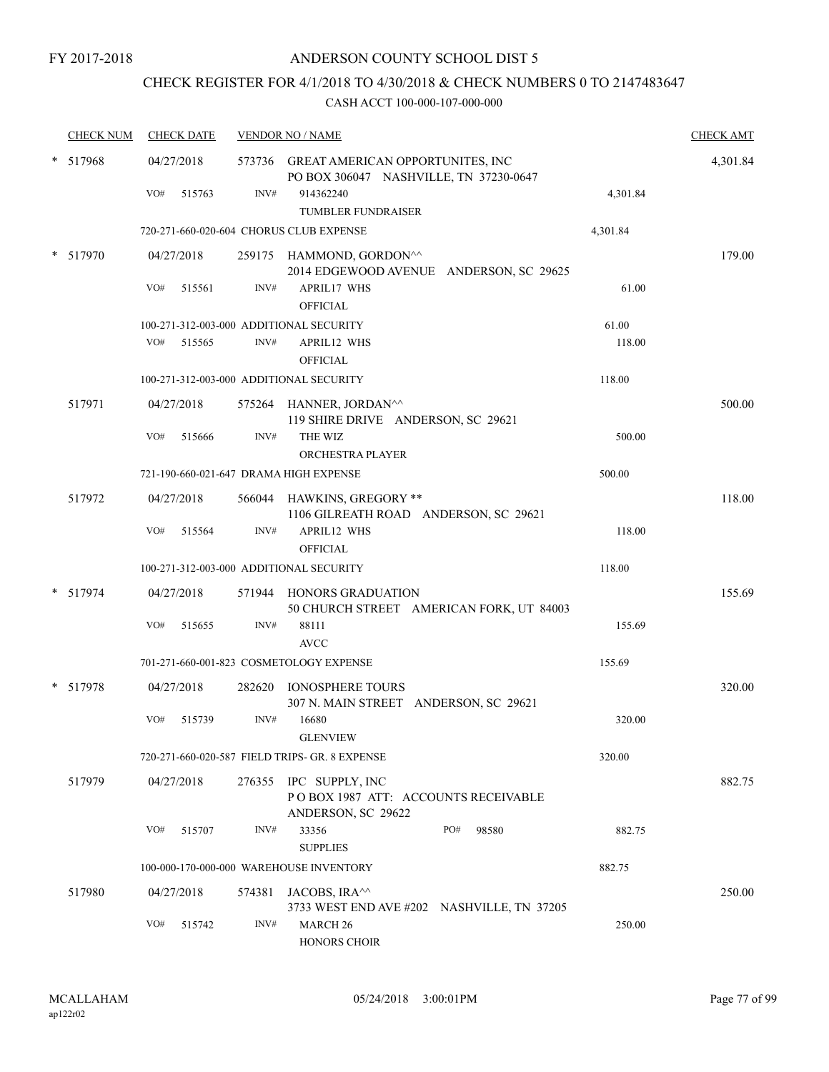FY 2017-2018

# ANDERSON COUNTY SCHOOL DIST 5

## CHECK REGISTER FOR 4/1/2018 TO 4/30/2018 & CHECK NUMBERS 0 TO 2147483647

CASH ACCT 100-000-107-000-000

| CHECK NUM | CHECK DATE | VENDOR NO / NAME | | CHECK AMT |
|---|---|---|---|---|
| * 517968 | 04/27/2018 | 573736 GREAT AMERICAN OPPORTUNITES, INC<br>PO BOX 306047 NASHVILLE, TN 37230-0647 | | 4,301.84 |
| | VO# 515763 | INV# 914362240<br>TUMBLER FUNDRAISER | 4,301.84 | |
| | | 720-271-660-020-604 CHORUS CLUB EXPENSE | 4,301.84 | |
| * 517970 | 04/27/2018 | 259175 HAMMOND, GORDON^^<br>2014 EDGEWOOD AVENUE ANDERSON, SC 29625 | | 179.00 |
| | VO# 515561 | INV# APRIL17 WHS<br>OFFICIAL | 61.00 | |
| | | 100-271-312-003-000 ADDITIONAL SECURITY | 61.00 | |
| | VO# 515565 | INV# APRIL12 WHS<br>OFFICIAL | 118.00 | |
| | | 100-271-312-003-000 ADDITIONAL SECURITY | 118.00 | |
| 517971 | 04/27/2018 | 575264 HANNER, JORDAN^^<br>119 SHIRE DRIVE ANDERSON, SC 29621 | | 500.00 |
| | VO# 515666 | INV# THE WIZ<br>ORCHESTRA PLAYER | 500.00 | |
| | | 721-190-660-021-647 DRAMA HIGH EXPENSE | 500.00 | |
| 517972 | 04/27/2018 | 566044 HAWKINS, GREGORY **<br>1106 GILREATH ROAD ANDERSON, SC 29621 | | 118.00 |
| | VO# 515564 | INV# APRIL12 WHS<br>OFFICIAL | 118.00 | |
| | | 100-271-312-003-000 ADDITIONAL SECURITY | 118.00 | |
| * 517974 | 04/27/2018 | 571944 HONORS GRADUATION<br>50 CHURCH STREET AMERICAN FORK, UT 84003 | | 155.69 |
| | VO# 515655 | INV# 88111<br>AVCC | 155.69 | |
| | | 701-271-660-001-823 COSMETOLOGY EXPENSE | 155.69 | |
| * 517978 | 04/27/2018 | 282620 IONOSPHERE TOURS<br>307 N. MAIN STREET ANDERSON, SC 29621 | | 320.00 |
| | VO# 515739 | INV# 16680<br>GLENVIEW | 320.00 | |
| | | 720-271-660-020-587 FIELD TRIPS- GR. 8 EXPENSE | 320.00 | |
| 517979 | 04/27/2018 | 276355 IPC SUPPLY, INC<br>P O BOX 1987 ATT: ACCOUNTS RECEIVABLE<br>ANDERSON, SC 29622 | | 882.75 |
| | VO# 515707 | INV# 33356 PO# 98580<br>SUPPLIES | 882.75 | |
| | | 100-000-170-000-000 WAREHOUSE INVENTORY | 882.75 | |
| 517980 | 04/27/2018 | 574381 JACOBS, IRA^^<br>3733 WEST END AVE #202 NASHVILLE, TN 37205 | | 250.00 |
| | VO# 515742 | INV# MARCH 26<br>HONORS CHOIR | 250.00 | |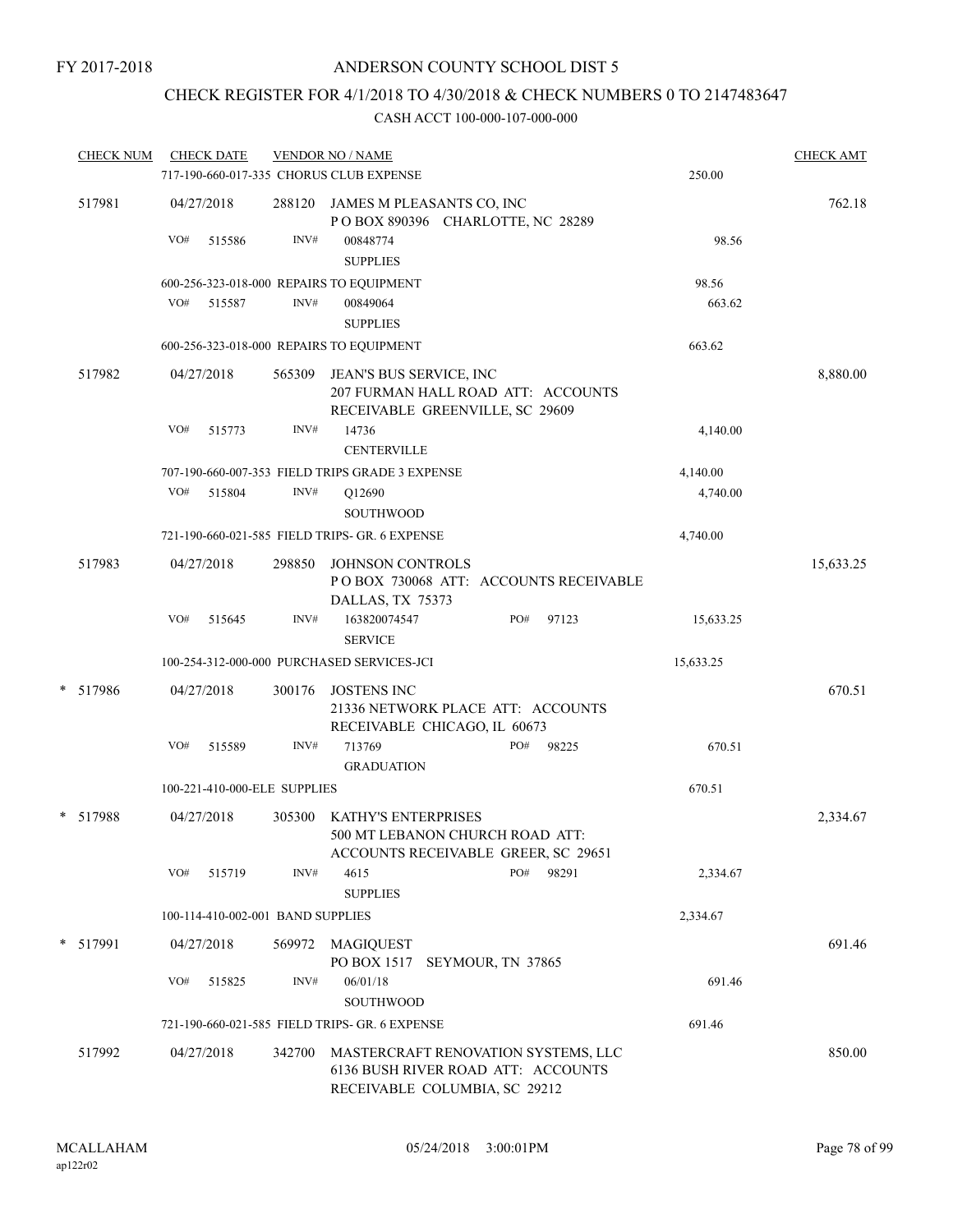FY 2017-2018

# ANDERSON COUNTY SCHOOL DIST 5

## CHECK REGISTER FOR 4/1/2018 TO 4/30/2018 & CHECK NUMBERS 0 TO 2147483647

### CASH ACCT 100-000-107-000-000

| CHECK NUM | CHECK DATE | VENDOR NO / NAME | | CHECK AMT |
|---|---|---|---|---|
| | | 717-190-660-017-335 CHORUS CLUB EXPENSE | 250.00 | |
| 517981 | 04/27/2018 | 288120 JAMES M PLEASANTS CO, INC<br>P O BOX 890396 CHARLOTTE, NC 28289 | | 762.18 |
| | VO# 515586 | INV# 00848774<br>SUPPLIES | 98.56 | |
| | | 600-256-323-018-000 REPAIRS TO EQUIPMENT | 98.56 | |
| | VO# 515587 | INV# 00849064<br>SUPPLIES | 663.62 | |
| | | 600-256-323-018-000 REPAIRS TO EQUIPMENT | 663.62 | |
| 517982 | 04/27/2018 | 565309 JEAN'S BUS SERVICE, INC<br>207 FURMAN HALL ROAD ATT: ACCOUNTS RECEIVABLE GREENVILLE, SC 29609 | | 8,880.00 |
| | VO# 515773 | INV# 14736<br>CENTERVILLE | 4,140.00 | |
| | | 707-190-660-007-353 FIELD TRIPS GRADE 3 EXPENSE | 4,140.00 | |
| | VO# 515804 | INV# Q12690<br>SOUTHWOOD | 4,740.00 | |
| | | 721-190-660-021-585 FIELD TRIPS- GR. 6 EXPENSE | 4,740.00 | |
| 517983 | 04/27/2018 | 298850 JOHNSON CONTROLS<br>P O BOX 730068 ATT: ACCOUNTS RECEIVABLE DALLAS, TX 75373 | | 15,633.25 |
| | VO# 515645 | INV# 163820074547 PO# 97123<br>SERVICE | 15,633.25 | |
| | | 100-254-312-000-000 PURCHASED SERVICES-JCI | 15,633.25 | |
| * 517986 | 04/27/2018 | 300176 JOSTENS INC<br>21336 NETWORK PLACE ATT: ACCOUNTS RECEIVABLE CHICAGO, IL 60673 | | 670.51 |
| | VO# 515589 | INV# 713769 PO# 98225<br>GRADUATION | 670.51 | |
| | | 100-221-410-000-ELE SUPPLIES | 670.51 | |
| * 517988 | 04/27/2018 | 305300 KATHY'S ENTERPRISES<br>500 MT LEBANON CHURCH ROAD ATT: ACCOUNTS RECEIVABLE GREER, SC 29651 | | 2,334.67 |
| | VO# 515719 | INV# 4615 PO# 98291<br>SUPPLIES | 2,334.67 | |
| | | 100-114-410-002-001 BAND SUPPLIES | 2,334.67 | |
| * 517991 | 04/27/2018 | 569972 MAGIQUEST<br>PO BOX 1517 SEYMOUR, TN 37865 | | 691.46 |
| | VO# 515825 | INV# 06/01/18<br>SOUTHWOOD | 691.46 | |
| | | 721-190-660-021-585 FIELD TRIPS- GR. 6 EXPENSE | 691.46 | |
| 517992 | 04/27/2018 | 342700 MASTERCRAFT RENOVATION SYSTEMS, LLC<br>6136 BUSH RIVER ROAD ATT: ACCOUNTS RECEIVABLE COLUMBIA, SC 29212 | | 850.00 |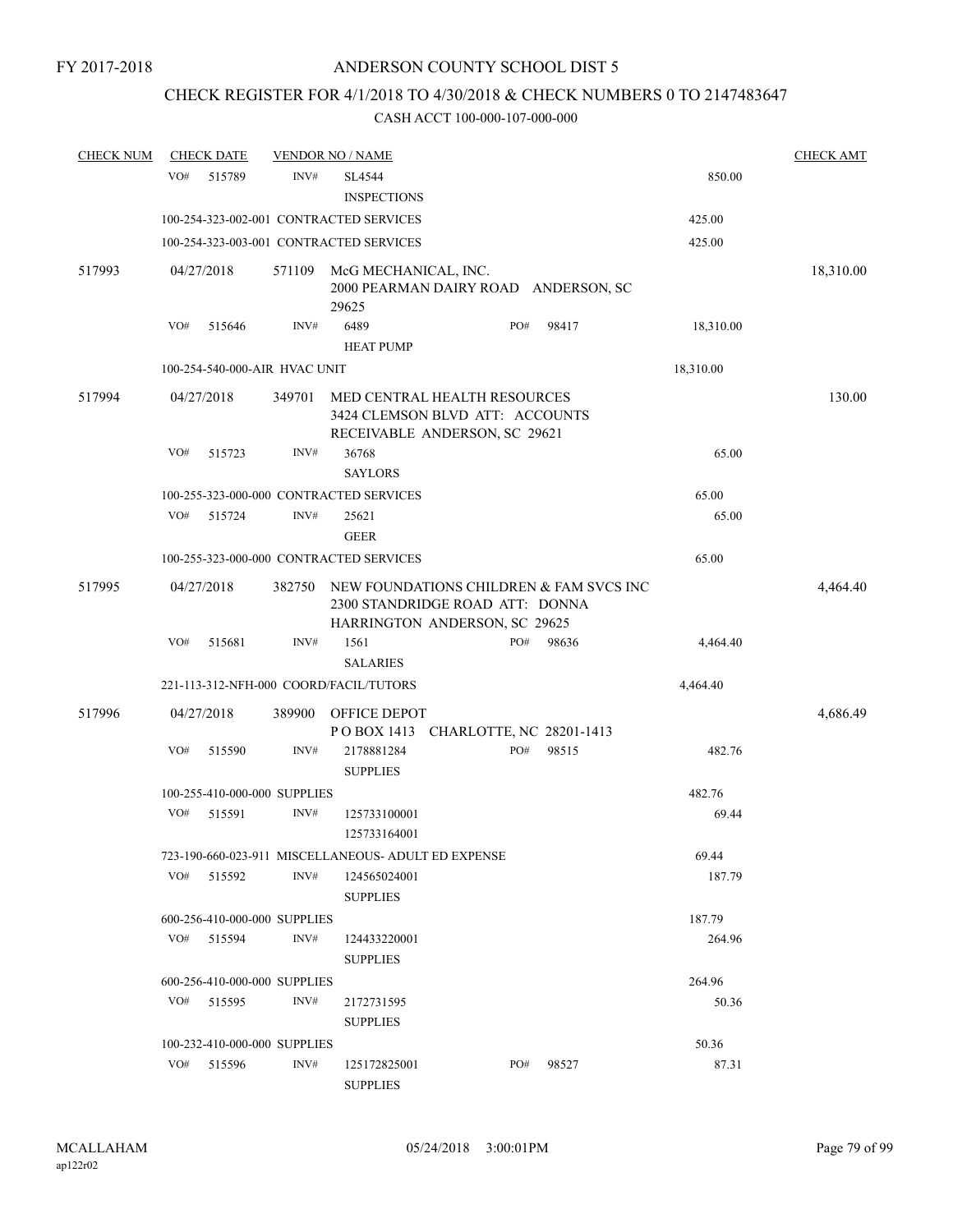FY 2017-2018

# ANDERSON COUNTY SCHOOL DIST 5

## CHECK REGISTER FOR 4/1/2018 TO 4/30/2018 & CHECK NUMBERS 0 TO 2147483647

CASH ACCT 100-000-107-000-000

| CHECK NUM | CHECK DATE | VENDOR NO / NAME | | | CHECK AMT |
|---|---|---|---|---|---|
| | VO# 515789 | INV# | SL4544<br>INSPECTIONS | 850.00 | |
| | 100-254-323-002-001 CONTRACTED SERVICES | | | 425.00 | |
| | 100-254-323-003-001 CONTRACTED SERVICES | | | 425.00 | |
| 517993 | 04/27/2018 | 571109 | McG MECHANICAL, INC.<br>2000 PEARMAN DAIRY ROAD ANDERSON, SC 29625 | | 18,310.00 |
| | VO# 515646 | INV# | 6489 PO# 98417<br>HEAT PUMP | 18,310.00 | |
| | 100-254-540-000-AIR HVAC UNIT | | | 18,310.00 | |
| 517994 | 04/27/2018 | 349701 | MED CENTRAL HEALTH RESOURCES<br>3424 CLEMSON BLVD ATT: ACCOUNTS RECEIVABLE ANDERSON, SC 29621 | | 130.00 |
| | VO# 515723 | INV# | 36768<br>SAYLORS | 65.00 | |
| | 100-255-323-000-000 CONTRACTED SERVICES | | | 65.00 | |
| | VO# 515724 | INV# | 25621<br>GEER | 65.00 | |
| | 100-255-323-000-000 CONTRACTED SERVICES | | | 65.00 | |
| 517995 | 04/27/2018 | 382750 | NEW FOUNDATIONS CHILDREN & FAM SVCS INC<br>2300 STANDRIDGE ROAD ATT: DONNA HARRINGTON ANDERSON, SC 29625 | | 4,464.40 |
| | VO# 515681 | INV# | 1561 PO# 98636<br>SALARIES | 4,464.40 | |
| | 221-113-312-NFH-000 COORD/FACIL/TUTORS | | | 4,464.40 | |
| 517996 | 04/27/2018 | 389900 | OFFICE DEPOT<br>P O BOX 1413 CHARLOTTE, NC 28201-1413 | | 4,686.49 |
| | VO# 515590 | INV# | 2178881284 PO# 98515<br>SUPPLIES | 482.76 | |
| | 100-255-410-000-000 SUPPLIES | | | 482.76 | |
| | VO# 515591 | INV# | 125733100001<br>125733164001 | 69.44 | |
| | 723-190-660-023-911 MISCELLANEOUS- ADULT ED EXPENSE | | | 69.44 | |
| | VO# 515592 | INV# | 124565024001<br>SUPPLIES | 187.79 | |
| | 600-256-410-000-000 SUPPLIES | | | 187.79 | |
| | VO# 515594 | INV# | 124433220001<br>SUPPLIES | 264.96 | |
| | 600-256-410-000-000 SUPPLIES | | | 264.96 | |
| | VO# 515595 | INV# | 2172731595<br>SUPPLIES | 50.36 | |
| | 100-232-410-000-000 SUPPLIES | | | 50.36 | |
| | VO# 515596 | INV# | 125172825001 PO# 98527<br>SUPPLIES | 87.31 | |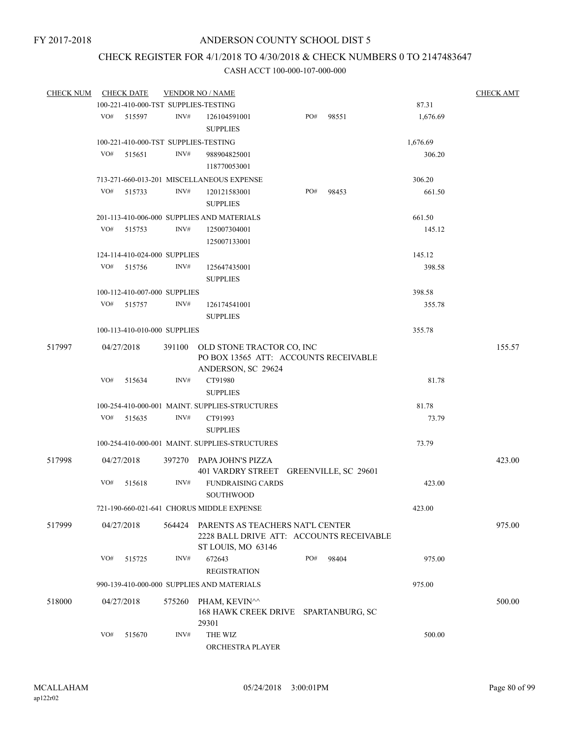FY 2017-2018

ANDERSON COUNTY SCHOOL DIST 5

CHECK REGISTER FOR 4/1/2018 TO 4/30/2018 & CHECK NUMBERS 0 TO 2147483647

CASH ACCT 100-000-107-000-000

| CHECK NUM | CHECK DATE | VENDOR NO / NAME | | CHECK AMT |
|---|---|---|---|---|
| | 100-221-410-000-TST SUPPLIES-TESTING | | 87.31 | |
| | VO# 515597 | INV# 126104591001 SUPPLIES PO# 98551 | 1,676.69 | |
| | 100-221-410-000-TST SUPPLIES-TESTING | | 1,676.69 | |
| | VO# 515651 | INV# 988904825001 118770053001 | 306.20 | |
| | 713-271-660-013-201 MISCELLANEOUS EXPENSE | | 306.20 | |
| | VO# 515733 | INV# 120121583001 SUPPLIES PO# 98453 | 661.50 | |
| | 201-113-410-006-000 SUPPLIES AND MATERIALS | | 661.50 | |
| | VO# 515753 | INV# 125007304001 125007133001 | 145.12 | |
| | 124-114-410-024-000 SUPPLIES | | 145.12 | |
| | VO# 515756 | INV# 125647435001 SUPPLIES | 398.58 | |
| | 100-112-410-007-000 SUPPLIES | | 398.58 | |
| | VO# 515757 | INV# 126174541001 SUPPLIES | 355.78 | |
| | 100-113-410-010-000 SUPPLIES | | 355.78 | |
| 517997 | 04/27/2018 | 391100 OLD STONE TRACTOR CO, INC PO BOX 13565 ATT: ACCOUNTS RECEIVABLE ANDERSON, SC 29624 | | 155.57 |
| | VO# 515634 | INV# CT91980 SUPPLIES | 81.78 | |
| | 100-254-410-000-001 MAINT. SUPPLIES-STRUCTURES | | 81.78 | |
| | VO# 515635 | INV# CT91993 SUPPLIES | 73.79 | |
| | 100-254-410-000-001 MAINT. SUPPLIES-STRUCTURES | | 73.79 | |
| 517998 | 04/27/2018 | 397270 PAPA JOHN'S PIZZA 401 VARDRY STREET GREENVILLE, SC 29601 | | 423.00 |
| | VO# 515618 | INV# FUNDRAISING CARDS SOUTHWOOD | 423.00 | |
| | 721-190-660-021-641 CHORUS MIDDLE EXPENSE | | 423.00 | |
| 517999 | 04/27/2018 | 564424 PARENTS AS TEACHERS NAT'L CENTER 2228 BALL DRIVE ATT: ACCOUNTS RECEIVABLE ST LOUIS, MO 63146 | | 975.00 |
| | VO# 515725 | INV# 672643 REGISTRATION PO# 98404 | 975.00 | |
| | 990-139-410-000-000 SUPPLIES AND MATERIALS | | 975.00 | |
| 518000 | 04/27/2018 | 575260 PHAM, KEVIN^^ 168 HAWK CREEK DRIVE SPARTANBURG, SC 29301 | | 500.00 |
| | VO# 515670 | INV# THE WIZ ORCHESTRA PLAYER | 500.00 | |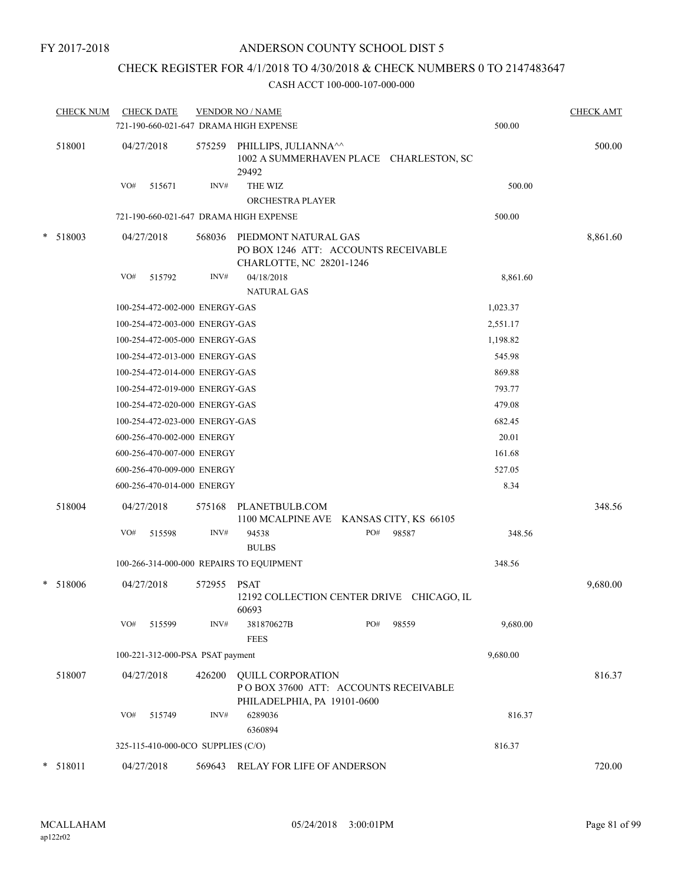FY 2017-2018

# ANDERSON COUNTY SCHOOL DIST 5

## CHECK REGISTER FOR 4/1/2018 TO 4/30/2018 & CHECK NUMBERS 0 TO 2147483647

CASH ACCT 100-000-107-000-000

| CHECK NUM | CHECK DATE | VENDOR NO / NAME | | CHECK AMT |
|---|---|---|---|---|
| | | 721-190-660-021-647 DRAMA HIGH EXPENSE | 500.00 | |
| 518001 | 04/27/2018 | 575259 PHILLIPS, JULIANNA^^ 1002 A SUMMERHAVEN PLACE CHARLESTON, SC 29492 | | 500.00 |
| | VO# 515671 | INV# THE WIZ ORCHESTRA PLAYER | 500.00 | |
| | | 721-190-660-021-647 DRAMA HIGH EXPENSE | 500.00 | |
| * 518003 | 04/27/2018 | 568036 PIEDMONT NATURAL GAS PO BOX 1246 ATT: ACCOUNTS RECEIVABLE CHARLOTTE, NC 28201-1246 | | 8,861.60 |
| | VO# 515792 | INV# 04/18/2018 NATURAL GAS | 8,861.60 | |
| | | 100-254-472-002-000 ENERGY-GAS | 1,023.37 | |
| | | 100-254-472-003-000 ENERGY-GAS | 2,551.17 | |
| | | 100-254-472-005-000 ENERGY-GAS | 1,198.82 | |
| | | 100-254-472-013-000 ENERGY-GAS | 545.98 | |
| | | 100-254-472-014-000 ENERGY-GAS | 869.88 | |
| | | 100-254-472-019-000 ENERGY-GAS | 793.77 | |
| | | 100-254-472-020-000 ENERGY-GAS | 479.08 | |
| | | 100-254-472-023-000 ENERGY-GAS | 682.45 | |
| | | 600-256-470-002-000 ENERGY | 20.01 | |
| | | 600-256-470-007-000 ENERGY | 161.68 | |
| | | 600-256-470-009-000 ENERGY | 527.05 | |
| | | 600-256-470-014-000 ENERGY | 8.34 | |
| 518004 | 04/27/2018 | 575168 PLANETBULB.COM 1100 MCALPINE AVE KANSAS CITY, KS 66105 | | 348.56 |
| | VO# 515598 | INV# 94538 PO# 98587 BULBS | 348.56 | |
| | | 100-266-314-000-000 REPAIRS TO EQUIPMENT | 348.56 | |
| * 518006 | 04/27/2018 | 572955 PSAT 12192 COLLECTION CENTER DRIVE CHICAGO, IL 60693 | | 9,680.00 |
| | VO# 515599 | INV# 381870627B PO# 98559 FEES | 9,680.00 | |
| | | 100-221-312-000-PSA PSAT payment | 9,680.00 | |
| 518007 | 04/27/2018 | 426200 QUILL CORPORATION P O BOX 37600 ATT: ACCOUNTS RECEIVABLE PHILADELPHIA, PA 19101-0600 | | 816.37 |
| | VO# 515749 | INV# 6289036 6360894 | 816.37 | |
| | | 325-115-410-000-0CO SUPPLIES (C/O) | 816.37 | |
| * 518011 | 04/27/2018 | 569643 RELAY FOR LIFE OF ANDERSON | | 720.00 |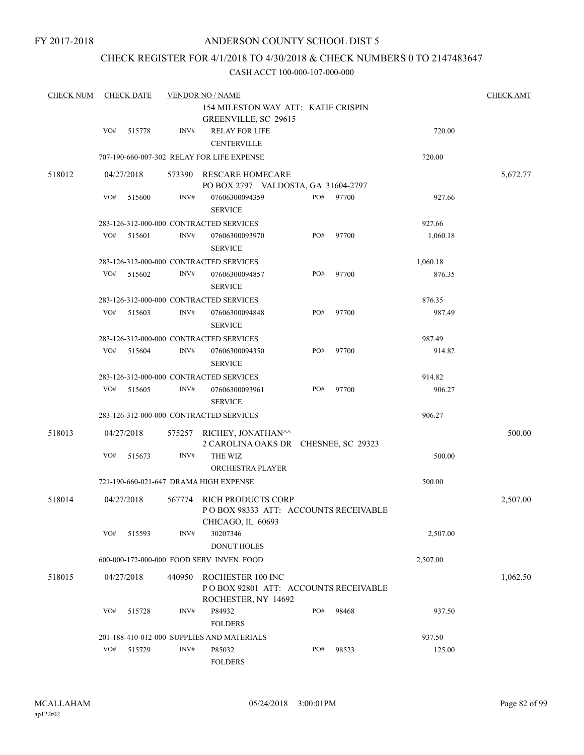FY 2017-2018

# ANDERSON COUNTY SCHOOL DIST 5

## CHECK REGISTER FOR 4/1/2018 TO 4/30/2018 & CHECK NUMBERS 0 TO 2147483647

### CASH ACCT 100-000-107-000-000

| CHECK NUM | CHECK DATE | VENDOR NO / NAME | | | | CHECK AMT |
|---|---|---|---|---|---|---|
| | | 154 MILESTON WAY ATT: KATIE CRISPIN GREENVILLE, SC 29615 | | | | |
| | VO# 515778 | INV# RELAY FOR LIFE CENTERVILLE | | | 720.00 | |
| | | 707-190-660-007-302 RELAY FOR LIFE EXPENSE | | | 720.00 | |
| 518012 | 04/27/2018 | 573390 RESCARE HOMECARE PO BOX 2797 VALDOSTA, GA 31604-2797 | | | | 5,672.77 |
| | VO# 515600 | INV# 07606300094359 SERVICE | PO# 97700 | | 927.66 | |
| | | 283-126-312-000-000 CONTRACTED SERVICES | | | 927.66 | |
| | VO# 515601 | INV# 07606300093970 SERVICE | PO# 97700 | | 1,060.18 | |
| | | 283-126-312-000-000 CONTRACTED SERVICES | | | 1,060.18 | |
| | VO# 515602 | INV# 07606300094857 SERVICE | PO# 97700 | | 876.35 | |
| | | 283-126-312-000-000 CONTRACTED SERVICES | | | 876.35 | |
| | VO# 515603 | INV# 07606300094848 SERVICE | PO# 97700 | | 987.49 | |
| | | 283-126-312-000-000 CONTRACTED SERVICES | | | 987.49 | |
| | VO# 515604 | INV# 07606300094350 SERVICE | PO# 97700 | | 914.82 | |
| | | 283-126-312-000-000 CONTRACTED SERVICES | | | 914.82 | |
| | VO# 515605 | INV# 07606300093961 SERVICE | PO# 97700 | | 906.27 | |
| | | 283-126-312-000-000 CONTRACTED SERVICES | | | 906.27 | |
| 518013 | 04/27/2018 | 575257 RICHEY, JONATHAN^^ 2 CAROLINA OAKS DR CHESNEE, SC 29323 | | | | 500.00 |
| | VO# 515673 | INV# THE WIZ ORCHESTRA PLAYER | | | 500.00 | |
| | | 721-190-660-021-647 DRAMA HIGH EXPENSE | | | 500.00 | |
| 518014 | 04/27/2018 | 567774 RICH PRODUCTS CORP P O BOX 98333 ATT: ACCOUNTS RECEIVABLE CHICAGO, IL 60693 | | | | 2,507.00 |
| | VO# 515593 | INV# 30207346 DONUT HOLES | | | 2,507.00 | |
| | | 600-000-172-000-000 FOOD SERV INVEN. FOOD | | | 2,507.00 | |
| 518015 | 04/27/2018 | 440950 ROCHESTER 100 INC P O BOX 92801 ATT: ACCOUNTS RECEIVABLE ROCHESTER, NY 14692 | | | | 1,062.50 |
| | VO# 515728 | INV# P84932 FOLDERS | PO# 98468 | | 937.50 | |
| | | 201-188-410-012-000 SUPPLIES AND MATERIALS | | | 937.50 | |
| | VO# 515729 | INV# P85032 FOLDERS | PO# 98523 | | 125.00 | |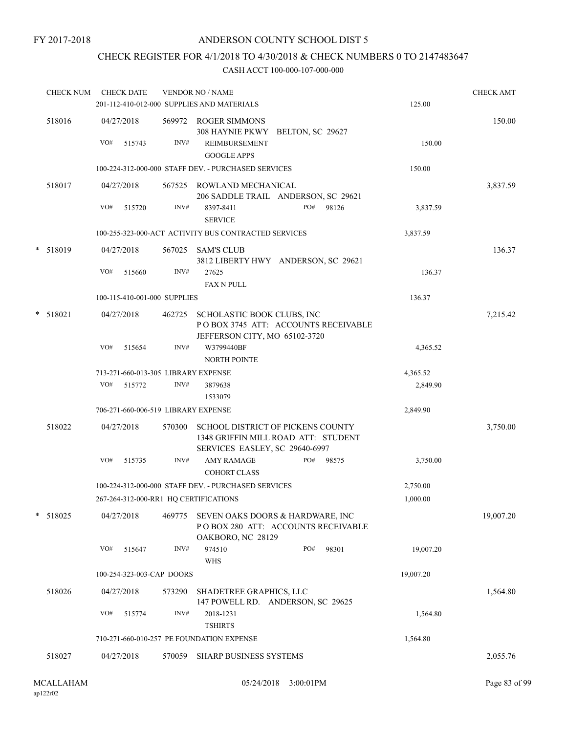FY 2017-2018

# ANDERSON COUNTY SCHOOL DIST 5

## CHECK REGISTER FOR 4/1/2018 TO 4/30/2018 & CHECK NUMBERS 0 TO 2147483647

CASH ACCT 100-000-107-000-000

| CHECK NUM | CHECK DATE | VENDOR NO / NAME | | CHECK AMT |
|---|---|---|---|---|
| | 201-112-410-012-000 SUPPLIES AND MATERIALS | | 125.00 | |
| 518016 | 04/27/2018 | 569972 ROGER SIMMONS<br>308 HAYNIE PKWY BELTON, SC 29627 | | 150.00 |
| | VO# 515743 | INV# REIMBURSEMENT<br>GOOGLE APPS | 150.00 | |
| | 100-224-312-000-000 STAFF DEV. - PURCHASED SERVICES | | 150.00 | |
| 518017 | 04/27/2018 | 567525 ROWLAND MECHANICAL<br>206 SADDLE TRAIL ANDERSON, SC 29621 | | 3,837.59 |
| | VO# 515720 | INV# 8397-8411 PO# 98126<br>SERVICE | 3,837.59 | |
| | 100-255-323-000-ACT ACTIVITY BUS CONTRACTED SERVICES | | 3,837.59 | |
| * 518019 | 04/27/2018 | 567025 SAM'S CLUB<br>3812 LIBERTY HWY ANDERSON, SC 29621 | | 136.37 |
| | VO# 515660 | INV# 27625<br>FAX N PULL | 136.37 | |
| | 100-115-410-001-000 SUPPLIES | | 136.37 | |
| * 518021 | 04/27/2018 | 462725 SCHOLASTIC BOOK CLUBS, INC<br>P O BOX 3745 ATT: ACCOUNTS RECEIVABLE<br>JEFFERSON CITY, MO 65102-3720 | | 7,215.42 |
| | VO# 515654 | INV# W3799440BF<br>NORTH POINTE | 4,365.52 | |
| | 713-271-660-013-305 LIBRARY EXPENSE | | 4,365.52 | |
| | VO# 515772 | INV# 3879638<br>1533079 | 2,849.90 | |
| | 706-271-660-006-519 LIBRARY EXPENSE | | 2,849.90 | |
| 518022 | 04/27/2018 | 570300 SCHOOL DISTRICT OF PICKENS COUNTY<br>1348 GRIFFIN MILL ROAD ATT: STUDENT<br>SERVICES EASLEY, SC 29640-6997 | | 3,750.00 |
| | VO# 515735 | INV# AMY RAMAGE PO# 98575<br>COHORT CLASS | 3,750.00 | |
| | 100-224-312-000-000 STAFF DEV. - PURCHASED SERVICES | | 2,750.00 | |
| | 267-264-312-000-RR1 HQ CERTIFICATIONS | | 1,000.00 | |
| * 518025 | 04/27/2018 | 469775 SEVEN OAKS DOORS & HARDWARE, INC<br>P O BOX 280 ATT: ACCOUNTS RECEIVABLE<br>OAKBORO, NC 28129 | | 19,007.20 |
| | VO# 515647 | INV# 974510 PO# 98301<br>WHS | 19,007.20 | |
| | 100-254-323-003-CAP DOORS | | 19,007.20 | |
| 518026 | 04/27/2018 | 573290 SHADETREE GRAPHICS, LLC<br>147 POWELL RD. ANDERSON, SC 29625 | | 1,564.80 |
| | VO# 515774 | INV# 2018-1231<br>TSHIRTS | 1,564.80 | |
| | 710-271-660-010-257 PE FOUNDATION EXPENSE | | 1,564.80 | |
| 518027 | 04/27/2018 | 570059 SHARP BUSINESS SYSTEMS | | 2,055.76 |

MCALLAHAM ap122r02 05/24/2018 3:00:01PM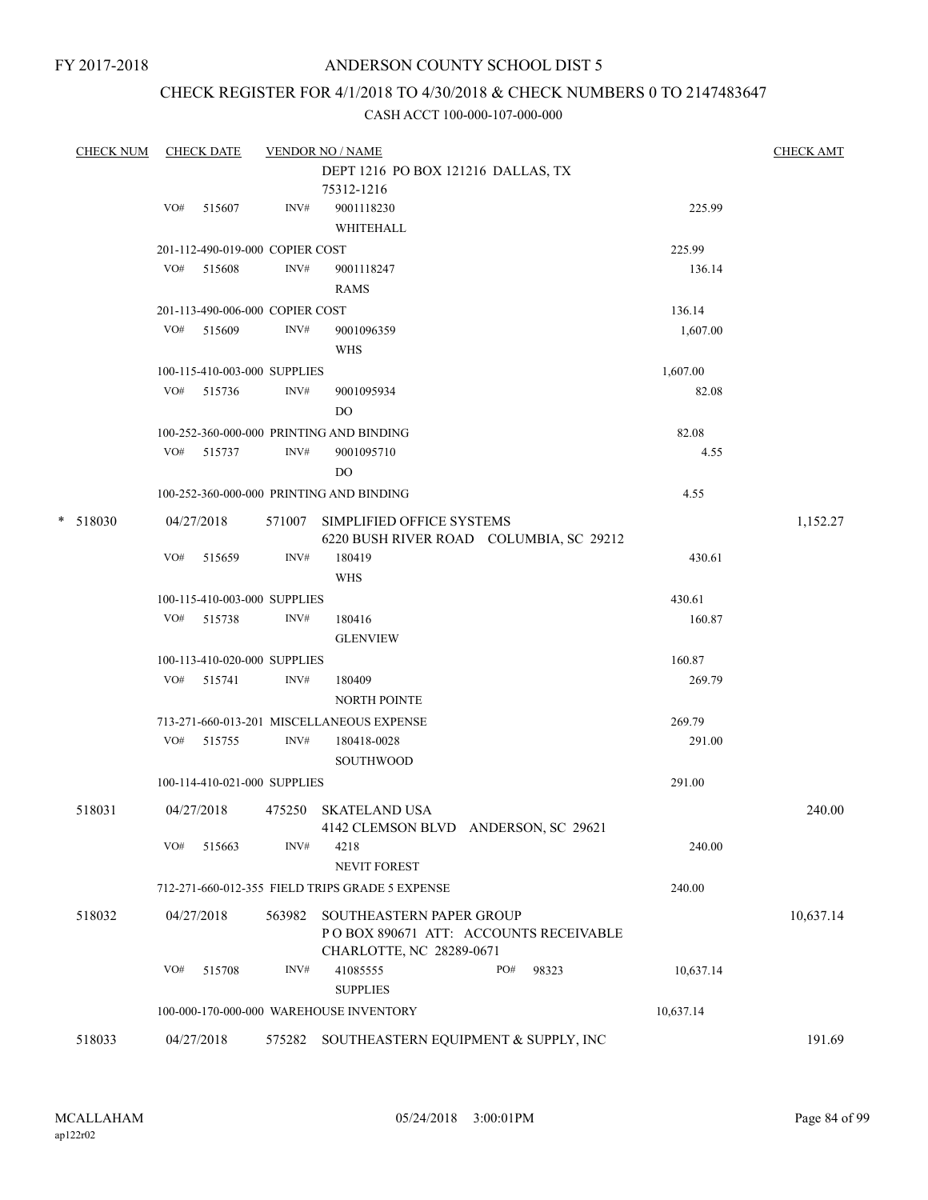FY 2017-2018

# ANDERSON COUNTY SCHOOL DIST 5

## CHECK REGISTER FOR 4/1/2018 TO 4/30/2018 & CHECK NUMBERS 0 TO 2147483647

### CASH ACCT 100-000-107-000-000

| CHECK NUM | CHECK DATE | VENDOR NO / NAME | | CHECK AMT |
|---|---|---|---|---|
| | | DEPT 1216 PO BOX 121216 DALLAS, TX 75312-1216 | | |
| | VO# 515607 | INV# 9001118230 WHITEHALL | 225.99 | |
| | 201-112-490-019-000 COPIER COST | | 225.99 | |
| | VO# 515608 | INV# 9001118247 RAMS | 136.14 | |
| | 201-113-490-006-000 COPIER COST | | 136.14 | |
| | VO# 515609 | INV# 9001096359 WHS | 1,607.00 | |
| | 100-115-410-003-000 SUPPLIES | | 1,607.00 | |
| | VO# 515736 | INV# 9001095934 DO | 82.08 | |
| | 100-252-360-000-000 PRINTING AND BINDING | | 82.08 | |
| | VO# 515737 | INV# 9001095710 DO | 4.55 | |
| | 100-252-360-000-000 PRINTING AND BINDING | | 4.55 | |
| * 518030 | 04/27/2018 | 571007 SIMPLIFIED OFFICE SYSTEMS 6220 BUSH RIVER ROAD COLUMBIA, SC 29212 | | 1,152.27 |
| | VO# 515659 | INV# 180419 WHS | 430.61 | |
| | 100-115-410-003-000 SUPPLIES | | 430.61 | |
| | VO# 515738 | INV# 180416 GLENVIEW | 160.87 | |
| | 100-113-410-020-000 SUPPLIES | | 160.87 | |
| | VO# 515741 | INV# 180409 NORTH POINTE | 269.79 | |
| | 713-271-660-013-201 MISCELLANEOUS EXPENSE | | 269.79 | |
| | VO# 515755 | INV# 180418-0028 SOUTHWOOD | 291.00 | |
| | 100-114-410-021-000 SUPPLIES | | 291.00 | |
| 518031 | 04/27/2018 | 475250 SKATELAND USA 4142 CLEMSON BLVD ANDERSON, SC 29621 | | 240.00 |
| | VO# 515663 | INV# 4218 NEVIT FOREST | 240.00 | |
| | 712-271-660-012-355 FIELD TRIPS GRADE 5 EXPENSE | | 240.00 | |
| 518032 | 04/27/2018 | 563982 SOUTHEASTERN PAPER GROUP P O BOX 890671 ATT: ACCOUNTS RECEIVABLE CHARLOTTE, NC 28289-0671 | | 10,637.14 |
| | VO# 515708 | INV# 41085555 PO# 98323 SUPPLIES | 10,637.14 | |
| | 100-000-170-000-000 WAREHOUSE INVENTORY | | 10,637.14 | |
| 518033 | 04/27/2018 | 575282 SOUTHEASTERN EQUIPMENT & SUPPLY, INC | | 191.69 |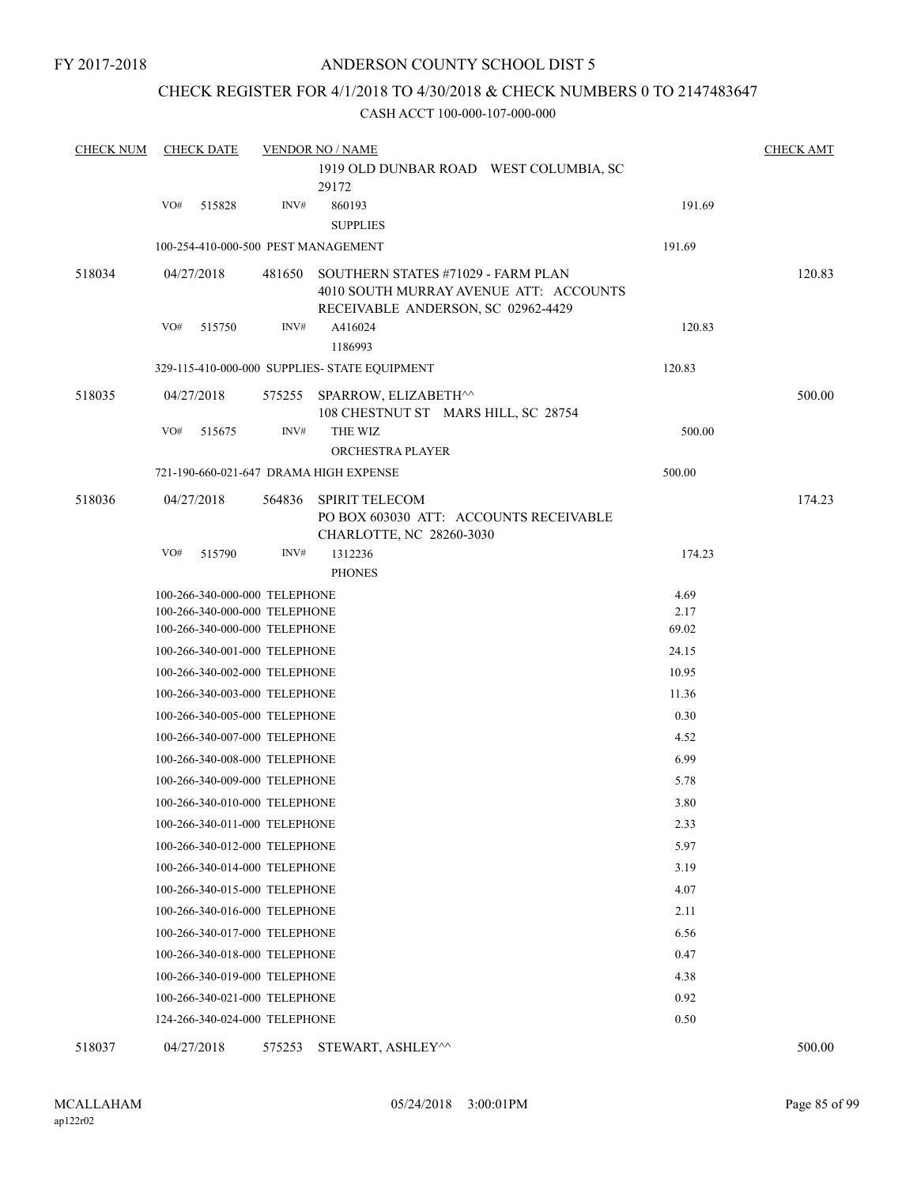FY 2017-2018

# ANDERSON COUNTY SCHOOL DIST 5

## CHECK REGISTER FOR 4/1/2018 TO 4/30/2018 & CHECK NUMBERS 0 TO 2147483647

### CASH ACCT 100-000-107-000-000

| CHECK NUM | CHECK DATE | VENDOR NO / NAME | | CHECK AMT |
|---|---|---|---|---|
| | | 1919 OLD DUNBAR ROAD WEST COLUMBIA, SC 29172 | | |
| | VO# 515828 | INV# 860193 SUPPLIES | 191.69 | |
| | 100-254-410-000-500 PEST MANAGEMENT | | 191.69 | |
| 518034 | 04/27/2018 | 481650 SOUTHERN STATES #71029 - FARM PLAN 4010 SOUTH MURRAY AVENUE ATT: ACCOUNTS RECEIVABLE ANDERSON, SC 02962-4429 | | 120.83 |
| | VO# 515750 | INV# A416024 1186993 | 120.83 | |
| | 329-115-410-000-000 SUPPLIES- STATE EQUIPMENT | | 120.83 | |
| 518035 | 04/27/2018 | 575255 SPARROW, ELIZABETH^^ 108 CHESTNUT ST MARS HILL, SC 28754 | | 500.00 |
| | VO# 515675 | INV# THE WIZ ORCHESTRA PLAYER | 500.00 | |
| | 721-190-660-021-647 DRAMA HIGH EXPENSE | | 500.00 | |
| 518036 | 04/27/2018 | 564836 SPIRIT TELECOM PO BOX 603030 ATT: ACCOUNTS RECEIVABLE CHARLOTTE, NC 28260-3030 | | 174.23 |
| | VO# 515790 | INV# 1312236 PHONES | 174.23 | |
| | 100-266-340-000-000 TELEPHONE | | 4.69 | |
| | 100-266-340-000-000 TELEPHONE | | 2.17 | |
| | 100-266-340-000-000 TELEPHONE | | 69.02 | |
| | 100-266-340-001-000 TELEPHONE | | 24.15 | |
| | 100-266-340-002-000 TELEPHONE | | 10.95 | |
| | 100-266-340-003-000 TELEPHONE | | 11.36 | |
| | 100-266-340-005-000 TELEPHONE | | 0.30 | |
| | 100-266-340-007-000 TELEPHONE | | 4.52 | |
| | 100-266-340-008-000 TELEPHONE | | 6.99 | |
| | 100-266-340-009-000 TELEPHONE | | 5.78 | |
| | 100-266-340-010-000 TELEPHONE | | 3.80 | |
| | 100-266-340-011-000 TELEPHONE | | 2.33 | |
| | 100-266-340-012-000 TELEPHONE | | 5.97 | |
| | 100-266-340-014-000 TELEPHONE | | 3.19 | |
| | 100-266-340-015-000 TELEPHONE | | 4.07 | |
| | 100-266-340-016-000 TELEPHONE | | 2.11 | |
| | 100-266-340-017-000 TELEPHONE | | 6.56 | |
| | 100-266-340-018-000 TELEPHONE | | 0.47 | |
| | 100-266-340-019-000 TELEPHONE | | 4.38 | |
| | 100-266-340-021-000 TELEPHONE | | 0.92 | |
| | 124-266-340-024-000 TELEPHONE | | 0.50 | |
| 518037 | 04/27/2018 | 575253 STEWART, ASHLEY^^ | | 500.00 |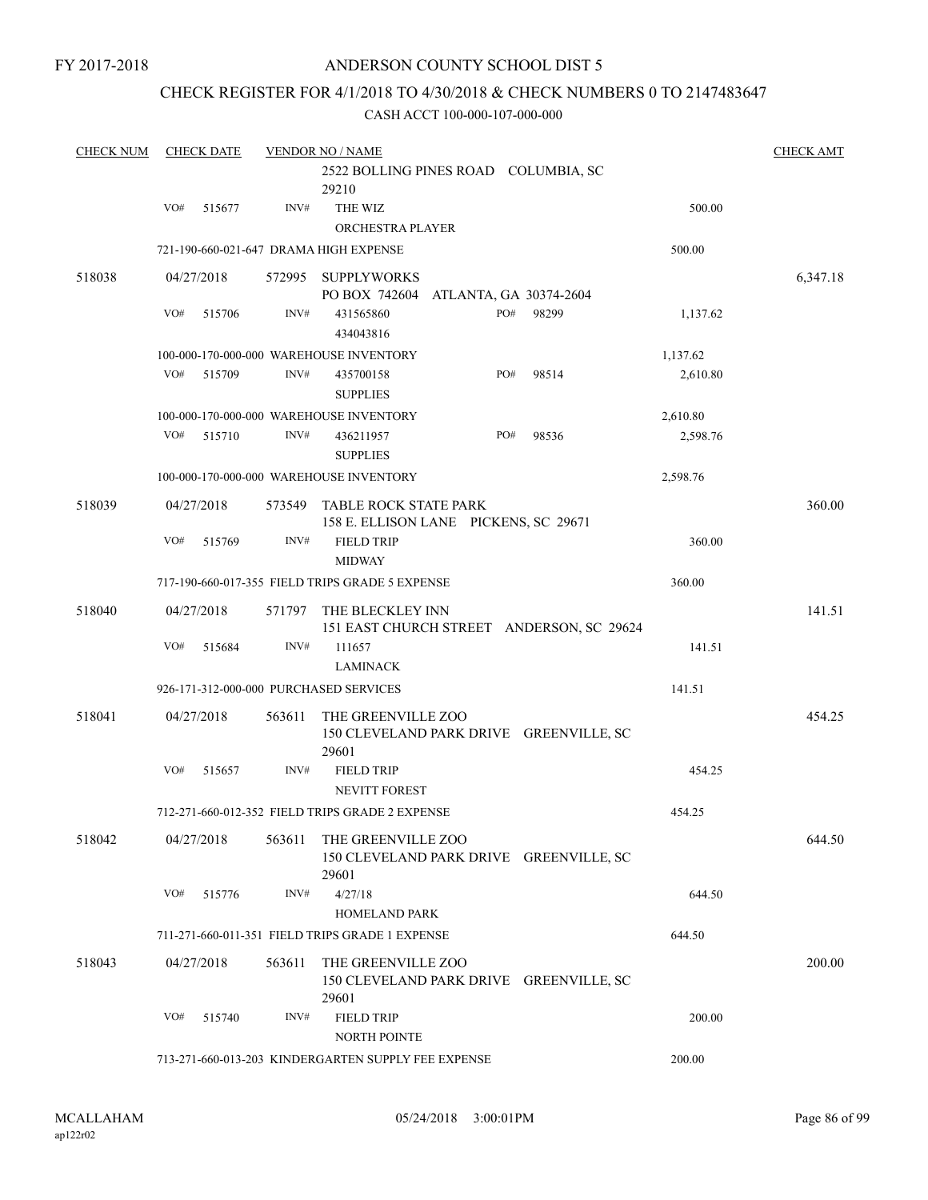FY 2017-2018

# ANDERSON COUNTY SCHOOL DIST 5

## CHECK REGISTER FOR 4/1/2018 TO 4/30/2018 & CHECK NUMBERS 0 TO 2147483647

### CASH ACCT 100-000-107-000-000

| CHECK NUM | CHECK DATE | VENDOR NO / NAME | | | CHECK AMT |
|---|---|---|---|---|---|
| | | 2522 BOLLING PINES ROAD COLUMBIA, SC 29210 | | | |
| | VO# 515677 | INV# THE WIZ<br>ORCHESTRA PLAYER | | 500.00 | |
| | | 721-190-660-021-647 DRAMA HIGH EXPENSE | | 500.00 | |
| 518038 | 04/27/2018 | 572995 SUPPLYWORKS<br>PO BOX 742604 ATLANTA, GA 30374-2604 | | | 6,347.18 |
| | VO# 515706 | INV# 431565860<br>434043816 | PO# 98299 | 1,137.62 | |
| | | 100-000-170-000-000 WAREHOUSE INVENTORY | | 1,137.62 | |
| | VO# 515709 | INV# 435700158<br>SUPPLIES | PO# 98514 | 2,610.80 | |
| | | 100-000-170-000-000 WAREHOUSE INVENTORY | | 2,610.80 | |
| | VO# 515710 | INV# 436211957<br>SUPPLIES | PO# 98536 | 2,598.76 | |
| | | 100-000-170-000-000 WAREHOUSE INVENTORY | | 2,598.76 | |
| 518039 | 04/27/2018 | 573549 TABLE ROCK STATE PARK<br>158 E. ELLISON LANE PICKENS, SC 29671 | | | 360.00 |
| | VO# 515769 | INV# FIELD TRIP<br>MIDWAY | | 360.00 | |
| | | 717-190-660-017-355 FIELD TRIPS GRADE 5 EXPENSE | | 360.00 | |
| 518040 | 04/27/2018 | 571797 THE BLECKLEY INN<br>151 EAST CHURCH STREET ANDERSON, SC 29624 | | | 141.51 |
| | VO# 515684 | INV# 111657<br>LAMINACK | | 141.51 | |
| | | 926-171-312-000-000 PURCHASED SERVICES | | 141.51 | |
| 518041 | 04/27/2018 | 563611 THE GREENVILLE ZOO<br>150 CLEVELAND PARK DRIVE GREENVILLE, SC 29601 | | | 454.25 |
| | VO# 515657 | INV# FIELD TRIP<br>NEVITT FOREST | | 454.25 | |
| | | 712-271-660-012-352 FIELD TRIPS GRADE 2 EXPENSE | | 454.25 | |
| 518042 | 04/27/2018 | 563611 THE GREENVILLE ZOO<br>150 CLEVELAND PARK DRIVE GREENVILLE, SC 29601 | | | 644.50 |
| | VO# 515776 | INV# 4/27/18<br>HOMELAND PARK | | 644.50 | |
| | | 711-271-660-011-351 FIELD TRIPS GRADE 1 EXPENSE | | 644.50 | |
| 518043 | 04/27/2018 | 563611 THE GREENVILLE ZOO<br>150 CLEVELAND PARK DRIVE GREENVILLE, SC 29601 | | | 200.00 |
| | VO# 515740 | INV# FIELD TRIP<br>NORTH POINTE | | 200.00 | |
| | | 713-271-660-013-203 KINDERGARTEN SUPPLY FEE EXPENSE | | 200.00 | |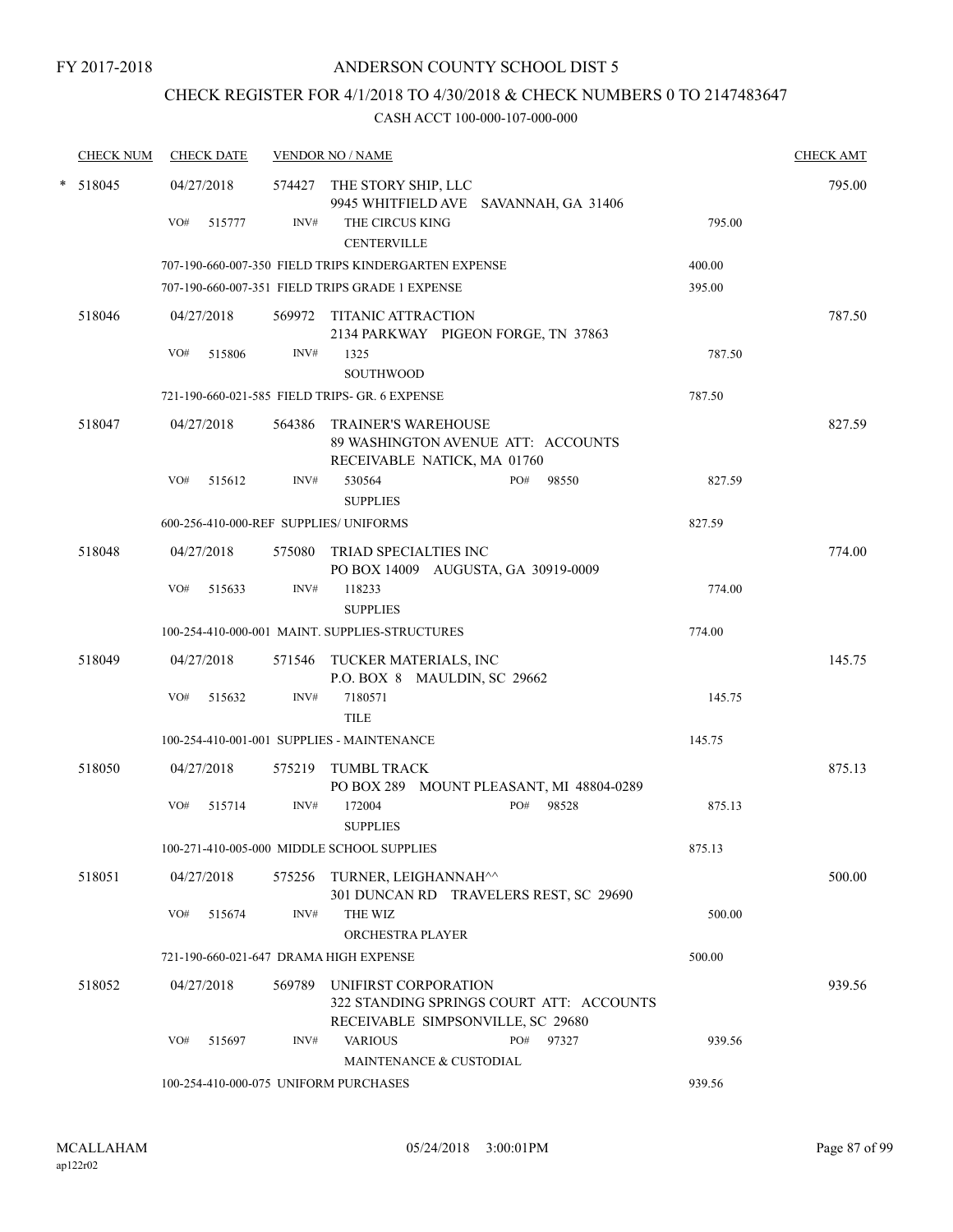FY 2017-2018

# ANDERSON COUNTY SCHOOL DIST 5

## CHECK REGISTER FOR 4/1/2018 TO 4/30/2018 & CHECK NUMBERS 0 TO 2147483647

CASH ACCT 100-000-107-000-000

| CHECK NUM | CHECK DATE | VENDOR NO / NAME | | CHECK AMT |
|---|---|---|---|---|
| * 518045 | 04/27/2018 | 574427 THE STORY SHIP, LLC<br>9945 WHITFIELD AVE SAVANNAH, GA 31406 | | 795.00 |
| | VO# 515777 | INV# THE CIRCUS KING<br>CENTERVILLE | 795.00 | |
| | | 707-190-660-007-350 FIELD TRIPS KINDERGARTEN EXPENSE | 400.00 | |
| | | 707-190-660-007-351 FIELD TRIPS GRADE 1 EXPENSE | 395.00 | |
| 518046 | 04/27/2018 | 569972 TITANIC ATTRACTION<br>2134 PARKWAY PIGEON FORGE, TN 37863 | | 787.50 |
| | VO# 515806 | INV# 1325<br>SOUTHWOOD | 787.50 | |
| | | 721-190-660-021-585 FIELD TRIPS- GR. 6 EXPENSE | 787.50 | |
| 518047 | 04/27/2018 | 564386 TRAINER'S WAREHOUSE<br>89 WASHINGTON AVENUE ATT: ACCOUNTS RECEIVABLE NATICK, MA 01760 | | 827.59 |
| | VO# 515612 | INV# 530564 PO# 98550<br>SUPPLIES | 827.59 | |
| | | 600-256-410-000-REF SUPPLIES/ UNIFORMS | 827.59 | |
| 518048 | 04/27/2018 | 575080 TRIAD SPECIALTIES INC<br>PO BOX 14009 AUGUSTA, GA 30919-0009 | | 774.00 |
| | VO# 515633 | INV# 118233<br>SUPPLIES | 774.00 | |
| | | 100-254-410-000-001 MAINT. SUPPLIES-STRUCTURES | 774.00 | |
| 518049 | 04/27/2018 | 571546 TUCKER MATERIALS, INC<br>P.O. BOX 8 MAULDIN, SC 29662 | | 145.75 |
| | VO# 515632 | INV# 7180571<br>TILE | 145.75 | |
| | | 100-254-410-001-001 SUPPLIES - MAINTENANCE | 145.75 | |
| 518050 | 04/27/2018 | 575219 TUMBL TRACK<br>PO BOX 289 MOUNT PLEASANT, MI 48804-0289 | | 875.13 |
| | VO# 515714 | INV# 172004 PO# 98528<br>SUPPLIES | 875.13 | |
| | | 100-271-410-005-000 MIDDLE SCHOOL SUPPLIES | 875.13 | |
| 518051 | 04/27/2018 | 575256 TURNER, LEIGHANNAH^^<br>301 DUNCAN RD TRAVELERS REST, SC 29690 | | 500.00 |
| | VO# 515674 | INV# THE WIZ<br>ORCHESTRA PLAYER | 500.00 | |
| | | 721-190-660-021-647 DRAMA HIGH EXPENSE | 500.00 | |
| 518052 | 04/27/2018 | 569789 UNIFIRST CORPORATION<br>322 STANDING SPRINGS COURT ATT: ACCOUNTS RECEIVABLE SIMPSONVILLE, SC 29680 | | 939.56 |
| | VO# 515697 | INV# VARIOUS PO# 97327<br>MAINTENANCE & CUSTODIAL | 939.56 | |
| | | 100-254-410-000-075 UNIFORM PURCHASES | 939.56 | |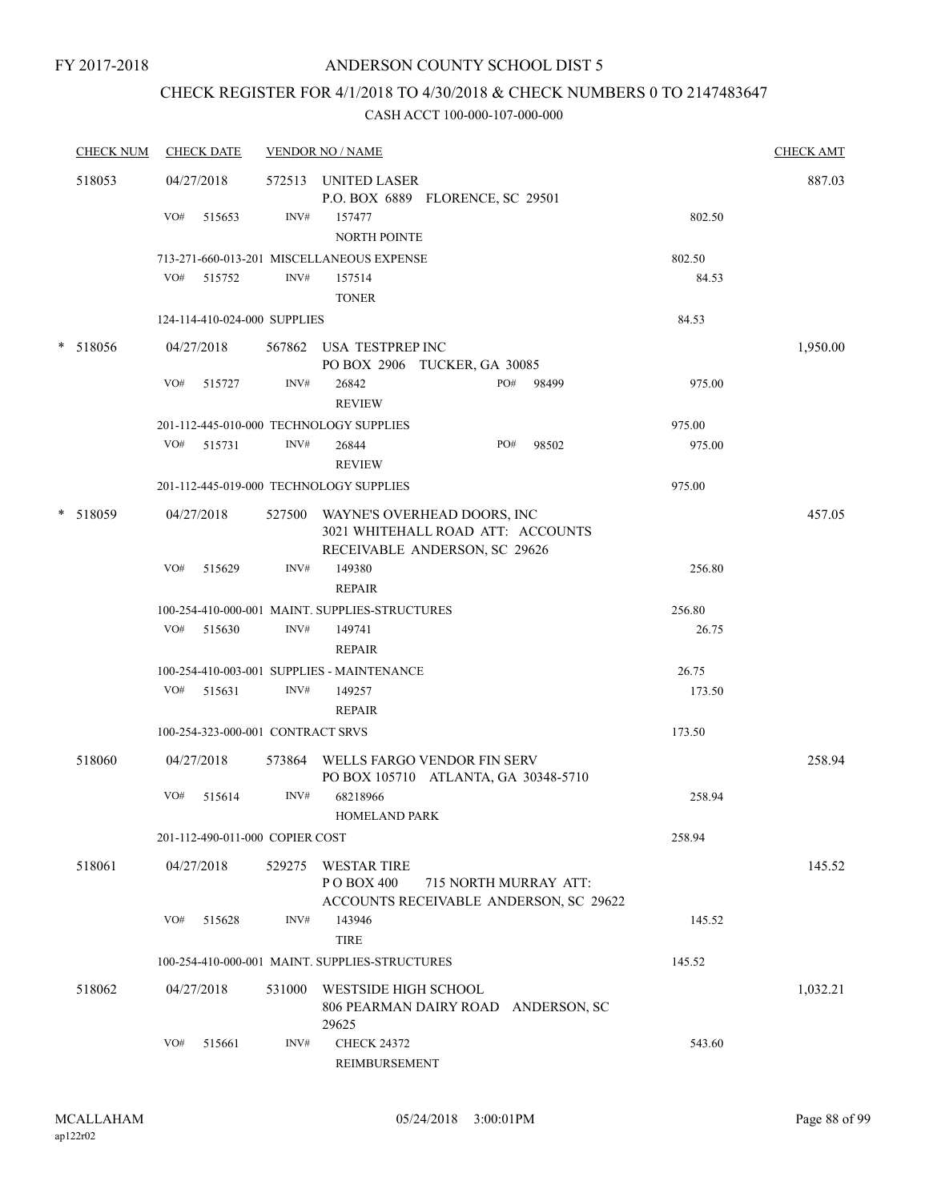FY 2017-2018

# ANDERSON COUNTY SCHOOL DIST 5

## CHECK REGISTER FOR 4/1/2018 TO 4/30/2018 & CHECK NUMBERS 0 TO 2147483647

CASH ACCT 100-000-107-000-000

| CHECK NUM | CHECK DATE | VENDOR NO / NAME | | CHECK AMT |
|---|---|---|---|---|
| 518053 | 04/27/2018 | 572513 UNITED LASER<br>P.O. BOX 6889 FLORENCE, SC 29501 | | 887.03 |
| | VO# 515653 | INV# 157477<br>NORTH POINTE | 802.50 | |
| | 713-271-660-013-201 MISCELLANEOUS EXPENSE | | 802.50 | |
| | VO# 515752 | INV# 157514<br>TONER | 84.53 | |
| | 124-114-410-024-000 SUPPLIES | | 84.53 | |
| * 518056 | 04/27/2018 | 567862 USA TESTPREP INC<br>PO BOX 2906 TUCKER, GA 30085 | | 1,950.00 |
| | VO# 515727 | INV# 26842 PO# 98499<br>REVIEW | 975.00 | |
| | 201-112-445-010-000 TECHNOLOGY SUPPLIES | | 975.00 | |
| | VO# 515731 | INV# 26844 PO# 98502<br>REVIEW | 975.00 | |
| | 201-112-445-019-000 TECHNOLOGY SUPPLIES | | 975.00 | |
| * 518059 | 04/27/2018 | 527500 WAYNE'S OVERHEAD DOORS, INC<br>3021 WHITEHALL ROAD ATT: ACCOUNTS RECEIVABLE ANDERSON, SC 29626 | | 457.05 |
| | VO# 515629 | INV# 149380<br>REPAIR | 256.80 | |
| | 100-254-410-000-001 MAINT. SUPPLIES-STRUCTURES | | 256.80 | |
| | VO# 515630 | INV# 149741<br>REPAIR | 26.75 | |
| | 100-254-410-003-001 SUPPLIES - MAINTENANCE | | 26.75 | |
| | VO# 515631 | INV# 149257<br>REPAIR | 173.50 | |
| | 100-254-323-000-001 CONTRACT SRVS | | 173.50 | |
| 518060 | 04/27/2018 | 573864 WELLS FARGO VENDOR FIN SERV<br>PO BOX 105710 ATLANTA, GA 30348-5710 | | 258.94 |
| | VO# 515614 | INV# 68218966<br>HOMELAND PARK | 258.94 | |
| | 201-112-490-011-000 COPIER COST | | 258.94 | |
| 518061 | 04/27/2018 | 529275 WESTAR TIRE<br>P O BOX 400 715 NORTH MURRAY ATT: ACCOUNTS RECEIVABLE ANDERSON, SC 29622 | | 145.52 |
| | VO# 515628 | INV# 143946<br>TIRE | 145.52 | |
| | 100-254-410-000-001 MAINT. SUPPLIES-STRUCTURES | | 145.52 | |
| 518062 | 04/27/2018 | 531000 WESTSIDE HIGH SCHOOL<br>806 PEARMAN DAIRY ROAD ANDERSON, SC 29625 | | 1,032.21 |
| | VO# 515661 | INV# CHECK 24372<br>REIMBURSEMENT | 543.60 | |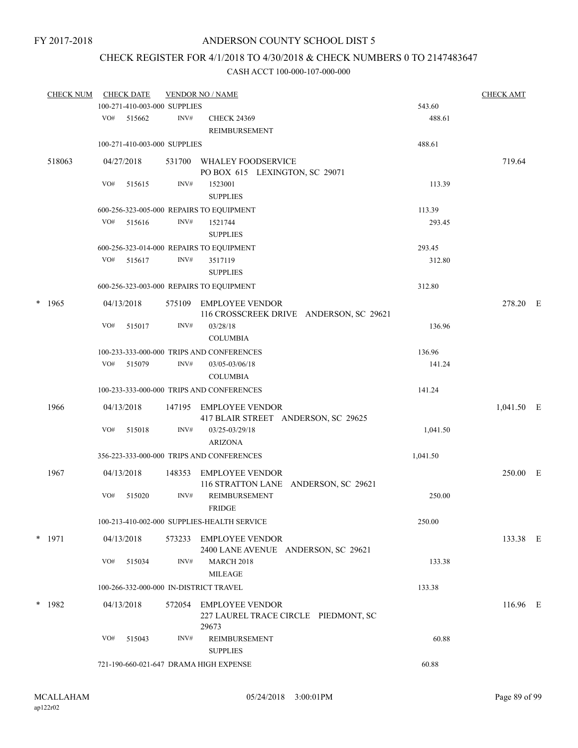FY 2017-2018

ANDERSON COUNTY SCHOOL DIST 5

CHECK REGISTER FOR 4/1/2018 TO 4/30/2018 & CHECK NUMBERS 0 TO 2147483647

CASH ACCT 100-000-107-000-000

| CHECK NUM | CHECK DATE | VENDOR NO / NAME | | CHECK AMT |
|---|---|---|---|---|
| | 100-271-410-003-000 SUPPLIES | | 543.60 | |
| | VO# 515662 | INV# CHECK 24369 REIMBURSEMENT | 488.61 | |
| | 100-271-410-003-000 SUPPLIES | | 488.61 | |
| 518063 | 04/27/2018 | 531700 WHALEY FOODSERVICE PO BOX 615 LEXINGTON, SC 29071 | | 719.64 |
| | VO# 515615 | INV# 1523001 SUPPLIES | 113.39 | |
| | 600-256-323-005-000 REPAIRS TO EQUIPMENT | | 113.39 | |
| | VO# 515616 | INV# 1521744 SUPPLIES | 293.45 | |
| | 600-256-323-014-000 REPAIRS TO EQUIPMENT | | 293.45 | |
| | VO# 515617 | INV# 3517119 SUPPLIES | 312.80 | |
| | 600-256-323-003-000 REPAIRS TO EQUIPMENT | | 312.80 | |
| * 1965 | 04/13/2018 | 575109 EMPLOYEE VENDOR 116 CROSSCREEK DRIVE ANDERSON, SC 29621 | | 278.20 E |
| | VO# 515017 | INV# 03/28/18 COLUMBIA | 136.96 | |
| | 100-233-333-000-000 TRIPS AND CONFERENCES | | 136.96 | |
| | VO# 515079 | INV# 03/05-03/06/18 COLUMBIA | 141.24 | |
| | 100-233-333-000-000 TRIPS AND CONFERENCES | | 141.24 | |
| 1966 | 04/13/2018 | 147195 EMPLOYEE VENDOR 417 BLAIR STREET ANDERSON, SC 29625 | | 1,041.50 E |
| | VO# 515018 | INV# 03/25-03/29/18 ARIZONA | 1,041.50 | |
| | 356-223-333-000-000 TRIPS AND CONFERENCES | | 1,041.50 | |
| 1967 | 04/13/2018 | 148353 EMPLOYEE VENDOR 116 STRATTON LANE ANDERSON, SC 29621 | | 250.00 E |
| | VO# 515020 | INV# REIMBURSEMENT FRIDGE | 250.00 | |
| | 100-213-410-002-000 SUPPLIES-HEALTH SERVICE | | 250.00 | |
| * 1971 | 04/13/2018 | 573233 EMPLOYEE VENDOR 2400 LANE AVENUE ANDERSON, SC 29621 | | 133.38 E |
| | VO# 515034 | INV# MARCH 2018 MILEAGE | 133.38 | |
| | 100-266-332-000-000 IN-DISTRICT TRAVEL | | 133.38 | |
| * 1982 | 04/13/2018 | 572054 EMPLOYEE VENDOR 227 LAUREL TRACE CIRCLE PIEDMONT, SC 29673 | | 116.96 E |
| | VO# 515043 | INV# REIMBURSEMENT SUPPLIES | 60.88 | |
| | 721-190-660-021-647 DRAMA HIGH EXPENSE | | 60.88 | |

MCALLAHAM
ap122r02

05/24/2018 3:00:01PM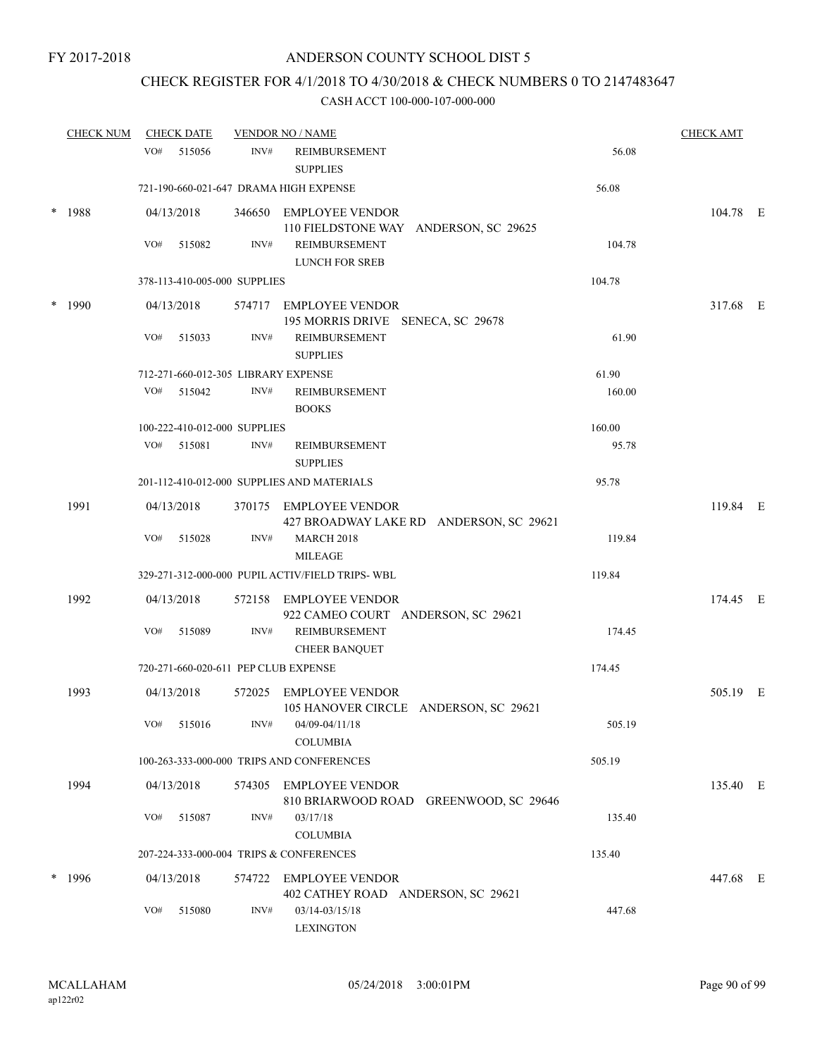FY 2017-2018

# ANDERSON COUNTY SCHOOL DIST 5

## CHECK REGISTER FOR 4/1/2018 TO 4/30/2018 & CHECK NUMBERS 0 TO 2147483647

CASH ACCT 100-000-107-000-000

| CHECK NUM | CHECK DATE | VENDOR NO / NAME | | CHECK AMT | |
|---|---|---|---|---|---|
| | VO# 515056 | INV# REIMBURSEMENT SUPPLIES | 56.08 | | |
| | 721-190-660-021-647 DRAMA HIGH EXPENSE | | 56.08 | | |
| * 1988 | 04/13/2018 | 346650 EMPLOYEE VENDOR 110 FIELDSTONE WAY ANDERSON, SC 29625 | | 104.78 | E |
| | VO# 515082 | INV# REIMBURSEMENT LUNCH FOR SREB | 104.78 | | |
| | 378-113-410-005-000 SUPPLIES | | 104.78 | | |
| * 1990 | 04/13/2018 | 574717 EMPLOYEE VENDOR 195 MORRIS DRIVE SENECA, SC 29678 | | 317.68 | E |
| | VO# 515033 | INV# REIMBURSEMENT SUPPLIES | 61.90 | | |
| | 712-271-660-012-305 LIBRARY EXPENSE | | 61.90 | | |
| | VO# 515042 | INV# REIMBURSEMENT BOOKS | 160.00 | | |
| | 100-222-410-012-000 SUPPLIES | | 160.00 | | |
| | VO# 515081 | INV# REIMBURSEMENT SUPPLIES | 95.78 | | |
| | 201-112-410-012-000 SUPPLIES AND MATERIALS | | 95.78 | | |
| 1991 | 04/13/2018 | 370175 EMPLOYEE VENDOR 427 BROADWAY LAKE RD ANDERSON, SC 29621 | | 119.84 | E |
| | VO# 515028 | INV# MARCH 2018 MILEAGE | 119.84 | | |
| | 329-271-312-000-000 PUPIL ACTIV/FIELD TRIPS- WBL | | 119.84 | | |
| 1992 | 04/13/2018 | 572158 EMPLOYEE VENDOR 922 CAMEO COURT ANDERSON, SC 29621 | | 174.45 | E |
| | VO# 515089 | INV# REIMBURSEMENT CHEER BANQUET | 174.45 | | |
| | 720-271-660-020-611 PEP CLUB EXPENSE | | 174.45 | | |
| 1993 | 04/13/2018 | 572025 EMPLOYEE VENDOR 105 HANOVER CIRCLE ANDERSON, SC 29621 | | 505.19 | E |
| | VO# 515016 | INV# 04/09-04/11/18 COLUMBIA | 505.19 | | |
| | 100-263-333-000-000 TRIPS AND CONFERENCES | | 505.19 | | |
| 1994 | 04/13/2018 | 574305 EMPLOYEE VENDOR 810 BRIARWOOD ROAD GREENWOOD, SC 29646 | | 135.40 | E |
| | VO# 515087 | INV# 03/17/18 COLUMBIA | 135.40 | | |
| | 207-224-333-000-004 TRIPS & CONFERENCES | | 135.40 | | |
| * 1996 | 04/13/2018 | 574722 EMPLOYEE VENDOR 402 CATHEY ROAD ANDERSON, SC 29621 | | 447.68 | E |
| | VO# 515080 | INV# 03/14-03/15/18 LEXINGTON | 447.68 | | |

MCALLAHAM ap122r02 05/24/2018 3:00:01PM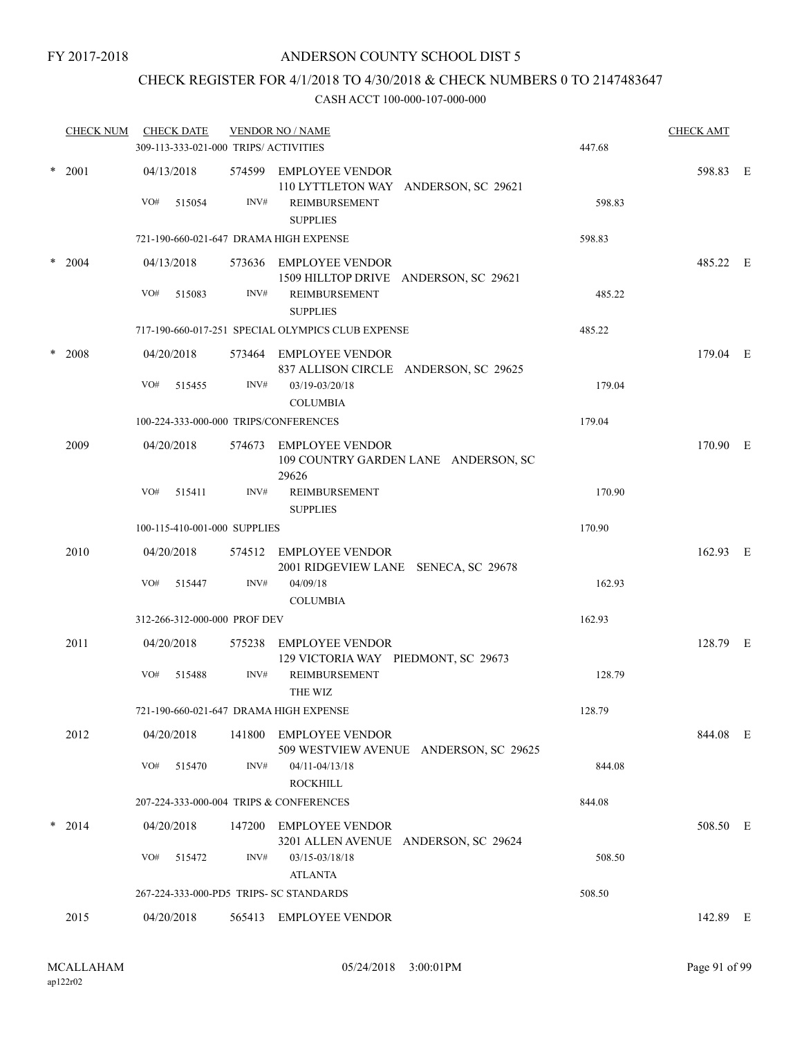FY 2017-2018

ANDERSON COUNTY SCHOOL DIST 5

CHECK REGISTER FOR 4/1/2018 TO 4/30/2018 & CHECK NUMBERS 0 TO 2147483647

CASH ACCT 100-000-107-000-000

| CHECK NUM | CHECK DATE | VENDOR NO / NAME | | CHECK AMT | |
|---|---|---|---|---|---|
| | 309-113-333-021-000 TRIPS/ ACTIVITIES | | 447.68 | | |
| * 2001 | 04/13/2018 | 574599 EMPLOYEE VENDOR<br>110 LYTTLETON WAY ANDERSON, SC 29621 | | 598.83 | E |
| | VO# 515054 | INV# REIMBURSEMENT<br>SUPPLIES | 598.83 | | |
| | 721-190-660-021-647 DRAMA HIGH EXPENSE | | 598.83 | | |
| * 2004 | 04/13/2018 | 573636 EMPLOYEE VENDOR<br>1509 HILLTOP DRIVE ANDERSON, SC 29621 | | 485.22 | E |
| | VO# 515083 | INV# REIMBURSEMENT<br>SUPPLIES | 485.22 | | |
| | 717-190-660-017-251 SPECIAL OLYMPICS CLUB EXPENSE | | 485.22 | | |
| * 2008 | 04/20/2018 | 573464 EMPLOYEE VENDOR<br>837 ALLISON CIRCLE ANDERSON, SC 29625 | | 179.04 | E |
| | VO# 515455 | INV# 03/19-03/20/18<br>COLUMBIA | 179.04 | | |
| | 100-224-333-000-000 TRIPS/CONFERENCES | | 179.04 | | |
| 2009 | 04/20/2018 | 574673 EMPLOYEE VENDOR<br>109 COUNTRY GARDEN LANE ANDERSON, SC 29626 | | 170.90 | E |
| | VO# 515411 | INV# REIMBURSEMENT<br>SUPPLIES | 170.90 | | |
| | 100-115-410-001-000 SUPPLIES | | 170.90 | | |
| 2010 | 04/20/2018 | 574512 EMPLOYEE VENDOR<br>2001 RIDGEVIEW LANE SENECA, SC 29678 | | 162.93 | E |
| | VO# 515447 | INV# 04/09/18<br>COLUMBIA | 162.93 | | |
| | 312-266-312-000-000 PROF DEV | | 162.93 | | |
| 2011 | 04/20/2018 | 575238 EMPLOYEE VENDOR<br>129 VICTORIA WAY PIEDMONT, SC 29673 | | 128.79 | E |
| | VO# 515488 | INV# REIMBURSEMENT<br>THE WIZ | 128.79 | | |
| | 721-190-660-021-647 DRAMA HIGH EXPENSE | | 128.79 | | |
| 2012 | 04/20/2018 | 141800 EMPLOYEE VENDOR<br>509 WESTVIEW AVENUE ANDERSON, SC 29625 | | 844.08 | E |
| | VO# 515470 | INV# 04/11-04/13/18<br>ROCKHILL | 844.08 | | |
| | 207-224-333-000-004 TRIPS & CONFERENCES | | 844.08 | | |
| * 2014 | 04/20/2018 | 147200 EMPLOYEE VENDOR<br>3201 ALLEN AVENUE ANDERSON, SC 29624 | | 508.50 | E |
| | VO# 515472 | INV# 03/15-03/18/18<br>ATLANTA | 508.50 | | |
| | 267-224-333-000-PD5 TRIPS- SC STANDARDS | | 508.50 | | |
| 2015 | 04/20/2018 | 565413 EMPLOYEE VENDOR | | 142.89 | E |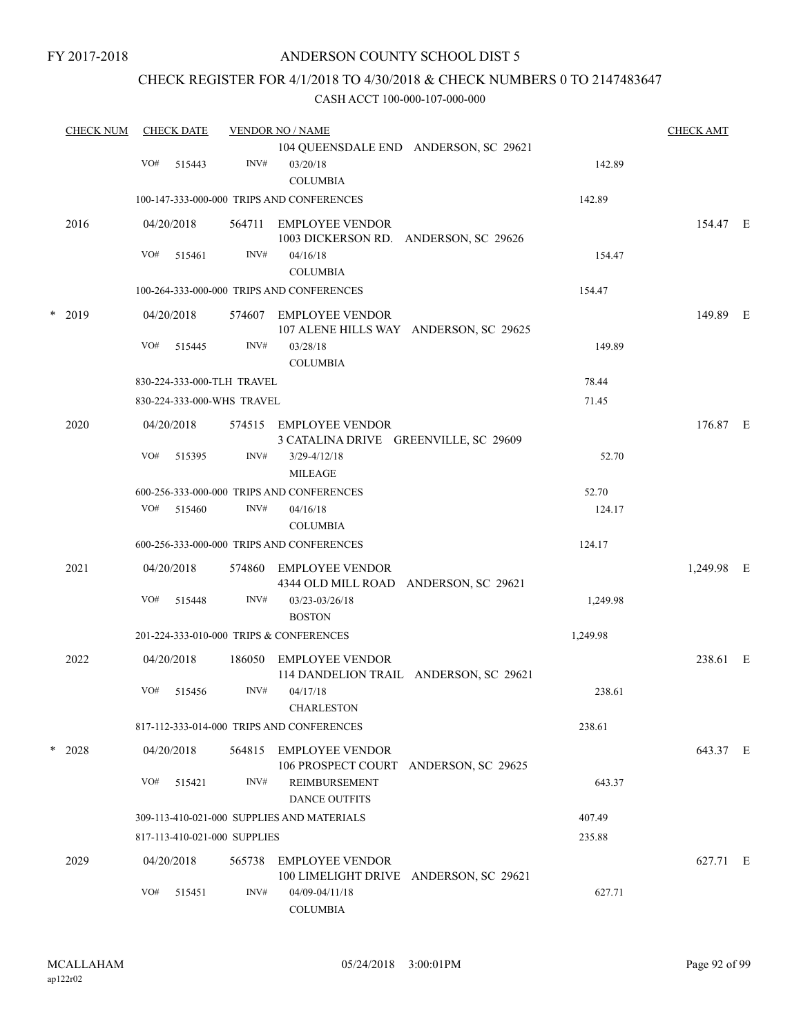FY 2017-2018

# ANDERSON COUNTY SCHOOL DIST 5

## CHECK REGISTER FOR 4/1/2018 TO 4/30/2018 & CHECK NUMBERS 0 TO 2147483647

### CASH ACCT 100-000-107-000-000

| CHECK NUM | CHECK DATE | VENDOR NO / NAME | | CHECK AMT |
|---|---|---|---|---|
| | | 104 QUEENSDALE END ANDERSON, SC 29621 | | |
| | VO# 515443 | INV# 03/20/18 COLUMBIA | 142.89 | |
| | 100-147-333-000-000 TRIPS AND CONFERENCES | | 142.89 | |
| 2016 | 04/20/2018 | 564711 EMPLOYEE VENDOR 1003 DICKERSON RD. ANDERSON, SC 29626 | | 154.47 E |
| | VO# 515461 | INV# 04/16/18 COLUMBIA | 154.47 | |
| | 100-264-333-000-000 TRIPS AND CONFERENCES | | 154.47 | |
| * 2019 | 04/20/2018 | 574607 EMPLOYEE VENDOR 107 ALENE HILLS WAY ANDERSON, SC 29625 | | 149.89 E |
| | VO# 515445 | INV# 03/28/18 COLUMBIA | 149.89 | |
| | 830-224-333-000-TLH TRAVEL | | 78.44 | |
| | 830-224-333-000-WHS TRAVEL | | 71.45 | |
| 2020 | 04/20/2018 | 574515 EMPLOYEE VENDOR 3 CATALINA DRIVE GREENVILLE, SC 29609 | | 176.87 E |
| | VO# 515395 | INV# 3/29-4/12/18 MILEAGE | 52.70 | |
| | 600-256-333-000-000 TRIPS AND CONFERENCES | | 52.70 | |
| | VO# 515460 | INV# 04/16/18 COLUMBIA | 124.17 | |
| | 600-256-333-000-000 TRIPS AND CONFERENCES | | 124.17 | |
| 2021 | 04/20/2018 | 574860 EMPLOYEE VENDOR 4344 OLD MILL ROAD ANDERSON, SC 29621 | | 1,249.98 E |
| | VO# 515448 | INV# 03/23-03/26/18 BOSTON | 1,249.98 | |
| | 201-224-333-010-000 TRIPS & CONFERENCES | | 1,249.98 | |
| 2022 | 04/20/2018 | 186050 EMPLOYEE VENDOR 114 DANDELION TRAIL ANDERSON, SC 29621 | | 238.61 E |
| | VO# 515456 | INV# 04/17/18 CHARLESTON | 238.61 | |
| | 817-112-333-014-000 TRIPS AND CONFERENCES | | 238.61 | |
| * 2028 | 04/20/2018 | 564815 EMPLOYEE VENDOR 106 PROSPECT COURT ANDERSON, SC 29625 | | 643.37 E |
| | VO# 515421 | INV# REIMBURSEMENT DANCE OUTFITS | 643.37 | |
| | 309-113-410-021-000 SUPPLIES AND MATERIALS | | 407.49 | |
| | 817-113-410-021-000 SUPPLIES | | 235.88 | |
| 2029 | 04/20/2018 | 565738 EMPLOYEE VENDOR 100 LIMELIGHT DRIVE ANDERSON, SC 29621 | | 627.71 E |
| | VO# 515451 | INV# 04/09-04/11/18 COLUMBIA | 627.71 | |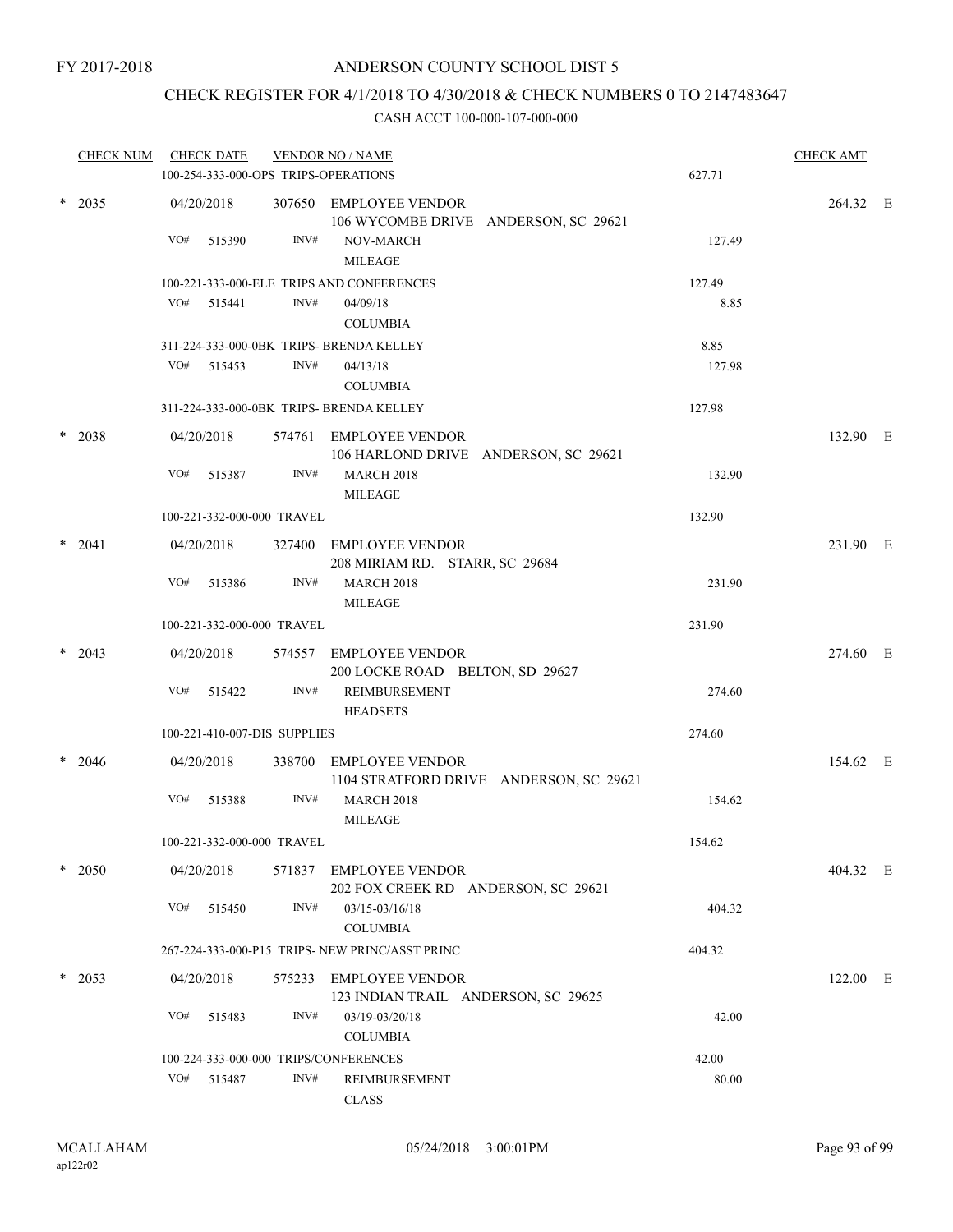FY 2017-2018

ANDERSON COUNTY SCHOOL DIST 5

CHECK REGISTER FOR 4/1/2018 TO 4/30/2018 & CHECK NUMBERS 0 TO 2147483647

CASH ACCT 100-000-107-000-000

| CHECK NUM | CHECK DATE | VENDOR NO / NAME | | CHECK AMT |
|---|---|---|---|---|
| | 100-254-333-000-OPS TRIPS-OPERATIONS | | 627.71 | |
| * 2035 | 04/20/2018 | 307650 EMPLOYEE VENDOR 106 WYCOMBE DRIVE ANDERSON, SC 29621 | | 264.32 E |
| | VO# 515390 | INV# NOV-MARCH MILEAGE | 127.49 | |
| | 100-221-333-000-ELE TRIPS AND CONFERENCES | | 127.49 | |
| | VO# 515441 | INV# 04/09/18 COLUMBIA | 8.85 | |
| | 311-224-333-000-0BK TRIPS- BRENDA KELLEY | | 8.85 | |
| | VO# 515453 | INV# 04/13/18 COLUMBIA | 127.98 | |
| | 311-224-333-000-0BK TRIPS- BRENDA KELLEY | | 127.98 | |
| * 2038 | 04/20/2018 | 574761 EMPLOYEE VENDOR 106 HARLOND DRIVE ANDERSON, SC 29621 | | 132.90 E |
| | VO# 515387 | INV# MARCH 2018 MILEAGE | 132.90 | |
| | 100-221-332-000-000 TRAVEL | | 132.90 | |
| * 2041 | 04/20/2018 | 327400 EMPLOYEE VENDOR 208 MIRIAM RD. STARR, SC 29684 | | 231.90 E |
| | VO# 515386 | INV# MARCH 2018 MILEAGE | 231.90 | |
| | 100-221-332-000-000 TRAVEL | | 231.90 | |
| * 2043 | 04/20/2018 | 574557 EMPLOYEE VENDOR 200 LOCKE ROAD BELTON, SD 29627 | | 274.60 E |
| | VO# 515422 | INV# REIMBURSEMENT HEADSETS | 274.60 | |
| | 100-221-410-007-DIS SUPPLIES | | 274.60 | |
| * 2046 | 04/20/2018 | 338700 EMPLOYEE VENDOR 1104 STRATFORD DRIVE ANDERSON, SC 29621 | | 154.62 E |
| | VO# 515388 | INV# MARCH 2018 MILEAGE | 154.62 | |
| | 100-221-332-000-000 TRAVEL | | 154.62 | |
| * 2050 | 04/20/2018 | 571837 EMPLOYEE VENDOR 202 FOX CREEK RD ANDERSON, SC 29621 | | 404.32 E |
| | VO# 515450 | INV# 03/15-03/16/18 COLUMBIA | 404.32 | |
| | 267-224-333-000-P15 TRIPS- NEW PRINC/ASST PRINC | | 404.32 | |
| * 2053 | 04/20/2018 | 575233 EMPLOYEE VENDOR 123 INDIAN TRAIL ANDERSON, SC 29625 | | 122.00 E |
| | VO# 515483 | INV# 03/19-03/20/18 COLUMBIA | 42.00 | |
| | 100-224-333-000-000 TRIPS/CONFERENCES | | 42.00 | |
| | VO# 515487 | INV# REIMBURSEMENT CLASS | 80.00 | |

MCALLAHAM ap122r02 05/24/2018 3:00:01PM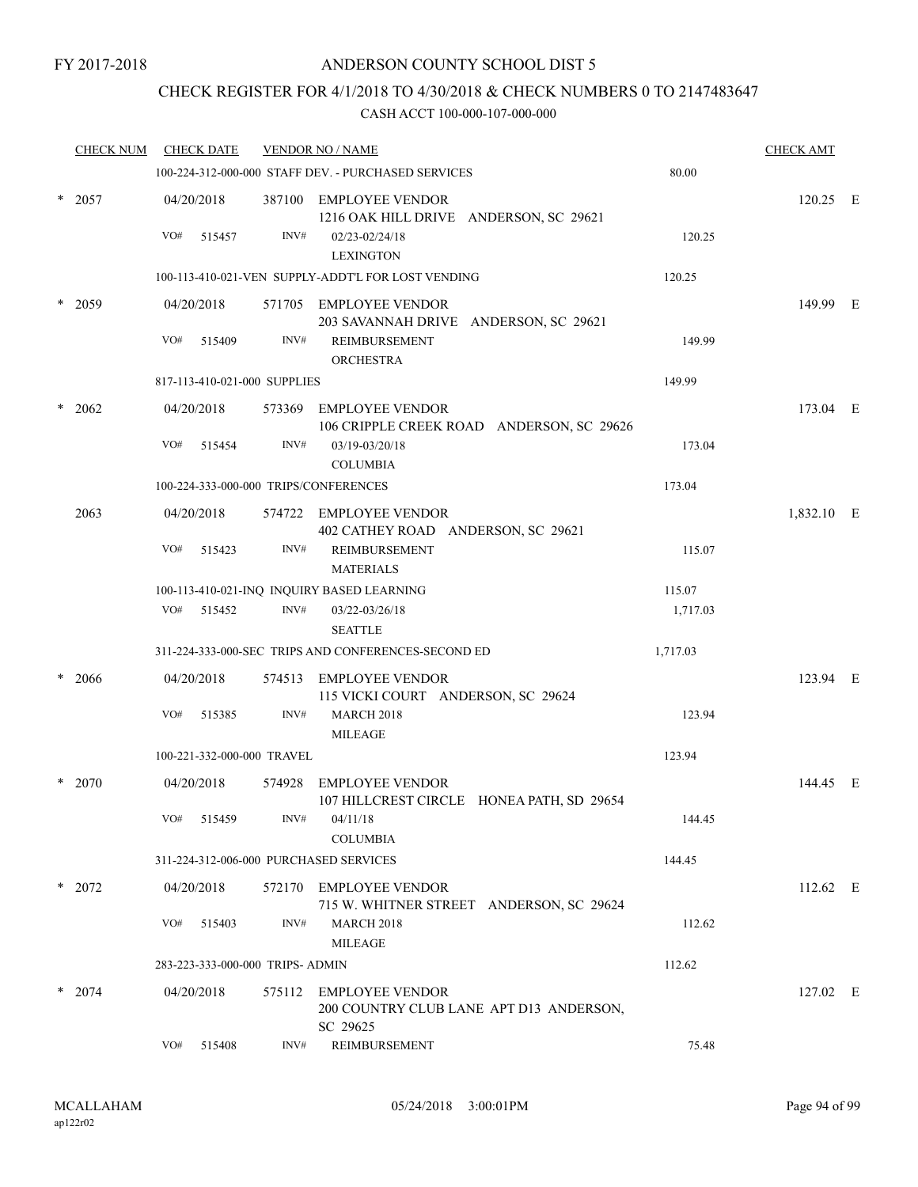FY 2017-2018

# ANDERSON COUNTY SCHOOL DIST 5

## CHECK REGISTER FOR 4/1/2018 TO 4/30/2018 & CHECK NUMBERS 0 TO 2147483647

CASH ACCT 100-000-107-000-000

| CHECK NUM | CHECK DATE | VENDOR NO / NAME | | CHECK AMT | |
|---|---|---|---|---|---|
| | | 100-224-312-000-000 STAFF DEV. - PURCHASED SERVICES | 80.00 | | |
| * 2057 | 04/20/2018 | 387100 EMPLOYEE VENDOR<br>1216 OAK HILL DRIVE ANDERSON, SC 29621 | | 120.25 | E |
| | VO# 515457 | INV# 02/23-02/24/18<br>LEXINGTON | 120.25 | | |
| | | 100-113-410-021-VEN SUPPLY-ADDT'L FOR LOST VENDING | 120.25 | | |
| * 2059 | 04/20/2018 | 571705 EMPLOYEE VENDOR<br>203 SAVANNAH DRIVE ANDERSON, SC 29621 | | 149.99 | E |
| | VO# 515409 | INV# REIMBURSEMENT<br>ORCHESTRA | 149.99 | | |
| | | 817-113-410-021-000 SUPPLIES | 149.99 | | |
| * 2062 | 04/20/2018 | 573369 EMPLOYEE VENDOR<br>106 CRIPPLE CREEK ROAD ANDERSON, SC 29626 | | 173.04 | E |
| | VO# 515454 | INV# 03/19-03/20/18<br>COLUMBIA | 173.04 | | |
| | | 100-224-333-000-000 TRIPS/CONFERENCES | 173.04 | | |
| 2063 | 04/20/2018 | 574722 EMPLOYEE VENDOR<br>402 CATHEY ROAD ANDERSON, SC 29621 | | 1,832.10 | E |
| | VO# 515423 | INV# REIMBURSEMENT<br>MATERIALS | 115.07 | | |
| | | 100-113-410-021-INQ INQUIRY BASED LEARNING | 115.07 | | |
| | VO# 515452 | INV# 03/22-03/26/18<br>SEATTLE | 1,717.03 | | |
| | | 311-224-333-000-SEC TRIPS AND CONFERENCES-SECOND ED | 1,717.03 | | |
| * 2066 | 04/20/2018 | 574513 EMPLOYEE VENDOR<br>115 VICKI COURT ANDERSON, SC 29624 | | 123.94 | E |
| | VO# 515385 | INV# MARCH 2018<br>MILEAGE | 123.94 | | |
| | | 100-221-332-000-000 TRAVEL | 123.94 | | |
| * 2070 | 04/20/2018 | 574928 EMPLOYEE VENDOR<br>107 HILLCREST CIRCLE HONEA PATH, SD 29654 | | 144.45 | E |
| | VO# 515459 | INV# 04/11/18<br>COLUMBIA | 144.45 | | |
| | | 311-224-312-006-000 PURCHASED SERVICES | 144.45 | | |
| * 2072 | 04/20/2018 | 572170 EMPLOYEE VENDOR<br>715 W. WHITNER STREET ANDERSON, SC 29624 | | 112.62 | E |
| | VO# 515403 | INV# MARCH 2018<br>MILEAGE | 112.62 | | |
| | | 283-223-333-000-000 TRIPS- ADMIN | 112.62 | | |
| * 2074 | 04/20/2018 | 575112 EMPLOYEE VENDOR<br>200 COUNTRY CLUB LANE APT D13 ANDERSON, SC 29625 | | 127.02 | E |
| | VO# 515408 | INV# REIMBURSEMENT | 75.48 | | |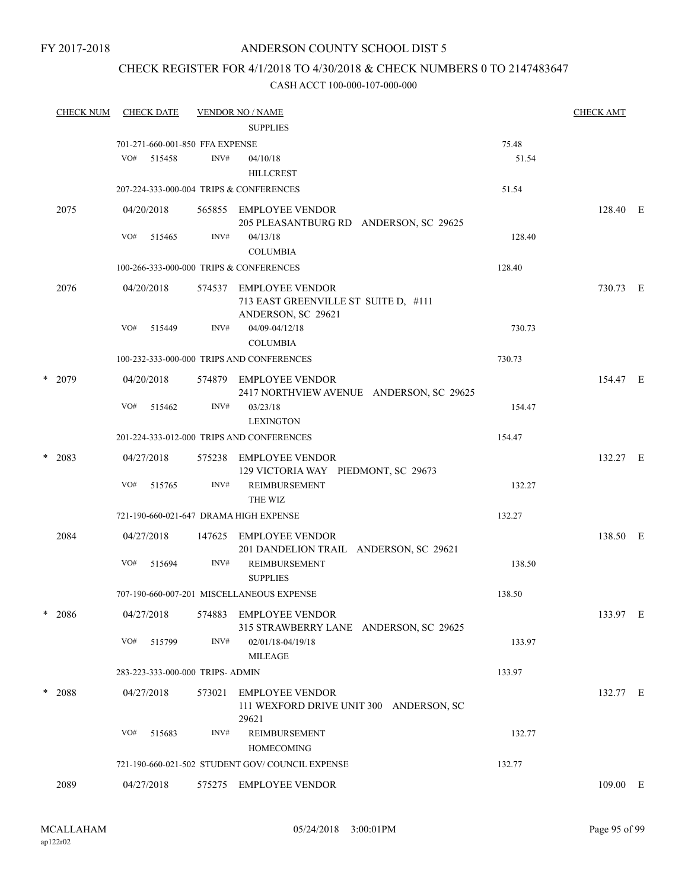FY 2017-2018

# ANDERSON COUNTY SCHOOL DIST 5

## CHECK REGISTER FOR 4/1/2018 TO 4/30/2018 & CHECK NUMBERS 0 TO 2147483647

### CASH ACCT 100-000-107-000-000

| CHECK NUM | CHECK DATE | VENDOR NO / NAME | | CHECK AMT | |
|---|---|---|---|---|---|
| | | SUPPLIES | | | |
| | 701-271-660-001-850 FFA EXPENSE | | 75.48 | | |
| | VO# 515458 | INV# 04/10/18 HILLCREST | 51.54 | | |
| | 207-224-333-000-004 TRIPS & CONFERENCES | | 51.54 | | |
| 2075 | 04/20/2018 | 565855 EMPLOYEE VENDOR 205 PLEASANTBURG RD ANDERSON, SC 29625 | | 128.40 | E |
| | VO# 515465 | INV# 04/13/18 COLUMBIA | 128.40 | | |
| | 100-266-333-000-000 TRIPS & CONFERENCES | | 128.40 | | |
| 2076 | 04/20/2018 | 574537 EMPLOYEE VENDOR 713 EAST GREENVILLE ST SUITE D, #111 ANDERSON, SC 29621 | | 730.73 | E |
| | VO# 515449 | INV# 04/09-04/12/18 COLUMBIA | 730.73 | | |
| | 100-232-333-000-000 TRIPS AND CONFERENCES | | 730.73 | | |
| * 2079 | 04/20/2018 | 574879 EMPLOYEE VENDOR 2417 NORTHVIEW AVENUE ANDERSON, SC 29625 | | 154.47 | E |
| | VO# 515462 | INV# 03/23/18 LEXINGTON | 154.47 | | |
| | 201-224-333-012-000 TRIPS AND CONFERENCES | | 154.47 | | |
| * 2083 | 04/27/2018 | 575238 EMPLOYEE VENDOR 129 VICTORIA WAY PIEDMONT, SC 29673 | | 132.27 | E |
| | VO# 515765 | INV# REIMBURSEMENT THE WIZ | 132.27 | | |
| | 721-190-660-021-647 DRAMA HIGH EXPENSE | | 132.27 | | |
| 2084 | 04/27/2018 | 147625 EMPLOYEE VENDOR 201 DANDELION TRAIL ANDERSON, SC 29621 | | 138.50 | E |
| | VO# 515694 | INV# REIMBURSEMENT SUPPLIES | 138.50 | | |
| | 707-190-660-007-201 MISCELLANEOUS EXPENSE | | 138.50 | | |
| * 2086 | 04/27/2018 | 574883 EMPLOYEE VENDOR 315 STRAWBERRY LANE ANDERSON, SC 29625 | | 133.97 | E |
| | VO# 515799 | INV# 02/01/18-04/19/18 MILEAGE | 133.97 | | |
| | 283-223-333-000-000 TRIPS- ADMIN | | 133.97 | | |
| * 2088 | 04/27/2018 | 573021 EMPLOYEE VENDOR 111 WEXFORD DRIVE UNIT 300 ANDERSON, SC 29621 | | 132.77 | E |
| | VO# 515683 | INV# REIMBURSEMENT HOMECOMING | 132.77 | | |
| | 721-190-660-021-502 STUDENT GOV/ COUNCIL EXPENSE | | 132.77 | | |
| 2089 | 04/27/2018 | 575275 EMPLOYEE VENDOR | | 109.00 | E |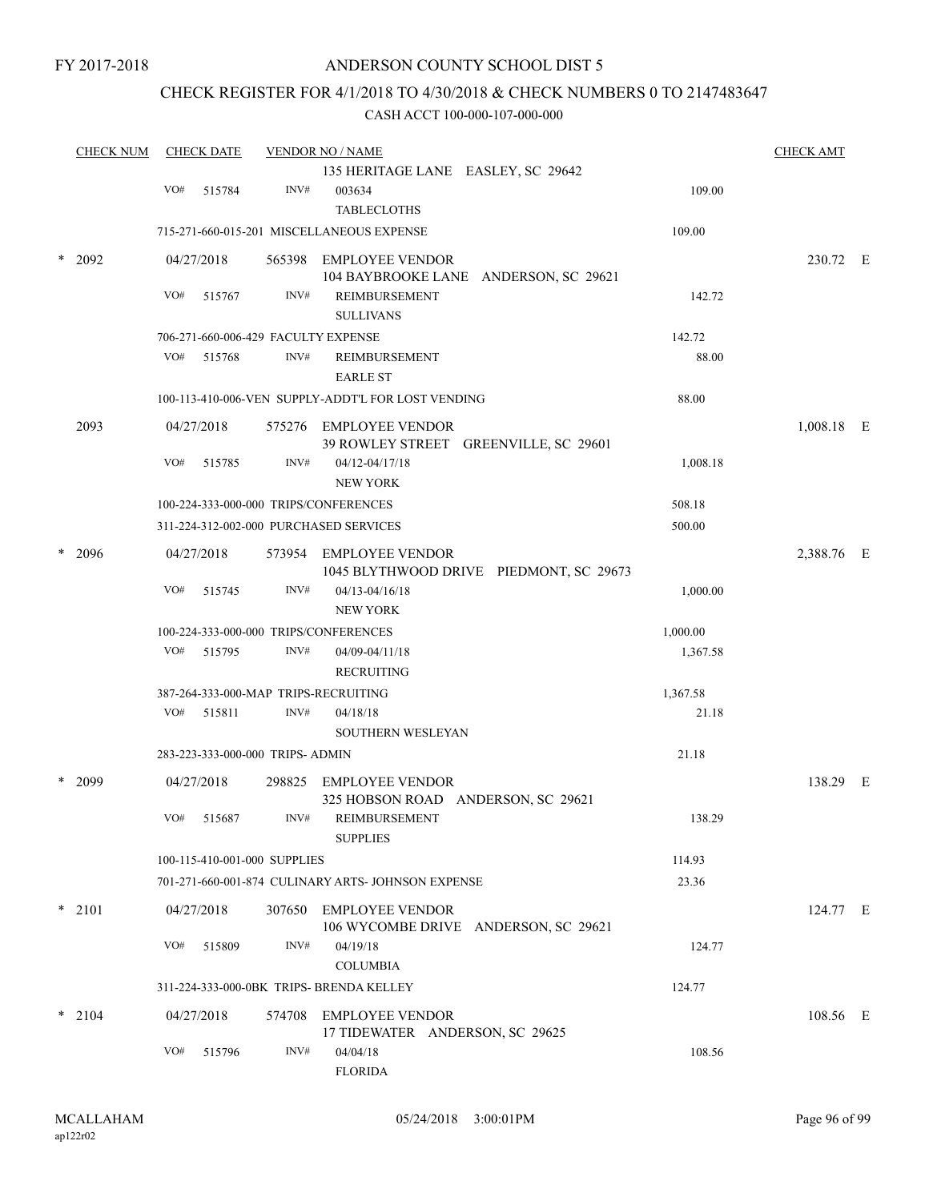FY 2017-2018

# ANDERSON COUNTY SCHOOL DIST 5

## CHECK REGISTER FOR 4/1/2018 TO 4/30/2018 & CHECK NUMBERS 0 TO 2147483647

### CASH ACCT 100-000-107-000-000

| CHECK NUM | CHECK DATE | VENDOR NO / NAME | | CHECK AMT |
|---|---|---|---|---|
| | | 135 HERITAGE LANE EASLEY, SC 29642 | | |
| | VO# 515784 | INV# 003634 TABLECLOTHS | 109.00 | |
| | 715-271-660-015-201 MISCELLANEOUS EXPENSE | | 109.00 | |
| * 2092 | 04/27/2018 | 565398 EMPLOYEE VENDOR 104 BAYBROOKE LANE ANDERSON, SC 29621 | | 230.72 E |
| | VO# 515767 | INV# REIMBURSEMENT SULLIVANS | 142.72 | |
| | 706-271-660-006-429 FACULTY EXPENSE | | 142.72 | |
| | VO# 515768 | INV# REIMBURSEMENT EARLE ST | 88.00 | |
| | 100-113-410-006-VEN SUPPLY-ADDT'L FOR LOST VENDING | | 88.00 | |
| 2093 | 04/27/2018 | 575276 EMPLOYEE VENDOR 39 ROWLEY STREET GREENVILLE, SC 29601 | | 1,008.18 E |
| | VO# 515785 | INV# 04/12-04/17/18 NEW YORK | 1,008.18 | |
| | 100-224-333-000-000 TRIPS/CONFERENCES | | 508.18 | |
| | 311-224-312-002-000 PURCHASED SERVICES | | 500.00 | |
| * 2096 | 04/27/2018 | 573954 EMPLOYEE VENDOR 1045 BLYTHWOOD DRIVE PIEDMONT, SC 29673 | | 2,388.76 E |
| | VO# 515745 | INV# 04/13-04/16/18 NEW YORK | 1,000.00 | |
| | 100-224-333-000-000 TRIPS/CONFERENCES | | 1,000.00 | |
| | VO# 515795 | INV# 04/09-04/11/18 RECRUITING | 1,367.58 | |
| | 387-264-333-000-MAP TRIPS-RECRUITING | | 1,367.58 | |
| | VO# 515811 | INV# 04/18/18 SOUTHERN WESLEYAN | 21.18 | |
| | 283-223-333-000-000 TRIPS- ADMIN | | 21.18 | |
| * 2099 | 04/27/2018 | 298825 EMPLOYEE VENDOR 325 HOBSON ROAD ANDERSON, SC 29621 | | 138.29 E |
| | VO# 515687 | INV# REIMBURSEMENT SUPPLIES | 138.29 | |
| | 100-115-410-001-000 SUPPLIES | | 114.93 | |
| | 701-271-660-001-874 CULINARY ARTS- JOHNSON EXPENSE | | 23.36 | |
| * 2101 | 04/27/2018 | 307650 EMPLOYEE VENDOR 106 WYCOMBE DRIVE ANDERSON, SC 29621 | | 124.77 E |
| | VO# 515809 | INV# 04/19/18 COLUMBIA | 124.77 | |
| | 311-224-333-000-0BK TRIPS- BRENDA KELLEY | | 124.77 | |
| * 2104 | 04/27/2018 | 574708 EMPLOYEE VENDOR 17 TIDEWATER ANDERSON, SC 29625 | | 108.56 E |
| | VO# 515796 | INV# 04/04/18 FLORIDA | 108.56 | |

MCALLAHAM ap122r02 05/24/2018 3:00:01PM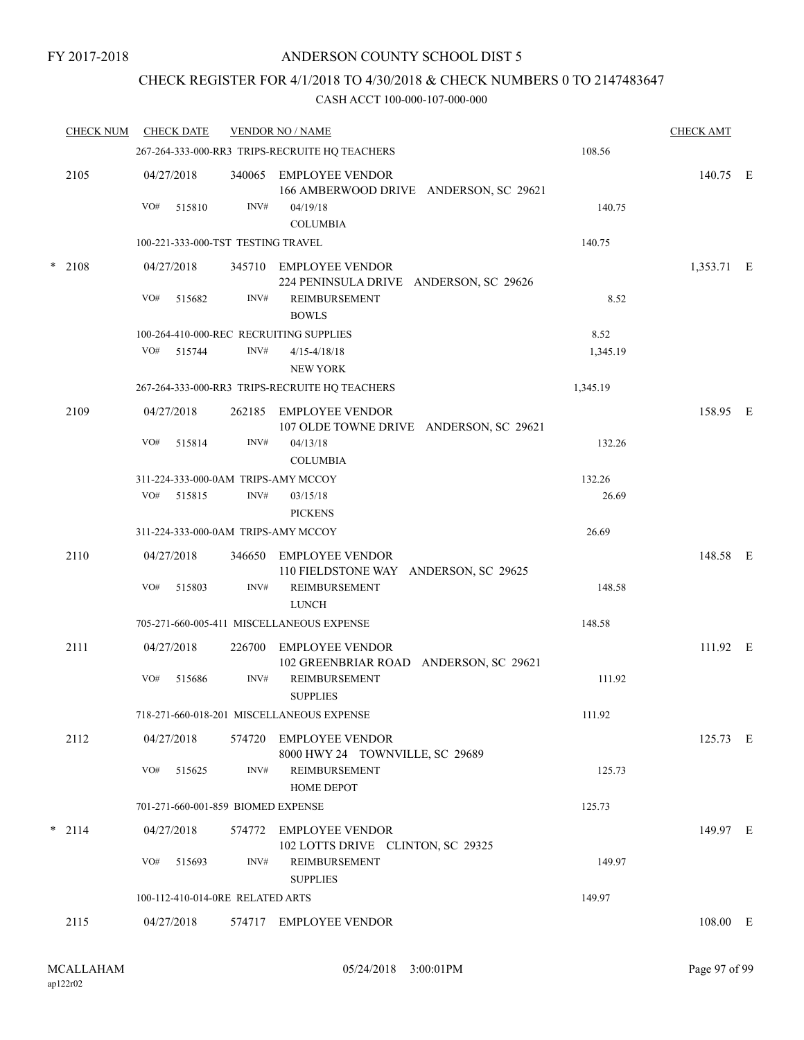FY 2017-2018

# ANDERSON COUNTY SCHOOL DIST 5

## CHECK REGISTER FOR 4/1/2018 TO 4/30/2018 & CHECK NUMBERS 0 TO 2147483647

### CASH ACCT 100-000-107-000-000

| CHECK NUM | CHECK DATE | VENDOR NO / NAME | | CHECK AMT | |
|---|---|---|---|---|---|
| | 267-264-333-000-RR3 TRIPS-RECRUITE HQ TEACHERS | | 108.56 | | |
| 2105 | 04/27/2018 | 340065 EMPLOYEE VENDOR<br>166 AMBERWOOD DRIVE ANDERSON, SC 29621 | | 140.75 | E |
| | VO# 515810 INV# | 04/19/18<br>COLUMBIA | 140.75 | | |
| | 100-221-333-000-TST TESTING TRAVEL | | 140.75 | | |
| * 2108 | 04/27/2018 | 345710 EMPLOYEE VENDOR<br>224 PENINSULA DRIVE ANDERSON, SC 29626 | | 1,353.71 | E |
| | VO# 515682 INV# | REIMBURSEMENT<br>BOWLS | 8.52 | | |
| | 100-264-410-000-REC RECRUITING SUPPLIES | | 8.52 | | |
| | VO# 515744 INV# | 4/15-4/18/18<br>NEW YORK | 1,345.19 | | |
| | 267-264-333-000-RR3 TRIPS-RECRUITE HQ TEACHERS | | 1,345.19 | | |
| 2109 | 04/27/2018 | 262185 EMPLOYEE VENDOR<br>107 OLDE TOWNE DRIVE ANDERSON, SC 29621 | | 158.95 | E |
| | VO# 515814 INV# | 04/13/18<br>COLUMBIA | 132.26 | | |
| | 311-224-333-000-0AM TRIPS-AMY MCCOY | | 132.26 | | |
| | VO# 515815 INV# | 03/15/18<br>PICKENS | 26.69 | | |
| | 311-224-333-000-0AM TRIPS-AMY MCCOY | | 26.69 | | |
| 2110 | 04/27/2018 | 346650 EMPLOYEE VENDOR<br>110 FIELDSTONE WAY ANDERSON, SC 29625 | | 148.58 | E |
| | VO# 515803 INV# | REIMBURSEMENT<br>LUNCH | 148.58 | | |
| | 705-271-660-005-411 MISCELLANEOUS EXPENSE | | 148.58 | | |
| 2111 | 04/27/2018 | 226700 EMPLOYEE VENDOR<br>102 GREENBRIAR ROAD ANDERSON, SC 29621 | | 111.92 | E |
| | VO# 515686 INV# | REIMBURSEMENT<br>SUPPLIES | 111.92 | | |
| | 718-271-660-018-201 MISCELLANEOUS EXPENSE | | 111.92 | | |
| 2112 | 04/27/2018 | 574720 EMPLOYEE VENDOR<br>8000 HWY 24 TOWNVILLE, SC 29689 | | 125.73 | E |
| | VO# 515625 INV# | REIMBURSEMENT<br>HOME DEPOT | 125.73 | | |
| | 701-271-660-001-859 BIOMED EXPENSE | | 125.73 | | |
| * 2114 | 04/27/2018 | 574772 EMPLOYEE VENDOR<br>102 LOTTS DRIVE CLINTON, SC 29325 | | 149.97 | E |
| | VO# 515693 INV# | REIMBURSEMENT<br>SUPPLIES | 149.97 | | |
| | 100-112-410-014-0RE RELATED ARTS | | 149.97 | | |
| 2115 | 04/27/2018 | 574717 EMPLOYEE VENDOR | | 108.00 | E |

MCALLAHAM
ap122r02

05/24/2018 3:00:01PM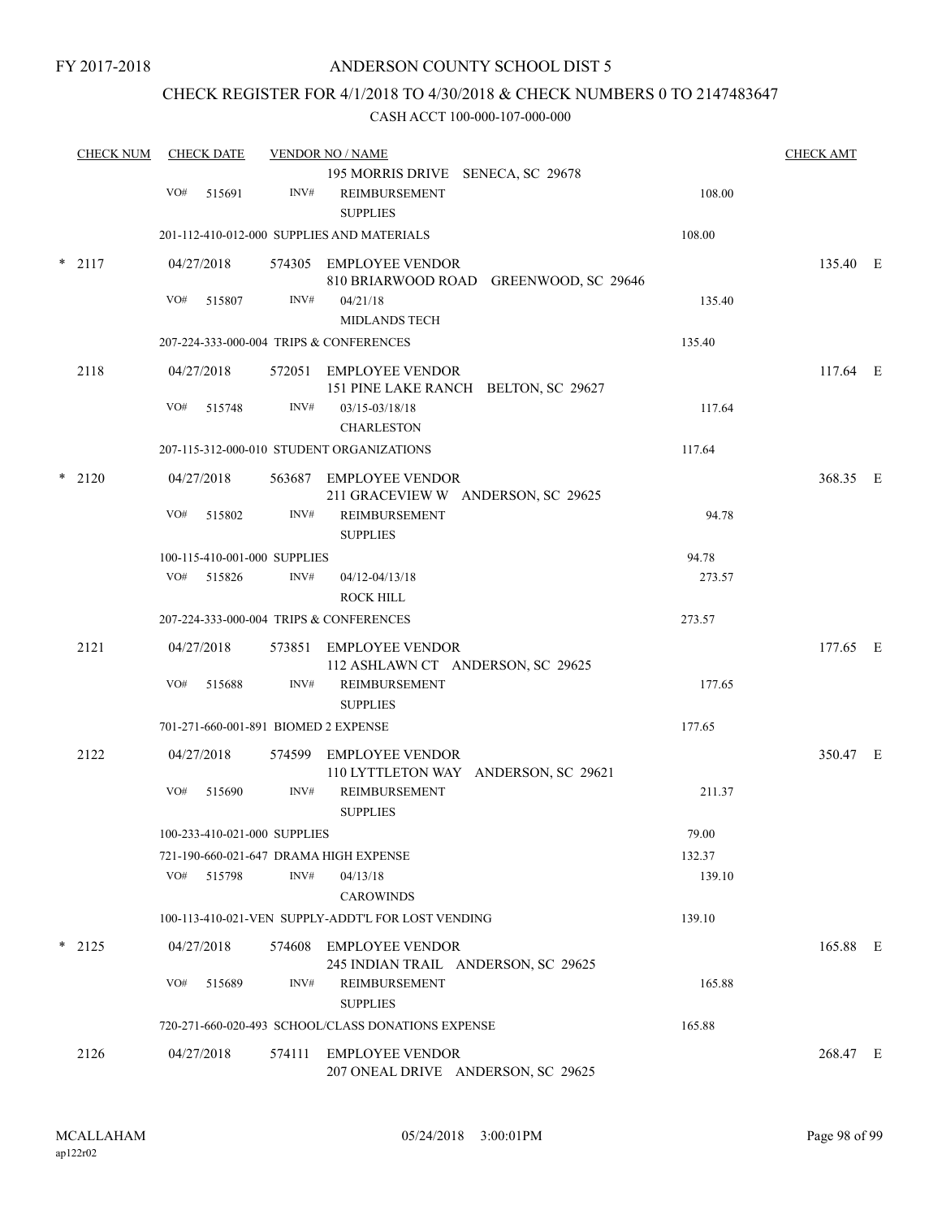FY 2017-2018

ANDERSON COUNTY SCHOOL DIST 5

CHECK REGISTER FOR 4/1/2018 TO 4/30/2018 & CHECK NUMBERS 0 TO 2147483647

CASH ACCT 100-000-107-000-000

| CHECK NUM | CHECK DATE | VENDOR NO / NAME | | CHECK AMT |
|---|---|---|---|---|
| | | 195 MORRIS DRIVE SENECA, SC 29678 | | |
| | VO# 515691 | INV# REIMBURSEMENT SUPPLIES | 108.00 | |
| | 201-112-410-012-000 SUPPLIES AND MATERIALS | | 108.00 | |
| * 2117 | 04/27/2018 | 574305 EMPLOYEE VENDOR 810 BRIARWOOD ROAD GREENWOOD, SC 29646 | | 135.40 E |
| | VO# 515807 | INV# 04/21/18 MIDLANDS TECH | 135.40 | |
| | 207-224-333-000-004 TRIPS & CONFERENCES | | 135.40 | |
| 2118 | 04/27/2018 | 572051 EMPLOYEE VENDOR 151 PINE LAKE RANCH BELTON, SC 29627 | | 117.64 E |
| | VO# 515748 | INV# 03/15-03/18/18 CHARLESTON | 117.64 | |
| | 207-115-312-000-010 STUDENT ORGANIZATIONS | | 117.64 | |
| * 2120 | 04/27/2018 | 563687 EMPLOYEE VENDOR 211 GRACEVIEW W ANDERSON, SC 29625 | | 368.35 E |
| | VO# 515802 | INV# REIMBURSEMENT SUPPLIES | 94.78 | |
| | 100-115-410-001-000 SUPPLIES | | 94.78 | |
| | VO# 515826 | INV# 04/12-04/13/18 ROCK HILL | 273.57 | |
| | 207-224-333-000-004 TRIPS & CONFERENCES | | 273.57 | |
| 2121 | 04/27/2018 | 573851 EMPLOYEE VENDOR 112 ASHLAWN CT ANDERSON, SC 29625 | | 177.65 E |
| | VO# 515688 | INV# REIMBURSEMENT SUPPLIES | 177.65 | |
| | 701-271-660-001-891 BIOMED 2 EXPENSE | | 177.65 | |
| 2122 | 04/27/2018 | 574599 EMPLOYEE VENDOR 110 LYTTLETON WAY ANDERSON, SC 29621 | | 350.47 E |
| | VO# 515690 | INV# REIMBURSEMENT SUPPLIES | 211.37 | |
| | 100-233-410-021-000 SUPPLIES | | 79.00 | |
| | 721-190-660-021-647 DRAMA HIGH EXPENSE | | 132.37 | |
| | VO# 515798 | INV# 04/13/18 CAROWINDS | 139.10 | |
| | 100-113-410-021-VEN SUPPLY-ADDT'L FOR LOST VENDING | | 139.10 | |
| * 2125 | 04/27/2018 | 574608 EMPLOYEE VENDOR 245 INDIAN TRAIL ANDERSON, SC 29625 | | 165.88 E |
| | VO# 515689 | INV# REIMBURSEMENT SUPPLIES | 165.88 | |
| | 720-271-660-020-493 SCHOOL/CLASS DONATIONS EXPENSE | | 165.88 | |
| 2126 | 04/27/2018 | 574111 EMPLOYEE VENDOR 207 ONEAL DRIVE ANDERSON, SC 29625 | | 268.47 E |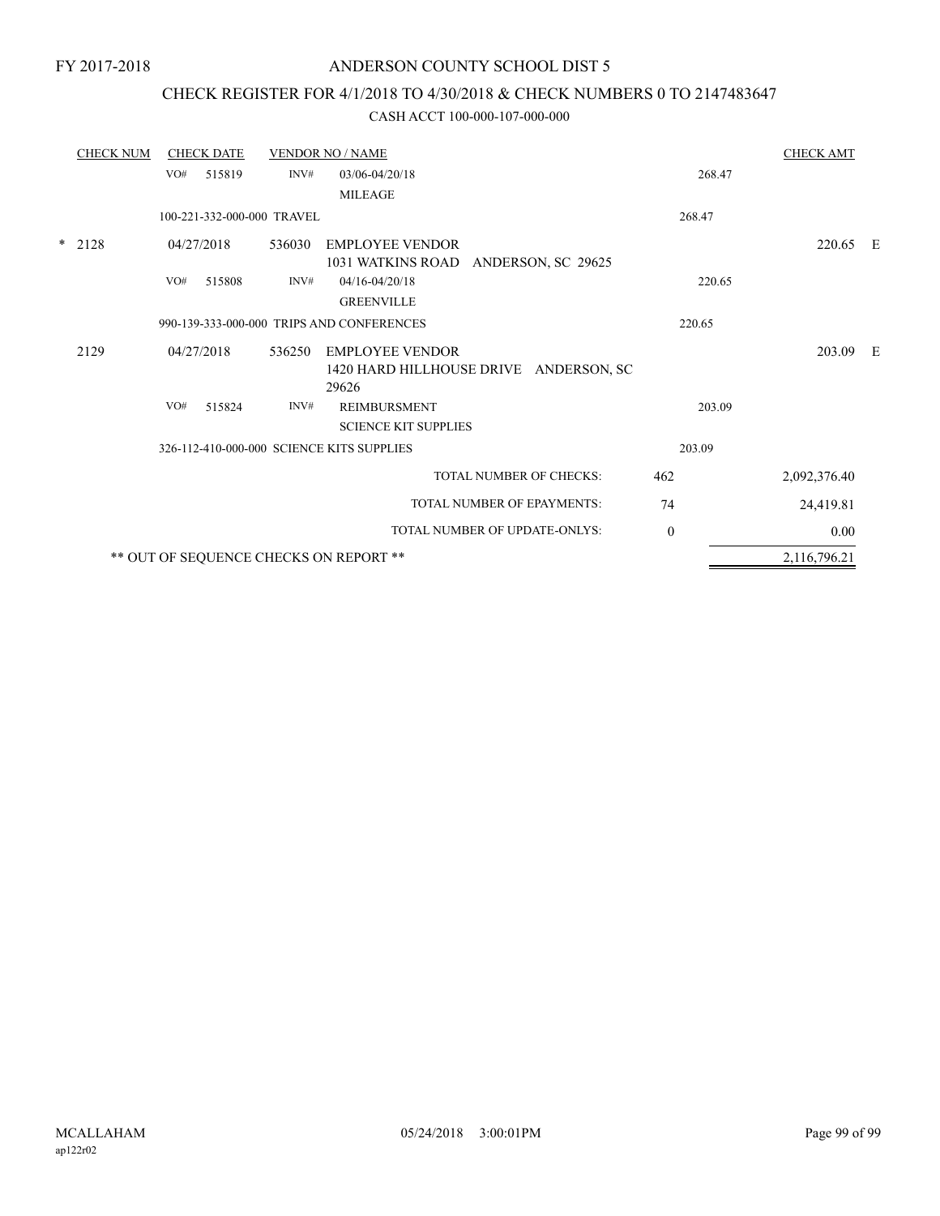FY 2017-2018

# ANDERSON COUNTY SCHOOL DIST 5

## CHECK REGISTER FOR 4/1/2018 TO 4/30/2018 & CHECK NUMBERS 0 TO 2147483647

### CASH ACCT 100-000-107-000-000

| CHECK NUM | CHECK DATE | VENDOR NO / NAME | | | CHECK AMT | |
|---|---|---|---|---|---|---|
| | VO# 515819 | INV# | 03/06-04/20/18<br>MILEAGE | 268.47 | | |
| | 100-221-332-000-000 TRAVEL | | | 268.47 | | |
| * 2128 | 04/27/2018 | 536030 | EMPLOYEE VENDOR<br>1031 WATKINS ROAD ANDERSON, SC 29625 | | 220.65 | E |
| | VO# 515808 | INV# | 04/16-04/20/18<br>GREENVILLE | 220.65 | | |
| | 990-139-333-000-000 TRIPS AND CONFERENCES | | | 220.65 | | |
| 2129 | 04/27/2018 | 536250 | EMPLOYEE VENDOR<br>1420 HARD HILLHOUSE DRIVE ANDERSON, SC 29626 | | 203.09 | E |
| | VO# 515824 | INV# | REIMBURSMENT<br>SCIENCE KIT SUPPLIES | 203.09 | | |
| | 326-112-410-000-000 SCIENCE KITS SUPPLIES | | | 203.09 | | |

| | | |
|---|---|---|
| TOTAL NUMBER OF CHECKS: | 462 | 2,092,376.40 |
| TOTAL NUMBER OF EPAYMENTS: | 74 | 24,419.81 |
| TOTAL NUMBER OF UPDATE-ONLYS: | 0 | 0.00 |
| ** OUT OF SEQUENCE CHECKS ON REPORT ** | | 2,116,796.21 |

MCALLAHAM
ap122r02

05/24/2018 3:00:01PM